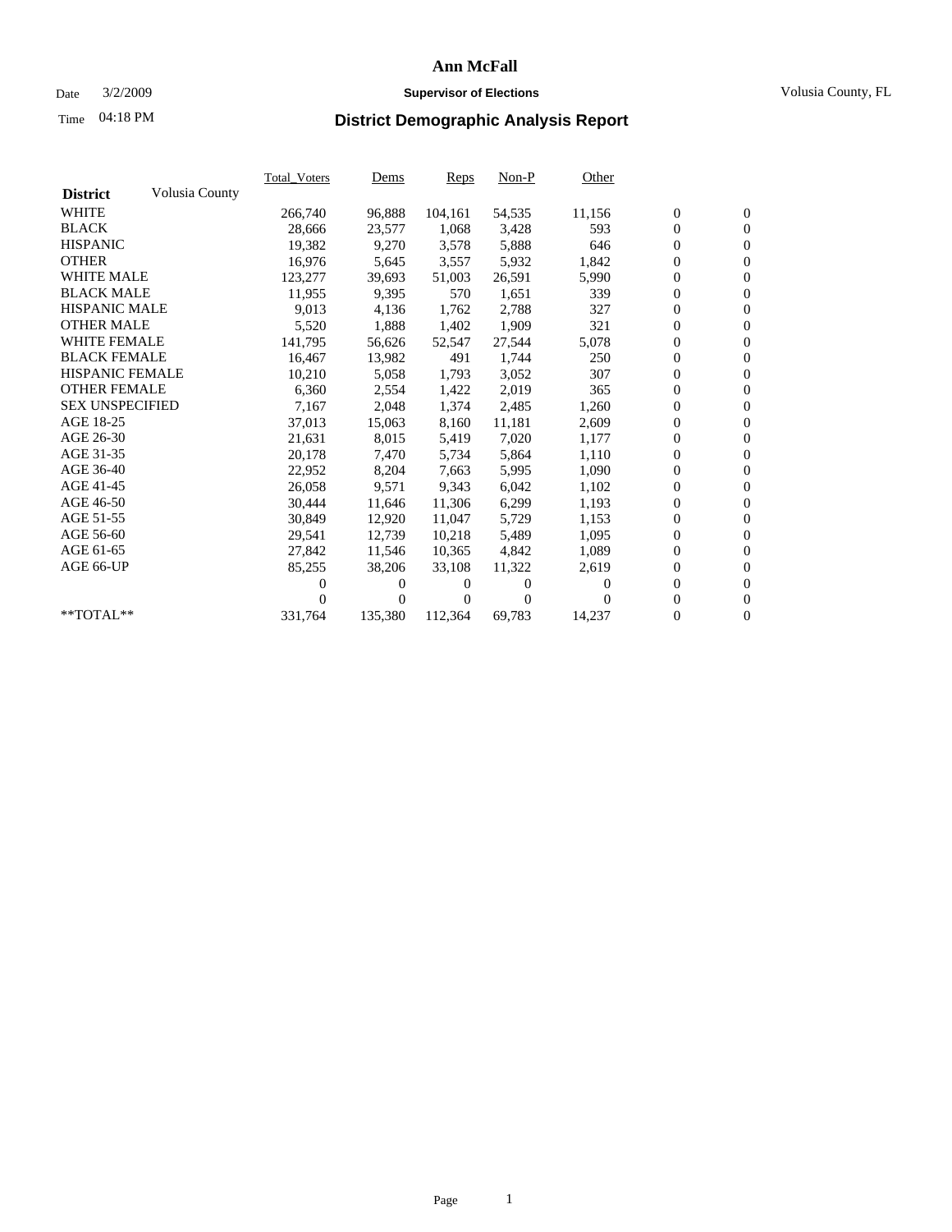# Ann McFall

Date 3/2/2009 **Supervisor of Elections** Volusia County, FL

Time 04:18 PM

## District Demographic Analysis Report

| District | Volusia County | Total_Voters | Dems | Reps | Non-P | Other | | |
|---|---|---|---|---|---|---|---|---|
| WHITE | | 266,740 | 96,888 | 104,161 | 54,535 | 11,156 | 0 | 0 |
| BLACK | | 28,666 | 23,577 | 1,068 | 3,428 | 593 | 0 | 0 |
| HISPANIC | | 19,382 | 9,270 | 3,578 | 5,888 | 646 | 0 | 0 |
| OTHER | | 16,976 | 5,645 | 3,557 | 5,932 | 1,842 | 0 | 0 |
| WHITE MALE | | 123,277 | 39,693 | 51,003 | 26,591 | 5,990 | 0 | 0 |
| BLACK MALE | | 11,955 | 9,395 | 570 | 1,651 | 339 | 0 | 0 |
| HISPANIC MALE | | 9,013 | 4,136 | 1,762 | 2,788 | 327 | 0 | 0 |
| OTHER MALE | | 5,520 | 1,888 | 1,402 | 1,909 | 321 | 0 | 0 |
| WHITE FEMALE | | 141,795 | 56,626 | 52,547 | 27,544 | 5,078 | 0 | 0 |
| BLACK FEMALE | | 16,467 | 13,982 | 491 | 1,744 | 250 | 0 | 0 |
| HISPANIC FEMALE | | 10,210 | 5,058 | 1,793 | 3,052 | 307 | 0 | 0 |
| OTHER FEMALE | | 6,360 | 2,554 | 1,422 | 2,019 | 365 | 0 | 0 |
| SEX UNSPECIFIED | | 7,167 | 2,048 | 1,374 | 2,485 | 1,260 | 0 | 0 |
| AGE 18-25 | | 37,013 | 15,063 | 8,160 | 11,181 | 2,609 | 0 | 0 |
| AGE 26-30 | | 21,631 | 8,015 | 5,419 | 7,020 | 1,177 | 0 | 0 |
| AGE 31-35 | | 20,178 | 7,470 | 5,734 | 5,864 | 1,110 | 0 | 0 |
| AGE 36-40 | | 22,952 | 8,204 | 7,663 | 5,995 | 1,090 | 0 | 0 |
| AGE 41-45 | | 26,058 | 9,571 | 9,343 | 6,042 | 1,102 | 0 | 0 |
| AGE 46-50 | | 30,444 | 11,646 | 11,306 | 6,299 | 1,193 | 0 | 0 |
| AGE 51-55 | | 30,849 | 12,920 | 11,047 | 5,729 | 1,153 | 0 | 0 |
| AGE 56-60 | | 29,541 | 12,739 | 10,218 | 5,489 | 1,095 | 0 | 0 |
| AGE 61-65 | | 27,842 | 11,546 | 10,365 | 4,842 | 1,089 | 0 | 0 |
| AGE 66-UP | | 85,255 | 38,206 | 33,108 | 11,322 | 2,619 | 0 | 0 |
| | | 0 | 0 | 0 | 0 | 0 | 0 | 0 |
| | | 0 | 0 | 0 | 0 | 0 | 0 | 0 |
| **TOTAL** | | 331,764 | 135,380 | 112,364 | 69,783 | 14,237 | 0 | 0 |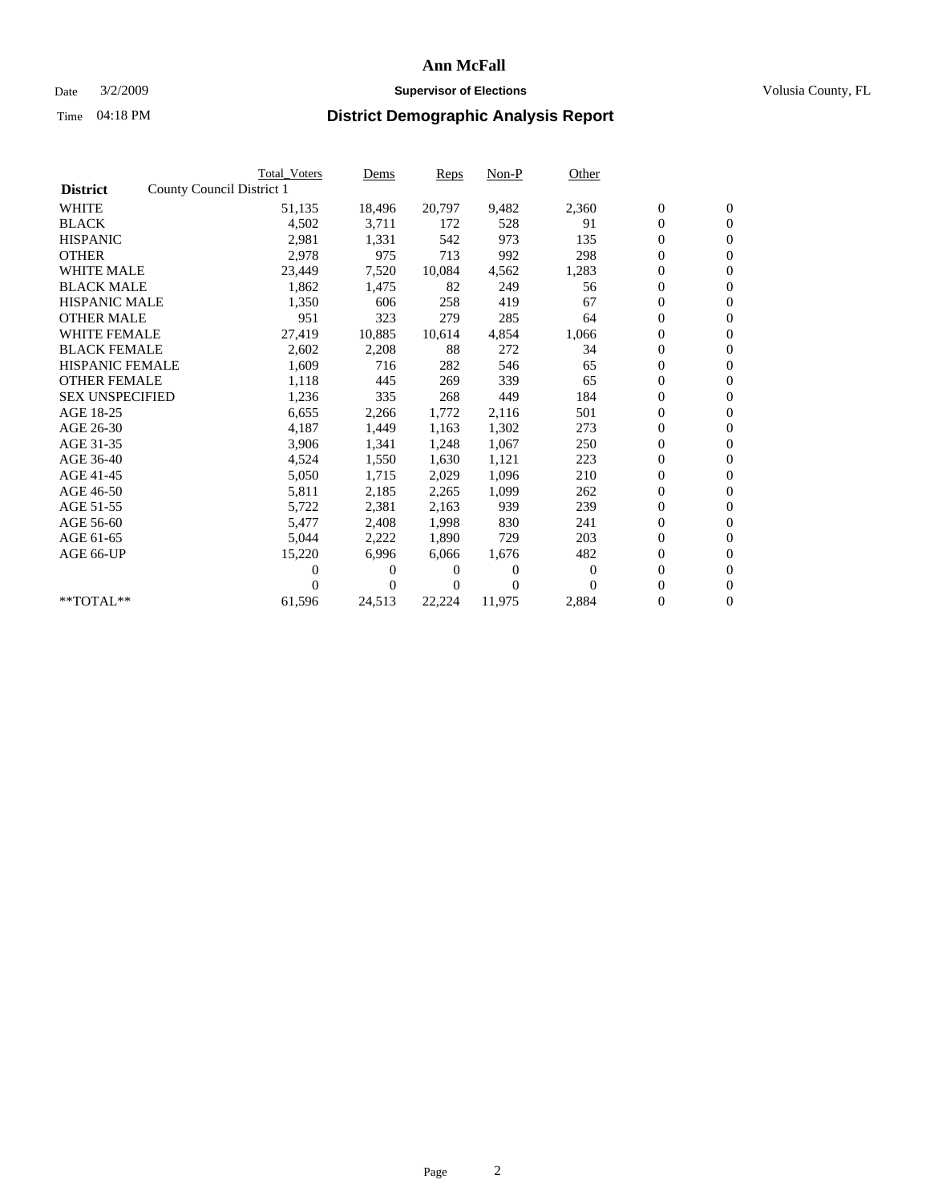# Ann McFall

Date 3/2/2009 **Supervisor of Elections** Volusia County, FL

Time 04:18 PM **District Demographic Analysis Report**

| District | County Council District 1 | Total_Voters | Dems | Reps | Non-P | Other | | |
|---|---|---|---|---|---|---|---|---|
| WHITE | | 51,135 | 18,496 | 20,797 | 9,482 | 2,360 | 0 | 0 |
| BLACK | | 4,502 | 3,711 | 172 | 528 | 91 | 0 | 0 |
| HISPANIC | | 2,981 | 1,331 | 542 | 973 | 135 | 0 | 0 |
| OTHER | | 2,978 | 975 | 713 | 992 | 298 | 0 | 0 |
| WHITE MALE | | 23,449 | 7,520 | 10,084 | 4,562 | 1,283 | 0 | 0 |
| BLACK MALE | | 1,862 | 1,475 | 82 | 249 | 56 | 0 | 0 |
| HISPANIC MALE | | 1,350 | 606 | 258 | 419 | 67 | 0 | 0 |
| OTHER MALE | | 951 | 323 | 279 | 285 | 64 | 0 | 0 |
| WHITE FEMALE | | 27,419 | 10,885 | 10,614 | 4,854 | 1,066 | 0 | 0 |
| BLACK FEMALE | | 2,602 | 2,208 | 88 | 272 | 34 | 0 | 0 |
| HISPANIC FEMALE | | 1,609 | 716 | 282 | 546 | 65 | 0 | 0 |
| OTHER FEMALE | | 1,118 | 445 | 269 | 339 | 65 | 0 | 0 |
| SEX UNSPECIFIED | | 1,236 | 335 | 268 | 449 | 184 | 0 | 0 |
| AGE 18-25 | | 6,655 | 2,266 | 1,772 | 2,116 | 501 | 0 | 0 |
| AGE 26-30 | | 4,187 | 1,449 | 1,163 | 1,302 | 273 | 0 | 0 |
| AGE 31-35 | | 3,906 | 1,341 | 1,248 | 1,067 | 250 | 0 | 0 |
| AGE 36-40 | | 4,524 | 1,550 | 1,630 | 1,121 | 223 | 0 | 0 |
| AGE 41-45 | | 5,050 | 1,715 | 2,029 | 1,096 | 210 | 0 | 0 |
| AGE 46-50 | | 5,811 | 2,185 | 2,265 | 1,099 | 262 | 0 | 0 |
| AGE 51-55 | | 5,722 | 2,381 | 2,163 | 939 | 239 | 0 | 0 |
| AGE 56-60 | | 5,477 | 2,408 | 1,998 | 830 | 241 | 0 | 0 |
| AGE 61-65 | | 5,044 | 2,222 | 1,890 | 729 | 203 | 0 | 0 |
| AGE 66-UP | | 15,220 | 6,996 | 6,066 | 1,676 | 482 | 0 | 0 |
| | | 0 | 0 | 0 | 0 | 0 | 0 | 0 |
| | | 0 | 0 | 0 | 0 | 0 | 0 | 0 |
| **TOTAL** | | 61,596 | 24,513 | 22,224 | 11,975 | 2,884 | 0 | 0 |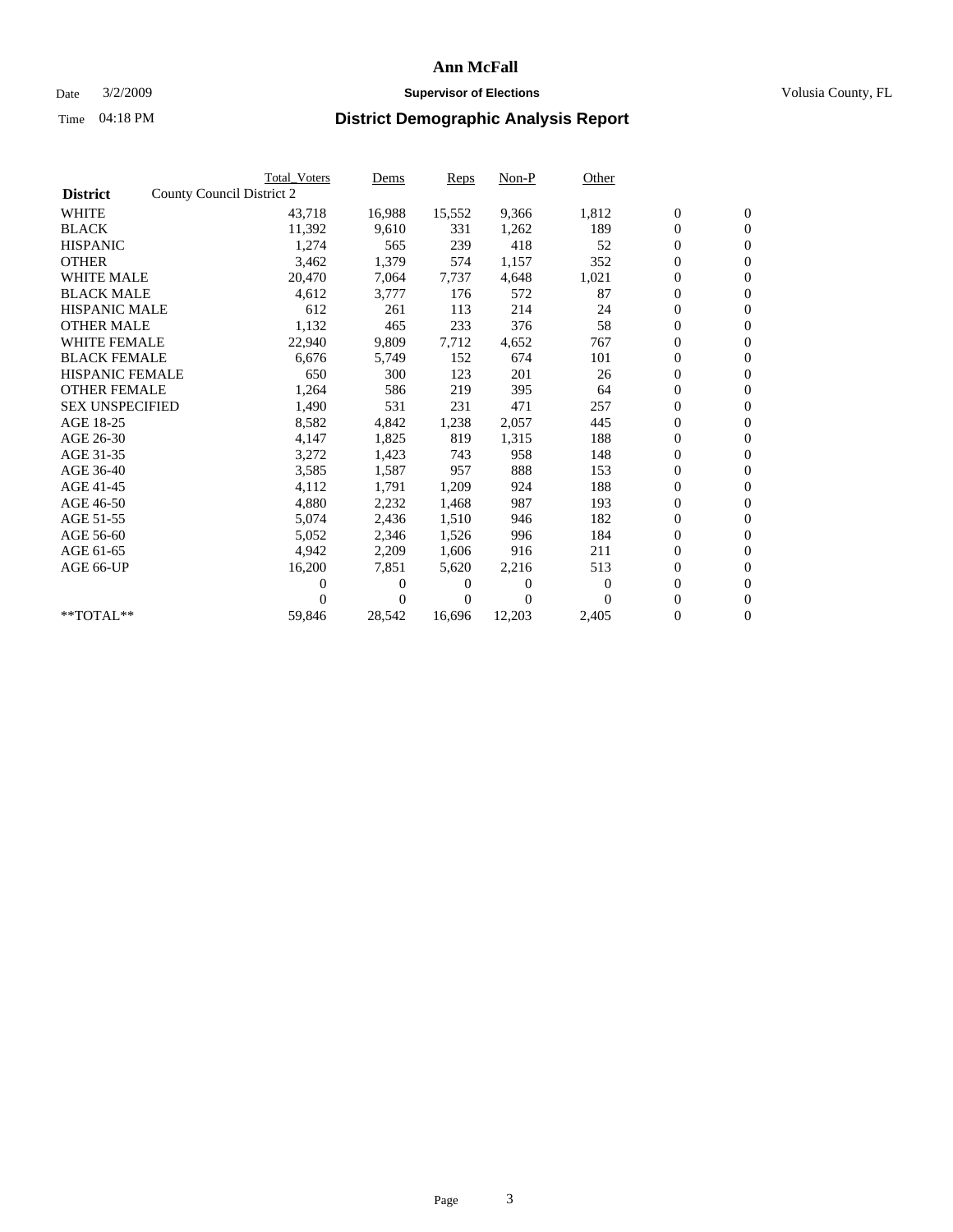# Ann McFall

Date 3/2/2009 **Supervisor of Elections** Volusia County, FL

Time 04:18 PM **District Demographic Analysis Report**

| | Total_Voters | Dems | Reps | Non-P | Other | | |
|---|---|---|---|---|---|---|---|
| **District** County Council District 2 | | | | | | | |
| WHITE | 43,718 | 16,988 | 15,552 | 9,366 | 1,812 | 0 | 0 |
| BLACK | 11,392 | 9,610 | 331 | 1,262 | 189 | 0 | 0 |
| HISPANIC | 1,274 | 565 | 239 | 418 | 52 | 0 | 0 |
| OTHER | 3,462 | 1,379 | 574 | 1,157 | 352 | 0 | 0 |
| WHITE MALE | 20,470 | 7,064 | 7,737 | 4,648 | 1,021 | 0 | 0 |
| BLACK MALE | 4,612 | 3,777 | 176 | 572 | 87 | 0 | 0 |
| HISPANIC MALE | 612 | 261 | 113 | 214 | 24 | 0 | 0 |
| OTHER MALE | 1,132 | 465 | 233 | 376 | 58 | 0 | 0 |
| WHITE FEMALE | 22,940 | 9,809 | 7,712 | 4,652 | 767 | 0 | 0 |
| BLACK FEMALE | 6,676 | 5,749 | 152 | 674 | 101 | 0 | 0 |
| HISPANIC FEMALE | 650 | 300 | 123 | 201 | 26 | 0 | 0 |
| OTHER FEMALE | 1,264 | 586 | 219 | 395 | 64 | 0 | 0 |
| SEX UNSPECIFIED | 1,490 | 531 | 231 | 471 | 257 | 0 | 0 |
| AGE 18-25 | 8,582 | 4,842 | 1,238 | 2,057 | 445 | 0 | 0 |
| AGE 26-30 | 4,147 | 1,825 | 819 | 1,315 | 188 | 0 | 0 |
| AGE 31-35 | 3,272 | 1,423 | 743 | 958 | 148 | 0 | 0 |
| AGE 36-40 | 3,585 | 1,587 | 957 | 888 | 153 | 0 | 0 |
| AGE 41-45 | 4,112 | 1,791 | 1,209 | 924 | 188 | 0 | 0 |
| AGE 46-50 | 4,880 | 2,232 | 1,468 | 987 | 193 | 0 | 0 |
| AGE 51-55 | 5,074 | 2,436 | 1,510 | 946 | 182 | 0 | 0 |
| AGE 56-60 | 5,052 | 2,346 | 1,526 | 996 | 184 | 0 | 0 |
| AGE 61-65 | 4,942 | 2,209 | 1,606 | 916 | 211 | 0 | 0 |
| AGE 66-UP | 16,200 | 7,851 | 5,620 | 2,216 | 513 | 0 | 0 |
| | 0 | 0 | 0 | 0 | 0 | 0 | 0 |
| | 0 | 0 | 0 | 0 | 0 | 0 | 0 |
| **TOTAL** | 59,846 | 28,542 | 16,696 | 12,203 | 2,405 | 0 | 0 |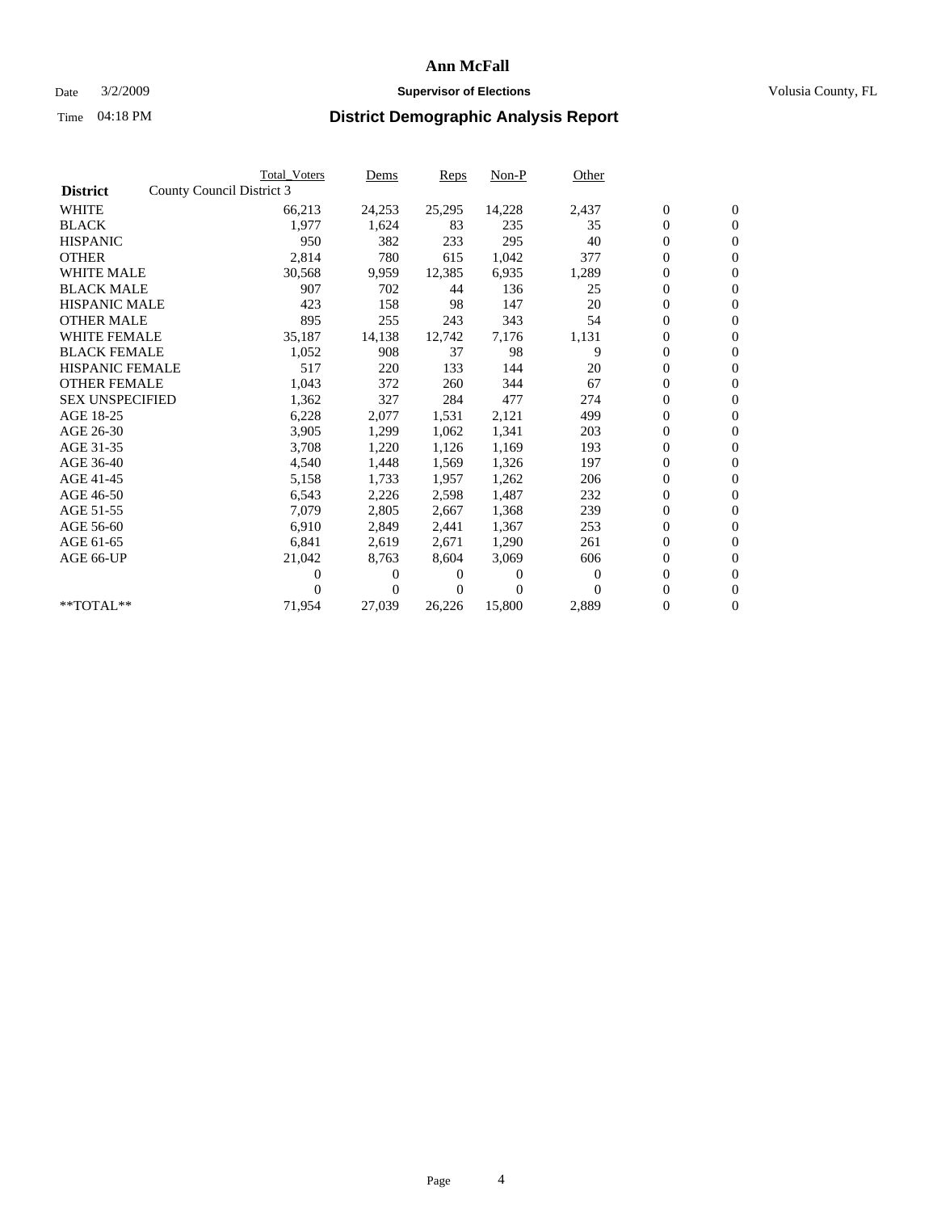# Ann McFall

Date 3/2/2009 **Supervisor of Elections** Volusia County, FL

Time 04:18 PM **District Demographic Analysis Report**

| | Total_Voters | Dems | Reps | Non-P | Other | | |
|---|---|---|---|---|---|---|---|
| **District** County Council District 3 | | | | | | | |
| WHITE | 66,213 | 24,253 | 25,295 | 14,228 | 2,437 | 0 | 0 |
| BLACK | 1,977 | 1,624 | 83 | 235 | 35 | 0 | 0 |
| HISPANIC | 950 | 382 | 233 | 295 | 40 | 0 | 0 |
| OTHER | 2,814 | 780 | 615 | 1,042 | 377 | 0 | 0 |
| WHITE MALE | 30,568 | 9,959 | 12,385 | 6,935 | 1,289 | 0 | 0 |
| BLACK MALE | 907 | 702 | 44 | 136 | 25 | 0 | 0 |
| HISPANIC MALE | 423 | 158 | 98 | 147 | 20 | 0 | 0 |
| OTHER MALE | 895 | 255 | 243 | 343 | 54 | 0 | 0 |
| WHITE FEMALE | 35,187 | 14,138 | 12,742 | 7,176 | 1,131 | 0 | 0 |
| BLACK FEMALE | 1,052 | 908 | 37 | 98 | 9 | 0 | 0 |
| HISPANIC FEMALE | 517 | 220 | 133 | 144 | 20 | 0 | 0 |
| OTHER FEMALE | 1,043 | 372 | 260 | 344 | 67 | 0 | 0 |
| SEX UNSPECIFIED | 1,362 | 327 | 284 | 477 | 274 | 0 | 0 |
| AGE 18-25 | 6,228 | 2,077 | 1,531 | 2,121 | 499 | 0 | 0 |
| AGE 26-30 | 3,905 | 1,299 | 1,062 | 1,341 | 203 | 0 | 0 |
| AGE 31-35 | 3,708 | 1,220 | 1,126 | 1,169 | 193 | 0 | 0 |
| AGE 36-40 | 4,540 | 1,448 | 1,569 | 1,326 | 197 | 0 | 0 |
| AGE 41-45 | 5,158 | 1,733 | 1,957 | 1,262 | 206 | 0 | 0 |
| AGE 46-50 | 6,543 | 2,226 | 2,598 | 1,487 | 232 | 0 | 0 |
| AGE 51-55 | 7,079 | 2,805 | 2,667 | 1,368 | 239 | 0 | 0 |
| AGE 56-60 | 6,910 | 2,849 | 2,441 | 1,367 | 253 | 0 | 0 |
| AGE 61-65 | 6,841 | 2,619 | 2,671 | 1,290 | 261 | 0 | 0 |
| AGE 66-UP | 21,042 | 8,763 | 8,604 | 3,069 | 606 | 0 | 0 |
| | 0 | 0 | 0 | 0 | 0 | 0 | 0 |
| | 0 | 0 | 0 | 0 | 0 | 0 | 0 |
| **TOTAL** | 71,954 | 27,039 | 26,226 | 15,800 | 2,889 | 0 | 0 |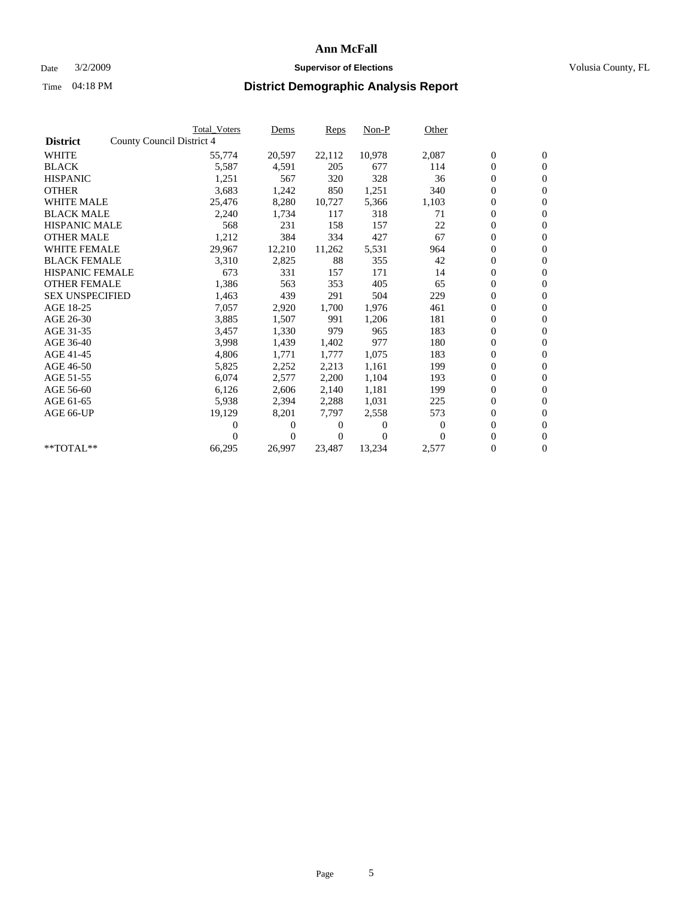# Ann McFall

Date 3/2/2009 **Supervisor of Elections** Volusia County, FL

Time 04:18 PM **District Demographic Analysis Report**

| | Total_Voters | Dems | Reps | Non-P | Other | | |
|---|---|---|---|---|---|---|---|
| **District** County Council District 4 | | | | | | | |
| WHITE | 55,774 | 20,597 | 22,112 | 10,978 | 2,087 | 0 | 0 |
| BLACK | 5,587 | 4,591 | 205 | 677 | 114 | 0 | 0 |
| HISPANIC | 1,251 | 567 | 320 | 328 | 36 | 0 | 0 |
| OTHER | 3,683 | 1,242 | 850 | 1,251 | 340 | 0 | 0 |
| WHITE MALE | 25,476 | 8,280 | 10,727 | 5,366 | 1,103 | 0 | 0 |
| BLACK MALE | 2,240 | 1,734 | 117 | 318 | 71 | 0 | 0 |
| HISPANIC MALE | 568 | 231 | 158 | 157 | 22 | 0 | 0 |
| OTHER MALE | 1,212 | 384 | 334 | 427 | 67 | 0 | 0 |
| WHITE FEMALE | 29,967 | 12,210 | 11,262 | 5,531 | 964 | 0 | 0 |
| BLACK FEMALE | 3,310 | 2,825 | 88 | 355 | 42 | 0 | 0 |
| HISPANIC FEMALE | 673 | 331 | 157 | 171 | 14 | 0 | 0 |
| OTHER FEMALE | 1,386 | 563 | 353 | 405 | 65 | 0 | 0 |
| SEX UNSPECIFIED | 1,463 | 439 | 291 | 504 | 229 | 0 | 0 |
| AGE 18-25 | 7,057 | 2,920 | 1,700 | 1,976 | 461 | 0 | 0 |
| AGE 26-30 | 3,885 | 1,507 | 991 | 1,206 | 181 | 0 | 0 |
| AGE 31-35 | 3,457 | 1,330 | 979 | 965 | 183 | 0 | 0 |
| AGE 36-40 | 3,998 | 1,439 | 1,402 | 977 | 180 | 0 | 0 |
| AGE 41-45 | 4,806 | 1,771 | 1,777 | 1,075 | 183 | 0 | 0 |
| AGE 46-50 | 5,825 | 2,252 | 2,213 | 1,161 | 199 | 0 | 0 |
| AGE 51-55 | 6,074 | 2,577 | 2,200 | 1,104 | 193 | 0 | 0 |
| AGE 56-60 | 6,126 | 2,606 | 2,140 | 1,181 | 199 | 0 | 0 |
| AGE 61-65 | 5,938 | 2,394 | 2,288 | 1,031 | 225 | 0 | 0 |
| AGE 66-UP | 19,129 | 8,201 | 7,797 | 2,558 | 573 | 0 | 0 |
| | 0 | 0 | 0 | 0 | 0 | 0 | 0 |
| | 0 | 0 | 0 | 0 | 0 | 0 | 0 |
| **TOTAL** | 66,295 | 26,997 | 23,487 | 13,234 | 2,577 | 0 | 0 |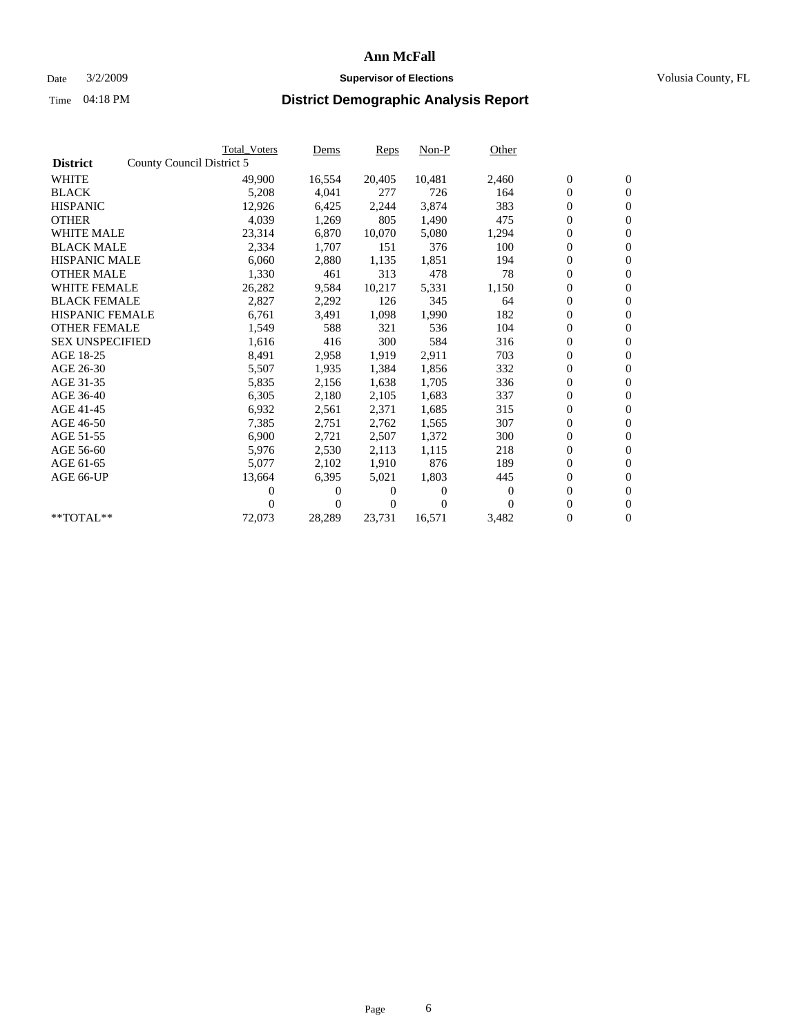# Ann McFall

Date 3/2/2009 **Supervisor of Elections** Volusia County, FL

Time 04:18 PM **District Demographic Analysis Report**

| | Total_Voters | Dems | Reps | Non-P | Other | | |
|---|---|---|---|---|---|---|---|
| **District** County Council District 5 | | | | | | | |
| WHITE | 49,900 | 16,554 | 20,405 | 10,481 | 2,460 | 0 | 0 |
| BLACK | 5,208 | 4,041 | 277 | 726 | 164 | 0 | 0 |
| HISPANIC | 12,926 | 6,425 | 2,244 | 3,874 | 383 | 0 | 0 |
| OTHER | 4,039 | 1,269 | 805 | 1,490 | 475 | 0 | 0 |
| WHITE MALE | 23,314 | 6,870 | 10,070 | 5,080 | 1,294 | 0 | 0 |
| BLACK MALE | 2,334 | 1,707 | 151 | 376 | 100 | 0 | 0 |
| HISPANIC MALE | 6,060 | 2,880 | 1,135 | 1,851 | 194 | 0 | 0 |
| OTHER MALE | 1,330 | 461 | 313 | 478 | 78 | 0 | 0 |
| WHITE FEMALE | 26,282 | 9,584 | 10,217 | 5,331 | 1,150 | 0 | 0 |
| BLACK FEMALE | 2,827 | 2,292 | 126 | 345 | 64 | 0 | 0 |
| HISPANIC FEMALE | 6,761 | 3,491 | 1,098 | 1,990 | 182 | 0 | 0 |
| OTHER FEMALE | 1,549 | 588 | 321 | 536 | 104 | 0 | 0 |
| SEX UNSPECIFIED | 1,616 | 416 | 300 | 584 | 316 | 0 | 0 |
| AGE 18-25 | 8,491 | 2,958 | 1,919 | 2,911 | 703 | 0 | 0 |
| AGE 26-30 | 5,507 | 1,935 | 1,384 | 1,856 | 332 | 0 | 0 |
| AGE 31-35 | 5,835 | 2,156 | 1,638 | 1,705 | 336 | 0 | 0 |
| AGE 36-40 | 6,305 | 2,180 | 2,105 | 1,683 | 337 | 0 | 0 |
| AGE 41-45 | 6,932 | 2,561 | 2,371 | 1,685 | 315 | 0 | 0 |
| AGE 46-50 | 7,385 | 2,751 | 2,762 | 1,565 | 307 | 0 | 0 |
| AGE 51-55 | 6,900 | 2,721 | 2,507 | 1,372 | 300 | 0 | 0 |
| AGE 56-60 | 5,976 | 2,530 | 2,113 | 1,115 | 218 | 0 | 0 |
| AGE 61-65 | 5,077 | 2,102 | 1,910 | 876 | 189 | 0 | 0 |
| AGE 66-UP | 13,664 | 6,395 | 5,021 | 1,803 | 445 | 0 | 0 |
| | 0 | 0 | 0 | 0 | 0 | 0 | 0 |
| | 0 | 0 | 0 | 0 | 0 | 0 | 0 |
| **TOTAL** | 72,073 | 28,289 | 23,731 | 16,571 | 3,482 | 0 | 0 |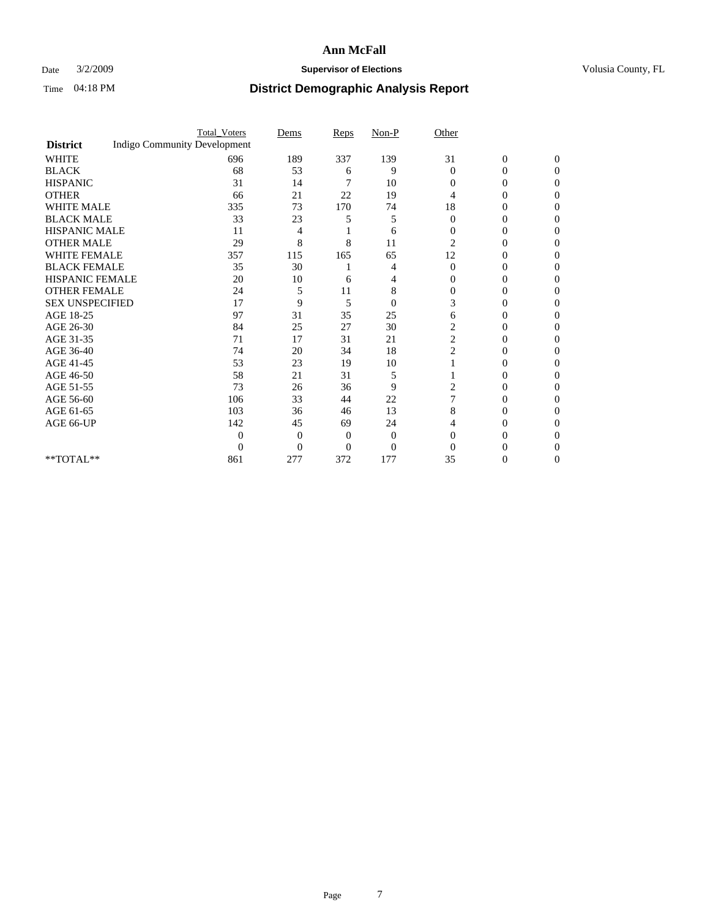# Ann McFall

Date 3/2/2009 **Supervisor of Elections** Volusia County, FL

Time 04:18 PM **District Demographic Analysis Report**

| | Total_Voters | Dems | Reps | Non-P | Other | | |
|---|---|---|---|---|---|---|---|
| **District** Indigo Community Development | | | | | | | |
| WHITE | 696 | 189 | 337 | 139 | 31 | 0 | 0 |
| BLACK | 68 | 53 | 6 | 9 | 0 | 0 | 0 |
| HISPANIC | 31 | 14 | 7 | 10 | 0 | 0 | 0 |
| OTHER | 66 | 21 | 22 | 19 | 4 | 0 | 0 |
| WHITE MALE | 335 | 73 | 170 | 74 | 18 | 0 | 0 |
| BLACK MALE | 33 | 23 | 5 | 5 | 0 | 0 | 0 |
| HISPANIC MALE | 11 | 4 | 1 | 6 | 0 | 0 | 0 |
| OTHER MALE | 29 | 8 | 8 | 11 | 2 | 0 | 0 |
| WHITE FEMALE | 357 | 115 | 165 | 65 | 12 | 0 | 0 |
| BLACK FEMALE | 35 | 30 | 1 | 4 | 0 | 0 | 0 |
| HISPANIC FEMALE | 20 | 10 | 6 | 4 | 0 | 0 | 0 |
| OTHER FEMALE | 24 | 5 | 11 | 8 | 0 | 0 | 0 |
| SEX UNSPECIFIED | 17 | 9 | 5 | 0 | 3 | 0 | 0 |
| AGE 18-25 | 97 | 31 | 35 | 25 | 6 | 0 | 0 |
| AGE 26-30 | 84 | 25 | 27 | 30 | 2 | 0 | 0 |
| AGE 31-35 | 71 | 17 | 31 | 21 | 2 | 0 | 0 |
| AGE 36-40 | 74 | 20 | 34 | 18 | 2 | 0 | 0 |
| AGE 41-45 | 53 | 23 | 19 | 10 | 1 | 0 | 0 |
| AGE 46-50 | 58 | 21 | 31 | 5 | 1 | 0 | 0 |
| AGE 51-55 | 73 | 26 | 36 | 9 | 2 | 0 | 0 |
| AGE 56-60 | 106 | 33 | 44 | 22 | 7 | 0 | 0 |
| AGE 61-65 | 103 | 36 | 46 | 13 | 8 | 0 | 0 |
| AGE 66-UP | 142 | 45 | 69 | 24 | 4 | 0 | 0 |
| | 0 | 0 | 0 | 0 | 0 | 0 | 0 |
| | 0 | 0 | 0 | 0 | 0 | 0 | 0 |
| **TOTAL** | 861 | 277 | 372 | 177 | 35 | 0 | 0 |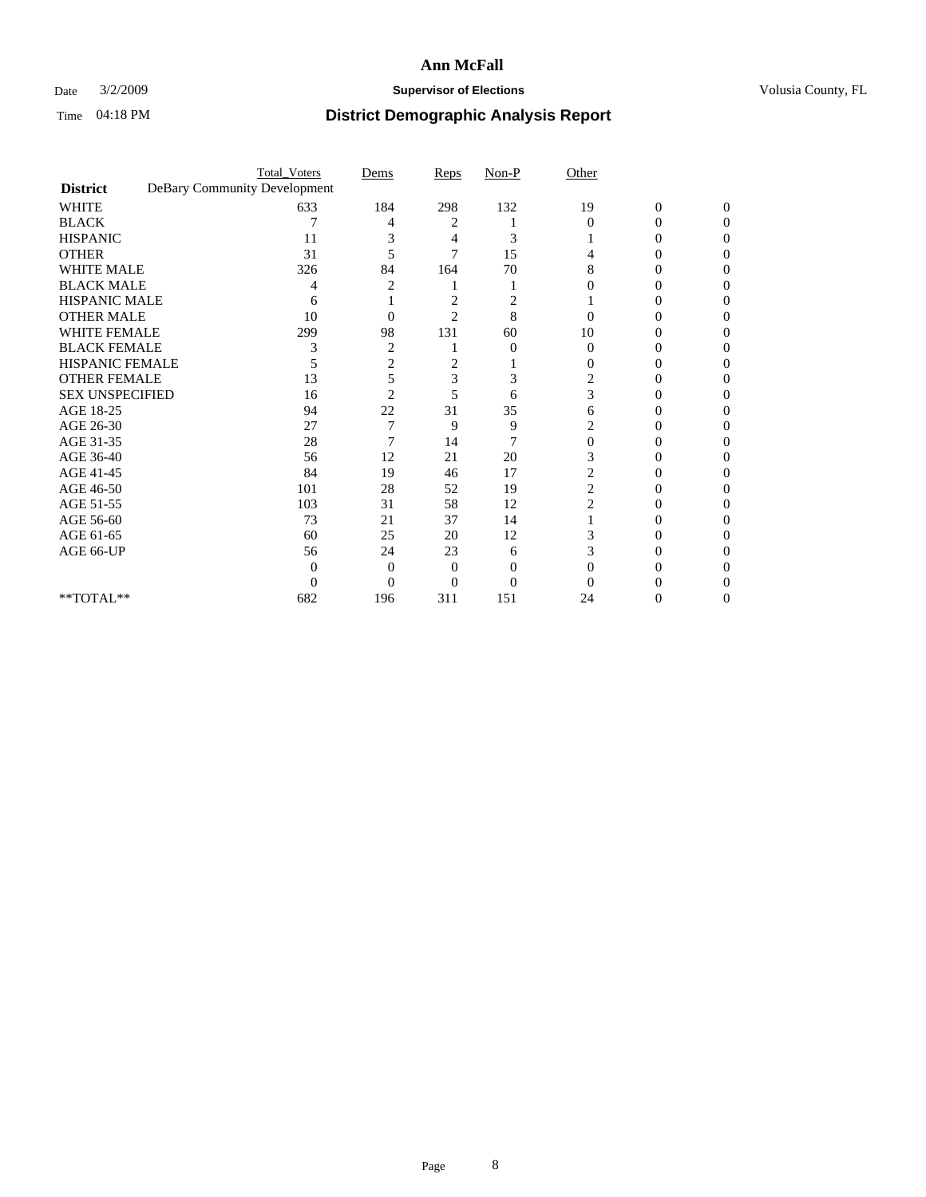# Ann McFall

Date 3/2/2009 **Supervisor of Elections** Volusia County, FL

Time 04:18 PM **District Demographic Analysis Report**

| | Total_Voters | Dems | Reps | Non-P | Other | | |
|---|---|---|---|---|---|---|---|
| **District** DeBary Community Development | | | | | | | |
| WHITE | 633 | 184 | 298 | 132 | 19 | 0 | 0 |
| BLACK | 7 | 4 | 2 | 1 | 0 | 0 | 0 |
| HISPANIC | 11 | 3 | 4 | 3 | 1 | 0 | 0 |
| OTHER | 31 | 5 | 7 | 15 | 4 | 0 | 0 |
| WHITE MALE | 326 | 84 | 164 | 70 | 8 | 0 | 0 |
| BLACK MALE | 4 | 2 | 1 | 1 | 0 | 0 | 0 |
| HISPANIC MALE | 6 | 1 | 2 | 2 | 1 | 0 | 0 |
| OTHER MALE | 10 | 0 | 2 | 8 | 0 | 0 | 0 |
| WHITE FEMALE | 299 | 98 | 131 | 60 | 10 | 0 | 0 |
| BLACK FEMALE | 3 | 2 | 1 | 0 | 0 | 0 | 0 |
| HISPANIC FEMALE | 5 | 2 | 2 | 1 | 0 | 0 | 0 |
| OTHER FEMALE | 13 | 5 | 3 | 3 | 2 | 0 | 0 |
| SEX UNSPECIFIED | 16 | 2 | 5 | 6 | 3 | 0 | 0 |
| AGE 18-25 | 94 | 22 | 31 | 35 | 6 | 0 | 0 |
| AGE 26-30 | 27 | 7 | 9 | 9 | 2 | 0 | 0 |
| AGE 31-35 | 28 | 7 | 14 | 7 | 0 | 0 | 0 |
| AGE 36-40 | 56 | 12 | 21 | 20 | 3 | 0 | 0 |
| AGE 41-45 | 84 | 19 | 46 | 17 | 2 | 0 | 0 |
| AGE 46-50 | 101 | 28 | 52 | 19 | 2 | 0 | 0 |
| AGE 51-55 | 103 | 31 | 58 | 12 | 2 | 0 | 0 |
| AGE 56-60 | 73 | 21 | 37 | 14 | 1 | 0 | 0 |
| AGE 61-65 | 60 | 25 | 20 | 12 | 3 | 0 | 0 |
| AGE 66-UP | 56 | 24 | 23 | 6 | 3 | 0 | 0 |
| | 0 | 0 | 0 | 0 | 0 | 0 | 0 |
| | 0 | 0 | 0 | 0 | 0 | 0 | 0 |
| **TOTAL** | 682 | 196 | 311 | 151 | 24 | 0 | 0 |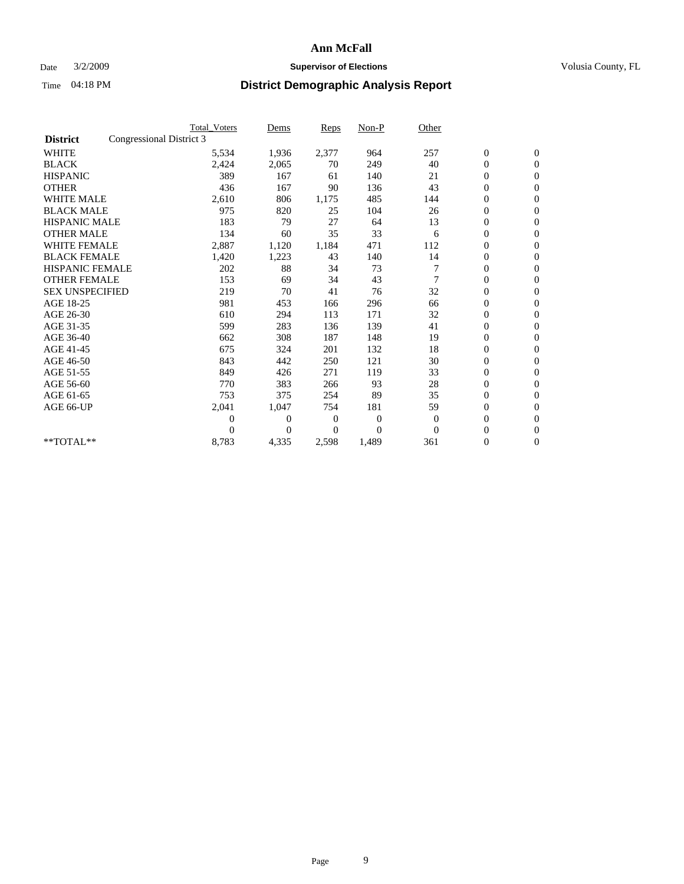# Ann McFall

Date 3/2/2009 **Supervisor of Elections** Volusia County, FL

Time 04:18 PM **District Demographic Analysis Report**

| | Total_Voters | Dems | Reps | Non-P | Other | | |
|---|---|---|---|---|---|---|---|
| **District** Congressional District 3 | | | | | | | |
| WHITE | 5,534 | 1,936 | 2,377 | 964 | 257 | 0 | 0 |
| BLACK | 2,424 | 2,065 | 70 | 249 | 40 | 0 | 0 |
| HISPANIC | 389 | 167 | 61 | 140 | 21 | 0 | 0 |
| OTHER | 436 | 167 | 90 | 136 | 43 | 0 | 0 |
| WHITE MALE | 2,610 | 806 | 1,175 | 485 | 144 | 0 | 0 |
| BLACK MALE | 975 | 820 | 25 | 104 | 26 | 0 | 0 |
| HISPANIC MALE | 183 | 79 | 27 | 64 | 13 | 0 | 0 |
| OTHER MALE | 134 | 60 | 35 | 33 | 6 | 0 | 0 |
| WHITE FEMALE | 2,887 | 1,120 | 1,184 | 471 | 112 | 0 | 0 |
| BLACK FEMALE | 1,420 | 1,223 | 43 | 140 | 14 | 0 | 0 |
| HISPANIC FEMALE | 202 | 88 | 34 | 73 | 7 | 0 | 0 |
| OTHER FEMALE | 153 | 69 | 34 | 43 | 7 | 0 | 0 |
| SEX UNSPECIFIED | 219 | 70 | 41 | 76 | 32 | 0 | 0 |
| AGE 18-25 | 981 | 453 | 166 | 296 | 66 | 0 | 0 |
| AGE 26-30 | 610 | 294 | 113 | 171 | 32 | 0 | 0 |
| AGE 31-35 | 599 | 283 | 136 | 139 | 41 | 0 | 0 |
| AGE 36-40 | 662 | 308 | 187 | 148 | 19 | 0 | 0 |
| AGE 41-45 | 675 | 324 | 201 | 132 | 18 | 0 | 0 |
| AGE 46-50 | 843 | 442 | 250 | 121 | 30 | 0 | 0 |
| AGE 51-55 | 849 | 426 | 271 | 119 | 33 | 0 | 0 |
| AGE 56-60 | 770 | 383 | 266 | 93 | 28 | 0 | 0 |
| AGE 61-65 | 753 | 375 | 254 | 89 | 35 | 0 | 0 |
| AGE 66-UP | 2,041 | 1,047 | 754 | 181 | 59 | 0 | 0 |
| | 0 | 0 | 0 | 0 | 0 | 0 | 0 |
| | 0 | 0 | 0 | 0 | 0 | 0 | 0 |
| **TOTAL** | 8,783 | 4,335 | 2,598 | 1,489 | 361 | 0 | 0 |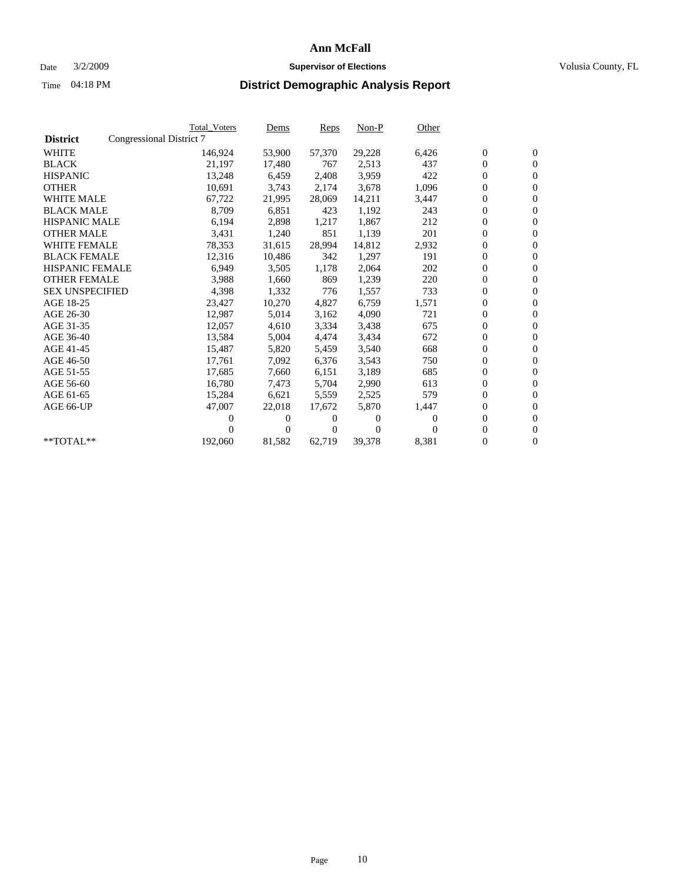# Ann McFall

Date 3/2/2009 **Supervisor of Elections** Volusia County, FL

Time 04:18 PM **District Demographic Analysis Report**

| | Total_Voters | Dems | Reps | Non-P | Other | | |
|---|---|---|---|---|---|---|---|
| **District** Congressional District 7 | | | | | | | |
| WHITE | 146,924 | 53,900 | 57,370 | 29,228 | 6,426 | 0 | 0 |
| BLACK | 21,197 | 17,480 | 767 | 2,513 | 437 | 0 | 0 |
| HISPANIC | 13,248 | 6,459 | 2,408 | 3,959 | 422 | 0 | 0 |
| OTHER | 10,691 | 3,743 | 2,174 | 3,678 | 1,096 | 0 | 0 |
| WHITE MALE | 67,722 | 21,995 | 28,069 | 14,211 | 3,447 | 0 | 0 |
| BLACK MALE | 8,709 | 6,851 | 423 | 1,192 | 243 | 0 | 0 |
| HISPANIC MALE | 6,194 | 2,898 | 1,217 | 1,867 | 212 | 0 | 0 |
| OTHER MALE | 3,431 | 1,240 | 851 | 1,139 | 201 | 0 | 0 |
| WHITE FEMALE | 78,353 | 31,615 | 28,994 | 14,812 | 2,932 | 0 | 0 |
| BLACK FEMALE | 12,316 | 10,486 | 342 | 1,297 | 191 | 0 | 0 |
| HISPANIC FEMALE | 6,949 | 3,505 | 1,178 | 2,064 | 202 | 0 | 0 |
| OTHER FEMALE | 3,988 | 1,660 | 869 | 1,239 | 220 | 0 | 0 |
| SEX UNSPECIFIED | 4,398 | 1,332 | 776 | 1,557 | 733 | 0 | 0 |
| AGE 18-25 | 23,427 | 10,270 | 4,827 | 6,759 | 1,571 | 0 | 0 |
| AGE 26-30 | 12,987 | 5,014 | 3,162 | 4,090 | 721 | 0 | 0 |
| AGE 31-35 | 12,057 | 4,610 | 3,334 | 3,438 | 675 | 0 | 0 |
| AGE 36-40 | 13,584 | 5,004 | 4,474 | 3,434 | 672 | 0 | 0 |
| AGE 41-45 | 15,487 | 5,820 | 5,459 | 3,540 | 668 | 0 | 0 |
| AGE 46-50 | 17,761 | 7,092 | 6,376 | 3,543 | 750 | 0 | 0 |
| AGE 51-55 | 17,685 | 7,660 | 6,151 | 3,189 | 685 | 0 | 0 |
| AGE 56-60 | 16,780 | 7,473 | 5,704 | 2,990 | 613 | 0 | 0 |
| AGE 61-65 | 15,284 | 6,621 | 5,559 | 2,525 | 579 | 0 | 0 |
| AGE 66-UP | 47,007 | 22,018 | 17,672 | 5,870 | 1,447 | 0 | 0 |
| | 0 | 0 | 0 | 0 | 0 | 0 | 0 |
| | 0 | 0 | 0 | 0 | 0 | 0 | 0 |
| **TOTAL** | 192,060 | 81,582 | 62,719 | 39,378 | 8,381 | 0 | 0 |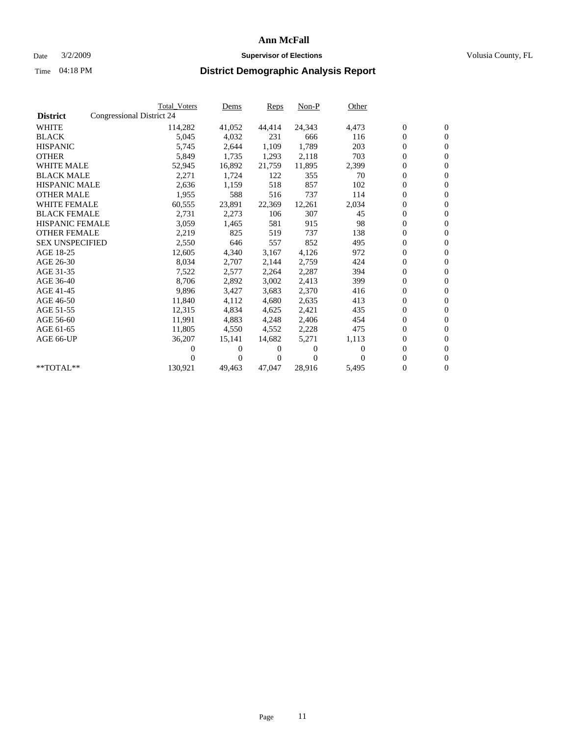# Ann McFall

Date 3/2/2009 **Supervisor of Elections** Volusia County, FL

Time 04:18 PM **District Demographic Analysis Report**

| | Total_Voters | Dems | Reps | Non-P | Other | | |
|---|---|---|---|---|---|---|---|
| **District** Congressional District 24 | | | | | | | |
| WHITE | 114,282 | 41,052 | 44,414 | 24,343 | 4,473 | 0 | 0 |
| BLACK | 5,045 | 4,032 | 231 | 666 | 116 | 0 | 0 |
| HISPANIC | 5,745 | 2,644 | 1,109 | 1,789 | 203 | 0 | 0 |
| OTHER | 5,849 | 1,735 | 1,293 | 2,118 | 703 | 0 | 0 |
| WHITE MALE | 52,945 | 16,892 | 21,759 | 11,895 | 2,399 | 0 | 0 |
| BLACK MALE | 2,271 | 1,724 | 122 | 355 | 70 | 0 | 0 |
| HISPANIC MALE | 2,636 | 1,159 | 518 | 857 | 102 | 0 | 0 |
| OTHER MALE | 1,955 | 588 | 516 | 737 | 114 | 0 | 0 |
| WHITE FEMALE | 60,555 | 23,891 | 22,369 | 12,261 | 2,034 | 0 | 0 |
| BLACK FEMALE | 2,731 | 2,273 | 106 | 307 | 45 | 0 | 0 |
| HISPANIC FEMALE | 3,059 | 1,465 | 581 | 915 | 98 | 0 | 0 |
| OTHER FEMALE | 2,219 | 825 | 519 | 737 | 138 | 0 | 0 |
| SEX UNSPECIFIED | 2,550 | 646 | 557 | 852 | 495 | 0 | 0 |
| AGE 18-25 | 12,605 | 4,340 | 3,167 | 4,126 | 972 | 0 | 0 |
| AGE 26-30 | 8,034 | 2,707 | 2,144 | 2,759 | 424 | 0 | 0 |
| AGE 31-35 | 7,522 | 2,577 | 2,264 | 2,287 | 394 | 0 | 0 |
| AGE 36-40 | 8,706 | 2,892 | 3,002 | 2,413 | 399 | 0 | 0 |
| AGE 41-45 | 9,896 | 3,427 | 3,683 | 2,370 | 416 | 0 | 0 |
| AGE 46-50 | 11,840 | 4,112 | 4,680 | 2,635 | 413 | 0 | 0 |
| AGE 51-55 | 12,315 | 4,834 | 4,625 | 2,421 | 435 | 0 | 0 |
| AGE 56-60 | 11,991 | 4,883 | 4,248 | 2,406 | 454 | 0 | 0 |
| AGE 61-65 | 11,805 | 4,550 | 4,552 | 2,228 | 475 | 0 | 0 |
| AGE 66-UP | 36,207 | 15,141 | 14,682 | 5,271 | 1,113 | 0 | 0 |
| | 0 | 0 | 0 | 0 | 0 | 0 | 0 |
| | 0 | 0 | 0 | 0 | 0 | 0 | 0 |
| **TOTAL** | 130,921 | 49,463 | 47,047 | 28,916 | 5,495 | 0 | 0 |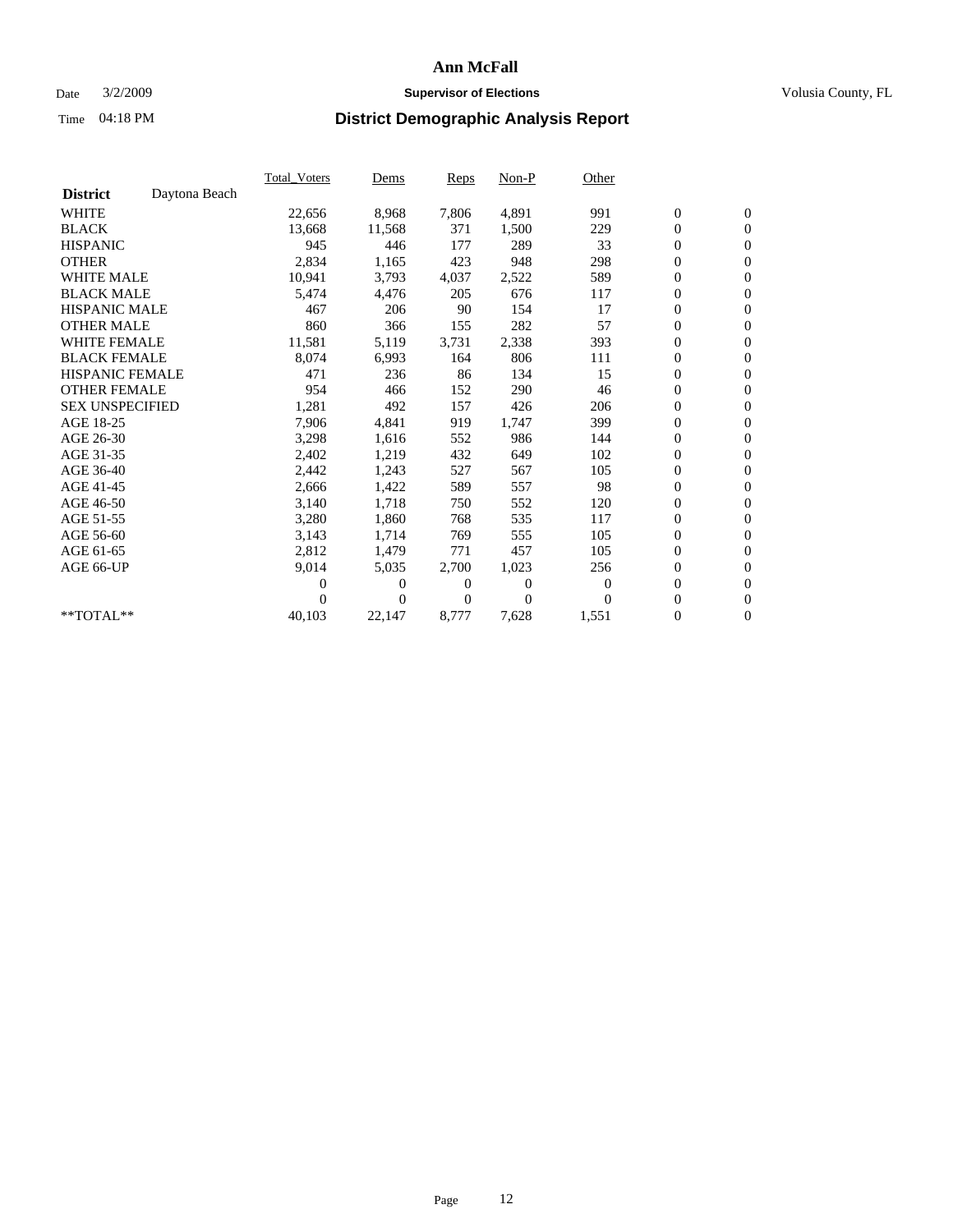# Ann McFall

Date 3/2/2009 **Supervisor of Elections** Volusia County, FL

Time 04:18 PM **District Demographic Analysis Report**

| | Total_Voters | Dems | Reps | Non-P | Other | | |
|---|---|---|---|---|---|---|---|
| **District** Daytona Beach | | | | | | | |
| WHITE | 22,656 | 8,968 | 7,806 | 4,891 | 991 | 0 | 0 |
| BLACK | 13,668 | 11,568 | 371 | 1,500 | 229 | 0 | 0 |
| HISPANIC | 945 | 446 | 177 | 289 | 33 | 0 | 0 |
| OTHER | 2,834 | 1,165 | 423 | 948 | 298 | 0 | 0 |
| WHITE MALE | 10,941 | 3,793 | 4,037 | 2,522 | 589 | 0 | 0 |
| BLACK MALE | 5,474 | 4,476 | 205 | 676 | 117 | 0 | 0 |
| HISPANIC MALE | 467 | 206 | 90 | 154 | 17 | 0 | 0 |
| OTHER MALE | 860 | 366 | 155 | 282 | 57 | 0 | 0 |
| WHITE FEMALE | 11,581 | 5,119 | 3,731 | 2,338 | 393 | 0 | 0 |
| BLACK FEMALE | 8,074 | 6,993 | 164 | 806 | 111 | 0 | 0 |
| HISPANIC FEMALE | 471 | 236 | 86 | 134 | 15 | 0 | 0 |
| OTHER FEMALE | 954 | 466 | 152 | 290 | 46 | 0 | 0 |
| SEX UNSPECIFIED | 1,281 | 492 | 157 | 426 | 206 | 0 | 0 |
| AGE 18-25 | 7,906 | 4,841 | 919 | 1,747 | 399 | 0 | 0 |
| AGE 26-30 | 3,298 | 1,616 | 552 | 986 | 144 | 0 | 0 |
| AGE 31-35 | 2,402 | 1,219 | 432 | 649 | 102 | 0 | 0 |
| AGE 36-40 | 2,442 | 1,243 | 527 | 567 | 105 | 0 | 0 |
| AGE 41-45 | 2,666 | 1,422 | 589 | 557 | 98 | 0 | 0 |
| AGE 46-50 | 3,140 | 1,718 | 750 | 552 | 120 | 0 | 0 |
| AGE 51-55 | 3,280 | 1,860 | 768 | 535 | 117 | 0 | 0 |
| AGE 56-60 | 3,143 | 1,714 | 769 | 555 | 105 | 0 | 0 |
| AGE 61-65 | 2,812 | 1,479 | 771 | 457 | 105 | 0 | 0 |
| AGE 66-UP | 9,014 | 5,035 | 2,700 | 1,023 | 256 | 0 | 0 |
| | 0 | 0 | 0 | 0 | 0 | 0 | 0 |
| | 0 | 0 | 0 | 0 | 0 | 0 | 0 |
| **TOTAL** | 40,103 | 22,147 | 8,777 | 7,628 | 1,551 | 0 | 0 |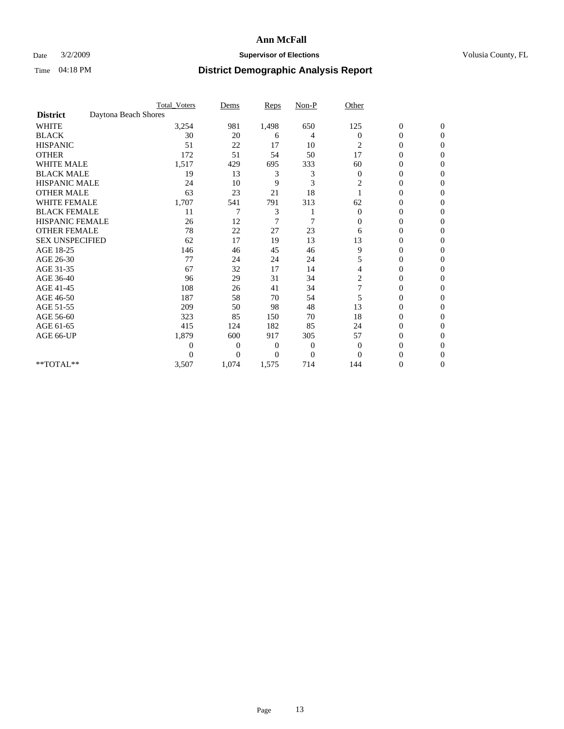# Ann McFall

Date 3/2/2009 **Supervisor of Elections** Volusia County, FL

Time 04:18 PM **District Demographic Analysis Report**

| | Total_Voters | Dems | Reps | Non-P | Other | | |
|---|---|---|---|---|---|---|---|
| **District** Daytona Beach Shores | | | | | | | |
| WHITE | 3,254 | 981 | 1,498 | 650 | 125 | 0 | 0 |
| BLACK | 30 | 20 | 6 | 4 | 0 | 0 | 0 |
| HISPANIC | 51 | 22 | 17 | 10 | 2 | 0 | 0 |
| OTHER | 172 | 51 | 54 | 50 | 17 | 0 | 0 |
| WHITE MALE | 1,517 | 429 | 695 | 333 | 60 | 0 | 0 |
| BLACK MALE | 19 | 13 | 3 | 3 | 0 | 0 | 0 |
| HISPANIC MALE | 24 | 10 | 9 | 3 | 2 | 0 | 0 |
| OTHER MALE | 63 | 23 | 21 | 18 | 1 | 0 | 0 |
| WHITE FEMALE | 1,707 | 541 | 791 | 313 | 62 | 0 | 0 |
| BLACK FEMALE | 11 | 7 | 3 | 1 | 0 | 0 | 0 |
| HISPANIC FEMALE | 26 | 12 | 7 | 7 | 0 | 0 | 0 |
| OTHER FEMALE | 78 | 22 | 27 | 23 | 6 | 0 | 0 |
| SEX UNSPECIFIED | 62 | 17 | 19 | 13 | 13 | 0 | 0 |
| AGE 18-25 | 146 | 46 | 45 | 46 | 9 | 0 | 0 |
| AGE 26-30 | 77 | 24 | 24 | 24 | 5 | 0 | 0 |
| AGE 31-35 | 67 | 32 | 17 | 14 | 4 | 0 | 0 |
| AGE 36-40 | 96 | 29 | 31 | 34 | 2 | 0 | 0 |
| AGE 41-45 | 108 | 26 | 41 | 34 | 7 | 0 | 0 |
| AGE 46-50 | 187 | 58 | 70 | 54 | 5 | 0 | 0 |
| AGE 51-55 | 209 | 50 | 98 | 48 | 13 | 0 | 0 |
| AGE 56-60 | 323 | 85 | 150 | 70 | 18 | 0 | 0 |
| AGE 61-65 | 415 | 124 | 182 | 85 | 24 | 0 | 0 |
| AGE 66-UP | 1,879 | 600 | 917 | 305 | 57 | 0 | 0 |
| | 0 | 0 | 0 | 0 | 0 | 0 | 0 |
| | 0 | 0 | 0 | 0 | 0 | 0 | 0 |
| **TOTAL** | 3,507 | 1,074 | 1,575 | 714 | 144 | 0 | 0 |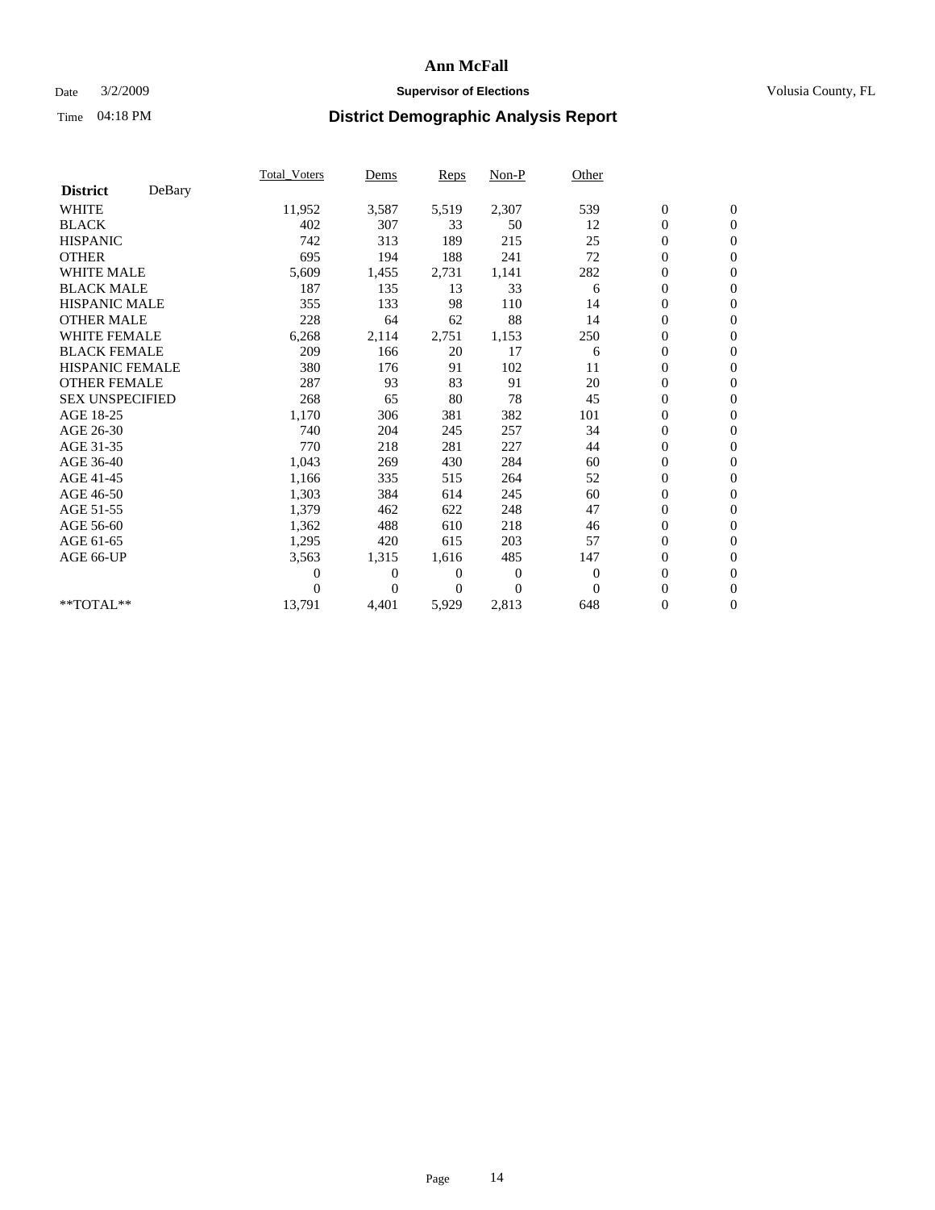**Ann McFall**

Date 3/2/2009 **Supervisor of Elections** Volusia County, FL

Time 04:18 PM **District Demographic Analysis Report**

| | Total_Voters | Dems | Reps | Non-P | Other | | |
|---|---|---|---|---|---|---|---|
| **District** DeBary | | | | | | | |
| WHITE | 11,952 | 3,587 | 5,519 | 2,307 | 539 | 0 | 0 |
| BLACK | 402 | 307 | 33 | 50 | 12 | 0 | 0 |
| HISPANIC | 742 | 313 | 189 | 215 | 25 | 0 | 0 |
| OTHER | 695 | 194 | 188 | 241 | 72 | 0 | 0 |
| WHITE MALE | 5,609 | 1,455 | 2,731 | 1,141 | 282 | 0 | 0 |
| BLACK MALE | 187 | 135 | 13 | 33 | 6 | 0 | 0 |
| HISPANIC MALE | 355 | 133 | 98 | 110 | 14 | 0 | 0 |
| OTHER MALE | 228 | 64 | 62 | 88 | 14 | 0 | 0 |
| WHITE FEMALE | 6,268 | 2,114 | 2,751 | 1,153 | 250 | 0 | 0 |
| BLACK FEMALE | 209 | 166 | 20 | 17 | 6 | 0 | 0 |
| HISPANIC FEMALE | 380 | 176 | 91 | 102 | 11 | 0 | 0 |
| OTHER FEMALE | 287 | 93 | 83 | 91 | 20 | 0 | 0 |
| SEX UNSPECIFIED | 268 | 65 | 80 | 78 | 45 | 0 | 0 |
| AGE 18-25 | 1,170 | 306 | 381 | 382 | 101 | 0 | 0 |
| AGE 26-30 | 740 | 204 | 245 | 257 | 34 | 0 | 0 |
| AGE 31-35 | 770 | 218 | 281 | 227 | 44 | 0 | 0 |
| AGE 36-40 | 1,043 | 269 | 430 | 284 | 60 | 0 | 0 |
| AGE 41-45 | 1,166 | 335 | 515 | 264 | 52 | 0 | 0 |
| AGE 46-50 | 1,303 | 384 | 614 | 245 | 60 | 0 | 0 |
| AGE 51-55 | 1,379 | 462 | 622 | 248 | 47 | 0 | 0 |
| AGE 56-60 | 1,362 | 488 | 610 | 218 | 46 | 0 | 0 |
| AGE 61-65 | 1,295 | 420 | 615 | 203 | 57 | 0 | 0 |
| AGE 66-UP | 3,563 | 1,315 | 1,616 | 485 | 147 | 0 | 0 |
| | 0 | 0 | 0 | 0 | 0 | 0 | 0 |
| | 0 | 0 | 0 | 0 | 0 | 0 | 0 |
| **TOTAL** | 13,791 | 4,401 | 5,929 | 2,813 | 648 | 0 | 0 |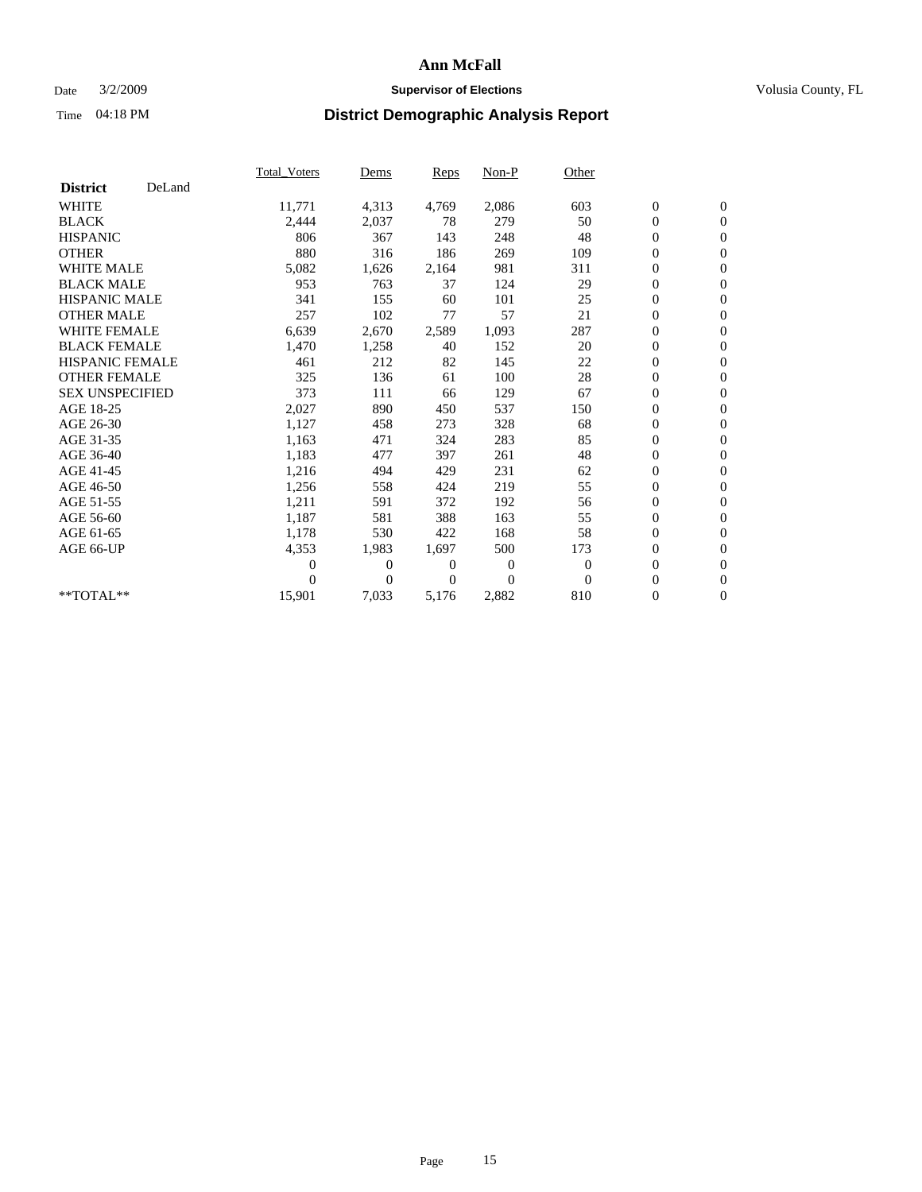# Ann McFall

Date 3/2/2009 **Supervisor of Elections** Volusia County, FL

Time 04:18 PM **District Demographic Analysis Report**

| | Total_Voters | Dems | Reps | Non-P | Other | | |
|---|---|---|---|---|---|---|---|
| **District** DeLand | | | | | | | |
| WHITE | 11,771 | 4,313 | 4,769 | 2,086 | 603 | 0 | 0 |
| BLACK | 2,444 | 2,037 | 78 | 279 | 50 | 0 | 0 |
| HISPANIC | 806 | 367 | 143 | 248 | 48 | 0 | 0 |
| OTHER | 880 | 316 | 186 | 269 | 109 | 0 | 0 |
| WHITE MALE | 5,082 | 1,626 | 2,164 | 981 | 311 | 0 | 0 |
| BLACK MALE | 953 | 763 | 37 | 124 | 29 | 0 | 0 |
| HISPANIC MALE | 341 | 155 | 60 | 101 | 25 | 0 | 0 |
| OTHER MALE | 257 | 102 | 77 | 57 | 21 | 0 | 0 |
| WHITE FEMALE | 6,639 | 2,670 | 2,589 | 1,093 | 287 | 0 | 0 |
| BLACK FEMALE | 1,470 | 1,258 | 40 | 152 | 20 | 0 | 0 |
| HISPANIC FEMALE | 461 | 212 | 82 | 145 | 22 | 0 | 0 |
| OTHER FEMALE | 325 | 136 | 61 | 100 | 28 | 0 | 0 |
| SEX UNSPECIFIED | 373 | 111 | 66 | 129 | 67 | 0 | 0 |
| AGE 18-25 | 2,027 | 890 | 450 | 537 | 150 | 0 | 0 |
| AGE 26-30 | 1,127 | 458 | 273 | 328 | 68 | 0 | 0 |
| AGE 31-35 | 1,163 | 471 | 324 | 283 | 85 | 0 | 0 |
| AGE 36-40 | 1,183 | 477 | 397 | 261 | 48 | 0 | 0 |
| AGE 41-45 | 1,216 | 494 | 429 | 231 | 62 | 0 | 0 |
| AGE 46-50 | 1,256 | 558 | 424 | 219 | 55 | 0 | 0 |
| AGE 51-55 | 1,211 | 591 | 372 | 192 | 56 | 0 | 0 |
| AGE 56-60 | 1,187 | 581 | 388 | 163 | 55 | 0 | 0 |
| AGE 61-65 | 1,178 | 530 | 422 | 168 | 58 | 0 | 0 |
| AGE 66-UP | 4,353 | 1,983 | 1,697 | 500 | 173 | 0 | 0 |
| | 0 | 0 | 0 | 0 | 0 | 0 | 0 |
| | 0 | 0 | 0 | 0 | 0 | 0 | 0 |
| **TOTAL** | 15,901 | 7,033 | 5,176 | 2,882 | 810 | 0 | 0 |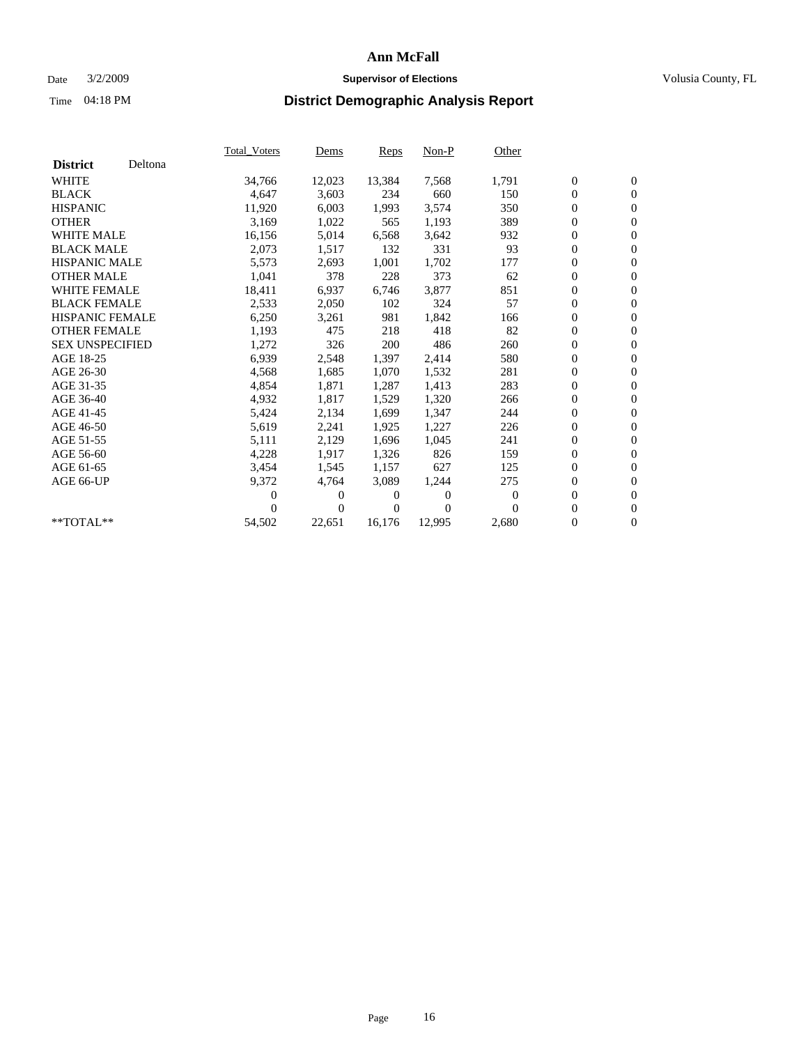# Ann McFall

Date 3/2/2009 **Supervisor of Elections** Volusia County, FL

Time 04:18 PM **District Demographic Analysis Report**

| **District** Deltona | Total_Voters | Dems | Reps | Non-P | Other | | |
|---|---|---|---|---|---|---|---|
| WHITE | 34,766 | 12,023 | 13,384 | 7,568 | 1,791 | 0 | 0 |
| BLACK | 4,647 | 3,603 | 234 | 660 | 150 | 0 | 0 |
| HISPANIC | 11,920 | 6,003 | 1,993 | 3,574 | 350 | 0 | 0 |
| OTHER | 3,169 | 1,022 | 565 | 1,193 | 389 | 0 | 0 |
| WHITE MALE | 16,156 | 5,014 | 6,568 | 3,642 | 932 | 0 | 0 |
| BLACK MALE | 2,073 | 1,517 | 132 | 331 | 93 | 0 | 0 |
| HISPANIC MALE | 5,573 | 2,693 | 1,001 | 1,702 | 177 | 0 | 0 |
| OTHER MALE | 1,041 | 378 | 228 | 373 | 62 | 0 | 0 |
| WHITE FEMALE | 18,411 | 6,937 | 6,746 | 3,877 | 851 | 0 | 0 |
| BLACK FEMALE | 2,533 | 2,050 | 102 | 324 | 57 | 0 | 0 |
| HISPANIC FEMALE | 6,250 | 3,261 | 981 | 1,842 | 166 | 0 | 0 |
| OTHER FEMALE | 1,193 | 475 | 218 | 418 | 82 | 0 | 0 |
| SEX UNSPECIFIED | 1,272 | 326 | 200 | 486 | 260 | 0 | 0 |
| AGE 18-25 | 6,939 | 2,548 | 1,397 | 2,414 | 580 | 0 | 0 |
| AGE 26-30 | 4,568 | 1,685 | 1,070 | 1,532 | 281 | 0 | 0 |
| AGE 31-35 | 4,854 | 1,871 | 1,287 | 1,413 | 283 | 0 | 0 |
| AGE 36-40 | 4,932 | 1,817 | 1,529 | 1,320 | 266 | 0 | 0 |
| AGE 41-45 | 5,424 | 2,134 | 1,699 | 1,347 | 244 | 0 | 0 |
| AGE 46-50 | 5,619 | 2,241 | 1,925 | 1,227 | 226 | 0 | 0 |
| AGE 51-55 | 5,111 | 2,129 | 1,696 | 1,045 | 241 | 0 | 0 |
| AGE 56-60 | 4,228 | 1,917 | 1,326 | 826 | 159 | 0 | 0 |
| AGE 61-65 | 3,454 | 1,545 | 1,157 | 627 | 125 | 0 | 0 |
| AGE 66-UP | 9,372 | 4,764 | 3,089 | 1,244 | 275 | 0 | 0 |
| | 0 | 0 | 0 | 0 | 0 | 0 | 0 |
| | 0 | 0 | 0 | 0 | 0 | 0 | 0 |
| **TOTAL** | 54,502 | 22,651 | 16,176 | 12,995 | 2,680 | 0 | 0 |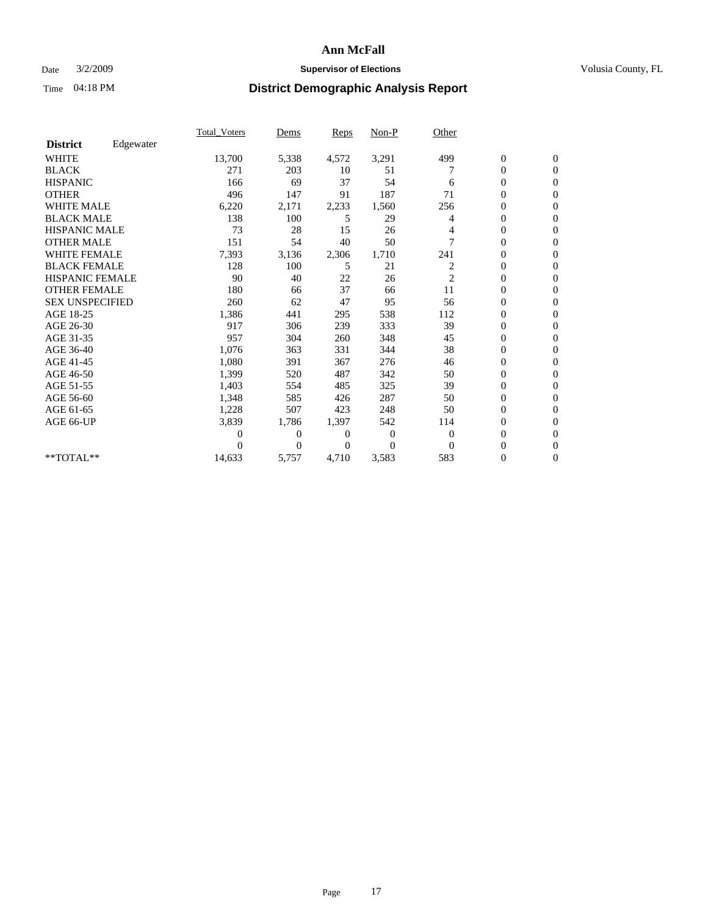# Ann McFall

Date 3/2/2009 **Supervisor of Elections** Volusia County, FL

Time 04:18 PM **District Demographic Analysis Report**

| | Total_Voters | Dems | Reps | Non-P | Other | | |
|---|---|---|---|---|---|---|---|
| **District** Edgewater | | | | | | | |
| WHITE | 13,700 | 5,338 | 4,572 | 3,291 | 499 | 0 | 0 |
| BLACK | 271 | 203 | 10 | 51 | 7 | 0 | 0 |
| HISPANIC | 166 | 69 | 37 | 54 | 6 | 0 | 0 |
| OTHER | 496 | 147 | 91 | 187 | 71 | 0 | 0 |
| WHITE MALE | 6,220 | 2,171 | 2,233 | 1,560 | 256 | 0 | 0 |
| BLACK MALE | 138 | 100 | 5 | 29 | 4 | 0 | 0 |
| HISPANIC MALE | 73 | 28 | 15 | 26 | 4 | 0 | 0 |
| OTHER MALE | 151 | 54 | 40 | 50 | 7 | 0 | 0 |
| WHITE FEMALE | 7,393 | 3,136 | 2,306 | 1,710 | 241 | 0 | 0 |
| BLACK FEMALE | 128 | 100 | 5 | 21 | 2 | 0 | 0 |
| HISPANIC FEMALE | 90 | 40 | 22 | 26 | 2 | 0 | 0 |
| OTHER FEMALE | 180 | 66 | 37 | 66 | 11 | 0 | 0 |
| SEX UNSPECIFIED | 260 | 62 | 47 | 95 | 56 | 0 | 0 |
| AGE 18-25 | 1,386 | 441 | 295 | 538 | 112 | 0 | 0 |
| AGE 26-30 | 917 | 306 | 239 | 333 | 39 | 0 | 0 |
| AGE 31-35 | 957 | 304 | 260 | 348 | 45 | 0 | 0 |
| AGE 36-40 | 1,076 | 363 | 331 | 344 | 38 | 0 | 0 |
| AGE 41-45 | 1,080 | 391 | 367 | 276 | 46 | 0 | 0 |
| AGE 46-50 | 1,399 | 520 | 487 | 342 | 50 | 0 | 0 |
| AGE 51-55 | 1,403 | 554 | 485 | 325 | 39 | 0 | 0 |
| AGE 56-60 | 1,348 | 585 | 426 | 287 | 50 | 0 | 0 |
| AGE 61-65 | 1,228 | 507 | 423 | 248 | 50 | 0 | 0 |
| AGE 66-UP | 3,839 | 1,786 | 1,397 | 542 | 114 | 0 | 0 |
| | 0 | 0 | 0 | 0 | 0 | 0 | 0 |
| | 0 | 0 | 0 | 0 | 0 | 0 | 0 |
| **TOTAL** | 14,633 | 5,757 | 4,710 | 3,583 | 583 | 0 | 0 |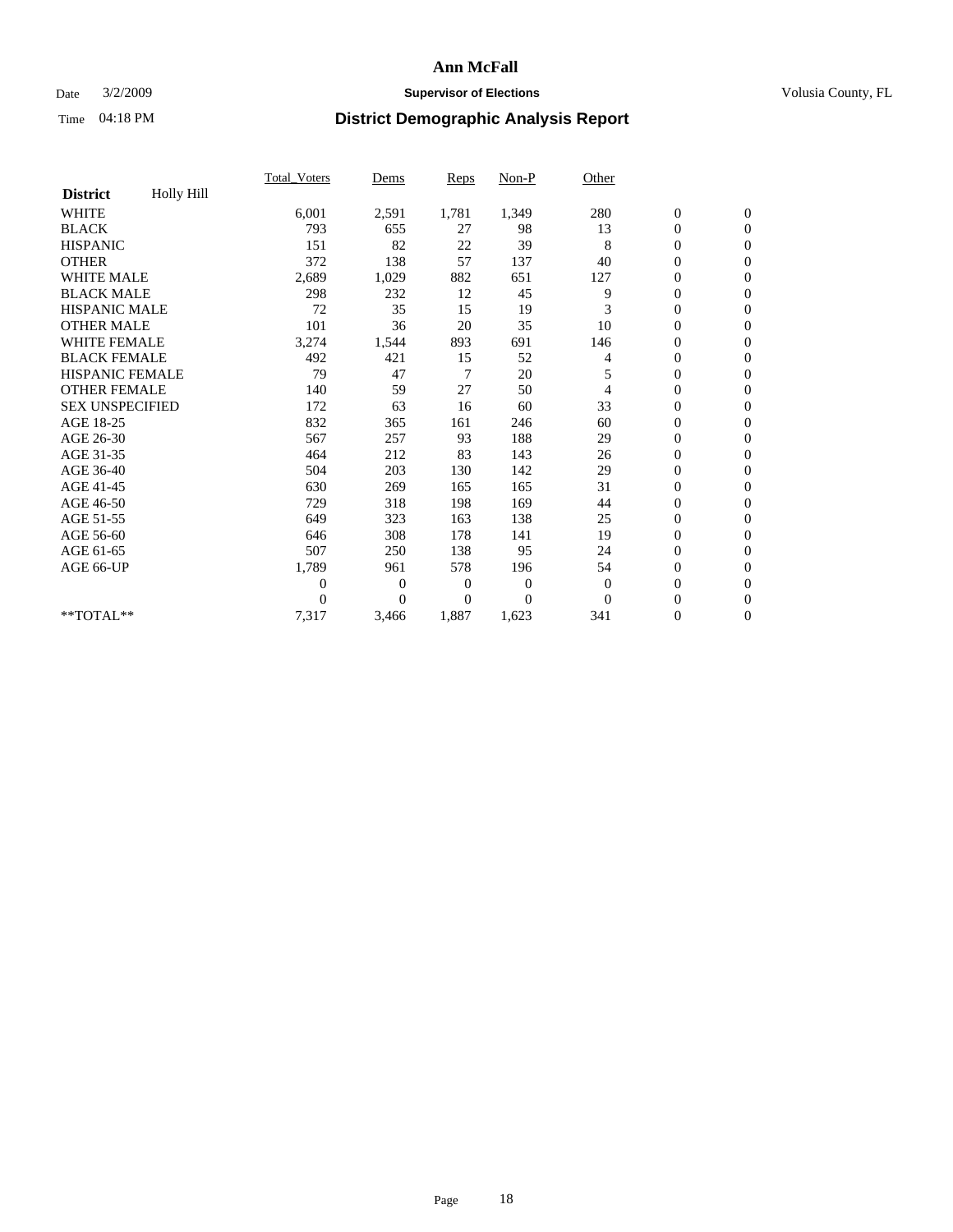# Ann McFall

Date 3/2/2009 **Supervisor of Elections** Volusia County, FL

Time 04:18 PM **District Demographic Analysis Report**

| | Total_Voters | Dems | Reps | Non-P | Other | | |
|---|---|---|---|---|---|---|---|
| **District** Holly Hill | | | | | | | |
| WHITE | 6,001 | 2,591 | 1,781 | 1,349 | 280 | 0 | 0 |
| BLACK | 793 | 655 | 27 | 98 | 13 | 0 | 0 |
| HISPANIC | 151 | 82 | 22 | 39 | 8 | 0 | 0 |
| OTHER | 372 | 138 | 57 | 137 | 40 | 0 | 0 |
| WHITE MALE | 2,689 | 1,029 | 882 | 651 | 127 | 0 | 0 |
| BLACK MALE | 298 | 232 | 12 | 45 | 9 | 0 | 0 |
| HISPANIC MALE | 72 | 35 | 15 | 19 | 3 | 0 | 0 |
| OTHER MALE | 101 | 36 | 20 | 35 | 10 | 0 | 0 |
| WHITE FEMALE | 3,274 | 1,544 | 893 | 691 | 146 | 0 | 0 |
| BLACK FEMALE | 492 | 421 | 15 | 52 | 4 | 0 | 0 |
| HISPANIC FEMALE | 79 | 47 | 7 | 20 | 5 | 0 | 0 |
| OTHER FEMALE | 140 | 59 | 27 | 50 | 4 | 0 | 0 |
| SEX UNSPECIFIED | 172 | 63 | 16 | 60 | 33 | 0 | 0 |
| AGE 18-25 | 832 | 365 | 161 | 246 | 60 | 0 | 0 |
| AGE 26-30 | 567 | 257 | 93 | 188 | 29 | 0 | 0 |
| AGE 31-35 | 464 | 212 | 83 | 143 | 26 | 0 | 0 |
| AGE 36-40 | 504 | 203 | 130 | 142 | 29 | 0 | 0 |
| AGE 41-45 | 630 | 269 | 165 | 165 | 31 | 0 | 0 |
| AGE 46-50 | 729 | 318 | 198 | 169 | 44 | 0 | 0 |
| AGE 51-55 | 649 | 323 | 163 | 138 | 25 | 0 | 0 |
| AGE 56-60 | 646 | 308 | 178 | 141 | 19 | 0 | 0 |
| AGE 61-65 | 507 | 250 | 138 | 95 | 24 | 0 | 0 |
| AGE 66-UP | 1,789 | 961 | 578 | 196 | 54 | 0 | 0 |
| | 0 | 0 | 0 | 0 | 0 | 0 | 0 |
| | 0 | 0 | 0 | 0 | 0 | 0 | 0 |
| **TOTAL** | 7,317 | 3,466 | 1,887 | 1,623 | 341 | 0 | 0 |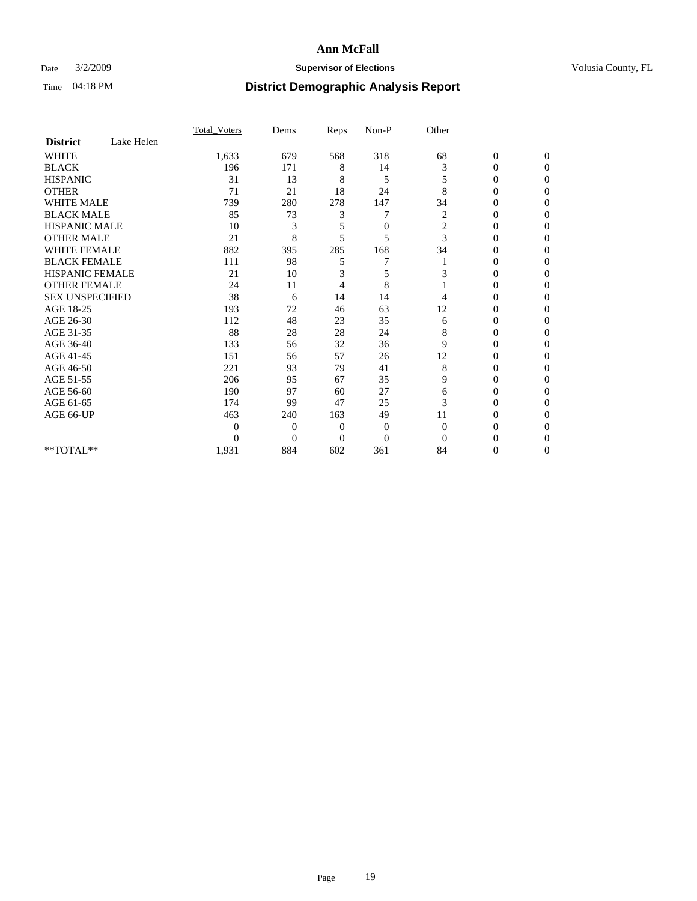# Ann McFall

Date 3/2/2009 **Supervisor of Elections** Volusia County, FL

Time 04:18 PM **District Demographic Analysis Report**

| | Total_Voters | Dems | Reps | Non-P | Other | | |
|---|---|---|---|---|---|---|---|
| **District** Lake Helen | | | | | | | |
| WHITE | 1,633 | 679 | 568 | 318 | 68 | 0 | 0 |
| BLACK | 196 | 171 | 8 | 14 | 3 | 0 | 0 |
| HISPANIC | 31 | 13 | 8 | 5 | 5 | 0 | 0 |
| OTHER | 71 | 21 | 18 | 24 | 8 | 0 | 0 |
| WHITE MALE | 739 | 280 | 278 | 147 | 34 | 0 | 0 |
| BLACK MALE | 85 | 73 | 3 | 7 | 2 | 0 | 0 |
| HISPANIC MALE | 10 | 3 | 5 | 0 | 2 | 0 | 0 |
| OTHER MALE | 21 | 8 | 5 | 5 | 3 | 0 | 0 |
| WHITE FEMALE | 882 | 395 | 285 | 168 | 34 | 0 | 0 |
| BLACK FEMALE | 111 | 98 | 5 | 7 | 1 | 0 | 0 |
| HISPANIC FEMALE | 21 | 10 | 3 | 5 | 3 | 0 | 0 |
| OTHER FEMALE | 24 | 11 | 4 | 8 | 1 | 0 | 0 |
| SEX UNSPECIFIED | 38 | 6 | 14 | 14 | 4 | 0 | 0 |
| AGE 18-25 | 193 | 72 | 46 | 63 | 12 | 0 | 0 |
| AGE 26-30 | 112 | 48 | 23 | 35 | 6 | 0 | 0 |
| AGE 31-35 | 88 | 28 | 28 | 24 | 8 | 0 | 0 |
| AGE 36-40 | 133 | 56 | 32 | 36 | 9 | 0 | 0 |
| AGE 41-45 | 151 | 56 | 57 | 26 | 12 | 0 | 0 |
| AGE 46-50 | 221 | 93 | 79 | 41 | 8 | 0 | 0 |
| AGE 51-55 | 206 | 95 | 67 | 35 | 9 | 0 | 0 |
| AGE 56-60 | 190 | 97 | 60 | 27 | 6 | 0 | 0 |
| AGE 61-65 | 174 | 99 | 47 | 25 | 3 | 0 | 0 |
| AGE 66-UP | 463 | 240 | 163 | 49 | 11 | 0 | 0 |
| | 0 | 0 | 0 | 0 | 0 | 0 | 0 |
| | 0 | 0 | 0 | 0 | 0 | 0 | 0 |
| **TOTAL** | 1,931 | 884 | 602 | 361 | 84 | 0 | 0 |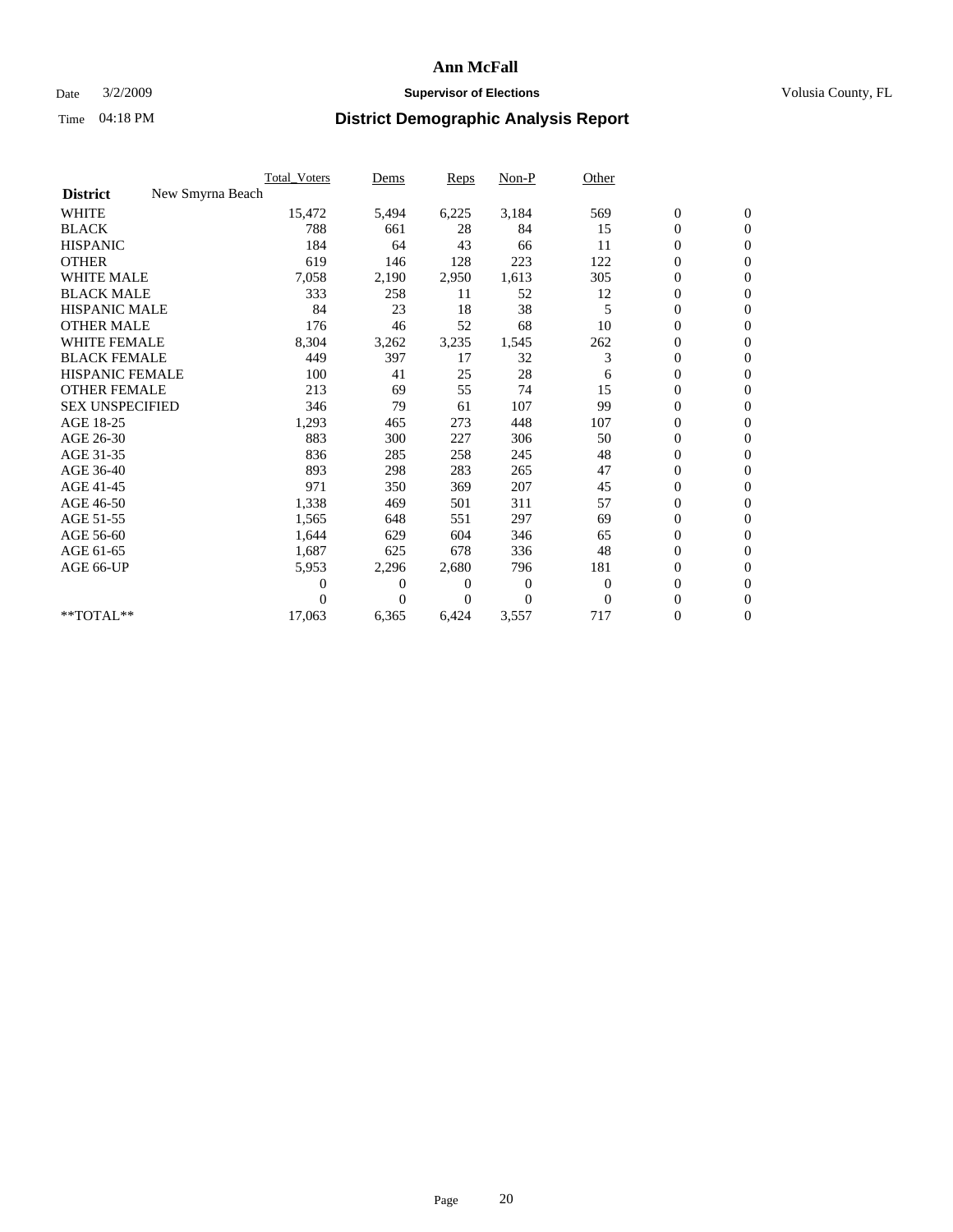**Ann McFall**

Date 3/2/2009 **Supervisor of Elections** Volusia County, FL

Time 04:18 PM **District Demographic Analysis Report**

| | Total_Voters | Dems | Reps | Non-P | Other | | |
|---|---|---|---|---|---|---|---|
| **District** New Smyrna Beach | | | | | | | |
| WHITE | 15,472 | 5,494 | 6,225 | 3,184 | 569 | 0 | 0 |
| BLACK | 788 | 661 | 28 | 84 | 15 | 0 | 0 |
| HISPANIC | 184 | 64 | 43 | 66 | 11 | 0 | 0 |
| OTHER | 619 | 146 | 128 | 223 | 122 | 0 | 0 |
| WHITE MALE | 7,058 | 2,190 | 2,950 | 1,613 | 305 | 0 | 0 |
| BLACK MALE | 333 | 258 | 11 | 52 | 12 | 0 | 0 |
| HISPANIC MALE | 84 | 23 | 18 | 38 | 5 | 0 | 0 |
| OTHER MALE | 176 | 46 | 52 | 68 | 10 | 0 | 0 |
| WHITE FEMALE | 8,304 | 3,262 | 3,235 | 1,545 | 262 | 0 | 0 |
| BLACK FEMALE | 449 | 397 | 17 | 32 | 3 | 0 | 0 |
| HISPANIC FEMALE | 100 | 41 | 25 | 28 | 6 | 0 | 0 |
| OTHER FEMALE | 213 | 69 | 55 | 74 | 15 | 0 | 0 |
| SEX UNSPECIFIED | 346 | 79 | 61 | 107 | 99 | 0 | 0 |
| AGE 18-25 | 1,293 | 465 | 273 | 448 | 107 | 0 | 0 |
| AGE 26-30 | 883 | 300 | 227 | 306 | 50 | 0 | 0 |
| AGE 31-35 | 836 | 285 | 258 | 245 | 48 | 0 | 0 |
| AGE 36-40 | 893 | 298 | 283 | 265 | 47 | 0 | 0 |
| AGE 41-45 | 971 | 350 | 369 | 207 | 45 | 0 | 0 |
| AGE 46-50 | 1,338 | 469 | 501 | 311 | 57 | 0 | 0 |
| AGE 51-55 | 1,565 | 648 | 551 | 297 | 69 | 0 | 0 |
| AGE 56-60 | 1,644 | 629 | 604 | 346 | 65 | 0 | 0 |
| AGE 61-65 | 1,687 | 625 | 678 | 336 | 48 | 0 | 0 |
| AGE 66-UP | 5,953 | 2,296 | 2,680 | 796 | 181 | 0 | 0 |
| | 0 | 0 | 0 | 0 | 0 | 0 | 0 |
| | 0 | 0 | 0 | 0 | 0 | 0 | 0 |
| **TOTAL** | 17,063 | 6,365 | 6,424 | 3,557 | 717 | 0 | 0 |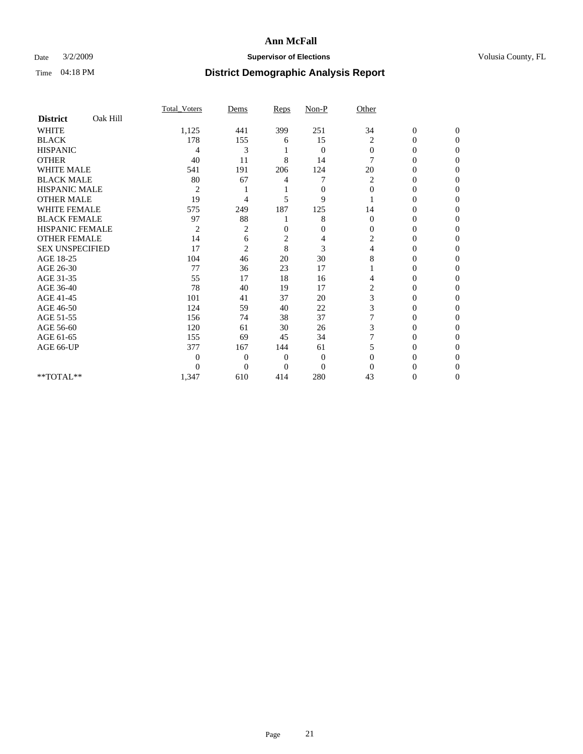# Ann McFall

Date 3/2/2009 **Supervisor of Elections** Volusia County, FL

Time 04:18 PM **District Demographic Analysis Report**

| | Total_Voters | Dems | Reps | Non-P | Other | | |
|---|---|---|---|---|---|---|---|
| **District** Oak Hill | | | | | | | |
| WHITE | 1,125 | 441 | 399 | 251 | 34 | 0 | 0 |
| BLACK | 178 | 155 | 6 | 15 | 2 | 0 | 0 |
| HISPANIC | 4 | 3 | 1 | 0 | 0 | 0 | 0 |
| OTHER | 40 | 11 | 8 | 14 | 7 | 0 | 0 |
| WHITE MALE | 541 | 191 | 206 | 124 | 20 | 0 | 0 |
| BLACK MALE | 80 | 67 | 4 | 7 | 2 | 0 | 0 |
| HISPANIC MALE | 2 | 1 | 1 | 0 | 0 | 0 | 0 |
| OTHER MALE | 19 | 4 | 5 | 9 | 1 | 0 | 0 |
| WHITE FEMALE | 575 | 249 | 187 | 125 | 14 | 0 | 0 |
| BLACK FEMALE | 97 | 88 | 1 | 8 | 0 | 0 | 0 |
| HISPANIC FEMALE | 2 | 2 | 0 | 0 | 0 | 0 | 0 |
| OTHER FEMALE | 14 | 6 | 2 | 4 | 2 | 0 | 0 |
| SEX UNSPECIFIED | 17 | 2 | 8 | 3 | 4 | 0 | 0 |
| AGE 18-25 | 104 | 46 | 20 | 30 | 8 | 0 | 0 |
| AGE 26-30 | 77 | 36 | 23 | 17 | 1 | 0 | 0 |
| AGE 31-35 | 55 | 17 | 18 | 16 | 4 | 0 | 0 |
| AGE 36-40 | 78 | 40 | 19 | 17 | 2 | 0 | 0 |
| AGE 41-45 | 101 | 41 | 37 | 20 | 3 | 0 | 0 |
| AGE 46-50 | 124 | 59 | 40 | 22 | 3 | 0 | 0 |
| AGE 51-55 | 156 | 74 | 38 | 37 | 7 | 0 | 0 |
| AGE 56-60 | 120 | 61 | 30 | 26 | 3 | 0 | 0 |
| AGE 61-65 | 155 | 69 | 45 | 34 | 7 | 0 | 0 |
| AGE 66-UP | 377 | 167 | 144 | 61 | 5 | 0 | 0 |
| | 0 | 0 | 0 | 0 | 0 | 0 | 0 |
| | 0 | 0 | 0 | 0 | 0 | 0 | 0 |
| **TOTAL** | 1,347 | 610 | 414 | 280 | 43 | 0 | 0 |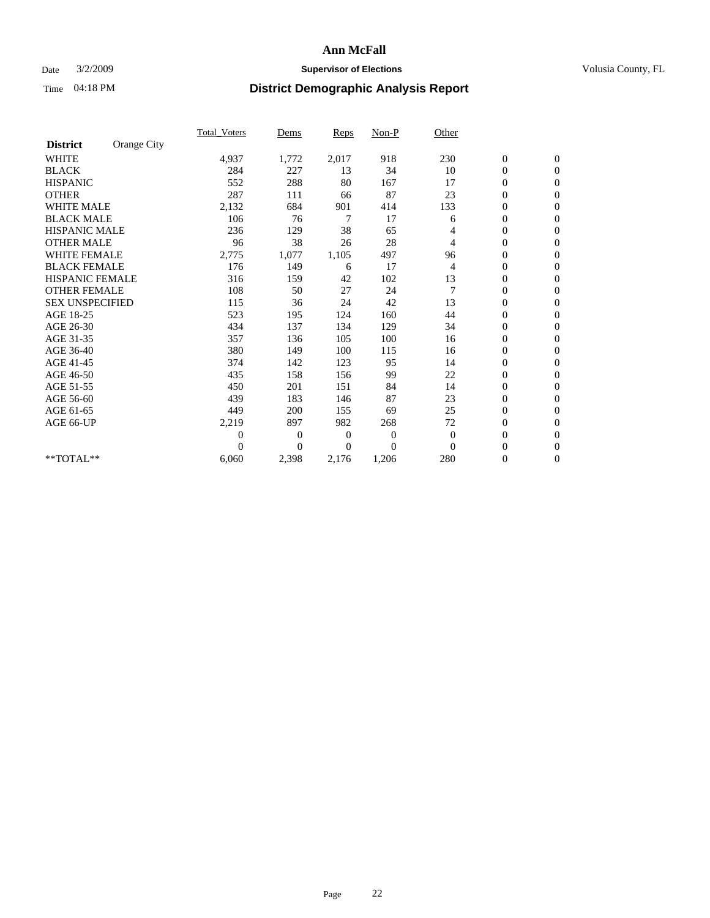**Ann McFall**

Date 3/2/2009 **Supervisor of Elections** Volusia County, FL

Time 04:18 PM **District Demographic Analysis Report**

| **District** Orange City | Total_Voters | Dems | Reps | Non-P | Other | | |
|---|---|---|---|---|---|---|---|
| WHITE | 4,937 | 1,772 | 2,017 | 918 | 230 | 0 | 0 |
| BLACK | 284 | 227 | 13 | 34 | 10 | 0 | 0 |
| HISPANIC | 552 | 288 | 80 | 167 | 17 | 0 | 0 |
| OTHER | 287 | 111 | 66 | 87 | 23 | 0 | 0 |
| WHITE MALE | 2,132 | 684 | 901 | 414 | 133 | 0 | 0 |
| BLACK MALE | 106 | 76 | 7 | 17 | 6 | 0 | 0 |
| HISPANIC MALE | 236 | 129 | 38 | 65 | 4 | 0 | 0 |
| OTHER MALE | 96 | 38 | 26 | 28 | 4 | 0 | 0 |
| WHITE FEMALE | 2,775 | 1,077 | 1,105 | 497 | 96 | 0 | 0 |
| BLACK FEMALE | 176 | 149 | 6 | 17 | 4 | 0 | 0 |
| HISPANIC FEMALE | 316 | 159 | 42 | 102 | 13 | 0 | 0 |
| OTHER FEMALE | 108 | 50 | 27 | 24 | 7 | 0 | 0 |
| SEX UNSPECIFIED | 115 | 36 | 24 | 42 | 13 | 0 | 0 |
| AGE 18-25 | 523 | 195 | 124 | 160 | 44 | 0 | 0 |
| AGE 26-30 | 434 | 137 | 134 | 129 | 34 | 0 | 0 |
| AGE 31-35 | 357 | 136 | 105 | 100 | 16 | 0 | 0 |
| AGE 36-40 | 380 | 149 | 100 | 115 | 16 | 0 | 0 |
| AGE 41-45 | 374 | 142 | 123 | 95 | 14 | 0 | 0 |
| AGE 46-50 | 435 | 158 | 156 | 99 | 22 | 0 | 0 |
| AGE 51-55 | 450 | 201 | 151 | 84 | 14 | 0 | 0 |
| AGE 56-60 | 439 | 183 | 146 | 87 | 23 | 0 | 0 |
| AGE 61-65 | 449 | 200 | 155 | 69 | 25 | 0 | 0 |
| AGE 66-UP | 2,219 | 897 | 982 | 268 | 72 | 0 | 0 |
| | 0 | 0 | 0 | 0 | 0 | 0 | 0 |
| | 0 | 0 | 0 | 0 | 0 | 0 | 0 |
| **TOTAL** | 6,060 | 2,398 | 2,176 | 1,206 | 280 | 0 | 0 |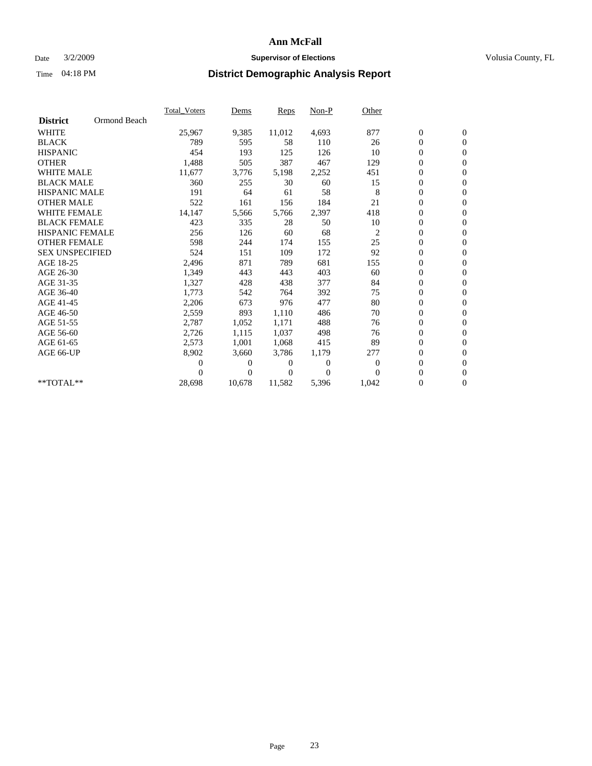**Ann McFall**

Date 3/2/2009 **Supervisor of Elections** Volusia County, FL

Time 04:18 PM **District Demographic Analysis Report**

| | Total_Voters | Dems | Reps | Non-P | Other | | |
|---|---|---|---|---|---|---|---|
| **District** Ormond Beach | | | | | | | |
| WHITE | 25,967 | 9,385 | 11,012 | 4,693 | 877 | 0 | 0 |
| BLACK | 789 | 595 | 58 | 110 | 26 | 0 | 0 |
| HISPANIC | 454 | 193 | 125 | 126 | 10 | 0 | 0 |
| OTHER | 1,488 | 505 | 387 | 467 | 129 | 0 | 0 |
| WHITE MALE | 11,677 | 3,776 | 5,198 | 2,252 | 451 | 0 | 0 |
| BLACK MALE | 360 | 255 | 30 | 60 | 15 | 0 | 0 |
| HISPANIC MALE | 191 | 64 | 61 | 58 | 8 | 0 | 0 |
| OTHER MALE | 522 | 161 | 156 | 184 | 21 | 0 | 0 |
| WHITE FEMALE | 14,147 | 5,566 | 5,766 | 2,397 | 418 | 0 | 0 |
| BLACK FEMALE | 423 | 335 | 28 | 50 | 10 | 0 | 0 |
| HISPANIC FEMALE | 256 | 126 | 60 | 68 | 2 | 0 | 0 |
| OTHER FEMALE | 598 | 244 | 174 | 155 | 25 | 0 | 0 |
| SEX UNSPECIFIED | 524 | 151 | 109 | 172 | 92 | 0 | 0 |
| AGE 18-25 | 2,496 | 871 | 789 | 681 | 155 | 0 | 0 |
| AGE 26-30 | 1,349 | 443 | 443 | 403 | 60 | 0 | 0 |
| AGE 31-35 | 1,327 | 428 | 438 | 377 | 84 | 0 | 0 |
| AGE 36-40 | 1,773 | 542 | 764 | 392 | 75 | 0 | 0 |
| AGE 41-45 | 2,206 | 673 | 976 | 477 | 80 | 0 | 0 |
| AGE 46-50 | 2,559 | 893 | 1,110 | 486 | 70 | 0 | 0 |
| AGE 51-55 | 2,787 | 1,052 | 1,171 | 488 | 76 | 0 | 0 |
| AGE 56-60 | 2,726 | 1,115 | 1,037 | 498 | 76 | 0 | 0 |
| AGE 61-65 | 2,573 | 1,001 | 1,068 | 415 | 89 | 0 | 0 |
| AGE 66-UP | 8,902 | 3,660 | 3,786 | 1,179 | 277 | 0 | 0 |
| | 0 | 0 | 0 | 0 | 0 | 0 | 0 |
| | 0 | 0 | 0 | 0 | 0 | 0 | 0 |
| **TOTAL** | 28,698 | 10,678 | 11,582 | 5,396 | 1,042 | 0 | 0 |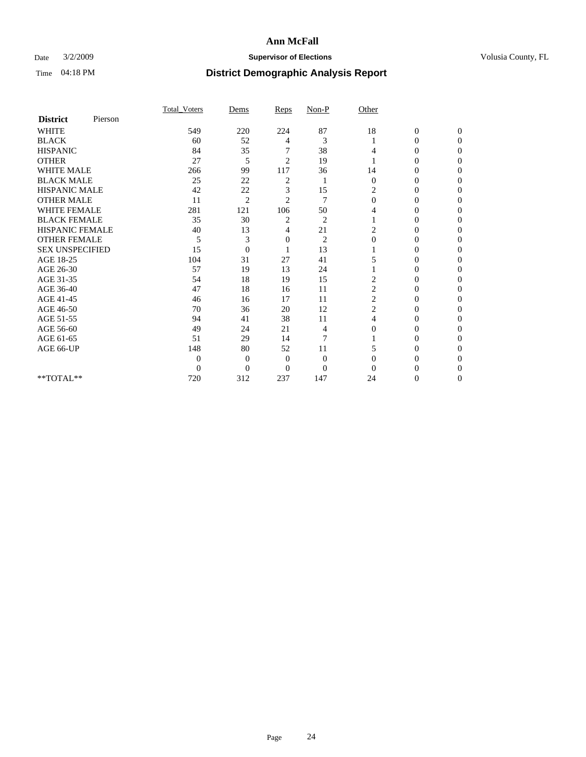**Ann McFall**

Date 3/2/2009 **Supervisor of Elections** Volusia County, FL

Time 04:18 PM **District Demographic Analysis Report**

| **District** Pierson | Total_Voters | Dems | Reps | Non-P | Other | | |
|---|---|---|---|---|---|---|---|
| WHITE | 549 | 220 | 224 | 87 | 18 | 0 | 0 |
| BLACK | 60 | 52 | 4 | 3 | 1 | 0 | 0 |
| HISPANIC | 84 | 35 | 7 | 38 | 4 | 0 | 0 |
| OTHER | 27 | 5 | 2 | 19 | 1 | 0 | 0 |
| WHITE MALE | 266 | 99 | 117 | 36 | 14 | 0 | 0 |
| BLACK MALE | 25 | 22 | 2 | 1 | 0 | 0 | 0 |
| HISPANIC MALE | 42 | 22 | 3 | 15 | 2 | 0 | 0 |
| OTHER MALE | 11 | 2 | 2 | 7 | 0 | 0 | 0 |
| WHITE FEMALE | 281 | 121 | 106 | 50 | 4 | 0 | 0 |
| BLACK FEMALE | 35 | 30 | 2 | 2 | 1 | 0 | 0 |
| HISPANIC FEMALE | 40 | 13 | 4 | 21 | 2 | 0 | 0 |
| OTHER FEMALE | 5 | 3 | 0 | 2 | 0 | 0 | 0 |
| SEX UNSPECIFIED | 15 | 0 | 1 | 13 | 1 | 0 | 0 |
| AGE 18-25 | 104 | 31 | 27 | 41 | 5 | 0 | 0 |
| AGE 26-30 | 57 | 19 | 13 | 24 | 1 | 0 | 0 |
| AGE 31-35 | 54 | 18 | 19 | 15 | 2 | 0 | 0 |
| AGE 36-40 | 47 | 18 | 16 | 11 | 2 | 0 | 0 |
| AGE 41-45 | 46 | 16 | 17 | 11 | 2 | 0 | 0 |
| AGE 46-50 | 70 | 36 | 20 | 12 | 2 | 0 | 0 |
| AGE 51-55 | 94 | 41 | 38 | 11 | 4 | 0 | 0 |
| AGE 56-60 | 49 | 24 | 21 | 4 | 0 | 0 | 0 |
| AGE 61-65 | 51 | 29 | 14 | 7 | 1 | 0 | 0 |
| AGE 66-UP | 148 | 80 | 52 | 11 | 5 | 0 | 0 |
| | 0 | 0 | 0 | 0 | 0 | 0 | 0 |
| | 0 | 0 | 0 | 0 | 0 | 0 | 0 |
| **TOTAL** | 720 | 312 | 237 | 147 | 24 | 0 | 0 |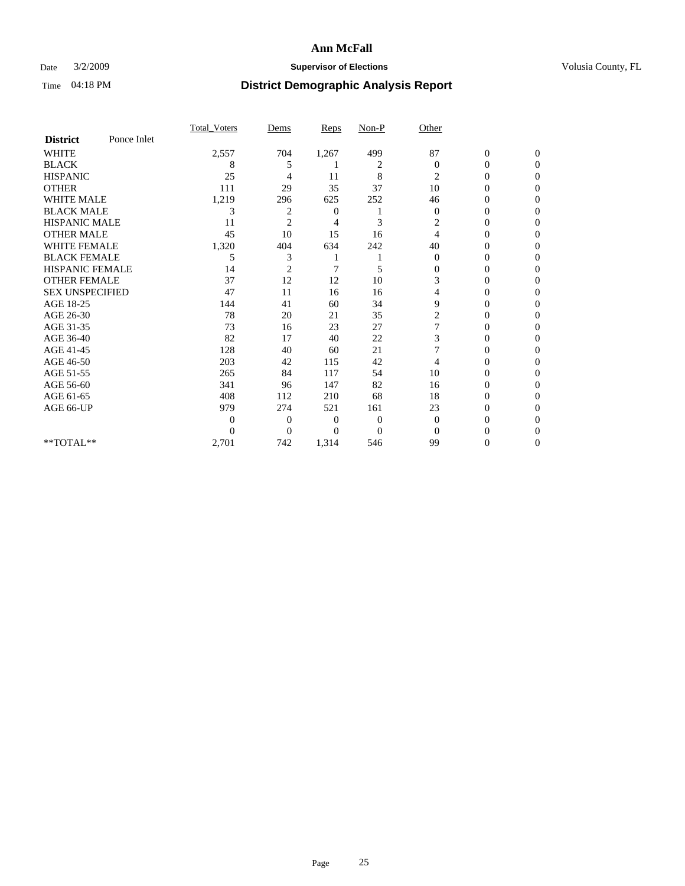# Ann McFall

Date 3/2/2009 **Supervisor of Elections** Volusia County, FL

Time 04:18 PM **District Demographic Analysis Report**

| **District** Ponce Inlet | Total_Voters | Dems | Reps | Non-P | Other | | |
|---|---|---|---|---|---|---|---|
| WHITE | 2,557 | 704 | 1,267 | 499 | 87 | 0 | 0 |
| BLACK | 8 | 5 | 1 | 2 | 0 | 0 | 0 |
| HISPANIC | 25 | 4 | 11 | 8 | 2 | 0 | 0 |
| OTHER | 111 | 29 | 35 | 37 | 10 | 0 | 0 |
| WHITE MALE | 1,219 | 296 | 625 | 252 | 46 | 0 | 0 |
| BLACK MALE | 3 | 2 | 0 | 1 | 0 | 0 | 0 |
| HISPANIC MALE | 11 | 2 | 4 | 3 | 2 | 0 | 0 |
| OTHER MALE | 45 | 10 | 15 | 16 | 4 | 0 | 0 |
| WHITE FEMALE | 1,320 | 404 | 634 | 242 | 40 | 0 | 0 |
| BLACK FEMALE | 5 | 3 | 1 | 1 | 0 | 0 | 0 |
| HISPANIC FEMALE | 14 | 2 | 7 | 5 | 0 | 0 | 0 |
| OTHER FEMALE | 37 | 12 | 12 | 10 | 3 | 0 | 0 |
| SEX UNSPECIFIED | 47 | 11 | 16 | 16 | 4 | 0 | 0 |
| AGE 18-25 | 144 | 41 | 60 | 34 | 9 | 0 | 0 |
| AGE 26-30 | 78 | 20 | 21 | 35 | 2 | 0 | 0 |
| AGE 31-35 | 73 | 16 | 23 | 27 | 7 | 0 | 0 |
| AGE 36-40 | 82 | 17 | 40 | 22 | 3 | 0 | 0 |
| AGE 41-45 | 128 | 40 | 60 | 21 | 7 | 0 | 0 |
| AGE 46-50 | 203 | 42 | 115 | 42 | 4 | 0 | 0 |
| AGE 51-55 | 265 | 84 | 117 | 54 | 10 | 0 | 0 |
| AGE 56-60 | 341 | 96 | 147 | 82 | 16 | 0 | 0 |
| AGE 61-65 | 408 | 112 | 210 | 68 | 18 | 0 | 0 |
| AGE 66-UP | 979 | 274 | 521 | 161 | 23 | 0 | 0 |
| | 0 | 0 | 0 | 0 | 0 | 0 | 0 |
| | 0 | 0 | 0 | 0 | 0 | 0 | 0 |
| **TOTAL** | 2,701 | 742 | 1,314 | 546 | 99 | 0 | 0 |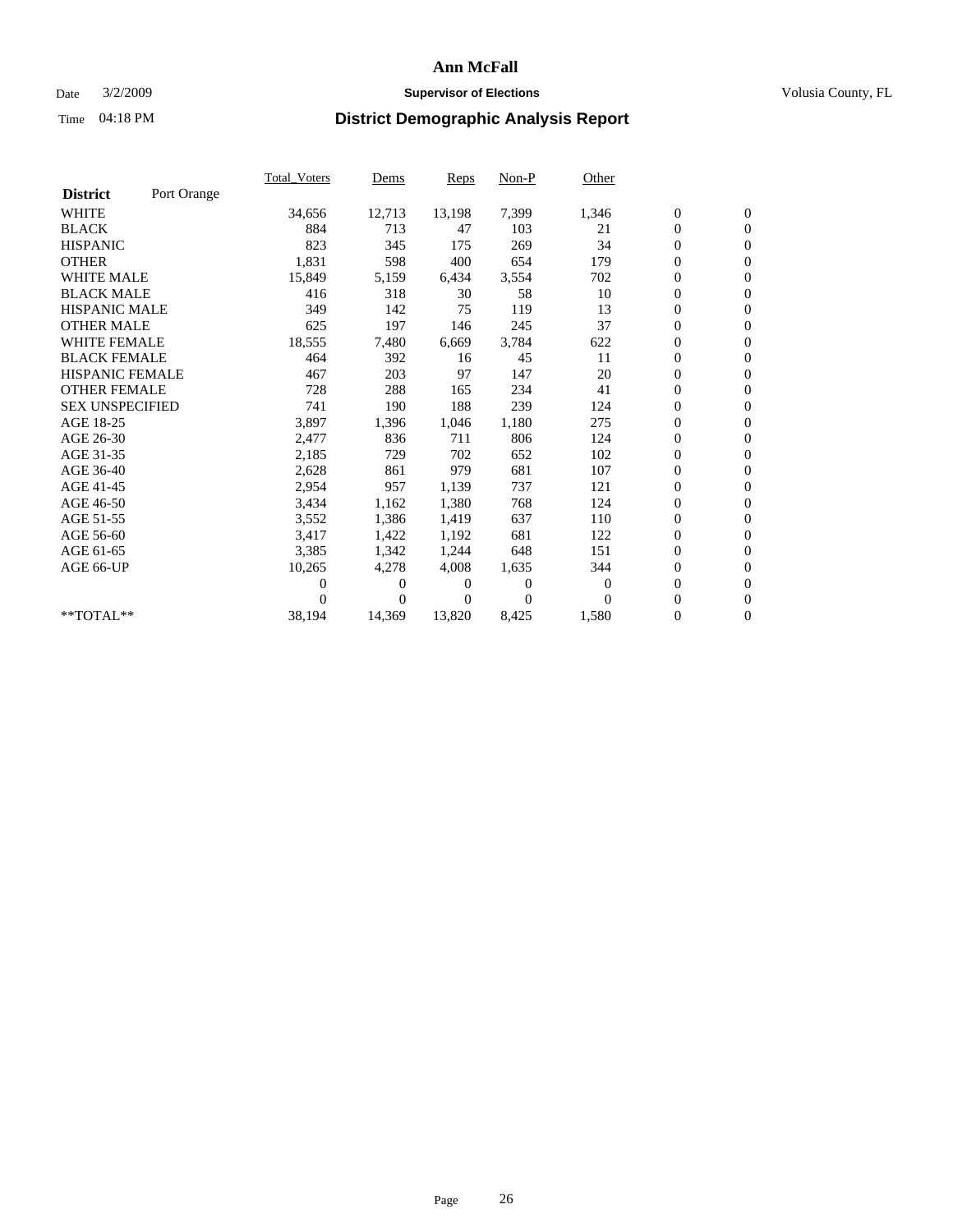# Ann McFall

Date 3/2/2009 **Supervisor of Elections** Volusia County, FL

Time 04:18 PM **District Demographic Analysis Report**

| **District** Port Orange | Total_Voters | Dems | Reps | Non-P | Other | | |
|---|---|---|---|---|---|---|---|
| WHITE | 34,656 | 12,713 | 13,198 | 7,399 | 1,346 | 0 | 0 |
| BLACK | 884 | 713 | 47 | 103 | 21 | 0 | 0 |
| HISPANIC | 823 | 345 | 175 | 269 | 34 | 0 | 0 |
| OTHER | 1,831 | 598 | 400 | 654 | 179 | 0 | 0 |
| WHITE MALE | 15,849 | 5,159 | 6,434 | 3,554 | 702 | 0 | 0 |
| BLACK MALE | 416 | 318 | 30 | 58 | 10 | 0 | 0 |
| HISPANIC MALE | 349 | 142 | 75 | 119 | 13 | 0 | 0 |
| OTHER MALE | 625 | 197 | 146 | 245 | 37 | 0 | 0 |
| WHITE FEMALE | 18,555 | 7,480 | 6,669 | 3,784 | 622 | 0 | 0 |
| BLACK FEMALE | 464 | 392 | 16 | 45 | 11 | 0 | 0 |
| HISPANIC FEMALE | 467 | 203 | 97 | 147 | 20 | 0 | 0 |
| OTHER FEMALE | 728 | 288 | 165 | 234 | 41 | 0 | 0 |
| SEX UNSPECIFIED | 741 | 190 | 188 | 239 | 124 | 0 | 0 |
| AGE 18-25 | 3,897 | 1,396 | 1,046 | 1,180 | 275 | 0 | 0 |
| AGE 26-30 | 2,477 | 836 | 711 | 806 | 124 | 0 | 0 |
| AGE 31-35 | 2,185 | 729 | 702 | 652 | 102 | 0 | 0 |
| AGE 36-40 | 2,628 | 861 | 979 | 681 | 107 | 0 | 0 |
| AGE 41-45 | 2,954 | 957 | 1,139 | 737 | 121 | 0 | 0 |
| AGE 46-50 | 3,434 | 1,162 | 1,380 | 768 | 124 | 0 | 0 |
| AGE 51-55 | 3,552 | 1,386 | 1,419 | 637 | 110 | 0 | 0 |
| AGE 56-60 | 3,417 | 1,422 | 1,192 | 681 | 122 | 0 | 0 |
| AGE 61-65 | 3,385 | 1,342 | 1,244 | 648 | 151 | 0 | 0 |
| AGE 66-UP | 10,265 | 4,278 | 4,008 | 1,635 | 344 | 0 | 0 |
| | 0 | 0 | 0 | 0 | 0 | 0 | 0 |
| | 0 | 0 | 0 | 0 | 0 | 0 | 0 |
| **TOTAL** | 38,194 | 14,369 | 13,820 | 8,425 | 1,580 | 0 | 0 |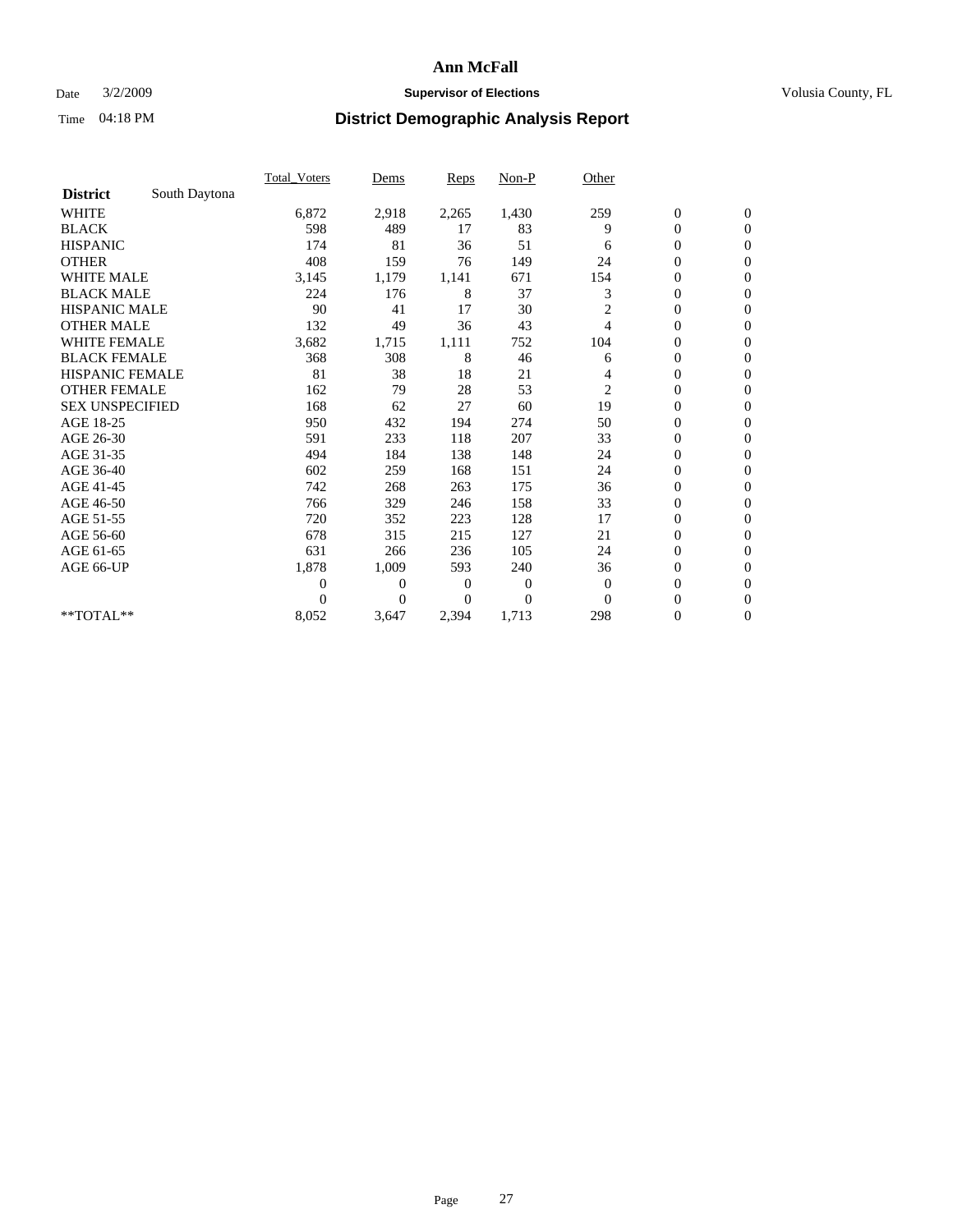# Ann McFall

Date 3/2/2009 **Supervisor of Elections** Volusia County, FL

Time 04:18 PM **District Demographic Analysis Report**

| | Total_Voters | Dems | Reps | Non-P | Other | | |
|---|---|---|---|---|---|---|---|
| **District** South Daytona | | | | | | | |
| WHITE | 6,872 | 2,918 | 2,265 | 1,430 | 259 | 0 | 0 |
| BLACK | 598 | 489 | 17 | 83 | 9 | 0 | 0 |
| HISPANIC | 174 | 81 | 36 | 51 | 6 | 0 | 0 |
| OTHER | 408 | 159 | 76 | 149 | 24 | 0 | 0 |
| WHITE MALE | 3,145 | 1,179 | 1,141 | 671 | 154 | 0 | 0 |
| BLACK MALE | 224 | 176 | 8 | 37 | 3 | 0 | 0 |
| HISPANIC MALE | 90 | 41 | 17 | 30 | 2 | 0 | 0 |
| OTHER MALE | 132 | 49 | 36 | 43 | 4 | 0 | 0 |
| WHITE FEMALE | 3,682 | 1,715 | 1,111 | 752 | 104 | 0 | 0 |
| BLACK FEMALE | 368 | 308 | 8 | 46 | 6 | 0 | 0 |
| HISPANIC FEMALE | 81 | 38 | 18 | 21 | 4 | 0 | 0 |
| OTHER FEMALE | 162 | 79 | 28 | 53 | 2 | 0 | 0 |
| SEX UNSPECIFIED | 168 | 62 | 27 | 60 | 19 | 0 | 0 |
| AGE 18-25 | 950 | 432 | 194 | 274 | 50 | 0 | 0 |
| AGE 26-30 | 591 | 233 | 118 | 207 | 33 | 0 | 0 |
| AGE 31-35 | 494 | 184 | 138 | 148 | 24 | 0 | 0 |
| AGE 36-40 | 602 | 259 | 168 | 151 | 24 | 0 | 0 |
| AGE 41-45 | 742 | 268 | 263 | 175 | 36 | 0 | 0 |
| AGE 46-50 | 766 | 329 | 246 | 158 | 33 | 0 | 0 |
| AGE 51-55 | 720 | 352 | 223 | 128 | 17 | 0 | 0 |
| AGE 56-60 | 678 | 315 | 215 | 127 | 21 | 0 | 0 |
| AGE 61-65 | 631 | 266 | 236 | 105 | 24 | 0 | 0 |
| AGE 66-UP | 1,878 | 1,009 | 593 | 240 | 36 | 0 | 0 |
| | 0 | 0 | 0 | 0 | 0 | 0 | 0 |
| | 0 | 0 | 0 | 0 | 0 | 0 | 0 |
| **TOTAL** | 8,052 | 3,647 | 2,394 | 1,713 | 298 | 0 | 0 |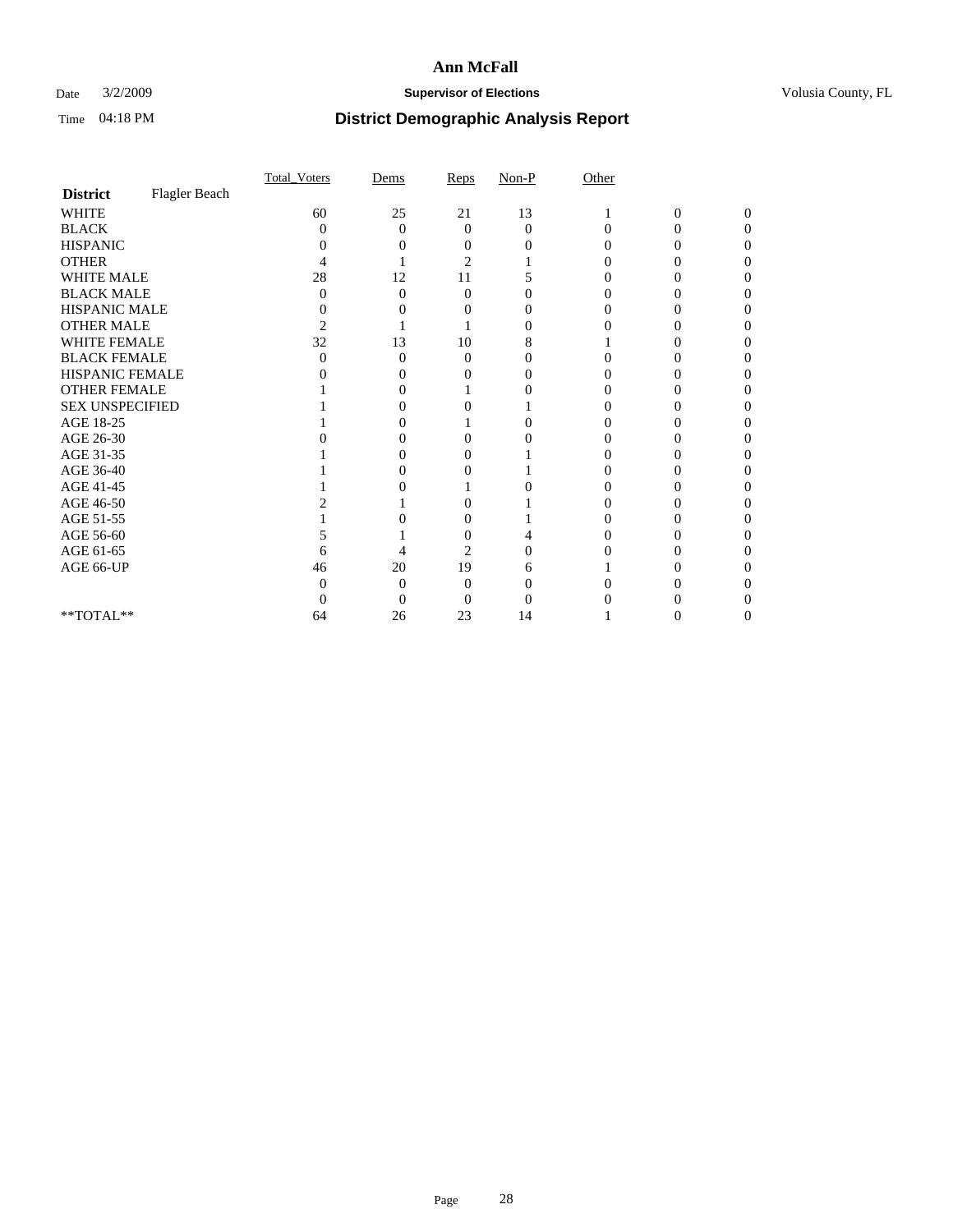# Ann McFall

Date 3/2/2009 **Supervisor of Elections** Volusia County, FL

Time 04:18 PM **District Demographic Analysis Report**

| | Total_Voters | Dems | Reps | Non-P | Other | | |
|---|---|---|---|---|---|---|---|
| **District** Flagler Beach | | | | | | | |
| WHITE | 60 | 25 | 21 | 13 | 1 | 0 | 0 |
| BLACK | 0 | 0 | 0 | 0 | 0 | 0 | 0 |
| HISPANIC | 0 | 0 | 0 | 0 | 0 | 0 | 0 |
| OTHER | 4 | 1 | 2 | 1 | 0 | 0 | 0 |
| WHITE MALE | 28 | 12 | 11 | 5 | 0 | 0 | 0 |
| BLACK MALE | 0 | 0 | 0 | 0 | 0 | 0 | 0 |
| HISPANIC MALE | 0 | 0 | 0 | 0 | 0 | 0 | 0 |
| OTHER MALE | 2 | 1 | 1 | 0 | 0 | 0 | 0 |
| WHITE FEMALE | 32 | 13 | 10 | 8 | 1 | 0 | 0 |
| BLACK FEMALE | 0 | 0 | 0 | 0 | 0 | 0 | 0 |
| HISPANIC FEMALE | 0 | 0 | 0 | 0 | 0 | 0 | 0 |
| OTHER FEMALE | 1 | 0 | 1 | 0 | 0 | 0 | 0 |
| SEX UNSPECIFIED | 1 | 0 | 0 | 1 | 0 | 0 | 0 |
| AGE 18-25 | 1 | 0 | 1 | 0 | 0 | 0 | 0 |
| AGE 26-30 | 0 | 0 | 0 | 0 | 0 | 0 | 0 |
| AGE 31-35 | 1 | 0 | 0 | 1 | 0 | 0 | 0 |
| AGE 36-40 | 1 | 0 | 0 | 1 | 0 | 0 | 0 |
| AGE 41-45 | 1 | 0 | 1 | 0 | 0 | 0 | 0 |
| AGE 46-50 | 2 | 1 | 0 | 1 | 0 | 0 | 0 |
| AGE 51-55 | 1 | 0 | 0 | 1 | 0 | 0 | 0 |
| AGE 56-60 | 5 | 1 | 0 | 4 | 0 | 0 | 0 |
| AGE 61-65 | 6 | 4 | 2 | 0 | 0 | 0 | 0 |
| AGE 66-UP | 46 | 20 | 19 | 6 | 1 | 0 | 0 |
| | 0 | 0 | 0 | 0 | 0 | 0 | 0 |
| | 0 | 0 | 0 | 0 | 0 | 0 | 0 |
| **TOTAL** | 64 | 26 | 23 | 14 | 1 | 0 | 0 |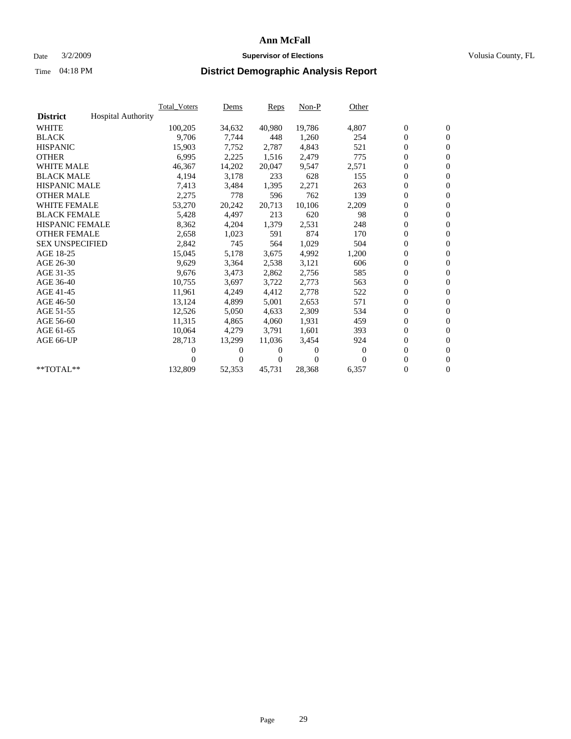# Ann McFall

Date 3/2/2009 **Supervisor of Elections** Volusia County, FL

Time 04:18 PM **District Demographic Analysis Report**

| | Total_Voters | Dems | Reps | Non-P | Other | | |
|---|---|---|---|---|---|---|---|
| **District** Hospital Authority | | | | | | | |
| WHITE | 100,205 | 34,632 | 40,980 | 19,786 | 4,807 | 0 | 0 |
| BLACK | 9,706 | 7,744 | 448 | 1,260 | 254 | 0 | 0 |
| HISPANIC | 15,903 | 7,752 | 2,787 | 4,843 | 521 | 0 | 0 |
| OTHER | 6,995 | 2,225 | 1,516 | 2,479 | 775 | 0 | 0 |
| WHITE MALE | 46,367 | 14,202 | 20,047 | 9,547 | 2,571 | 0 | 0 |
| BLACK MALE | 4,194 | 3,178 | 233 | 628 | 155 | 0 | 0 |
| HISPANIC MALE | 7,413 | 3,484 | 1,395 | 2,271 | 263 | 0 | 0 |
| OTHER MALE | 2,275 | 778 | 596 | 762 | 139 | 0 | 0 |
| WHITE FEMALE | 53,270 | 20,242 | 20,713 | 10,106 | 2,209 | 0 | 0 |
| BLACK FEMALE | 5,428 | 4,497 | 213 | 620 | 98 | 0 | 0 |
| HISPANIC FEMALE | 8,362 | 4,204 | 1,379 | 2,531 | 248 | 0 | 0 |
| OTHER FEMALE | 2,658 | 1,023 | 591 | 874 | 170 | 0 | 0 |
| SEX UNSPECIFIED | 2,842 | 745 | 564 | 1,029 | 504 | 0 | 0 |
| AGE 18-25 | 15,045 | 5,178 | 3,675 | 4,992 | 1,200 | 0 | 0 |
| AGE 26-30 | 9,629 | 3,364 | 2,538 | 3,121 | 606 | 0 | 0 |
| AGE 31-35 | 9,676 | 3,473 | 2,862 | 2,756 | 585 | 0 | 0 |
| AGE 36-40 | 10,755 | 3,697 | 3,722 | 2,773 | 563 | 0 | 0 |
| AGE 41-45 | 11,961 | 4,249 | 4,412 | 2,778 | 522 | 0 | 0 |
| AGE 46-50 | 13,124 | 4,899 | 5,001 | 2,653 | 571 | 0 | 0 |
| AGE 51-55 | 12,526 | 5,050 | 4,633 | 2,309 | 534 | 0 | 0 |
| AGE 56-60 | 11,315 | 4,865 | 4,060 | 1,931 | 459 | 0 | 0 |
| AGE 61-65 | 10,064 | 4,279 | 3,791 | 1,601 | 393 | 0 | 0 |
| AGE 66-UP | 28,713 | 13,299 | 11,036 | 3,454 | 924 | 0 | 0 |
| | 0 | 0 | 0 | 0 | 0 | 0 | 0 |
| | 0 | 0 | 0 | 0 | 0 | 0 | 0 |
| **TOTAL** | 132,809 | 52,353 | 45,731 | 28,368 | 6,357 | 0 | 0 |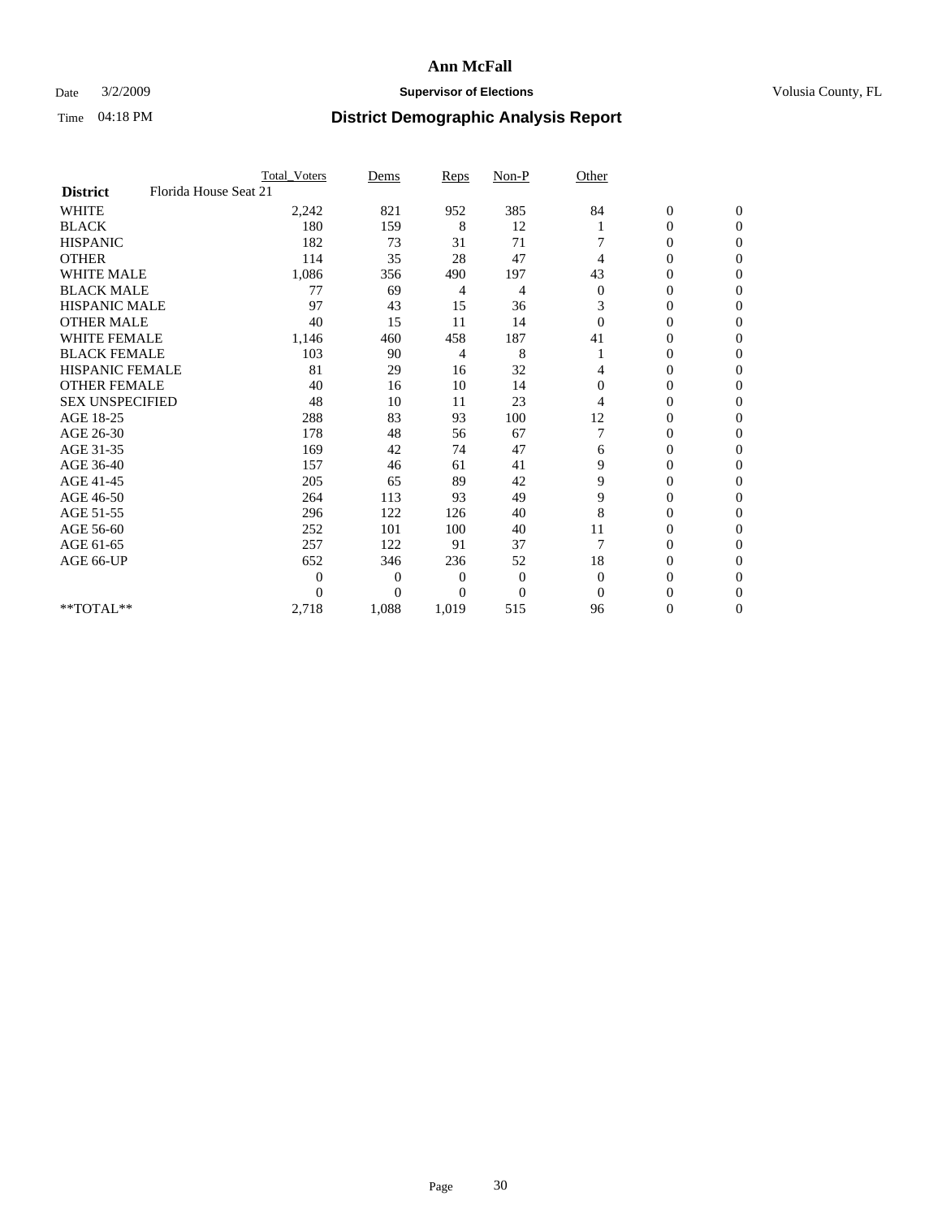# Ann McFall

Date 3/2/2009 **Supervisor of Elections** Volusia County, FL

Time 04:18 PM **District Demographic Analysis Report**

| | Total_Voters | Dems | Reps | Non-P | Other | | |
|---|---|---|---|---|---|---|---|
| **District** Florida House Seat 21 | | | | | | | |
| WHITE | 2,242 | 821 | 952 | 385 | 84 | 0 | 0 |
| BLACK | 180 | 159 | 8 | 12 | 1 | 0 | 0 |
| HISPANIC | 182 | 73 | 31 | 71 | 7 | 0 | 0 |
| OTHER | 114 | 35 | 28 | 47 | 4 | 0 | 0 |
| WHITE MALE | 1,086 | 356 | 490 | 197 | 43 | 0 | 0 |
| BLACK MALE | 77 | 69 | 4 | 4 | 0 | 0 | 0 |
| HISPANIC MALE | 97 | 43 | 15 | 36 | 3 | 0 | 0 |
| OTHER MALE | 40 | 15 | 11 | 14 | 0 | 0 | 0 |
| WHITE FEMALE | 1,146 | 460 | 458 | 187 | 41 | 0 | 0 |
| BLACK FEMALE | 103 | 90 | 4 | 8 | 1 | 0 | 0 |
| HISPANIC FEMALE | 81 | 29 | 16 | 32 | 4 | 0 | 0 |
| OTHER FEMALE | 40 | 16 | 10 | 14 | 0 | 0 | 0 |
| SEX UNSPECIFIED | 48 | 10 | 11 | 23 | 4 | 0 | 0 |
| AGE 18-25 | 288 | 83 | 93 | 100 | 12 | 0 | 0 |
| AGE 26-30 | 178 | 48 | 56 | 67 | 7 | 0 | 0 |
| AGE 31-35 | 169 | 42 | 74 | 47 | 6 | 0 | 0 |
| AGE 36-40 | 157 | 46 | 61 | 41 | 9 | 0 | 0 |
| AGE 41-45 | 205 | 65 | 89 | 42 | 9 | 0 | 0 |
| AGE 46-50 | 264 | 113 | 93 | 49 | 9 | 0 | 0 |
| AGE 51-55 | 296 | 122 | 126 | 40 | 8 | 0 | 0 |
| AGE 56-60 | 252 | 101 | 100 | 40 | 11 | 0 | 0 |
| AGE 61-65 | 257 | 122 | 91 | 37 | 7 | 0 | 0 |
| AGE 66-UP | 652 | 346 | 236 | 52 | 18 | 0 | 0 |
| | 0 | 0 | 0 | 0 | 0 | 0 | 0 |
| | 0 | 0 | 0 | 0 | 0 | 0 | 0 |
| **TOTAL** | 2,718 | 1,088 | 1,019 | 515 | 96 | 0 | 0 |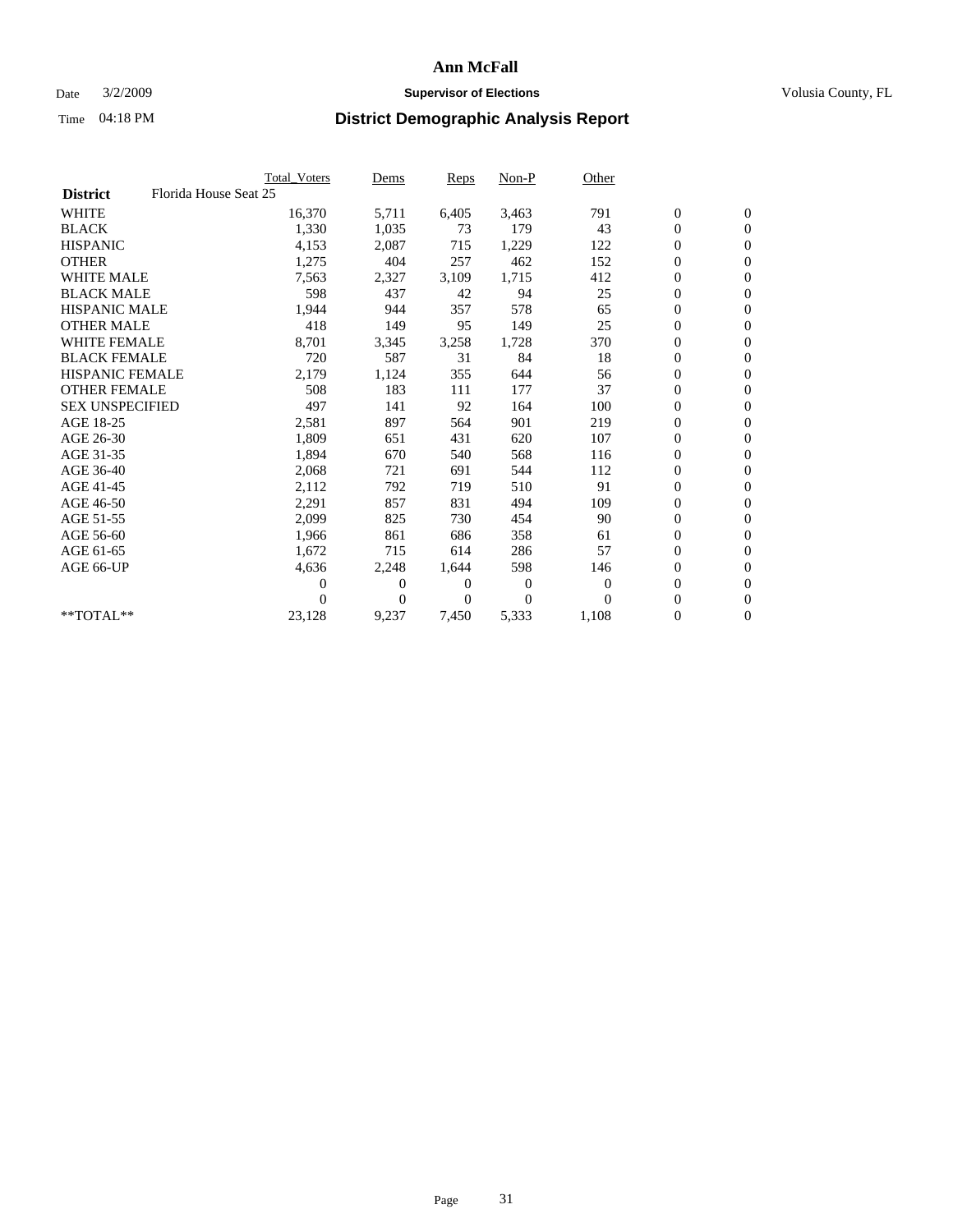# Ann McFall

Date 3/2/2009 **Supervisor of Elections** Volusia County, FL

Time 04:18 PM **District Demographic Analysis Report**

| | Total_Voters | Dems | Reps | Non-P | Other | | |
|---|---|---|---|---|---|---|---|
| **District** Florida House Seat 25 | | | | | | | |
| WHITE | 16,370 | 5,711 | 6,405 | 3,463 | 791 | 0 | 0 |
| BLACK | 1,330 | 1,035 | 73 | 179 | 43 | 0 | 0 |
| HISPANIC | 4,153 | 2,087 | 715 | 1,229 | 122 | 0 | 0 |
| OTHER | 1,275 | 404 | 257 | 462 | 152 | 0 | 0 |
| WHITE MALE | 7,563 | 2,327 | 3,109 | 1,715 | 412 | 0 | 0 |
| BLACK MALE | 598 | 437 | 42 | 94 | 25 | 0 | 0 |
| HISPANIC MALE | 1,944 | 944 | 357 | 578 | 65 | 0 | 0 |
| OTHER MALE | 418 | 149 | 95 | 149 | 25 | 0 | 0 |
| WHITE FEMALE | 8,701 | 3,345 | 3,258 | 1,728 | 370 | 0 | 0 |
| BLACK FEMALE | 720 | 587 | 31 | 84 | 18 | 0 | 0 |
| HISPANIC FEMALE | 2,179 | 1,124 | 355 | 644 | 56 | 0 | 0 |
| OTHER FEMALE | 508 | 183 | 111 | 177 | 37 | 0 | 0 |
| SEX UNSPECIFIED | 497 | 141 | 92 | 164 | 100 | 0 | 0 |
| AGE 18-25 | 2,581 | 897 | 564 | 901 | 219 | 0 | 0 |
| AGE 26-30 | 1,809 | 651 | 431 | 620 | 107 | 0 | 0 |
| AGE 31-35 | 1,894 | 670 | 540 | 568 | 116 | 0 | 0 |
| AGE 36-40 | 2,068 | 721 | 691 | 544 | 112 | 0 | 0 |
| AGE 41-45 | 2,112 | 792 | 719 | 510 | 91 | 0 | 0 |
| AGE 46-50 | 2,291 | 857 | 831 | 494 | 109 | 0 | 0 |
| AGE 51-55 | 2,099 | 825 | 730 | 454 | 90 | 0 | 0 |
| AGE 56-60 | 1,966 | 861 | 686 | 358 | 61 | 0 | 0 |
| AGE 61-65 | 1,672 | 715 | 614 | 286 | 57 | 0 | 0 |
| AGE 66-UP | 4,636 | 2,248 | 1,644 | 598 | 146 | 0 | 0 |
| | 0 | 0 | 0 | 0 | 0 | 0 | 0 |
| | 0 | 0 | 0 | 0 | 0 | 0 | 0 |
| **TOTAL** | 23,128 | 9,237 | 7,450 | 5,333 | 1,108 | 0 | 0 |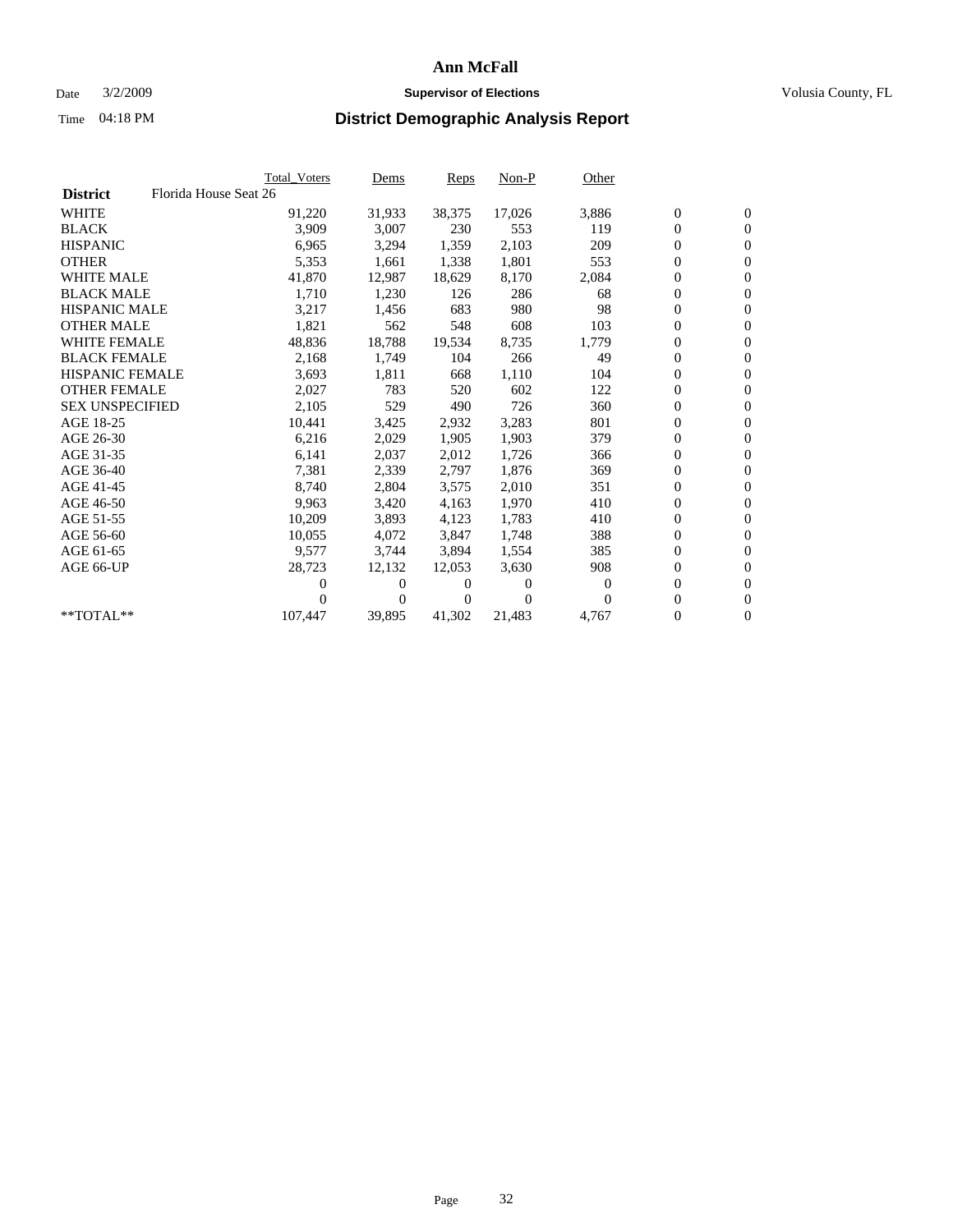# Ann McFall

Date 3/2/2009 **Supervisor of Elections** Volusia County, FL

Time 04:18 PM **District Demographic Analysis Report**

| | Total_Voters | Dems | Reps | Non-P | Other | | |
|---|---|---|---|---|---|---|---|
| **District** Florida House Seat 26 | | | | | | | |
| WHITE | 91,220 | 31,933 | 38,375 | 17,026 | 3,886 | 0 | 0 |
| BLACK | 3,909 | 3,007 | 230 | 553 | 119 | 0 | 0 |
| HISPANIC | 6,965 | 3,294 | 1,359 | 2,103 | 209 | 0 | 0 |
| OTHER | 5,353 | 1,661 | 1,338 | 1,801 | 553 | 0 | 0 |
| WHITE MALE | 41,870 | 12,987 | 18,629 | 8,170 | 2,084 | 0 | 0 |
| BLACK MALE | 1,710 | 1,230 | 126 | 286 | 68 | 0 | 0 |
| HISPANIC MALE | 3,217 | 1,456 | 683 | 980 | 98 | 0 | 0 |
| OTHER MALE | 1,821 | 562 | 548 | 608 | 103 | 0 | 0 |
| WHITE FEMALE | 48,836 | 18,788 | 19,534 | 8,735 | 1,779 | 0 | 0 |
| BLACK FEMALE | 2,168 | 1,749 | 104 | 266 | 49 | 0 | 0 |
| HISPANIC FEMALE | 3,693 | 1,811 | 668 | 1,110 | 104 | 0 | 0 |
| OTHER FEMALE | 2,027 | 783 | 520 | 602 | 122 | 0 | 0 |
| SEX UNSPECIFIED | 2,105 | 529 | 490 | 726 | 360 | 0 | 0 |
| AGE 18-25 | 10,441 | 3,425 | 2,932 | 3,283 | 801 | 0 | 0 |
| AGE 26-30 | 6,216 | 2,029 | 1,905 | 1,903 | 379 | 0 | 0 |
| AGE 31-35 | 6,141 | 2,037 | 2,012 | 1,726 | 366 | 0 | 0 |
| AGE 36-40 | 7,381 | 2,339 | 2,797 | 1,876 | 369 | 0 | 0 |
| AGE 41-45 | 8,740 | 2,804 | 3,575 | 2,010 | 351 | 0 | 0 |
| AGE 46-50 | 9,963 | 3,420 | 4,163 | 1,970 | 410 | 0 | 0 |
| AGE 51-55 | 10,209 | 3,893 | 4,123 | 1,783 | 410 | 0 | 0 |
| AGE 56-60 | 10,055 | 4,072 | 3,847 | 1,748 | 388 | 0 | 0 |
| AGE 61-65 | 9,577 | 3,744 | 3,894 | 1,554 | 385 | 0 | 0 |
| AGE 66-UP | 28,723 | 12,132 | 12,053 | 3,630 | 908 | 0 | 0 |
| | 0 | 0 | 0 | 0 | 0 | 0 | 0 |
| | 0 | 0 | 0 | 0 | 0 | 0 | 0 |
| **TOTAL** | 107,447 | 39,895 | 41,302 | 21,483 | 4,767 | 0 | 0 |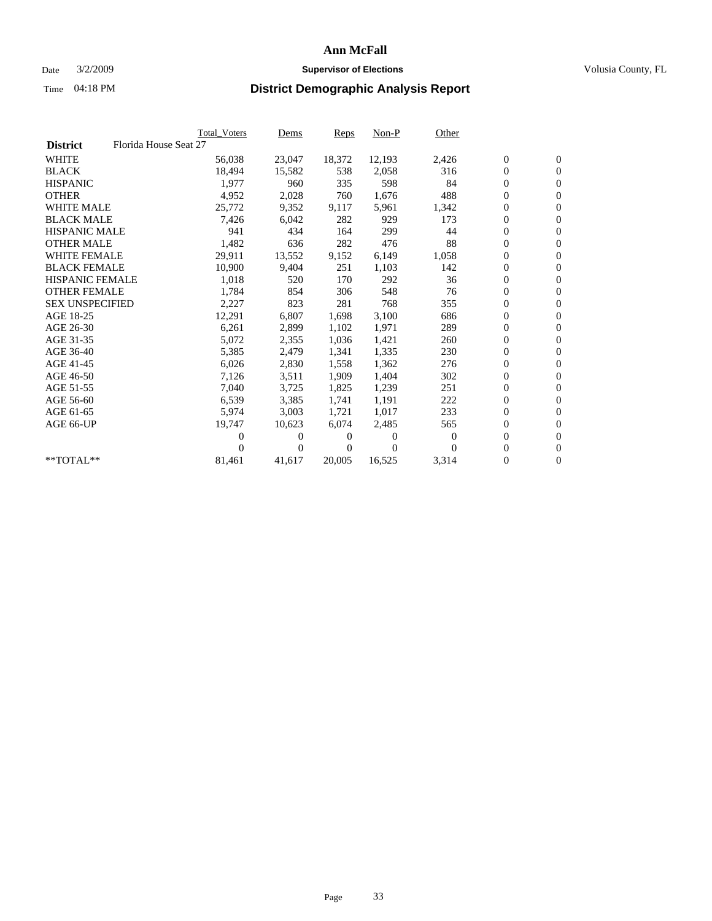# Ann McFall

Date 3/2/2009 **Supervisor of Elections** Volusia County, FL

Time 04:18 PM **District Demographic Analysis Report**

| | Total_Voters | Dems | Reps | Non-P | Other | | |
|---|---|---|---|---|---|---|---|
| **District** Florida House Seat 27 | | | | | | | |
| WHITE | 56,038 | 23,047 | 18,372 | 12,193 | 2,426 | 0 | 0 |
| BLACK | 18,494 | 15,582 | 538 | 2,058 | 316 | 0 | 0 |
| HISPANIC | 1,977 | 960 | 335 | 598 | 84 | 0 | 0 |
| OTHER | 4,952 | 2,028 | 760 | 1,676 | 488 | 0 | 0 |
| WHITE MALE | 25,772 | 9,352 | 9,117 | 5,961 | 1,342 | 0 | 0 |
| BLACK MALE | 7,426 | 6,042 | 282 | 929 | 173 | 0 | 0 |
| HISPANIC MALE | 941 | 434 | 164 | 299 | 44 | 0 | 0 |
| OTHER MALE | 1,482 | 636 | 282 | 476 | 88 | 0 | 0 |
| WHITE FEMALE | 29,911 | 13,552 | 9,152 | 6,149 | 1,058 | 0 | 0 |
| BLACK FEMALE | 10,900 | 9,404 | 251 | 1,103 | 142 | 0 | 0 |
| HISPANIC FEMALE | 1,018 | 520 | 170 | 292 | 36 | 0 | 0 |
| OTHER FEMALE | 1,784 | 854 | 306 | 548 | 76 | 0 | 0 |
| SEX UNSPECIFIED | 2,227 | 823 | 281 | 768 | 355 | 0 | 0 |
| AGE 18-25 | 12,291 | 6,807 | 1,698 | 3,100 | 686 | 0 | 0 |
| AGE 26-30 | 6,261 | 2,899 | 1,102 | 1,971 | 289 | 0 | 0 |
| AGE 31-35 | 5,072 | 2,355 | 1,036 | 1,421 | 260 | 0 | 0 |
| AGE 36-40 | 5,385 | 2,479 | 1,341 | 1,335 | 230 | 0 | 0 |
| AGE 41-45 | 6,026 | 2,830 | 1,558 | 1,362 | 276 | 0 | 0 |
| AGE 46-50 | 7,126 | 3,511 | 1,909 | 1,404 | 302 | 0 | 0 |
| AGE 51-55 | 7,040 | 3,725 | 1,825 | 1,239 | 251 | 0 | 0 |
| AGE 56-60 | 6,539 | 3,385 | 1,741 | 1,191 | 222 | 0 | 0 |
| AGE 61-65 | 5,974 | 3,003 | 1,721 | 1,017 | 233 | 0 | 0 |
| AGE 66-UP | 19,747 | 10,623 | 6,074 | 2,485 | 565 | 0 | 0 |
| | 0 | 0 | 0 | 0 | 0 | 0 | 0 |
| | 0 | 0 | 0 | 0 | 0 | 0 | 0 |
| **TOTAL** | 81,461 | 41,617 | 20,005 | 16,525 | 3,314 | 0 | 0 |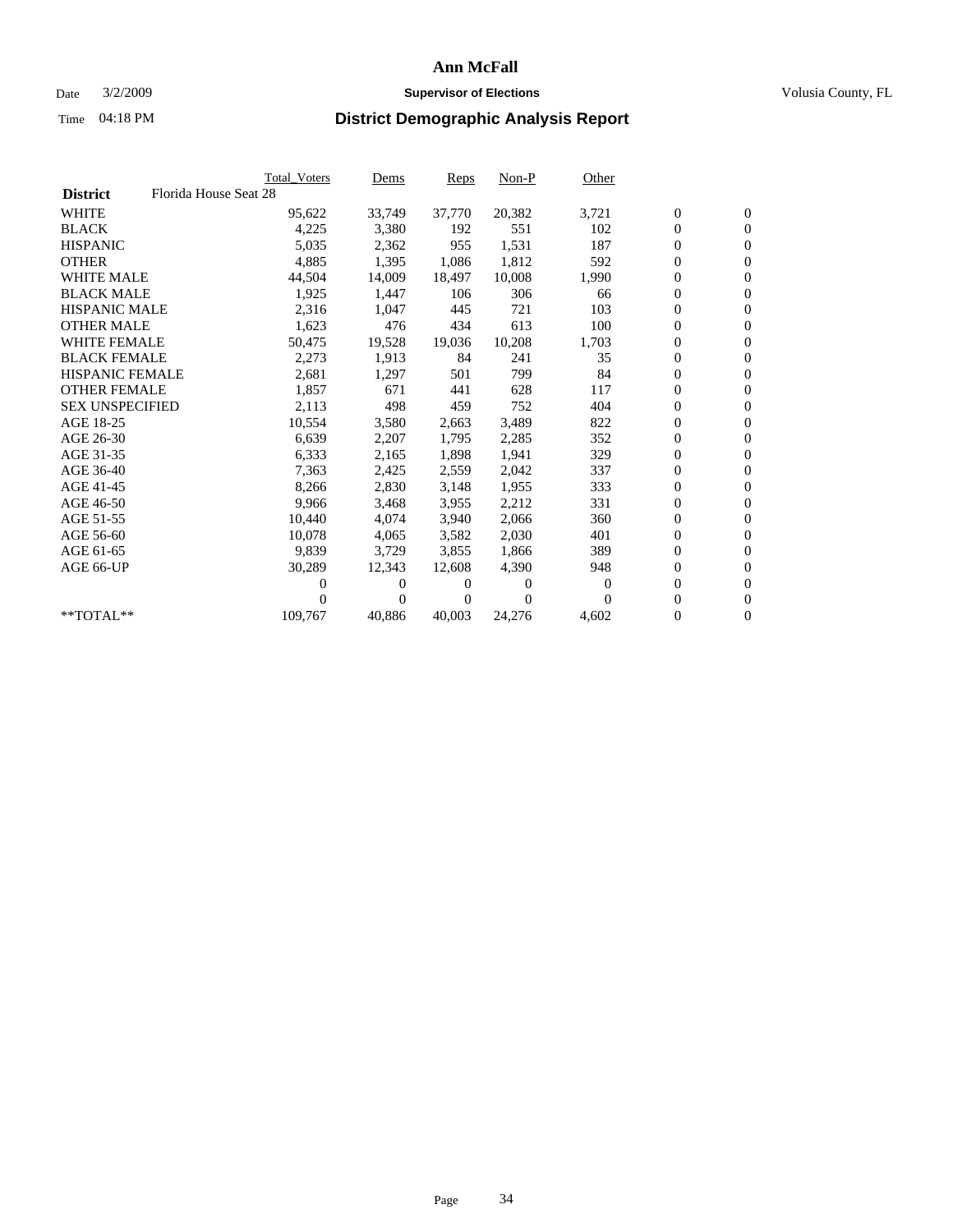# Ann McFall

Date 3/2/2009 **Supervisor of Elections** Volusia County, FL

Time 04:18 PM **District Demographic Analysis Report**

| | Total_Voters | Dems | Reps | Non-P | Other | | |
|---|---|---|---|---|---|---|---|
| **District** Florida House Seat 28 | | | | | | | |
| WHITE | 95,622 | 33,749 | 37,770 | 20,382 | 3,721 | 0 | 0 |
| BLACK | 4,225 | 3,380 | 192 | 551 | 102 | 0 | 0 |
| HISPANIC | 5,035 | 2,362 | 955 | 1,531 | 187 | 0 | 0 |
| OTHER | 4,885 | 1,395 | 1,086 | 1,812 | 592 | 0 | 0 |
| WHITE MALE | 44,504 | 14,009 | 18,497 | 10,008 | 1,990 | 0 | 0 |
| BLACK MALE | 1,925 | 1,447 | 106 | 306 | 66 | 0 | 0 |
| HISPANIC MALE | 2,316 | 1,047 | 445 | 721 | 103 | 0 | 0 |
| OTHER MALE | 1,623 | 476 | 434 | 613 | 100 | 0 | 0 |
| WHITE FEMALE | 50,475 | 19,528 | 19,036 | 10,208 | 1,703 | 0 | 0 |
| BLACK FEMALE | 2,273 | 1,913 | 84 | 241 | 35 | 0 | 0 |
| HISPANIC FEMALE | 2,681 | 1,297 | 501 | 799 | 84 | 0 | 0 |
| OTHER FEMALE | 1,857 | 671 | 441 | 628 | 117 | 0 | 0 |
| SEX UNSPECIFIED | 2,113 | 498 | 459 | 752 | 404 | 0 | 0 |
| AGE 18-25 | 10,554 | 3,580 | 2,663 | 3,489 | 822 | 0 | 0 |
| AGE 26-30 | 6,639 | 2,207 | 1,795 | 2,285 | 352 | 0 | 0 |
| AGE 31-35 | 6,333 | 2,165 | 1,898 | 1,941 | 329 | 0 | 0 |
| AGE 36-40 | 7,363 | 2,425 | 2,559 | 2,042 | 337 | 0 | 0 |
| AGE 41-45 | 8,266 | 2,830 | 3,148 | 1,955 | 333 | 0 | 0 |
| AGE 46-50 | 9,966 | 3,468 | 3,955 | 2,212 | 331 | 0 | 0 |
| AGE 51-55 | 10,440 | 4,074 | 3,940 | 2,066 | 360 | 0 | 0 |
| AGE 56-60 | 10,078 | 4,065 | 3,582 | 2,030 | 401 | 0 | 0 |
| AGE 61-65 | 9,839 | 3,729 | 3,855 | 1,866 | 389 | 0 | 0 |
| AGE 66-UP | 30,289 | 12,343 | 12,608 | 4,390 | 948 | 0 | 0 |
| | 0 | 0 | 0 | 0 | 0 | 0 | 0 |
| | 0 | 0 | 0 | 0 | 0 | 0 | 0 |
| **TOTAL** | 109,767 | 40,886 | 40,003 | 24,276 | 4,602 | 0 | 0 |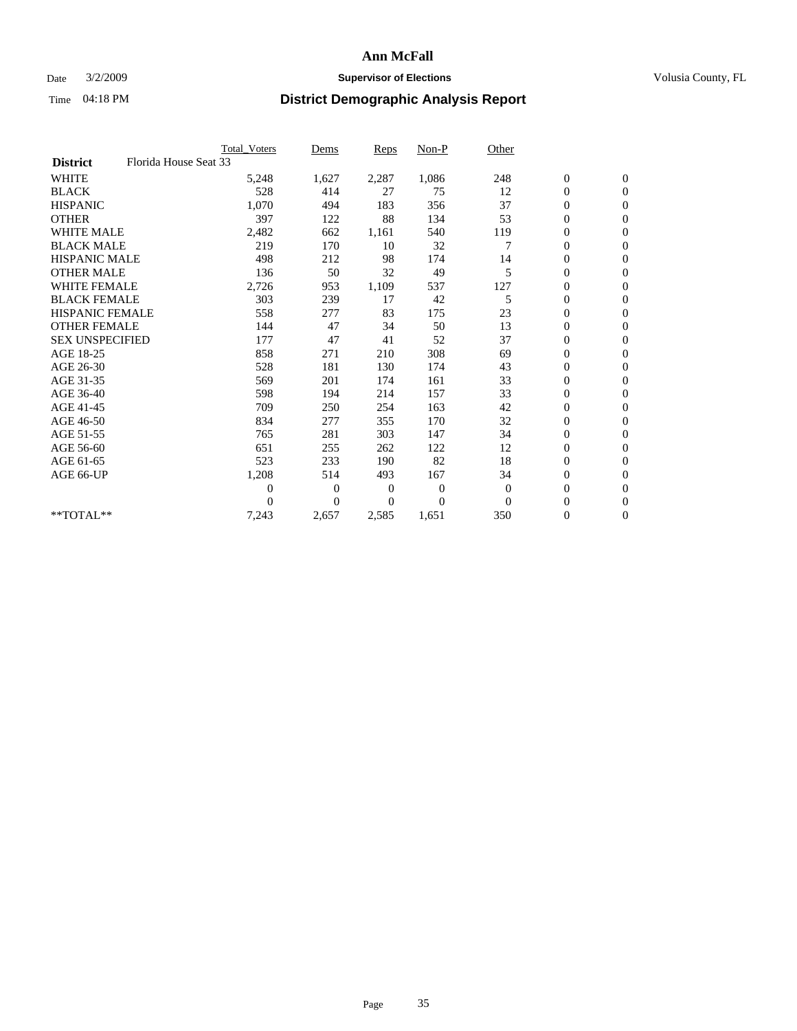# Ann McFall

Date 3/2/2009 **Supervisor of Elections** Volusia County, FL

Time 04:18 PM **District Demographic Analysis Report**

| | Total_Voters | Dems | Reps | Non-P | Other | | |
|---|---|---|---|---|---|---|---|
| **District** Florida House Seat 33 | | | | | | | |
| WHITE | 5,248 | 1,627 | 2,287 | 1,086 | 248 | 0 | 0 |
| BLACK | 528 | 414 | 27 | 75 | 12 | 0 | 0 |
| HISPANIC | 1,070 | 494 | 183 | 356 | 37 | 0 | 0 |
| OTHER | 397 | 122 | 88 | 134 | 53 | 0 | 0 |
| WHITE MALE | 2,482 | 662 | 1,161 | 540 | 119 | 0 | 0 |
| BLACK MALE | 219 | 170 | 10 | 32 | 7 | 0 | 0 |
| HISPANIC MALE | 498 | 212 | 98 | 174 | 14 | 0 | 0 |
| OTHER MALE | 136 | 50 | 32 | 49 | 5 | 0 | 0 |
| WHITE FEMALE | 2,726 | 953 | 1,109 | 537 | 127 | 0 | 0 |
| BLACK FEMALE | 303 | 239 | 17 | 42 | 5 | 0 | 0 |
| HISPANIC FEMALE | 558 | 277 | 83 | 175 | 23 | 0 | 0 |
| OTHER FEMALE | 144 | 47 | 34 | 50 | 13 | 0 | 0 |
| SEX UNSPECIFIED | 177 | 47 | 41 | 52 | 37 | 0 | 0 |
| AGE 18-25 | 858 | 271 | 210 | 308 | 69 | 0 | 0 |
| AGE 26-30 | 528 | 181 | 130 | 174 | 43 | 0 | 0 |
| AGE 31-35 | 569 | 201 | 174 | 161 | 33 | 0 | 0 |
| AGE 36-40 | 598 | 194 | 214 | 157 | 33 | 0 | 0 |
| AGE 41-45 | 709 | 250 | 254 | 163 | 42 | 0 | 0 |
| AGE 46-50 | 834 | 277 | 355 | 170 | 32 | 0 | 0 |
| AGE 51-55 | 765 | 281 | 303 | 147 | 34 | 0 | 0 |
| AGE 56-60 | 651 | 255 | 262 | 122 | 12 | 0 | 0 |
| AGE 61-65 | 523 | 233 | 190 | 82 | 18 | 0 | 0 |
| AGE 66-UP | 1,208 | 514 | 493 | 167 | 34 | 0 | 0 |
| | 0 | 0 | 0 | 0 | 0 | 0 | 0 |
| | 0 | 0 | 0 | 0 | 0 | 0 | 0 |
| **TOTAL** | 7,243 | 2,657 | 2,585 | 1,651 | 350 | 0 | 0 |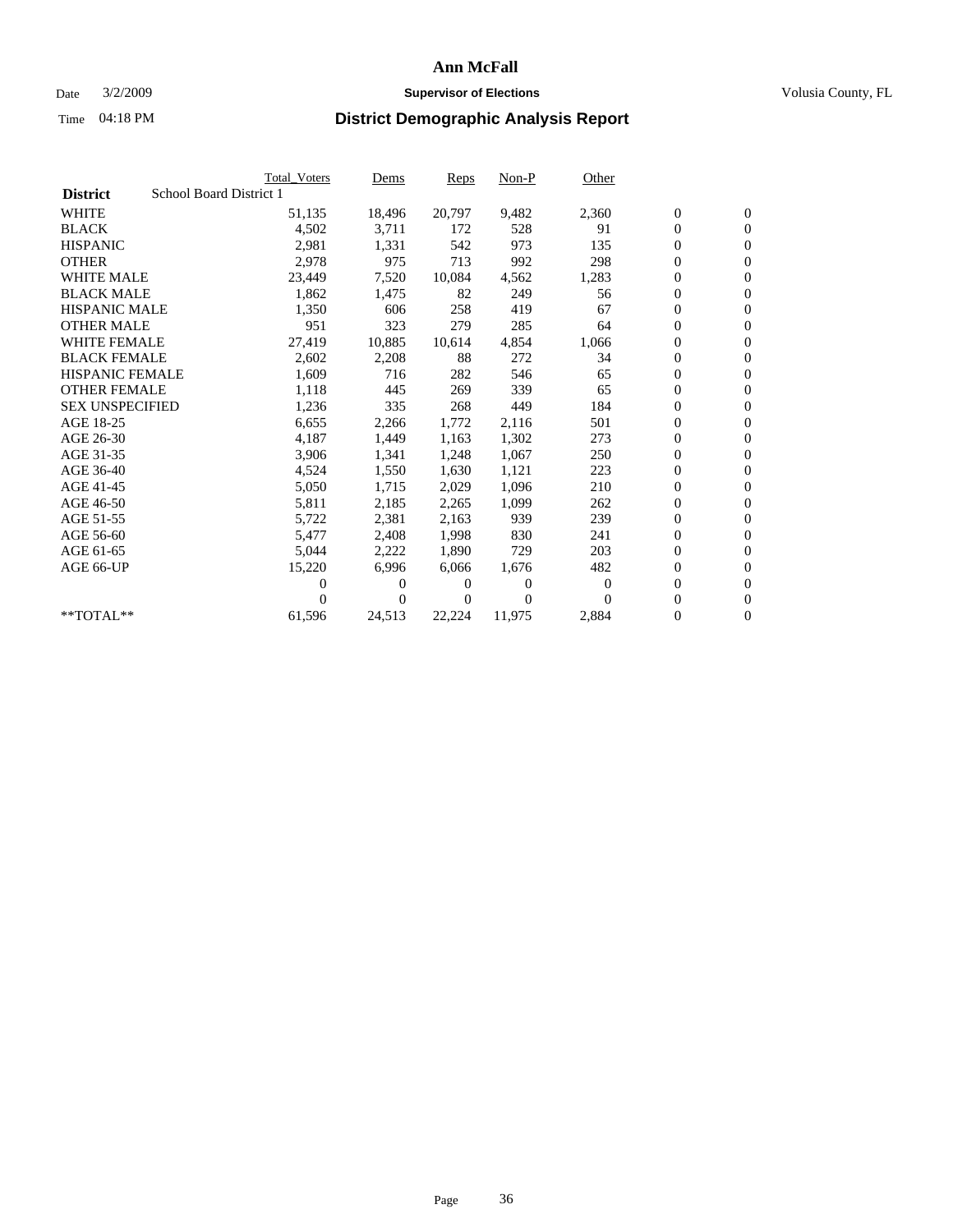# Ann McFall

Date 3/2/2009 **Supervisor of Elections** Volusia County, FL

Time 04:18 PM **District Demographic Analysis Report**

| | Total_Voters | Dems | Reps | Non-P | Other | | |
|---|---|---|---|---|---|---|---|
| **District** School Board District 1 | | | | | | | |
| WHITE | 51,135 | 18,496 | 20,797 | 9,482 | 2,360 | 0 | 0 |
| BLACK | 4,502 | 3,711 | 172 | 528 | 91 | 0 | 0 |
| HISPANIC | 2,981 | 1,331 | 542 | 973 | 135 | 0 | 0 |
| OTHER | 2,978 | 975 | 713 | 992 | 298 | 0 | 0 |
| WHITE MALE | 23,449 | 7,520 | 10,084 | 4,562 | 1,283 | 0 | 0 |
| BLACK MALE | 1,862 | 1,475 | 82 | 249 | 56 | 0 | 0 |
| HISPANIC MALE | 1,350 | 606 | 258 | 419 | 67 | 0 | 0 |
| OTHER MALE | 951 | 323 | 279 | 285 | 64 | 0 | 0 |
| WHITE FEMALE | 27,419 | 10,885 | 10,614 | 4,854 | 1,066 | 0 | 0 |
| BLACK FEMALE | 2,602 | 2,208 | 88 | 272 | 34 | 0 | 0 |
| HISPANIC FEMALE | 1,609 | 716 | 282 | 546 | 65 | 0 | 0 |
| OTHER FEMALE | 1,118 | 445 | 269 | 339 | 65 | 0 | 0 |
| SEX UNSPECIFIED | 1,236 | 335 | 268 | 449 | 184 | 0 | 0 |
| AGE 18-25 | 6,655 | 2,266 | 1,772 | 2,116 | 501 | 0 | 0 |
| AGE 26-30 | 4,187 | 1,449 | 1,163 | 1,302 | 273 | 0 | 0 |
| AGE 31-35 | 3,906 | 1,341 | 1,248 | 1,067 | 250 | 0 | 0 |
| AGE 36-40 | 4,524 | 1,550 | 1,630 | 1,121 | 223 | 0 | 0 |
| AGE 41-45 | 5,050 | 1,715 | 2,029 | 1,096 | 210 | 0 | 0 |
| AGE 46-50 | 5,811 | 2,185 | 2,265 | 1,099 | 262 | 0 | 0 |
| AGE 51-55 | 5,722 | 2,381 | 2,163 | 939 | 239 | 0 | 0 |
| AGE 56-60 | 5,477 | 2,408 | 1,998 | 830 | 241 | 0 | 0 |
| AGE 61-65 | 5,044 | 2,222 | 1,890 | 729 | 203 | 0 | 0 |
| AGE 66-UP | 15,220 | 6,996 | 6,066 | 1,676 | 482 | 0 | 0 |
| | 0 | 0 | 0 | 0 | 0 | 0 | 0 |
| | 0 | 0 | 0 | 0 | 0 | 0 | 0 |
| **TOTAL** | 61,596 | 24,513 | 22,224 | 11,975 | 2,884 | 0 | 0 |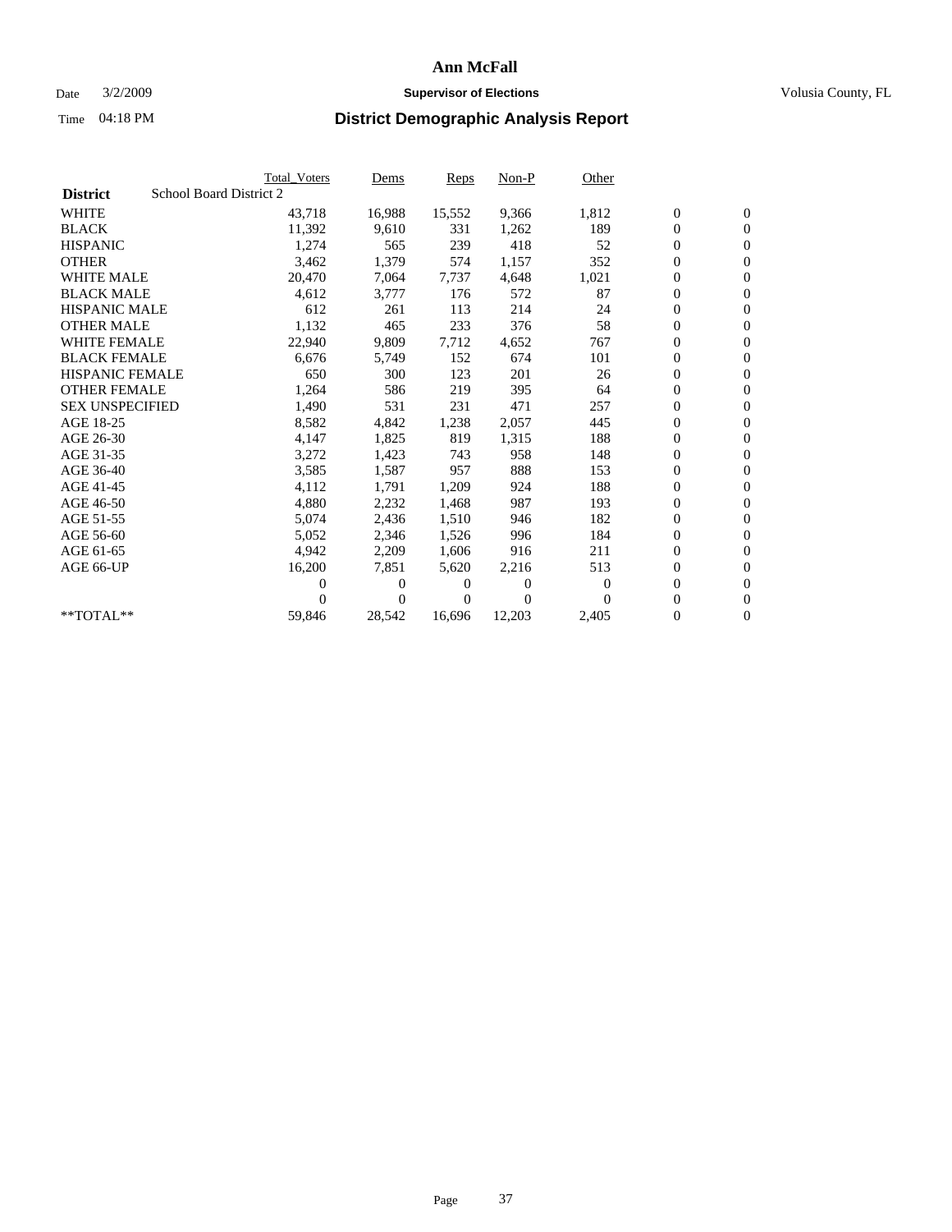# Ann McFall

Date 3/2/2009 **Supervisor of Elections** Volusia County, FL

Time 04:18 PM **District Demographic Analysis Report**

| | Total_Voters | Dems | Reps | Non-P | Other | | |
|---|---|---|---|---|---|---|---|
| **District** School Board District 2 | | | | | | | |
| WHITE | 43,718 | 16,988 | 15,552 | 9,366 | 1,812 | 0 | 0 |
| BLACK | 11,392 | 9,610 | 331 | 1,262 | 189 | 0 | 0 |
| HISPANIC | 1,274 | 565 | 239 | 418 | 52 | 0 | 0 |
| OTHER | 3,462 | 1,379 | 574 | 1,157 | 352 | 0 | 0 |
| WHITE MALE | 20,470 | 7,064 | 7,737 | 4,648 | 1,021 | 0 | 0 |
| BLACK MALE | 4,612 | 3,777 | 176 | 572 | 87 | 0 | 0 |
| HISPANIC MALE | 612 | 261 | 113 | 214 | 24 | 0 | 0 |
| OTHER MALE | 1,132 | 465 | 233 | 376 | 58 | 0 | 0 |
| WHITE FEMALE | 22,940 | 9,809 | 7,712 | 4,652 | 767 | 0 | 0 |
| BLACK FEMALE | 6,676 | 5,749 | 152 | 674 | 101 | 0 | 0 |
| HISPANIC FEMALE | 650 | 300 | 123 | 201 | 26 | 0 | 0 |
| OTHER FEMALE | 1,264 | 586 | 219 | 395 | 64 | 0 | 0 |
| SEX UNSPECIFIED | 1,490 | 531 | 231 | 471 | 257 | 0 | 0 |
| AGE 18-25 | 8,582 | 4,842 | 1,238 | 2,057 | 445 | 0 | 0 |
| AGE 26-30 | 4,147 | 1,825 | 819 | 1,315 | 188 | 0 | 0 |
| AGE 31-35 | 3,272 | 1,423 | 743 | 958 | 148 | 0 | 0 |
| AGE 36-40 | 3,585 | 1,587 | 957 | 888 | 153 | 0 | 0 |
| AGE 41-45 | 4,112 | 1,791 | 1,209 | 924 | 188 | 0 | 0 |
| AGE 46-50 | 4,880 | 2,232 | 1,468 | 987 | 193 | 0 | 0 |
| AGE 51-55 | 5,074 | 2,436 | 1,510 | 946 | 182 | 0 | 0 |
| AGE 56-60 | 5,052 | 2,346 | 1,526 | 996 | 184 | 0 | 0 |
| AGE 61-65 | 4,942 | 2,209 | 1,606 | 916 | 211 | 0 | 0 |
| AGE 66-UP | 16,200 | 7,851 | 5,620 | 2,216 | 513 | 0 | 0 |
| | 0 | 0 | 0 | 0 | 0 | 0 | 0 |
| | 0 | 0 | 0 | 0 | 0 | 0 | 0 |
| **TOTAL** | 59,846 | 28,542 | 16,696 | 12,203 | 2,405 | 0 | 0 |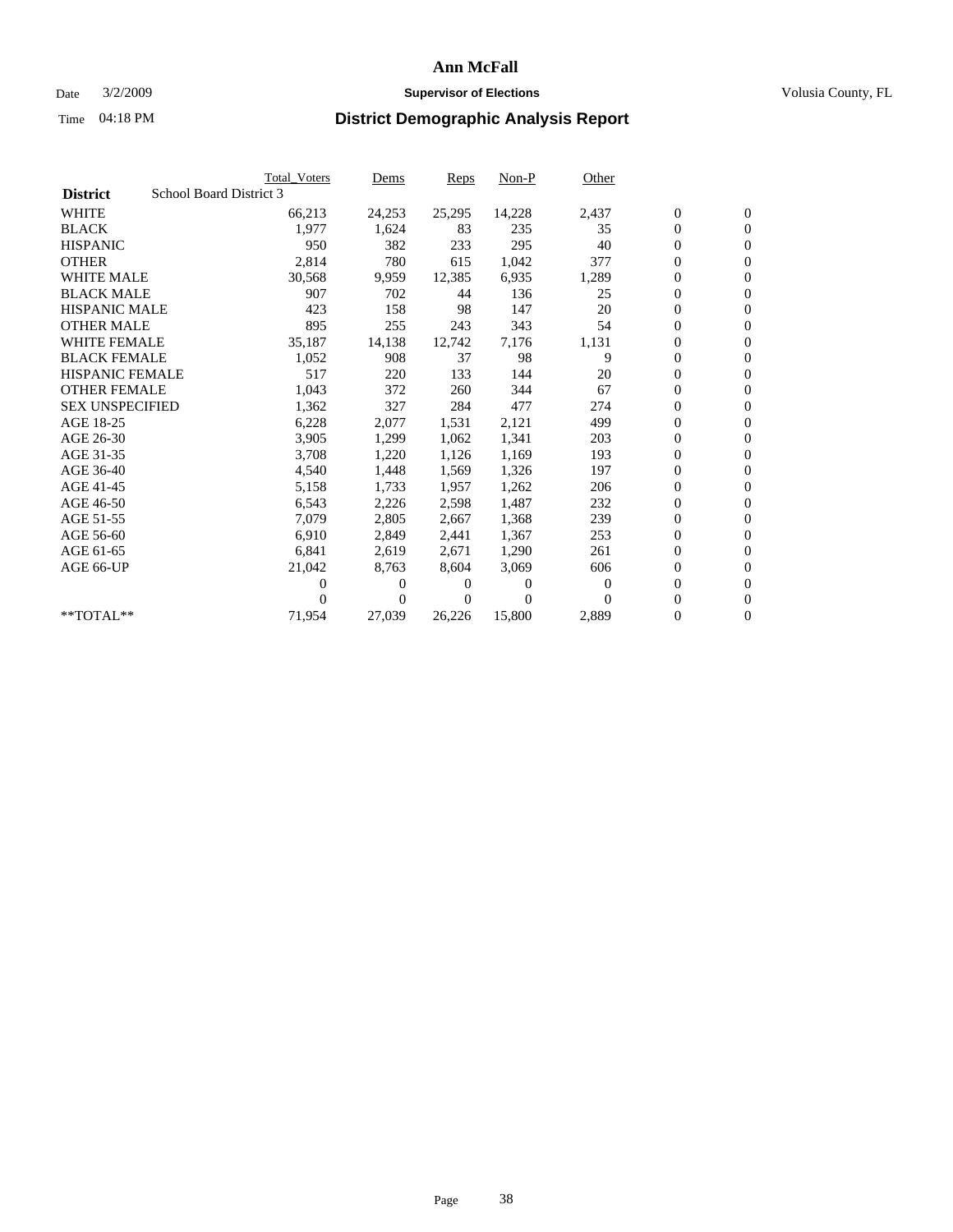# Ann McFall

Date 3/2/2009 **Supervisor of Elections** Volusia County, FL

Time 04:18 PM **District Demographic Analysis Report**

| | Total_Voters | Dems | Reps | Non-P | Other | | |
|---|---|---|---|---|---|---|---|
| **District** School Board District 3 | | | | | | | |
| WHITE | 66,213 | 24,253 | 25,295 | 14,228 | 2,437 | 0 | 0 |
| BLACK | 1,977 | 1,624 | 83 | 235 | 35 | 0 | 0 |
| HISPANIC | 950 | 382 | 233 | 295 | 40 | 0 | 0 |
| OTHER | 2,814 | 780 | 615 | 1,042 | 377 | 0 | 0 |
| WHITE MALE | 30,568 | 9,959 | 12,385 | 6,935 | 1,289 | 0 | 0 |
| BLACK MALE | 907 | 702 | 44 | 136 | 25 | 0 | 0 |
| HISPANIC MALE | 423 | 158 | 98 | 147 | 20 | 0 | 0 |
| OTHER MALE | 895 | 255 | 243 | 343 | 54 | 0 | 0 |
| WHITE FEMALE | 35,187 | 14,138 | 12,742 | 7,176 | 1,131 | 0 | 0 |
| BLACK FEMALE | 1,052 | 908 | 37 | 98 | 9 | 0 | 0 |
| HISPANIC FEMALE | 517 | 220 | 133 | 144 | 20 | 0 | 0 |
| OTHER FEMALE | 1,043 | 372 | 260 | 344 | 67 | 0 | 0 |
| SEX UNSPECIFIED | 1,362 | 327 | 284 | 477 | 274 | 0 | 0 |
| AGE 18-25 | 6,228 | 2,077 | 1,531 | 2,121 | 499 | 0 | 0 |
| AGE 26-30 | 3,905 | 1,299 | 1,062 | 1,341 | 203 | 0 | 0 |
| AGE 31-35 | 3,708 | 1,220 | 1,126 | 1,169 | 193 | 0 | 0 |
| AGE 36-40 | 4,540 | 1,448 | 1,569 | 1,326 | 197 | 0 | 0 |
| AGE 41-45 | 5,158 | 1,733 | 1,957 | 1,262 | 206 | 0 | 0 |
| AGE 46-50 | 6,543 | 2,226 | 2,598 | 1,487 | 232 | 0 | 0 |
| AGE 51-55 | 7,079 | 2,805 | 2,667 | 1,368 | 239 | 0 | 0 |
| AGE 56-60 | 6,910 | 2,849 | 2,441 | 1,367 | 253 | 0 | 0 |
| AGE 61-65 | 6,841 | 2,619 | 2,671 | 1,290 | 261 | 0 | 0 |
| AGE 66-UP | 21,042 | 8,763 | 8,604 | 3,069 | 606 | 0 | 0 |
| | 0 | 0 | 0 | 0 | 0 | 0 | 0 |
| | 0 | 0 | 0 | 0 | 0 | 0 | 0 |
| **TOTAL** | 71,954 | 27,039 | 26,226 | 15,800 | 2,889 | 0 | 0 |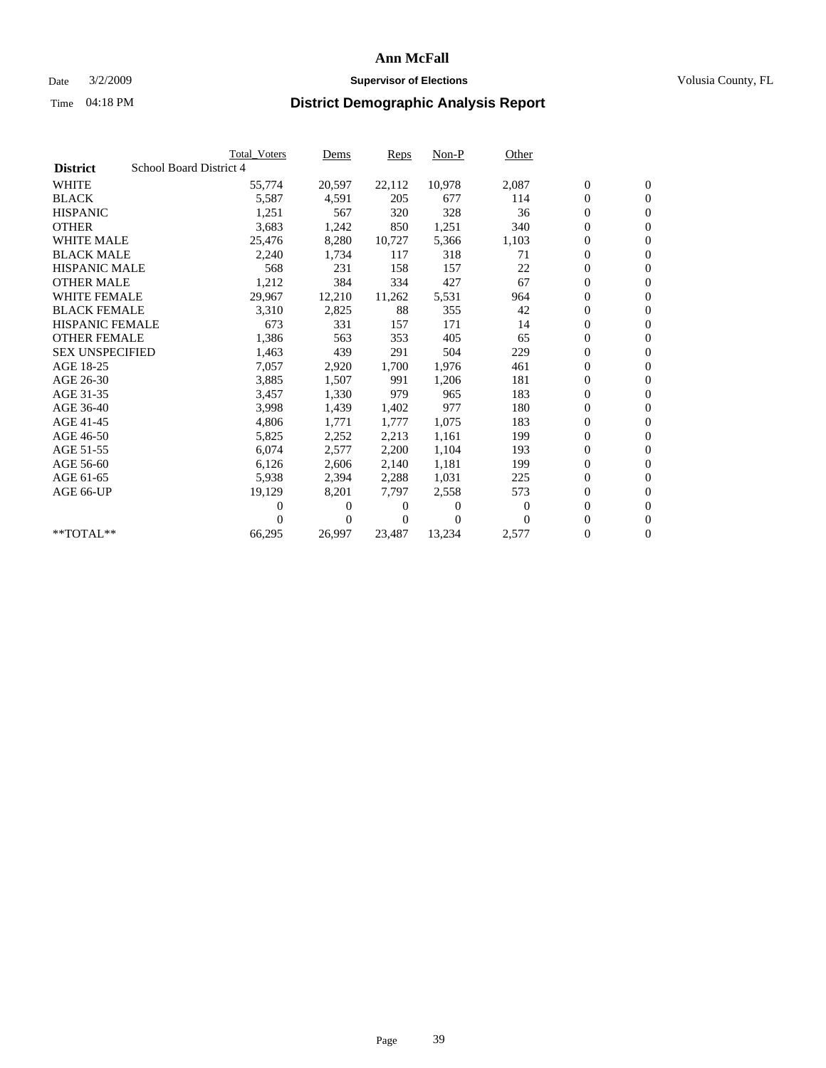# Ann McFall

Date 3/2/2009 **Supervisor of Elections** Volusia County, FL

Time 04:18 PM **District Demographic Analysis Report**

| | Total_Voters | Dems | Reps | Non-P | Other | | |
|---|---|---|---|---|---|---|---|
| **District** School Board District 4 | | | | | | | |
| WHITE | 55,774 | 20,597 | 22,112 | 10,978 | 2,087 | 0 | 0 |
| BLACK | 5,587 | 4,591 | 205 | 677 | 114 | 0 | 0 |
| HISPANIC | 1,251 | 567 | 320 | 328 | 36 | 0 | 0 |
| OTHER | 3,683 | 1,242 | 850 | 1,251 | 340 | 0 | 0 |
| WHITE MALE | 25,476 | 8,280 | 10,727 | 5,366 | 1,103 | 0 | 0 |
| BLACK MALE | 2,240 | 1,734 | 117 | 318 | 71 | 0 | 0 |
| HISPANIC MALE | 568 | 231 | 158 | 157 | 22 | 0 | 0 |
| OTHER MALE | 1,212 | 384 | 334 | 427 | 67 | 0 | 0 |
| WHITE FEMALE | 29,967 | 12,210 | 11,262 | 5,531 | 964 | 0 | 0 |
| BLACK FEMALE | 3,310 | 2,825 | 88 | 355 | 42 | 0 | 0 |
| HISPANIC FEMALE | 673 | 331 | 157 | 171 | 14 | 0 | 0 |
| OTHER FEMALE | 1,386 | 563 | 353 | 405 | 65 | 0 | 0 |
| SEX UNSPECIFIED | 1,463 | 439 | 291 | 504 | 229 | 0 | 0 |
| AGE 18-25 | 7,057 | 2,920 | 1,700 | 1,976 | 461 | 0 | 0 |
| AGE 26-30 | 3,885 | 1,507 | 991 | 1,206 | 181 | 0 | 0 |
| AGE 31-35 | 3,457 | 1,330 | 979 | 965 | 183 | 0 | 0 |
| AGE 36-40 | 3,998 | 1,439 | 1,402 | 977 | 180 | 0 | 0 |
| AGE 41-45 | 4,806 | 1,771 | 1,777 | 1,075 | 183 | 0 | 0 |
| AGE 46-50 | 5,825 | 2,252 | 2,213 | 1,161 | 199 | 0 | 0 |
| AGE 51-55 | 6,074 | 2,577 | 2,200 | 1,104 | 193 | 0 | 0 |
| AGE 56-60 | 6,126 | 2,606 | 2,140 | 1,181 | 199 | 0 | 0 |
| AGE 61-65 | 5,938 | 2,394 | 2,288 | 1,031 | 225 | 0 | 0 |
| AGE 66-UP | 19,129 | 8,201 | 7,797 | 2,558 | 573 | 0 | 0 |
| | 0 | 0 | 0 | 0 | 0 | 0 | 0 |
| | 0 | 0 | 0 | 0 | 0 | 0 | 0 |
| **TOTAL** | 66,295 | 26,997 | 23,487 | 13,234 | 2,577 | 0 | 0 |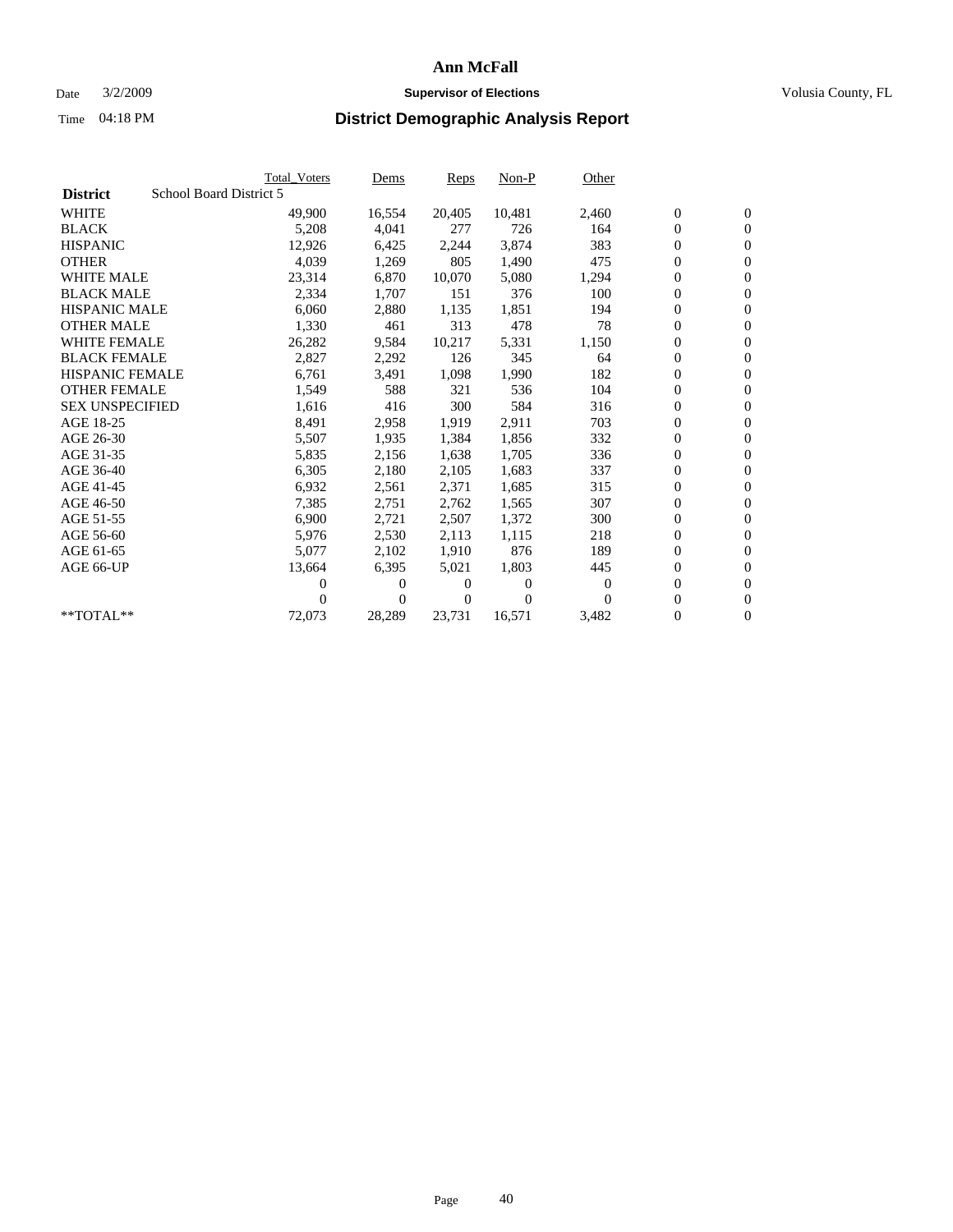# Ann McFall

Date 3/2/2009 **Supervisor of Elections** Volusia County, FL

Time 04:18 PM **District Demographic Analysis Report**

| | Total_Voters | Dems | Reps | Non-P | Other | | |
|---|---|---|---|---|---|---|---|
| **District** School Board District 5 | | | | | | | |
| WHITE | 49,900 | 16,554 | 20,405 | 10,481 | 2,460 | 0 | 0 |
| BLACK | 5,208 | 4,041 | 277 | 726 | 164 | 0 | 0 |
| HISPANIC | 12,926 | 6,425 | 2,244 | 3,874 | 383 | 0 | 0 |
| OTHER | 4,039 | 1,269 | 805 | 1,490 | 475 | 0 | 0 |
| WHITE MALE | 23,314 | 6,870 | 10,070 | 5,080 | 1,294 | 0 | 0 |
| BLACK MALE | 2,334 | 1,707 | 151 | 376 | 100 | 0 | 0 |
| HISPANIC MALE | 6,060 | 2,880 | 1,135 | 1,851 | 194 | 0 | 0 |
| OTHER MALE | 1,330 | 461 | 313 | 478 | 78 | 0 | 0 |
| WHITE FEMALE | 26,282 | 9,584 | 10,217 | 5,331 | 1,150 | 0 | 0 |
| BLACK FEMALE | 2,827 | 2,292 | 126 | 345 | 64 | 0 | 0 |
| HISPANIC FEMALE | 6,761 | 3,491 | 1,098 | 1,990 | 182 | 0 | 0 |
| OTHER FEMALE | 1,549 | 588 | 321 | 536 | 104 | 0 | 0 |
| SEX UNSPECIFIED | 1,616 | 416 | 300 | 584 | 316 | 0 | 0 |
| AGE 18-25 | 8,491 | 2,958 | 1,919 | 2,911 | 703 | 0 | 0 |
| AGE 26-30 | 5,507 | 1,935 | 1,384 | 1,856 | 332 | 0 | 0 |
| AGE 31-35 | 5,835 | 2,156 | 1,638 | 1,705 | 336 | 0 | 0 |
| AGE 36-40 | 6,305 | 2,180 | 2,105 | 1,683 | 337 | 0 | 0 |
| AGE 41-45 | 6,932 | 2,561 | 2,371 | 1,685 | 315 | 0 | 0 |
| AGE 46-50 | 7,385 | 2,751 | 2,762 | 1,565 | 307 | 0 | 0 |
| AGE 51-55 | 6,900 | 2,721 | 2,507 | 1,372 | 300 | 0 | 0 |
| AGE 56-60 | 5,976 | 2,530 | 2,113 | 1,115 | 218 | 0 | 0 |
| AGE 61-65 | 5,077 | 2,102 | 1,910 | 876 | 189 | 0 | 0 |
| AGE 66-UP | 13,664 | 6,395 | 5,021 | 1,803 | 445 | 0 | 0 |
| | 0 | 0 | 0 | 0 | 0 | 0 | 0 |
| | 0 | 0 | 0 | 0 | 0 | 0 | 0 |
| **TOTAL** | 72,073 | 28,289 | 23,731 | 16,571 | 3,482 | 0 | 0 |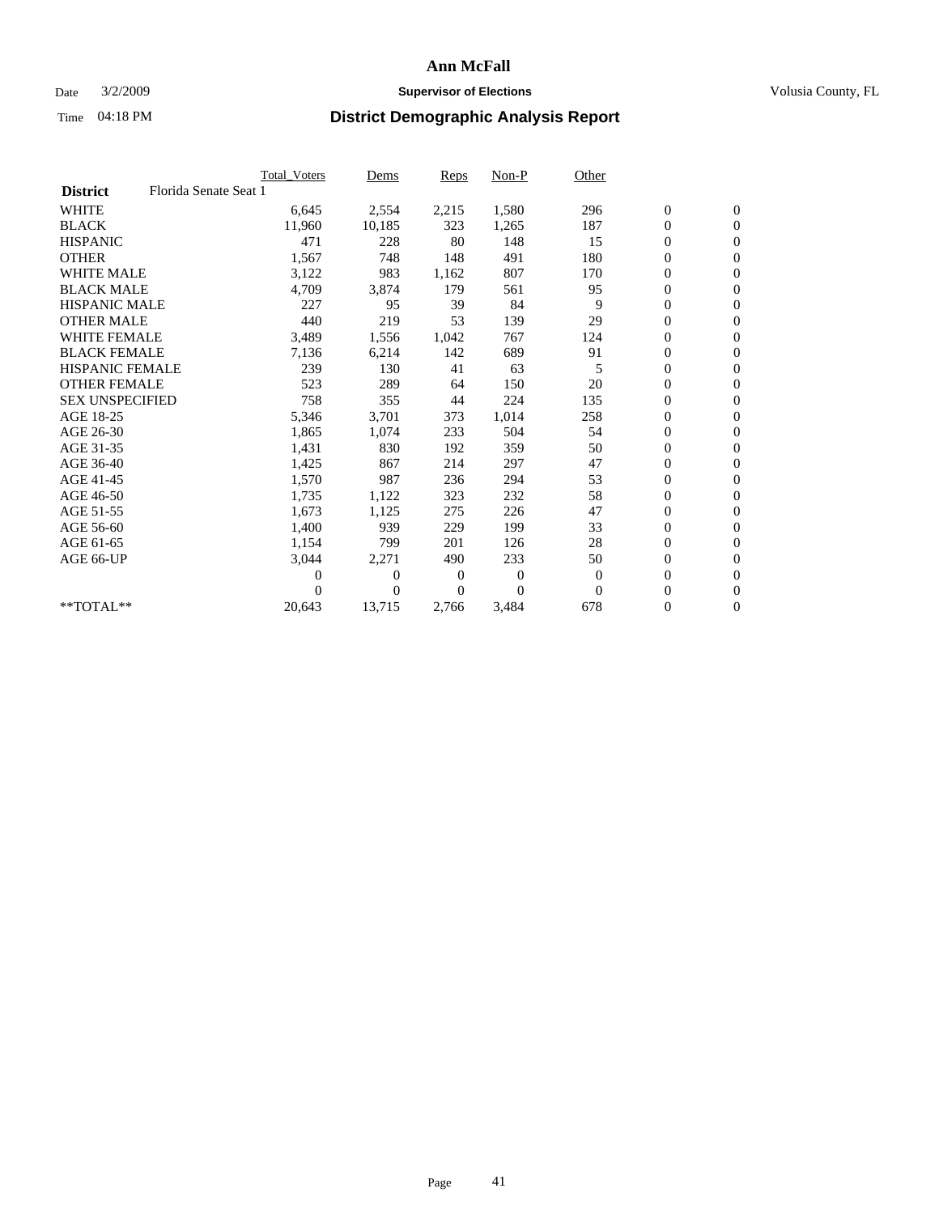# Ann McFall

Date 3/2/2009 **Supervisor of Elections** Volusia County, FL

Time 04:18 PM **District Demographic Analysis Report**

| | Total_Voters | Dems | Reps | Non-P | Other | | |
|---|---|---|---|---|---|---|---|
| **District** Florida Senate Seat 1 | | | | | | | |
| WHITE | 6,645 | 2,554 | 2,215 | 1,580 | 296 | 0 | 0 |
| BLACK | 11,960 | 10,185 | 323 | 1,265 | 187 | 0 | 0 |
| HISPANIC | 471 | 228 | 80 | 148 | 15 | 0 | 0 |
| OTHER | 1,567 | 748 | 148 | 491 | 180 | 0 | 0 |
| WHITE MALE | 3,122 | 983 | 1,162 | 807 | 170 | 0 | 0 |
| BLACK MALE | 4,709 | 3,874 | 179 | 561 | 95 | 0 | 0 |
| HISPANIC MALE | 227 | 95 | 39 | 84 | 9 | 0 | 0 |
| OTHER MALE | 440 | 219 | 53 | 139 | 29 | 0 | 0 |
| WHITE FEMALE | 3,489 | 1,556 | 1,042 | 767 | 124 | 0 | 0 |
| BLACK FEMALE | 7,136 | 6,214 | 142 | 689 | 91 | 0 | 0 |
| HISPANIC FEMALE | 239 | 130 | 41 | 63 | 5 | 0 | 0 |
| OTHER FEMALE | 523 | 289 | 64 | 150 | 20 | 0 | 0 |
| SEX UNSPECIFIED | 758 | 355 | 44 | 224 | 135 | 0 | 0 |
| AGE 18-25 | 5,346 | 3,701 | 373 | 1,014 | 258 | 0 | 0 |
| AGE 26-30 | 1,865 | 1,074 | 233 | 504 | 54 | 0 | 0 |
| AGE 31-35 | 1,431 | 830 | 192 | 359 | 50 | 0 | 0 |
| AGE 36-40 | 1,425 | 867 | 214 | 297 | 47 | 0 | 0 |
| AGE 41-45 | 1,570 | 987 | 236 | 294 | 53 | 0 | 0 |
| AGE 46-50 | 1,735 | 1,122 | 323 | 232 | 58 | 0 | 0 |
| AGE 51-55 | 1,673 | 1,125 | 275 | 226 | 47 | 0 | 0 |
| AGE 56-60 | 1,400 | 939 | 229 | 199 | 33 | 0 | 0 |
| AGE 61-65 | 1,154 | 799 | 201 | 126 | 28 | 0 | 0 |
| AGE 66-UP | 3,044 | 2,271 | 490 | 233 | 50 | 0 | 0 |
| | 0 | 0 | 0 | 0 | 0 | 0 | 0 |
| | 0 | 0 | 0 | 0 | 0 | 0 | 0 |
| **TOTAL** | 20,643 | 13,715 | 2,766 | 3,484 | 678 | 0 | 0 |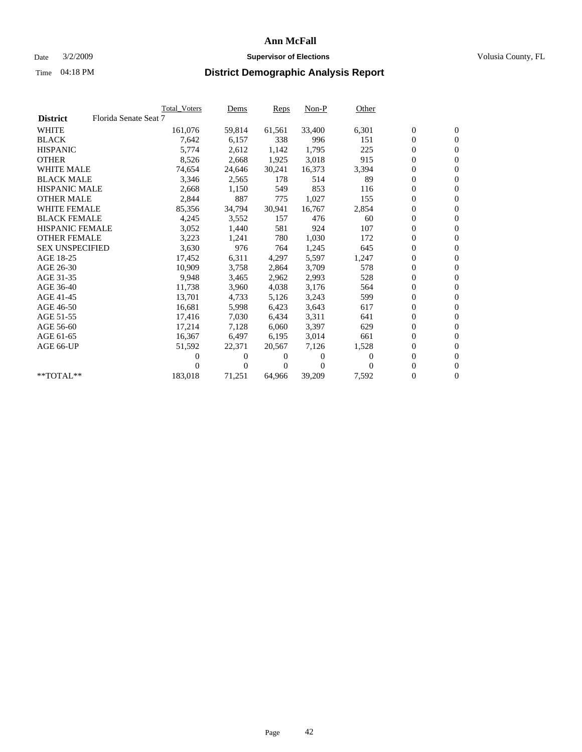# Ann McFall

Date 3/2/2009 **Supervisor of Elections** Volusia County, FL

Time 04:18 PM **District Demographic Analysis Report**

| | Total_Voters | Dems | Reps | Non-P | Other | | |
|---|---|---|---|---|---|---|---|
| **District** Florida Senate Seat 7 | | | | | | | |
| WHITE | 161,076 | 59,814 | 61,561 | 33,400 | 6,301 | 0 | 0 |
| BLACK | 7,642 | 6,157 | 338 | 996 | 151 | 0 | 0 |
| HISPANIC | 5,774 | 2,612 | 1,142 | 1,795 | 225 | 0 | 0 |
| OTHER | 8,526 | 2,668 | 1,925 | 3,018 | 915 | 0 | 0 |
| WHITE MALE | 74,654 | 24,646 | 30,241 | 16,373 | 3,394 | 0 | 0 |
| BLACK MALE | 3,346 | 2,565 | 178 | 514 | 89 | 0 | 0 |
| HISPANIC MALE | 2,668 | 1,150 | 549 | 853 | 116 | 0 | 0 |
| OTHER MALE | 2,844 | 887 | 775 | 1,027 | 155 | 0 | 0 |
| WHITE FEMALE | 85,356 | 34,794 | 30,941 | 16,767 | 2,854 | 0 | 0 |
| BLACK FEMALE | 4,245 | 3,552 | 157 | 476 | 60 | 0 | 0 |
| HISPANIC FEMALE | 3,052 | 1,440 | 581 | 924 | 107 | 0 | 0 |
| OTHER FEMALE | 3,223 | 1,241 | 780 | 1,030 | 172 | 0 | 0 |
| SEX UNSPECIFIED | 3,630 | 976 | 764 | 1,245 | 645 | 0 | 0 |
| AGE 18-25 | 17,452 | 6,311 | 4,297 | 5,597 | 1,247 | 0 | 0 |
| AGE 26-30 | 10,909 | 3,758 | 2,864 | 3,709 | 578 | 0 | 0 |
| AGE 31-35 | 9,948 | 3,465 | 2,962 | 2,993 | 528 | 0 | 0 |
| AGE 36-40 | 11,738 | 3,960 | 4,038 | 3,176 | 564 | 0 | 0 |
| AGE 41-45 | 13,701 | 4,733 | 5,126 | 3,243 | 599 | 0 | 0 |
| AGE 46-50 | 16,681 | 5,998 | 6,423 | 3,643 | 617 | 0 | 0 |
| AGE 51-55 | 17,416 | 7,030 | 6,434 | 3,311 | 641 | 0 | 0 |
| AGE 56-60 | 17,214 | 7,128 | 6,060 | 3,397 | 629 | 0 | 0 |
| AGE 61-65 | 16,367 | 6,497 | 6,195 | 3,014 | 661 | 0 | 0 |
| AGE 66-UP | 51,592 | 22,371 | 20,567 | 7,126 | 1,528 | 0 | 0 |
| | 0 | 0 | 0 | 0 | 0 | 0 | 0 |
| | 0 | 0 | 0 | 0 | 0 | 0 | 0 |
| **TOTAL** | 183,018 | 71,251 | 64,966 | 39,209 | 7,592 | 0 | 0 |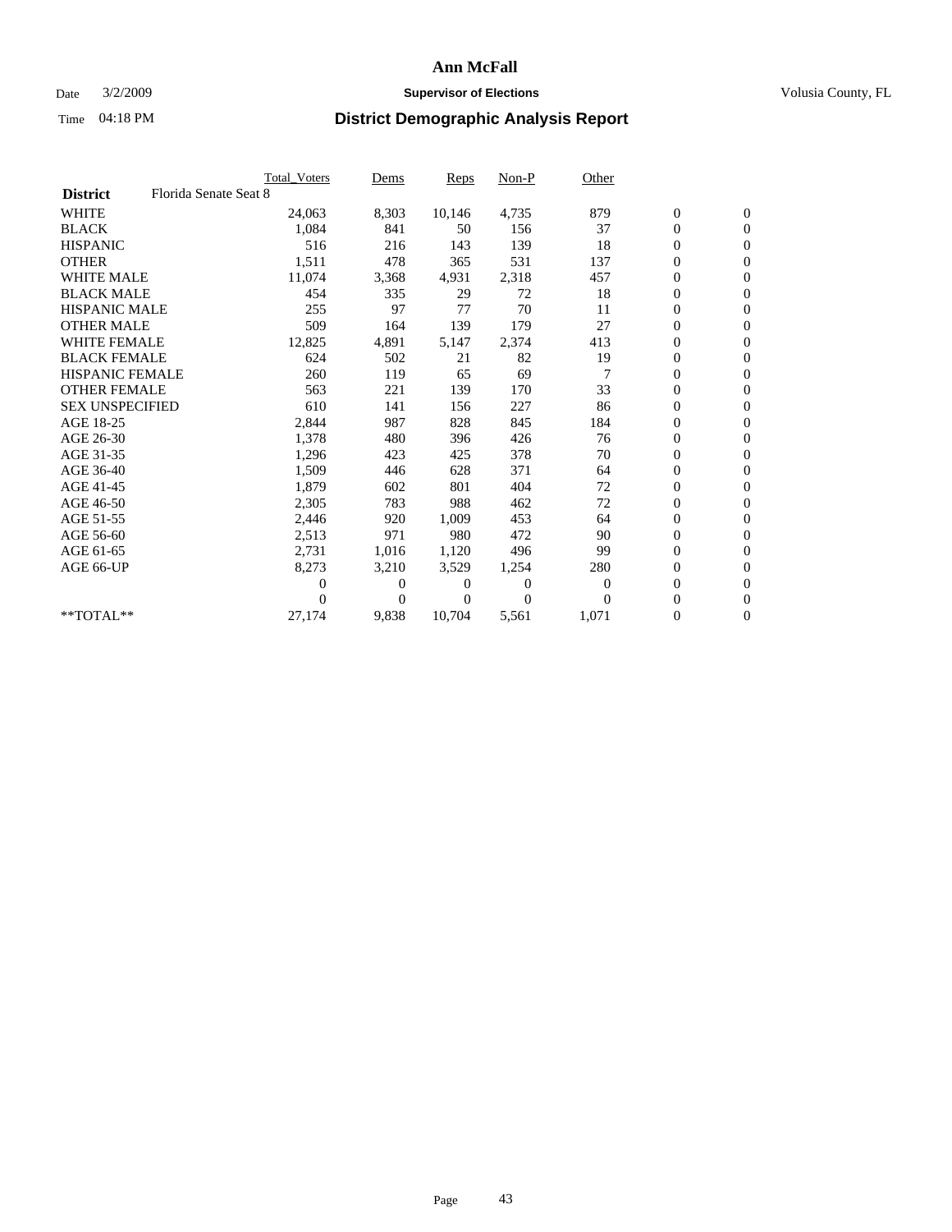# Ann McFall

Date 3/2/2009 **Supervisor of Elections** Volusia County, FL

Time 04:18 PM **District Demographic Analysis Report**

| | Total_Voters | Dems | Reps | Non-P | Other | | |
|---|---|---|---|---|---|---|---|
| **District** Florida Senate Seat 8 | | | | | | | |
| WHITE | 24,063 | 8,303 | 10,146 | 4,735 | 879 | 0 | 0 |
| BLACK | 1,084 | 841 | 50 | 156 | 37 | 0 | 0 |
| HISPANIC | 516 | 216 | 143 | 139 | 18 | 0 | 0 |
| OTHER | 1,511 | 478 | 365 | 531 | 137 | 0 | 0 |
| WHITE MALE | 11,074 | 3,368 | 4,931 | 2,318 | 457 | 0 | 0 |
| BLACK MALE | 454 | 335 | 29 | 72 | 18 | 0 | 0 |
| HISPANIC MALE | 255 | 97 | 77 | 70 | 11 | 0 | 0 |
| OTHER MALE | 509 | 164 | 139 | 179 | 27 | 0 | 0 |
| WHITE FEMALE | 12,825 | 4,891 | 5,147 | 2,374 | 413 | 0 | 0 |
| BLACK FEMALE | 624 | 502 | 21 | 82 | 19 | 0 | 0 |
| HISPANIC FEMALE | 260 | 119 | 65 | 69 | 7 | 0 | 0 |
| OTHER FEMALE | 563 | 221 | 139 | 170 | 33 | 0 | 0 |
| SEX UNSPECIFIED | 610 | 141 | 156 | 227 | 86 | 0 | 0 |
| AGE 18-25 | 2,844 | 987 | 828 | 845 | 184 | 0 | 0 |
| AGE 26-30 | 1,378 | 480 | 396 | 426 | 76 | 0 | 0 |
| AGE 31-35 | 1,296 | 423 | 425 | 378 | 70 | 0 | 0 |
| AGE 36-40 | 1,509 | 446 | 628 | 371 | 64 | 0 | 0 |
| AGE 41-45 | 1,879 | 602 | 801 | 404 | 72 | 0 | 0 |
| AGE 46-50 | 2,305 | 783 | 988 | 462 | 72 | 0 | 0 |
| AGE 51-55 | 2,446 | 920 | 1,009 | 453 | 64 | 0 | 0 |
| AGE 56-60 | 2,513 | 971 | 980 | 472 | 90 | 0 | 0 |
| AGE 61-65 | 2,731 | 1,016 | 1,120 | 496 | 99 | 0 | 0 |
| AGE 66-UP | 8,273 | 3,210 | 3,529 | 1,254 | 280 | 0 | 0 |
| | 0 | 0 | 0 | 0 | 0 | 0 | 0 |
| | 0 | 0 | 0 | 0 | 0 | 0 | 0 |
| **TOTAL** | 27,174 | 9,838 | 10,704 | 5,561 | 1,071 | 0 | 0 |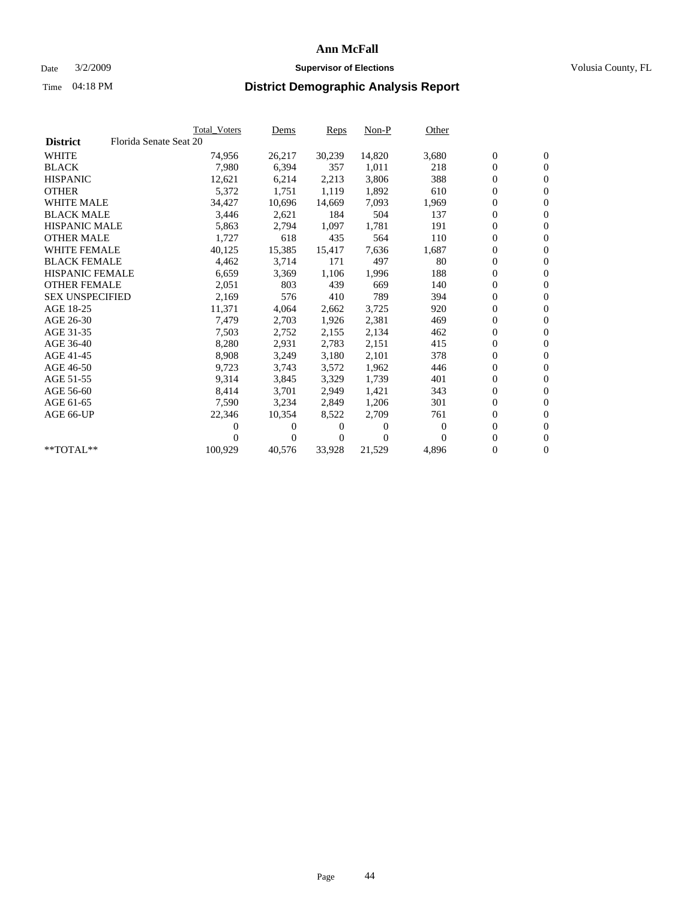# Ann McFall

Date 3/2/2009 **Supervisor of Elections** Volusia County, FL

Time 04:18 PM **District Demographic Analysis Report**

| | Total_Voters | Dems | Reps | Non-P | Other | | |
|---|---|---|---|---|---|---|---|
| **District** Florida Senate Seat 20 | | | | | | | |
| WHITE | 74,956 | 26,217 | 30,239 | 14,820 | 3,680 | 0 | 0 |
| BLACK | 7,980 | 6,394 | 357 | 1,011 | 218 | 0 | 0 |
| HISPANIC | 12,621 | 6,214 | 2,213 | 3,806 | 388 | 0 | 0 |
| OTHER | 5,372 | 1,751 | 1,119 | 1,892 | 610 | 0 | 0 |
| WHITE MALE | 34,427 | 10,696 | 14,669 | 7,093 | 1,969 | 0 | 0 |
| BLACK MALE | 3,446 | 2,621 | 184 | 504 | 137 | 0 | 0 |
| HISPANIC MALE | 5,863 | 2,794 | 1,097 | 1,781 | 191 | 0 | 0 |
| OTHER MALE | 1,727 | 618 | 435 | 564 | 110 | 0 | 0 |
| WHITE FEMALE | 40,125 | 15,385 | 15,417 | 7,636 | 1,687 | 0 | 0 |
| BLACK FEMALE | 4,462 | 3,714 | 171 | 497 | 80 | 0 | 0 |
| HISPANIC FEMALE | 6,659 | 3,369 | 1,106 | 1,996 | 188 | 0 | 0 |
| OTHER FEMALE | 2,051 | 803 | 439 | 669 | 140 | 0 | 0 |
| SEX UNSPECIFIED | 2,169 | 576 | 410 | 789 | 394 | 0 | 0 |
| AGE 18-25 | 11,371 | 4,064 | 2,662 | 3,725 | 920 | 0 | 0 |
| AGE 26-30 | 7,479 | 2,703 | 1,926 | 2,381 | 469 | 0 | 0 |
| AGE 31-35 | 7,503 | 2,752 | 2,155 | 2,134 | 462 | 0 | 0 |
| AGE 36-40 | 8,280 | 2,931 | 2,783 | 2,151 | 415 | 0 | 0 |
| AGE 41-45 | 8,908 | 3,249 | 3,180 | 2,101 | 378 | 0 | 0 |
| AGE 46-50 | 9,723 | 3,743 | 3,572 | 1,962 | 446 | 0 | 0 |
| AGE 51-55 | 9,314 | 3,845 | 3,329 | 1,739 | 401 | 0 | 0 |
| AGE 56-60 | 8,414 | 3,701 | 2,949 | 1,421 | 343 | 0 | 0 |
| AGE 61-65 | 7,590 | 3,234 | 2,849 | 1,206 | 301 | 0 | 0 |
| AGE 66-UP | 22,346 | 10,354 | 8,522 | 2,709 | 761 | 0 | 0 |
| | 0 | 0 | 0 | 0 | 0 | 0 | 0 |
| | 0 | 0 | 0 | 0 | 0 | 0 | 0 |
| **TOTAL** | 100,929 | 40,576 | 33,928 | 21,529 | 4,896 | 0 | 0 |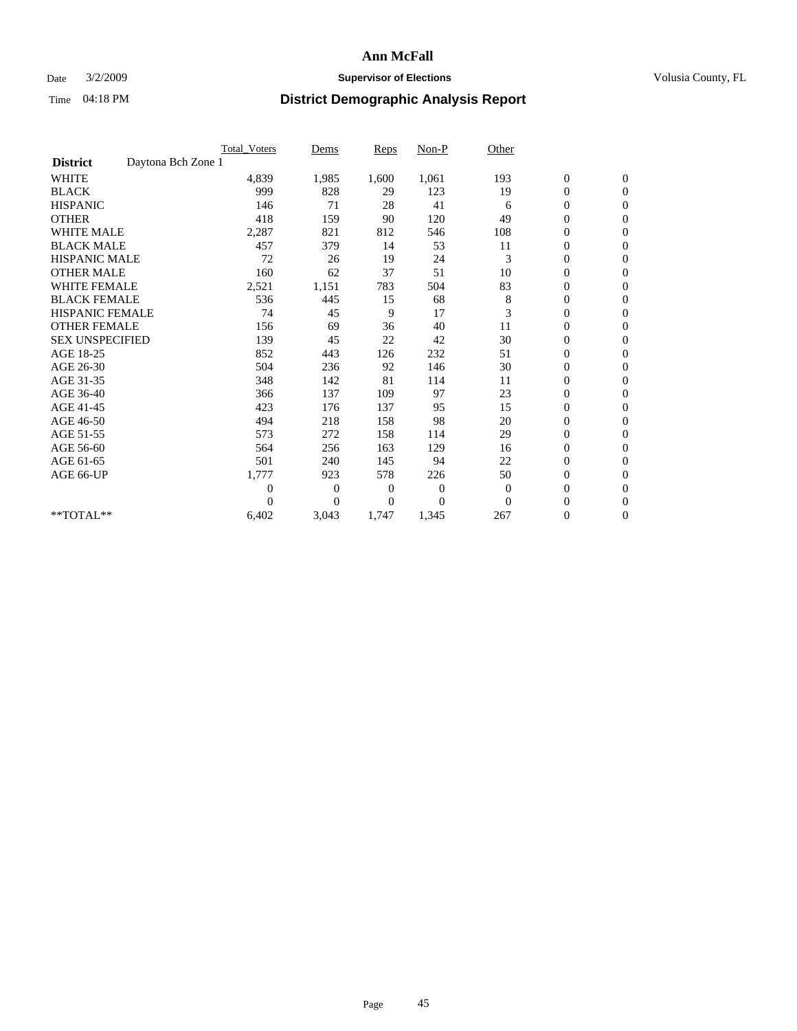# Ann McFall

Date 3/2/2009 **Supervisor of Elections** Volusia County, FL

Time 04:18 PM **District Demographic Analysis Report**

| | Total_Voters | Dems | Reps | Non-P | Other | | |
|---|---|---|---|---|---|---|---|
| **District** Daytona Bch Zone 1 | | | | | | | |
| WHITE | 4,839 | 1,985 | 1,600 | 1,061 | 193 | 0 | 0 |
| BLACK | 999 | 828 | 29 | 123 | 19 | 0 | 0 |
| HISPANIC | 146 | 71 | 28 | 41 | 6 | 0 | 0 |
| OTHER | 418 | 159 | 90 | 120 | 49 | 0 | 0 |
| WHITE MALE | 2,287 | 821 | 812 | 546 | 108 | 0 | 0 |
| BLACK MALE | 457 | 379 | 14 | 53 | 11 | 0 | 0 |
| HISPANIC MALE | 72 | 26 | 19 | 24 | 3 | 0 | 0 |
| OTHER MALE | 160 | 62 | 37 | 51 | 10 | 0 | 0 |
| WHITE FEMALE | 2,521 | 1,151 | 783 | 504 | 83 | 0 | 0 |
| BLACK FEMALE | 536 | 445 | 15 | 68 | 8 | 0 | 0 |
| HISPANIC FEMALE | 74 | 45 | 9 | 17 | 3 | 0 | 0 |
| OTHER FEMALE | 156 | 69 | 36 | 40 | 11 | 0 | 0 |
| SEX UNSPECIFIED | 139 | 45 | 22 | 42 | 30 | 0 | 0 |
| AGE 18-25 | 852 | 443 | 126 | 232 | 51 | 0 | 0 |
| AGE 26-30 | 504 | 236 | 92 | 146 | 30 | 0 | 0 |
| AGE 31-35 | 348 | 142 | 81 | 114 | 11 | 0 | 0 |
| AGE 36-40 | 366 | 137 | 109 | 97 | 23 | 0 | 0 |
| AGE 41-45 | 423 | 176 | 137 | 95 | 15 | 0 | 0 |
| AGE 46-50 | 494 | 218 | 158 | 98 | 20 | 0 | 0 |
| AGE 51-55 | 573 | 272 | 158 | 114 | 29 | 0 | 0 |
| AGE 56-60 | 564 | 256 | 163 | 129 | 16 | 0 | 0 |
| AGE 61-65 | 501 | 240 | 145 | 94 | 22 | 0 | 0 |
| AGE 66-UP | 1,777 | 923 | 578 | 226 | 50 | 0 | 0 |
| | 0 | 0 | 0 | 0 | 0 | 0 | 0 |
| | 0 | 0 | 0 | 0 | 0 | 0 | 0 |
| **TOTAL** | 6,402 | 3,043 | 1,747 | 1,345 | 267 | 0 | 0 |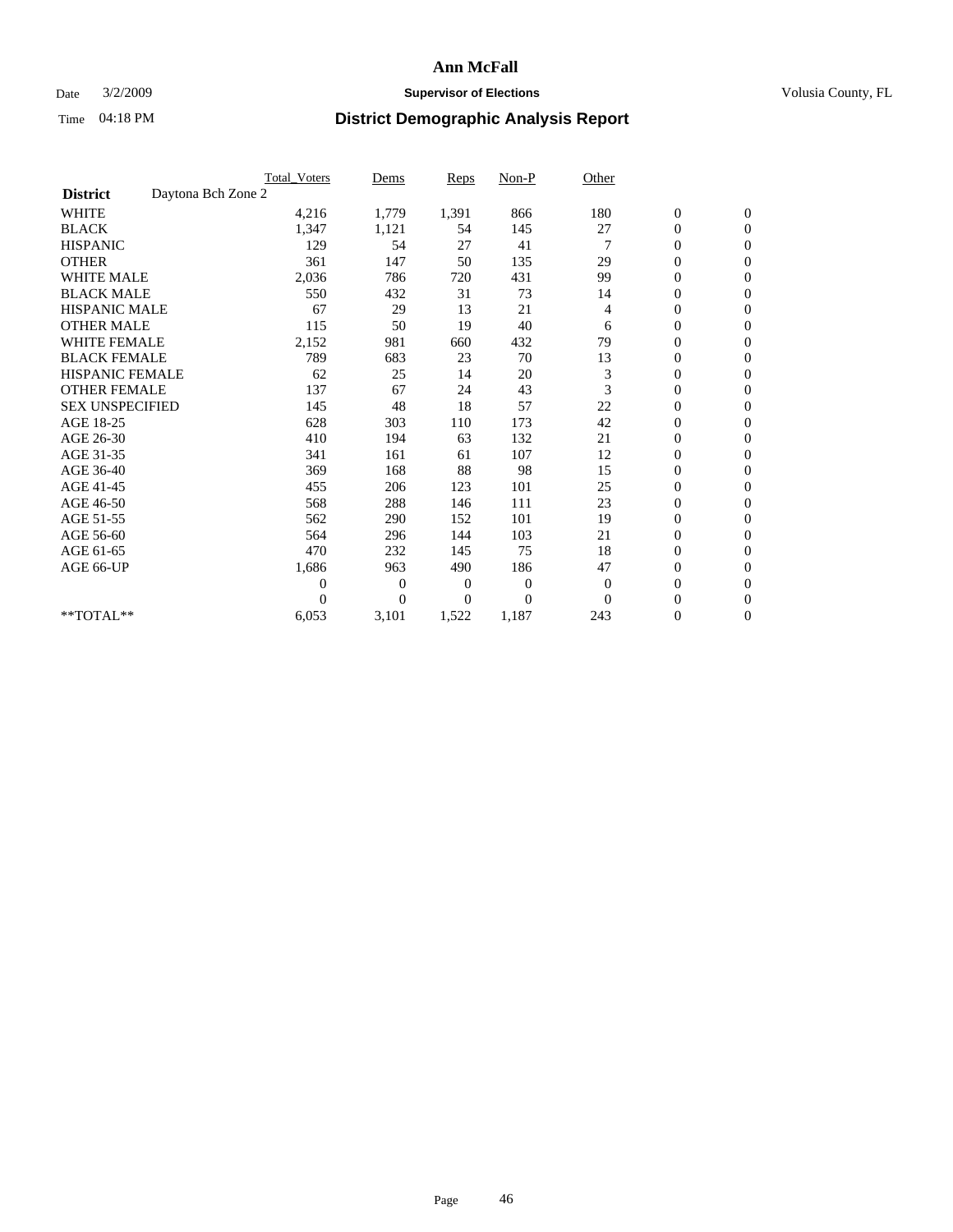# Ann McFall

Date 3/2/2009 **Supervisor of Elections** Volusia County, FL

Time 04:18 PM **District Demographic Analysis Report**

| | Total_Voters | Dems | Reps | Non-P | Other | | |
|---|---|---|---|---|---|---|---|
| **District** Daytona Bch Zone 2 | | | | | | | |
| WHITE | 4,216 | 1,779 | 1,391 | 866 | 180 | 0 | 0 |
| BLACK | 1,347 | 1,121 | 54 | 145 | 27 | 0 | 0 |
| HISPANIC | 129 | 54 | 27 | 41 | 7 | 0 | 0 |
| OTHER | 361 | 147 | 50 | 135 | 29 | 0 | 0 |
| WHITE MALE | 2,036 | 786 | 720 | 431 | 99 | 0 | 0 |
| BLACK MALE | 550 | 432 | 31 | 73 | 14 | 0 | 0 |
| HISPANIC MALE | 67 | 29 | 13 | 21 | 4 | 0 | 0 |
| OTHER MALE | 115 | 50 | 19 | 40 | 6 | 0 | 0 |
| WHITE FEMALE | 2,152 | 981 | 660 | 432 | 79 | 0 | 0 |
| BLACK FEMALE | 789 | 683 | 23 | 70 | 13 | 0 | 0 |
| HISPANIC FEMALE | 62 | 25 | 14 | 20 | 3 | 0 | 0 |
| OTHER FEMALE | 137 | 67 | 24 | 43 | 3 | 0 | 0 |
| SEX UNSPECIFIED | 145 | 48 | 18 | 57 | 22 | 0 | 0 |
| AGE 18-25 | 628 | 303 | 110 | 173 | 42 | 0 | 0 |
| AGE 26-30 | 410 | 194 | 63 | 132 | 21 | 0 | 0 |
| AGE 31-35 | 341 | 161 | 61 | 107 | 12 | 0 | 0 |
| AGE 36-40 | 369 | 168 | 88 | 98 | 15 | 0 | 0 |
| AGE 41-45 | 455 | 206 | 123 | 101 | 25 | 0 | 0 |
| AGE 46-50 | 568 | 288 | 146 | 111 | 23 | 0 | 0 |
| AGE 51-55 | 562 | 290 | 152 | 101 | 19 | 0 | 0 |
| AGE 56-60 | 564 | 296 | 144 | 103 | 21 | 0 | 0 |
| AGE 61-65 | 470 | 232 | 145 | 75 | 18 | 0 | 0 |
| AGE 66-UP | 1,686 | 963 | 490 | 186 | 47 | 0 | 0 |
| | 0 | 0 | 0 | 0 | 0 | 0 | 0 |
| | 0 | 0 | 0 | 0 | 0 | 0 | 0 |
| **TOTAL** | 6,053 | 3,101 | 1,522 | 1,187 | 243 | 0 | 0 |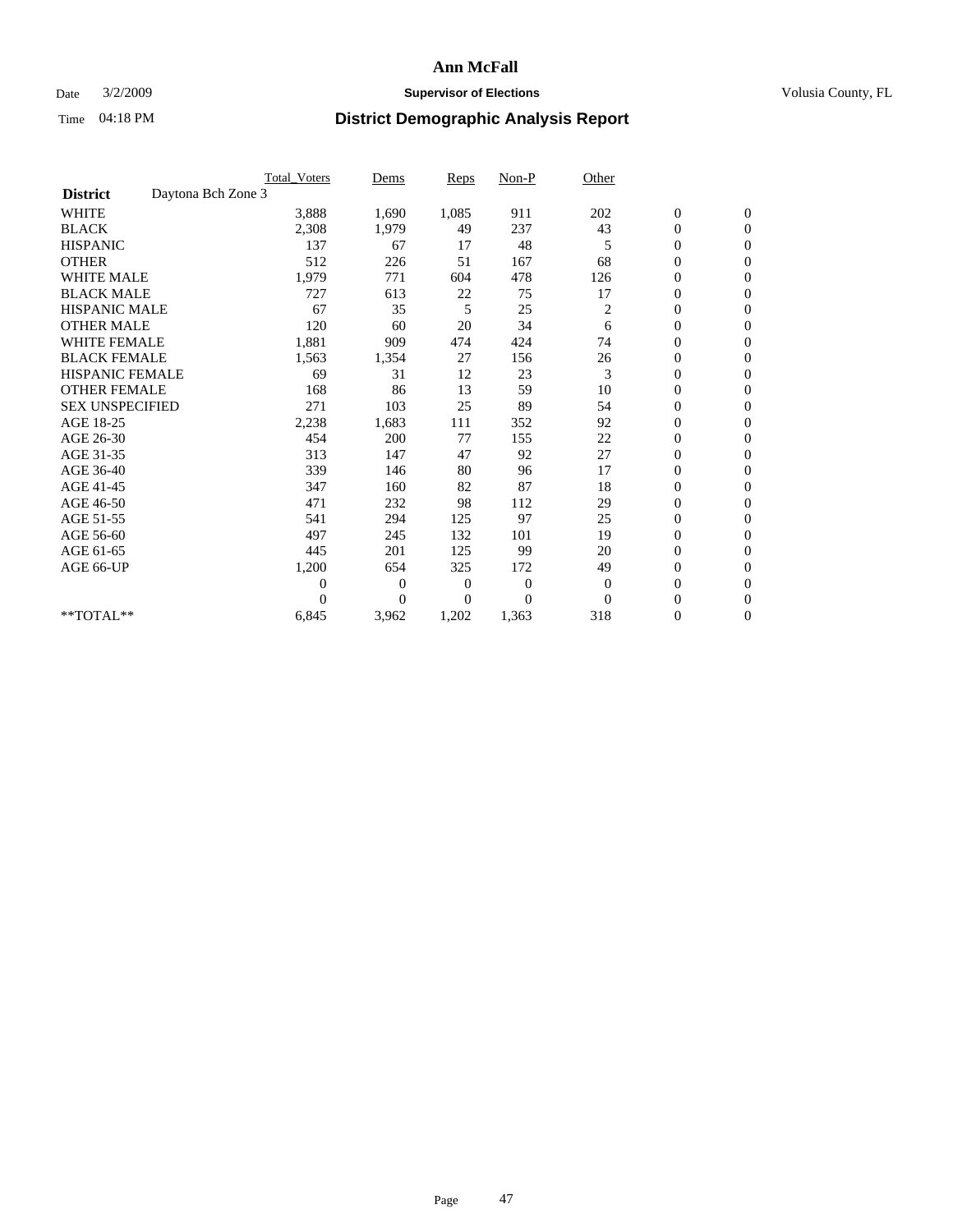# Ann McFall

Date 3/2/2009 **Supervisor of Elections** Volusia County, FL

Time 04:18 PM **District Demographic Analysis Report**

| | Total_Voters | Dems | Reps | Non-P | Other | | |
|---|---|---|---|---|---|---|---|
| **District** Daytona Bch Zone 3 | | | | | | | |
| WHITE | 3,888 | 1,690 | 1,085 | 911 | 202 | 0 | 0 |
| BLACK | 2,308 | 1,979 | 49 | 237 | 43 | 0 | 0 |
| HISPANIC | 137 | 67 | 17 | 48 | 5 | 0 | 0 |
| OTHER | 512 | 226 | 51 | 167 | 68 | 0 | 0 |
| WHITE MALE | 1,979 | 771 | 604 | 478 | 126 | 0 | 0 |
| BLACK MALE | 727 | 613 | 22 | 75 | 17 | 0 | 0 |
| HISPANIC MALE | 67 | 35 | 5 | 25 | 2 | 0 | 0 |
| OTHER MALE | 120 | 60 | 20 | 34 | 6 | 0 | 0 |
| WHITE FEMALE | 1,881 | 909 | 474 | 424 | 74 | 0 | 0 |
| BLACK FEMALE | 1,563 | 1,354 | 27 | 156 | 26 | 0 | 0 |
| HISPANIC FEMALE | 69 | 31 | 12 | 23 | 3 | 0 | 0 |
| OTHER FEMALE | 168 | 86 | 13 | 59 | 10 | 0 | 0 |
| SEX UNSPECIFIED | 271 | 103 | 25 | 89 | 54 | 0 | 0 |
| AGE 18-25 | 2,238 | 1,683 | 111 | 352 | 92 | 0 | 0 |
| AGE 26-30 | 454 | 200 | 77 | 155 | 22 | 0 | 0 |
| AGE 31-35 | 313 | 147 | 47 | 92 | 27 | 0 | 0 |
| AGE 36-40 | 339 | 146 | 80 | 96 | 17 | 0 | 0 |
| AGE 41-45 | 347 | 160 | 82 | 87 | 18 | 0 | 0 |
| AGE 46-50 | 471 | 232 | 98 | 112 | 29 | 0 | 0 |
| AGE 51-55 | 541 | 294 | 125 | 97 | 25 | 0 | 0 |
| AGE 56-60 | 497 | 245 | 132 | 101 | 19 | 0 | 0 |
| AGE 61-65 | 445 | 201 | 125 | 99 | 20 | 0 | 0 |
| AGE 66-UP | 1,200 | 654 | 325 | 172 | 49 | 0 | 0 |
| | 0 | 0 | 0 | 0 | 0 | 0 | 0 |
| | 0 | 0 | 0 | 0 | 0 | 0 | 0 |
| **TOTAL** | 6,845 | 3,962 | 1,202 | 1,363 | 318 | 0 | 0 |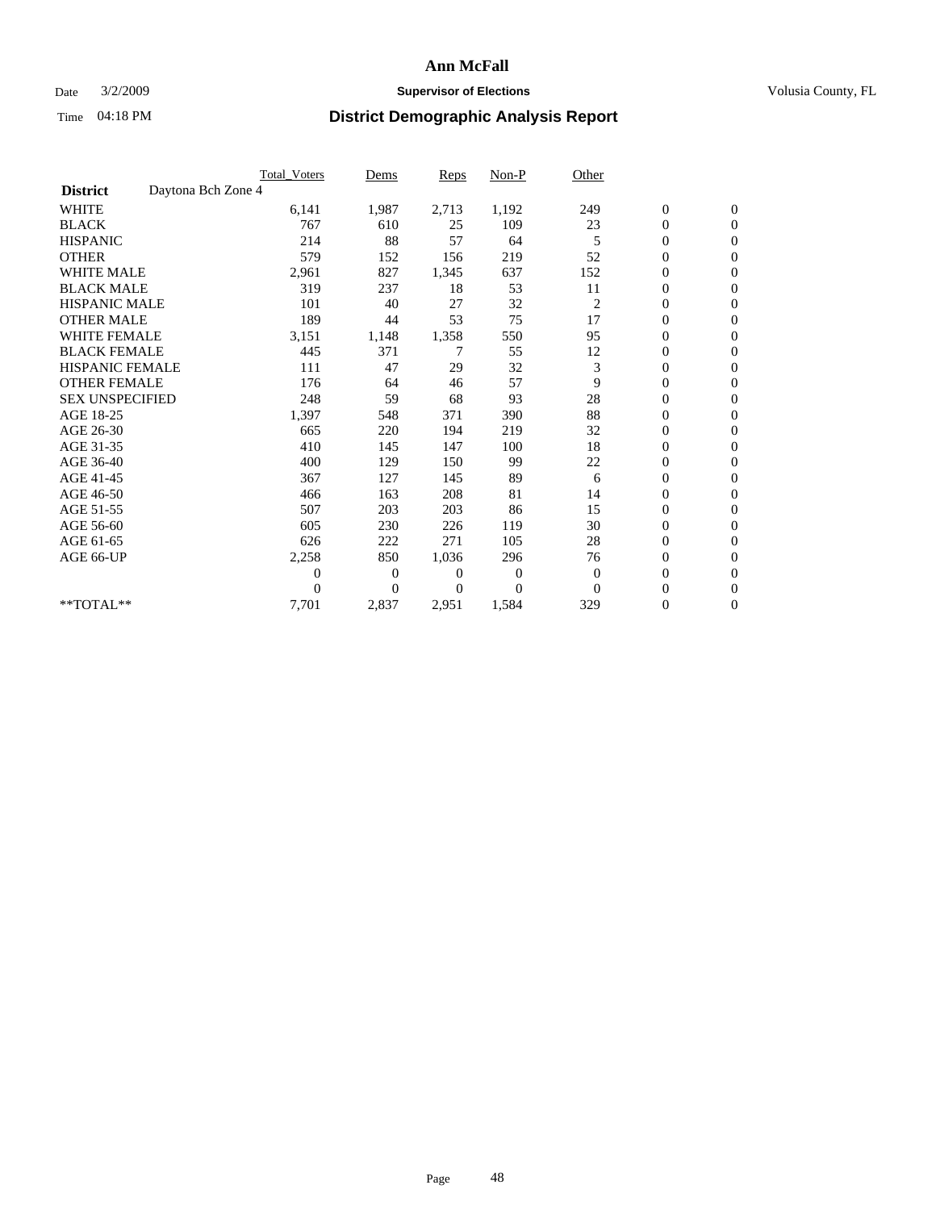# Ann McFall

Date 3/2/2009 **Supervisor of Elections** Volusia County, FL

Time 04:18 PM **District Demographic Analysis Report**

| | Total_Voters | Dems | Reps | Non-P | Other | | |
|---|---|---|---|---|---|---|---|
| **District** Daytona Bch Zone 4 | | | | | | | |
| WHITE | 6,141 | 1,987 | 2,713 | 1,192 | 249 | 0 | 0 |
| BLACK | 767 | 610 | 25 | 109 | 23 | 0 | 0 |
| HISPANIC | 214 | 88 | 57 | 64 | 5 | 0 | 0 |
| OTHER | 579 | 152 | 156 | 219 | 52 | 0 | 0 |
| WHITE MALE | 2,961 | 827 | 1,345 | 637 | 152 | 0 | 0 |
| BLACK MALE | 319 | 237 | 18 | 53 | 11 | 0 | 0 |
| HISPANIC MALE | 101 | 40 | 27 | 32 | 2 | 0 | 0 |
| OTHER MALE | 189 | 44 | 53 | 75 | 17 | 0 | 0 |
| WHITE FEMALE | 3,151 | 1,148 | 1,358 | 550 | 95 | 0 | 0 |
| BLACK FEMALE | 445 | 371 | 7 | 55 | 12 | 0 | 0 |
| HISPANIC FEMALE | 111 | 47 | 29 | 32 | 3 | 0 | 0 |
| OTHER FEMALE | 176 | 64 | 46 | 57 | 9 | 0 | 0 |
| SEX UNSPECIFIED | 248 | 59 | 68 | 93 | 28 | 0 | 0 |
| AGE 18-25 | 1,397 | 548 | 371 | 390 | 88 | 0 | 0 |
| AGE 26-30 | 665 | 220 | 194 | 219 | 32 | 0 | 0 |
| AGE 31-35 | 410 | 145 | 147 | 100 | 18 | 0 | 0 |
| AGE 36-40 | 400 | 129 | 150 | 99 | 22 | 0 | 0 |
| AGE 41-45 | 367 | 127 | 145 | 89 | 6 | 0 | 0 |
| AGE 46-50 | 466 | 163 | 208 | 81 | 14 | 0 | 0 |
| AGE 51-55 | 507 | 203 | 203 | 86 | 15 | 0 | 0 |
| AGE 56-60 | 605 | 230 | 226 | 119 | 30 | 0 | 0 |
| AGE 61-65 | 626 | 222 | 271 | 105 | 28 | 0 | 0 |
| AGE 66-UP | 2,258 | 850 | 1,036 | 296 | 76 | 0 | 0 |
| | 0 | 0 | 0 | 0 | 0 | 0 | 0 |
| | 0 | 0 | 0 | 0 | 0 | 0 | 0 |
| **TOTAL** | 7,701 | 2,837 | 2,951 | 1,584 | 329 | 0 | 0 |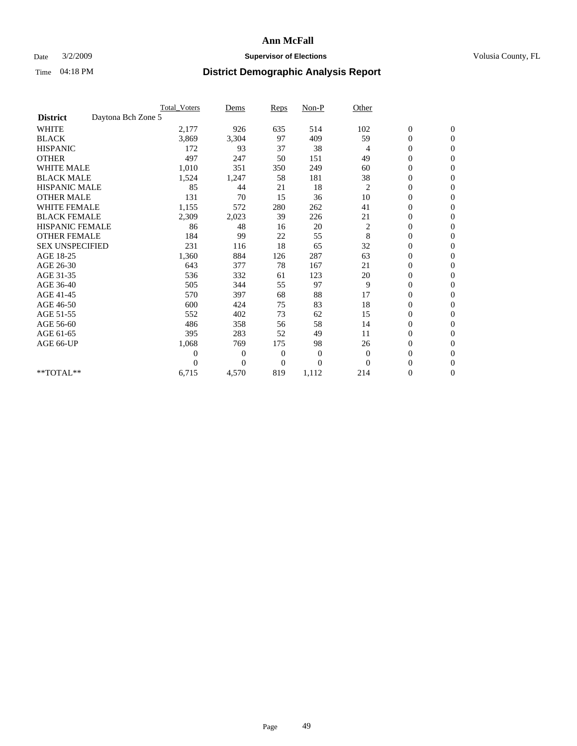**Ann McFall**

Date 3/2/2009 **Supervisor of Elections** Volusia County, FL

Time 04:18 PM **District Demographic Analysis Report**

| | Total_Voters | Dems | Reps | Non-P | Other | | |
|---|---|---|---|---|---|---|---|
| **District** Daytona Bch Zone 5 | | | | | | | |
| WHITE | 2,177 | 926 | 635 | 514 | 102 | 0 | 0 |
| BLACK | 3,869 | 3,304 | 97 | 409 | 59 | 0 | 0 |
| HISPANIC | 172 | 93 | 37 | 38 | 4 | 0 | 0 |
| OTHER | 497 | 247 | 50 | 151 | 49 | 0 | 0 |
| WHITE MALE | 1,010 | 351 | 350 | 249 | 60 | 0 | 0 |
| BLACK MALE | 1,524 | 1,247 | 58 | 181 | 38 | 0 | 0 |
| HISPANIC MALE | 85 | 44 | 21 | 18 | 2 | 0 | 0 |
| OTHER MALE | 131 | 70 | 15 | 36 | 10 | 0 | 0 |
| WHITE FEMALE | 1,155 | 572 | 280 | 262 | 41 | 0 | 0 |
| BLACK FEMALE | 2,309 | 2,023 | 39 | 226 | 21 | 0 | 0 |
| HISPANIC FEMALE | 86 | 48 | 16 | 20 | 2 | 0 | 0 |
| OTHER FEMALE | 184 | 99 | 22 | 55 | 8 | 0 | 0 |
| SEX UNSPECIFIED | 231 | 116 | 18 | 65 | 32 | 0 | 0 |
| AGE 18-25 | 1,360 | 884 | 126 | 287 | 63 | 0 | 0 |
| AGE 26-30 | 643 | 377 | 78 | 167 | 21 | 0 | 0 |
| AGE 31-35 | 536 | 332 | 61 | 123 | 20 | 0 | 0 |
| AGE 36-40 | 505 | 344 | 55 | 97 | 9 | 0 | 0 |
| AGE 41-45 | 570 | 397 | 68 | 88 | 17 | 0 | 0 |
| AGE 46-50 | 600 | 424 | 75 | 83 | 18 | 0 | 0 |
| AGE 51-55 | 552 | 402 | 73 | 62 | 15 | 0 | 0 |
| AGE 56-60 | 486 | 358 | 56 | 58 | 14 | 0 | 0 |
| AGE 61-65 | 395 | 283 | 52 | 49 | 11 | 0 | 0 |
| AGE 66-UP | 1,068 | 769 | 175 | 98 | 26 | 0 | 0 |
| | 0 | 0 | 0 | 0 | 0 | 0 | 0 |
| | 0 | 0 | 0 | 0 | 0 | 0 | 0 |
| **TOTAL** | 6,715 | 4,570 | 819 | 1,112 | 214 | 0 | 0 |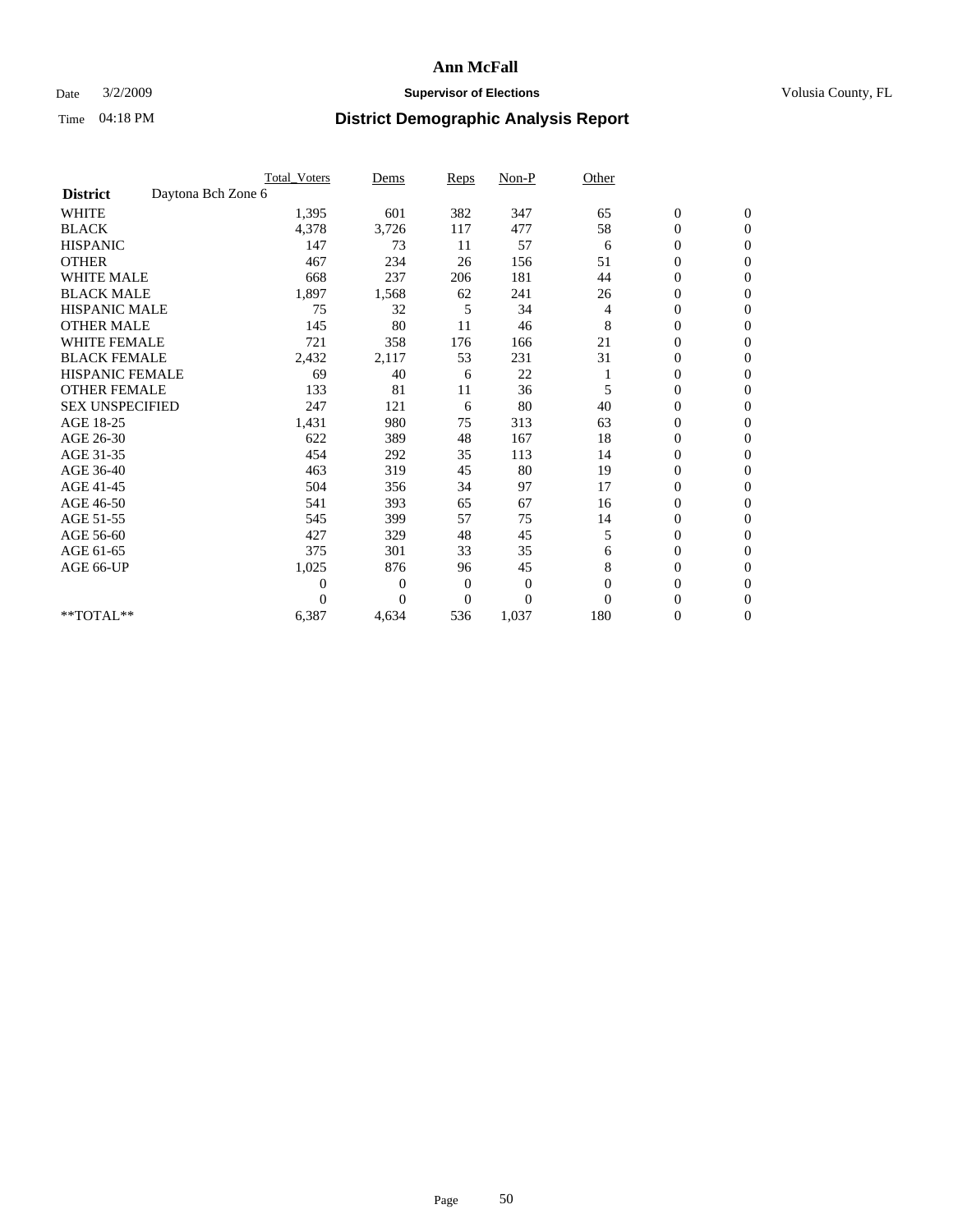# Ann McFall

Date 3/2/2009 **Supervisor of Elections** Volusia County, FL

Time 04:18 PM **District Demographic Analysis Report**

| | Total_Voters | Dems | Reps | Non-P | Other | | |
|---|---|---|---|---|---|---|---|
| **District** Daytona Bch Zone 6 | | | | | | | |
| WHITE | 1,395 | 601 | 382 | 347 | 65 | 0 | 0 |
| BLACK | 4,378 | 3,726 | 117 | 477 | 58 | 0 | 0 |
| HISPANIC | 147 | 73 | 11 | 57 | 6 | 0 | 0 |
| OTHER | 467 | 234 | 26 | 156 | 51 | 0 | 0 |
| WHITE MALE | 668 | 237 | 206 | 181 | 44 | 0 | 0 |
| BLACK MALE | 1,897 | 1,568 | 62 | 241 | 26 | 0 | 0 |
| HISPANIC MALE | 75 | 32 | 5 | 34 | 4 | 0 | 0 |
| OTHER MALE | 145 | 80 | 11 | 46 | 8 | 0 | 0 |
| WHITE FEMALE | 721 | 358 | 176 | 166 | 21 | 0 | 0 |
| BLACK FEMALE | 2,432 | 2,117 | 53 | 231 | 31 | 0 | 0 |
| HISPANIC FEMALE | 69 | 40 | 6 | 22 | 1 | 0 | 0 |
| OTHER FEMALE | 133 | 81 | 11 | 36 | 5 | 0 | 0 |
| SEX UNSPECIFIED | 247 | 121 | 6 | 80 | 40 | 0 | 0 |
| AGE 18-25 | 1,431 | 980 | 75 | 313 | 63 | 0 | 0 |
| AGE 26-30 | 622 | 389 | 48 | 167 | 18 | 0 | 0 |
| AGE 31-35 | 454 | 292 | 35 | 113 | 14 | 0 | 0 |
| AGE 36-40 | 463 | 319 | 45 | 80 | 19 | 0 | 0 |
| AGE 41-45 | 504 | 356 | 34 | 97 | 17 | 0 | 0 |
| AGE 46-50 | 541 | 393 | 65 | 67 | 16 | 0 | 0 |
| AGE 51-55 | 545 | 399 | 57 | 75 | 14 | 0 | 0 |
| AGE 56-60 | 427 | 329 | 48 | 45 | 5 | 0 | 0 |
| AGE 61-65 | 375 | 301 | 33 | 35 | 6 | 0 | 0 |
| AGE 66-UP | 1,025 | 876 | 96 | 45 | 8 | 0 | 0 |
| | 0 | 0 | 0 | 0 | 0 | 0 | 0 |
| | 0 | 0 | 0 | 0 | 0 | 0 | 0 |
| **TOTAL** | 6,387 | 4,634 | 536 | 1,037 | 180 | 0 | 0 |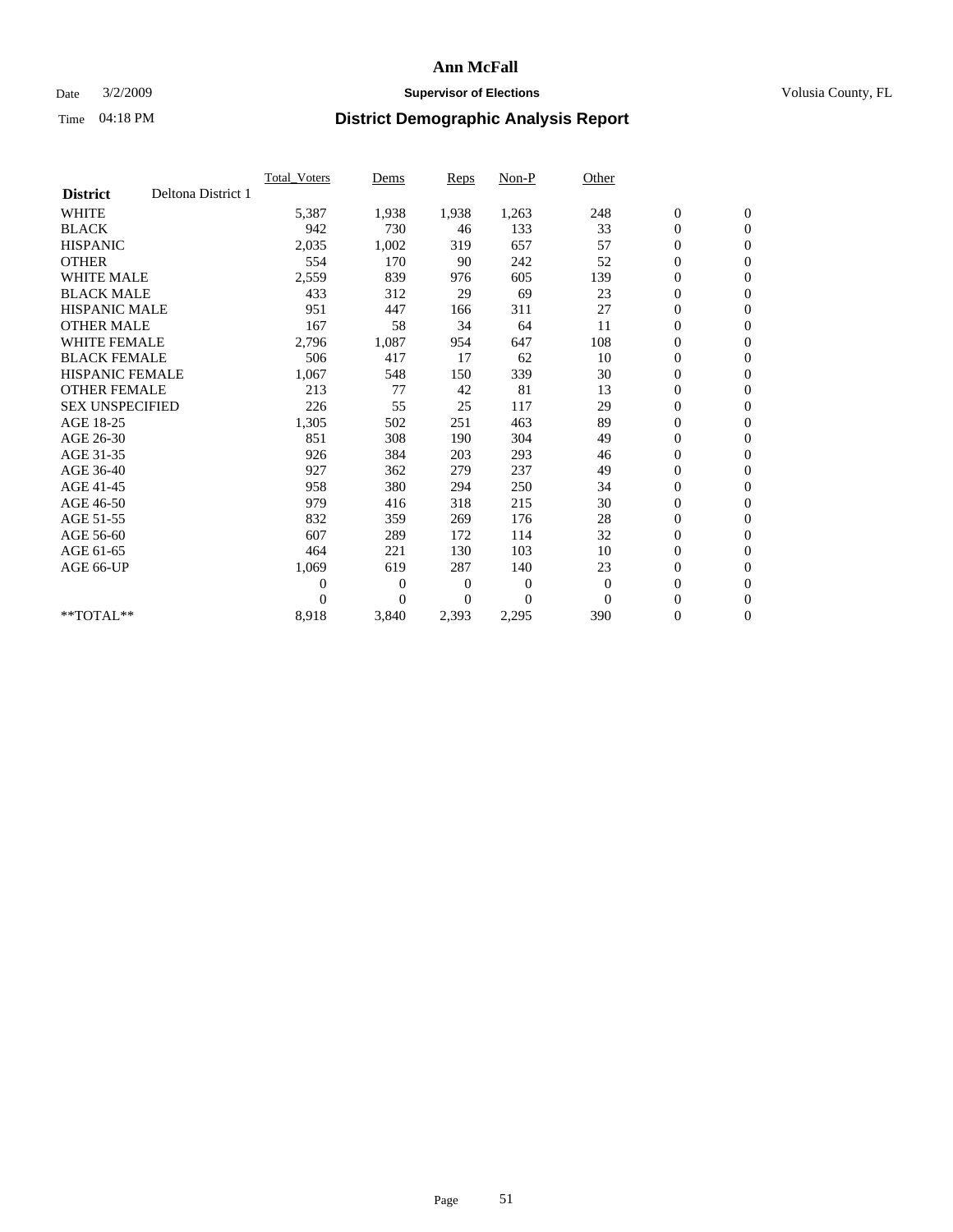**Ann McFall**

Date 3/2/2009 **Supervisor of Elections** Volusia County, FL

Time 04:18 PM **District Demographic Analysis Report**

| | Total_Voters | Dems | Reps | Non-P | Other | | |
|---|---|---|---|---|---|---|---|
| **District** Deltona District 1 | | | | | | | |
| WHITE | 5,387 | 1,938 | 1,938 | 1,263 | 248 | 0 | 0 |
| BLACK | 942 | 730 | 46 | 133 | 33 | 0 | 0 |
| HISPANIC | 2,035 | 1,002 | 319 | 657 | 57 | 0 | 0 |
| OTHER | 554 | 170 | 90 | 242 | 52 | 0 | 0 |
| WHITE MALE | 2,559 | 839 | 976 | 605 | 139 | 0 | 0 |
| BLACK MALE | 433 | 312 | 29 | 69 | 23 | 0 | 0 |
| HISPANIC MALE | 951 | 447 | 166 | 311 | 27 | 0 | 0 |
| OTHER MALE | 167 | 58 | 34 | 64 | 11 | 0 | 0 |
| WHITE FEMALE | 2,796 | 1,087 | 954 | 647 | 108 | 0 | 0 |
| BLACK FEMALE | 506 | 417 | 17 | 62 | 10 | 0 | 0 |
| HISPANIC FEMALE | 1,067 | 548 | 150 | 339 | 30 | 0 | 0 |
| OTHER FEMALE | 213 | 77 | 42 | 81 | 13 | 0 | 0 |
| SEX UNSPECIFIED | 226 | 55 | 25 | 117 | 29 | 0 | 0 |
| AGE 18-25 | 1,305 | 502 | 251 | 463 | 89 | 0 | 0 |
| AGE 26-30 | 851 | 308 | 190 | 304 | 49 | 0 | 0 |
| AGE 31-35 | 926 | 384 | 203 | 293 | 46 | 0 | 0 |
| AGE 36-40 | 927 | 362 | 279 | 237 | 49 | 0 | 0 |
| AGE 41-45 | 958 | 380 | 294 | 250 | 34 | 0 | 0 |
| AGE 46-50 | 979 | 416 | 318 | 215 | 30 | 0 | 0 |
| AGE 51-55 | 832 | 359 | 269 | 176 | 28 | 0 | 0 |
| AGE 56-60 | 607 | 289 | 172 | 114 | 32 | 0 | 0 |
| AGE 61-65 | 464 | 221 | 130 | 103 | 10 | 0 | 0 |
| AGE 66-UP | 1,069 | 619 | 287 | 140 | 23 | 0 | 0 |
| | 0 | 0 | 0 | 0 | 0 | 0 | 0 |
| | 0 | 0 | 0 | 0 | 0 | 0 | 0 |
| **TOTAL** | 8,918 | 3,840 | 2,393 | 2,295 | 390 | 0 | 0 |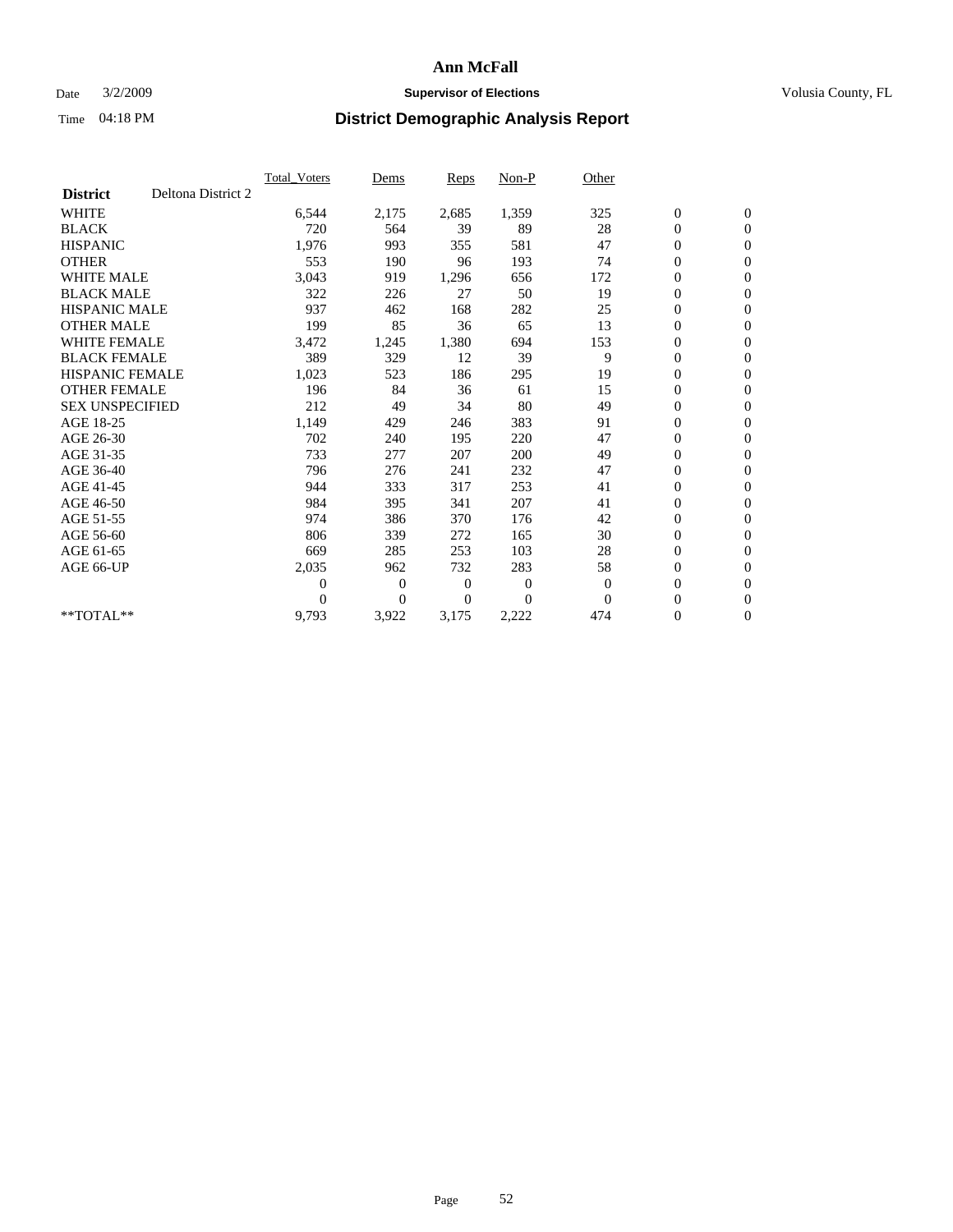**Ann McFall**

Date 3/2/2009 **Supervisor of Elections** Volusia County, FL

Time 04:18 PM **District Demographic Analysis Report**

| | Total_Voters | Dems | Reps | Non-P | Other | | |
|---|---|---|---|---|---|---|---|
| **District** Deltona District 2 | | | | | | | |
| WHITE | 6,544 | 2,175 | 2,685 | 1,359 | 325 | 0 | 0 |
| BLACK | 720 | 564 | 39 | 89 | 28 | 0 | 0 |
| HISPANIC | 1,976 | 993 | 355 | 581 | 47 | 0 | 0 |
| OTHER | 553 | 190 | 96 | 193 | 74 | 0 | 0 |
| WHITE MALE | 3,043 | 919 | 1,296 | 656 | 172 | 0 | 0 |
| BLACK MALE | 322 | 226 | 27 | 50 | 19 | 0 | 0 |
| HISPANIC MALE | 937 | 462 | 168 | 282 | 25 | 0 | 0 |
| OTHER MALE | 199 | 85 | 36 | 65 | 13 | 0 | 0 |
| WHITE FEMALE | 3,472 | 1,245 | 1,380 | 694 | 153 | 0 | 0 |
| BLACK FEMALE | 389 | 329 | 12 | 39 | 9 | 0 | 0 |
| HISPANIC FEMALE | 1,023 | 523 | 186 | 295 | 19 | 0 | 0 |
| OTHER FEMALE | 196 | 84 | 36 | 61 | 15 | 0 | 0 |
| SEX UNSPECIFIED | 212 | 49 | 34 | 80 | 49 | 0 | 0 |
| AGE 18-25 | 1,149 | 429 | 246 | 383 | 91 | 0 | 0 |
| AGE 26-30 | 702 | 240 | 195 | 220 | 47 | 0 | 0 |
| AGE 31-35 | 733 | 277 | 207 | 200 | 49 | 0 | 0 |
| AGE 36-40 | 796 | 276 | 241 | 232 | 47 | 0 | 0 |
| AGE 41-45 | 944 | 333 | 317 | 253 | 41 | 0 | 0 |
| AGE 46-50 | 984 | 395 | 341 | 207 | 41 | 0 | 0 |
| AGE 51-55 | 974 | 386 | 370 | 176 | 42 | 0 | 0 |
| AGE 56-60 | 806 | 339 | 272 | 165 | 30 | 0 | 0 |
| AGE 61-65 | 669 | 285 | 253 | 103 | 28 | 0 | 0 |
| AGE 66-UP | 2,035 | 962 | 732 | 283 | 58 | 0 | 0 |
| | 0 | 0 | 0 | 0 | 0 | 0 | 0 |
| | 0 | 0 | 0 | 0 | 0 | 0 | 0 |
| **TOTAL** | 9,793 | 3,922 | 3,175 | 2,222 | 474 | 0 | 0 |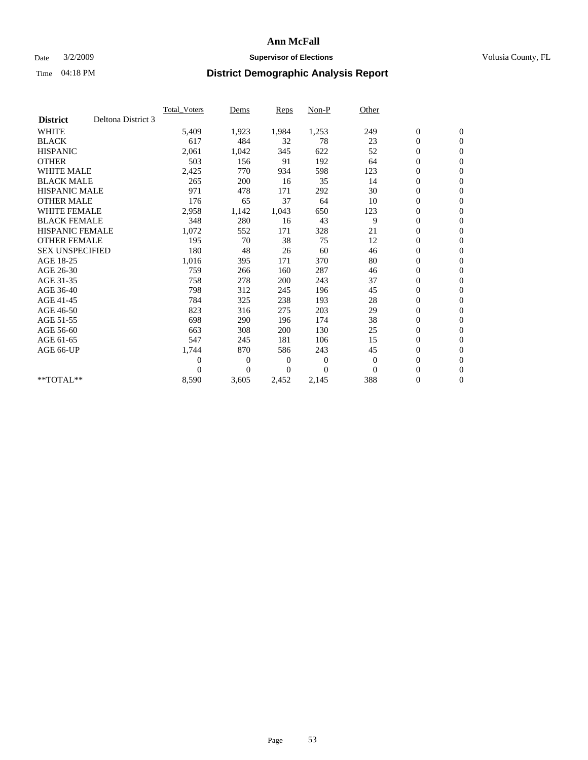# Ann McFall

Date 3/2/2009 **Supervisor of Elections** Volusia County, FL

Time 04:18 PM **District Demographic Analysis Report**

| | Total_Voters | Dems | Reps | Non-P | Other | | |
|---|---|---|---|---|---|---|---|
| **District** Deltona District 3 | | | | | | | |
| WHITE | 5,409 | 1,923 | 1,984 | 1,253 | 249 | 0 | 0 |
| BLACK | 617 | 484 | 32 | 78 | 23 | 0 | 0 |
| HISPANIC | 2,061 | 1,042 | 345 | 622 | 52 | 0 | 0 |
| OTHER | 503 | 156 | 91 | 192 | 64 | 0 | 0 |
| WHITE MALE | 2,425 | 770 | 934 | 598 | 123 | 0 | 0 |
| BLACK MALE | 265 | 200 | 16 | 35 | 14 | 0 | 0 |
| HISPANIC MALE | 971 | 478 | 171 | 292 | 30 | 0 | 0 |
| OTHER MALE | 176 | 65 | 37 | 64 | 10 | 0 | 0 |
| WHITE FEMALE | 2,958 | 1,142 | 1,043 | 650 | 123 | 0 | 0 |
| BLACK FEMALE | 348 | 280 | 16 | 43 | 9 | 0 | 0 |
| HISPANIC FEMALE | 1,072 | 552 | 171 | 328 | 21 | 0 | 0 |
| OTHER FEMALE | 195 | 70 | 38 | 75 | 12 | 0 | 0 |
| SEX UNSPECIFIED | 180 | 48 | 26 | 60 | 46 | 0 | 0 |
| AGE 18-25 | 1,016 | 395 | 171 | 370 | 80 | 0 | 0 |
| AGE 26-30 | 759 | 266 | 160 | 287 | 46 | 0 | 0 |
| AGE 31-35 | 758 | 278 | 200 | 243 | 37 | 0 | 0 |
| AGE 36-40 | 798 | 312 | 245 | 196 | 45 | 0 | 0 |
| AGE 41-45 | 784 | 325 | 238 | 193 | 28 | 0 | 0 |
| AGE 46-50 | 823 | 316 | 275 | 203 | 29 | 0 | 0 |
| AGE 51-55 | 698 | 290 | 196 | 174 | 38 | 0 | 0 |
| AGE 56-60 | 663 | 308 | 200 | 130 | 25 | 0 | 0 |
| AGE 61-65 | 547 | 245 | 181 | 106 | 15 | 0 | 0 |
| AGE 66-UP | 1,744 | 870 | 586 | 243 | 45 | 0 | 0 |
| | 0 | 0 | 0 | 0 | 0 | 0 | 0 |
| | 0 | 0 | 0 | 0 | 0 | 0 | 0 |
| **TOTAL** | 8,590 | 3,605 | 2,452 | 2,145 | 388 | 0 | 0 |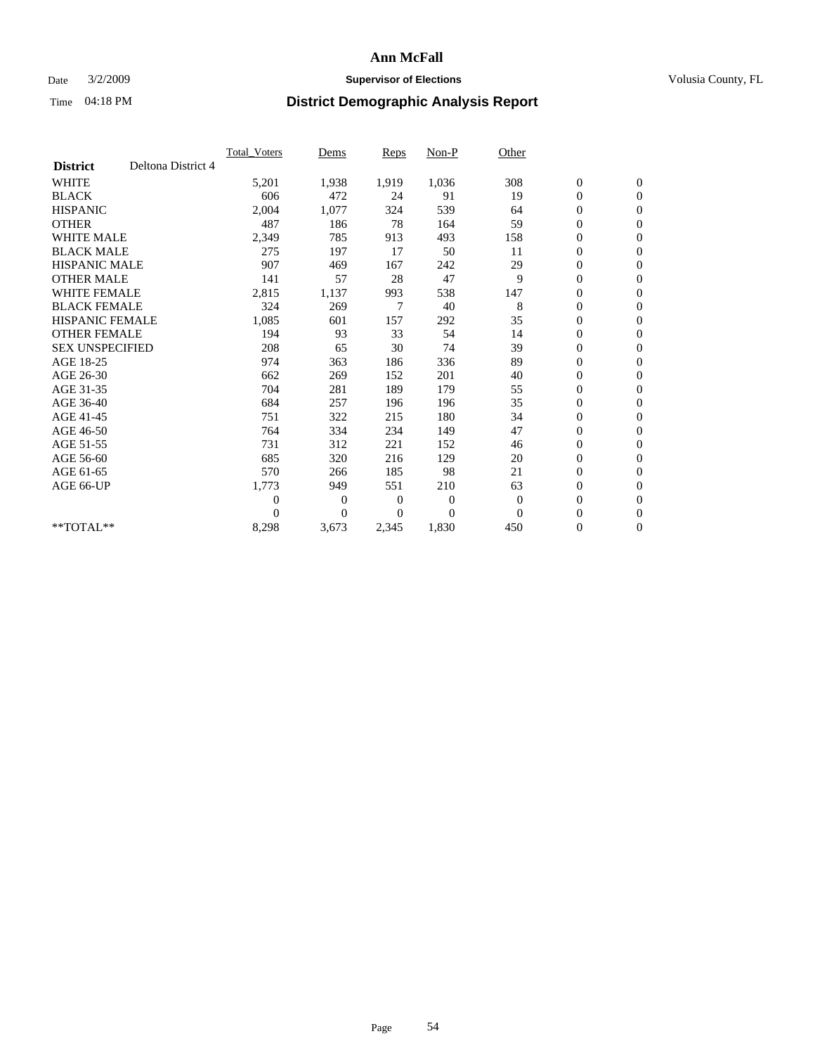**Ann McFall**

Date 3/2/2009 **Supervisor of Elections** Volusia County, FL

Time 04:18 PM **District Demographic Analysis Report**

| **District** Deltona District 4 | Total_Voters | Dems | Reps | Non-P | Other | | |
|---|---|---|---|---|---|---|---|
| WHITE | 5,201 | 1,938 | 1,919 | 1,036 | 308 | 0 | 0 |
| BLACK | 606 | 472 | 24 | 91 | 19 | 0 | 0 |
| HISPANIC | 2,004 | 1,077 | 324 | 539 | 64 | 0 | 0 |
| OTHER | 487 | 186 | 78 | 164 | 59 | 0 | 0 |
| WHITE MALE | 2,349 | 785 | 913 | 493 | 158 | 0 | 0 |
| BLACK MALE | 275 | 197 | 17 | 50 | 11 | 0 | 0 |
| HISPANIC MALE | 907 | 469 | 167 | 242 | 29 | 0 | 0 |
| OTHER MALE | 141 | 57 | 28 | 47 | 9 | 0 | 0 |
| WHITE FEMALE | 2,815 | 1,137 | 993 | 538 | 147 | 0 | 0 |
| BLACK FEMALE | 324 | 269 | 7 | 40 | 8 | 0 | 0 |
| HISPANIC FEMALE | 1,085 | 601 | 157 | 292 | 35 | 0 | 0 |
| OTHER FEMALE | 194 | 93 | 33 | 54 | 14 | 0 | 0 |
| SEX UNSPECIFIED | 208 | 65 | 30 | 74 | 39 | 0 | 0 |
| AGE 18-25 | 974 | 363 | 186 | 336 | 89 | 0 | 0 |
| AGE 26-30 | 662 | 269 | 152 | 201 | 40 | 0 | 0 |
| AGE 31-35 | 704 | 281 | 189 | 179 | 55 | 0 | 0 |
| AGE 36-40 | 684 | 257 | 196 | 196 | 35 | 0 | 0 |
| AGE 41-45 | 751 | 322 | 215 | 180 | 34 | 0 | 0 |
| AGE 46-50 | 764 | 334 | 234 | 149 | 47 | 0 | 0 |
| AGE 51-55 | 731 | 312 | 221 | 152 | 46 | 0 | 0 |
| AGE 56-60 | 685 | 320 | 216 | 129 | 20 | 0 | 0 |
| AGE 61-65 | 570 | 266 | 185 | 98 | 21 | 0 | 0 |
| AGE 66-UP | 1,773 | 949 | 551 | 210 | 63 | 0 | 0 |
| | 0 | 0 | 0 | 0 | 0 | 0 | 0 |
| | 0 | 0 | 0 | 0 | 0 | 0 | 0 |
| **TOTAL** | 8,298 | 3,673 | 2,345 | 1,830 | 450 | 0 | 0 |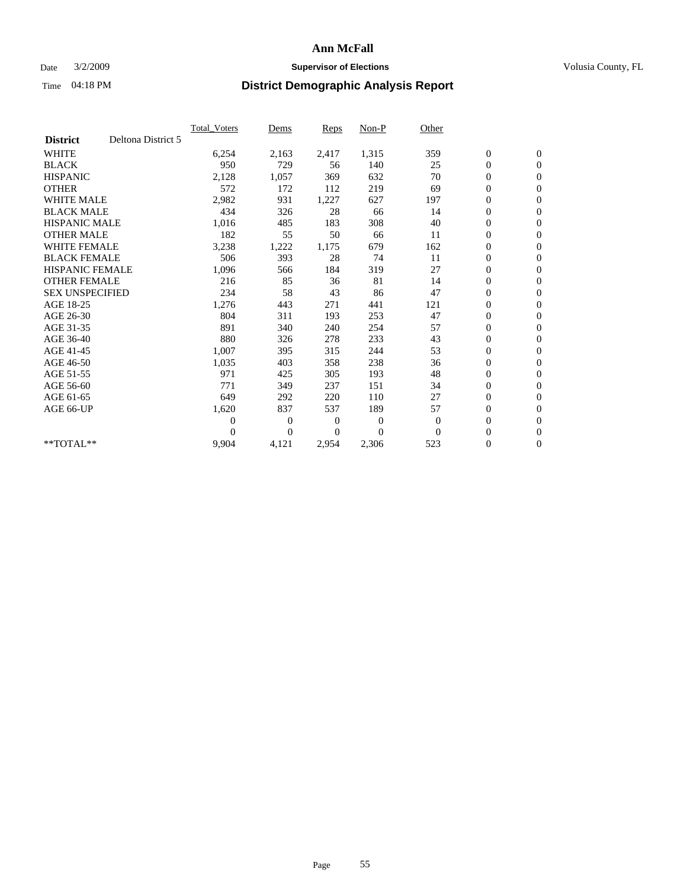**Ann McFall**

Date 3/2/2009 **Supervisor of Elections** Volusia County, FL

Time 04:18 PM **District Demographic Analysis Report**

| | Total_Voters | Dems | Reps | Non-P | Other | | |
|---|---|---|---|---|---|---|---|
| **District** Deltona District 5 | | | | | | | |
| WHITE | 6,254 | 2,163 | 2,417 | 1,315 | 359 | 0 | 0 |
| BLACK | 950 | 729 | 56 | 140 | 25 | 0 | 0 |
| HISPANIC | 2,128 | 1,057 | 369 | 632 | 70 | 0 | 0 |
| OTHER | 572 | 172 | 112 | 219 | 69 | 0 | 0 |
| WHITE MALE | 2,982 | 931 | 1,227 | 627 | 197 | 0 | 0 |
| BLACK MALE | 434 | 326 | 28 | 66 | 14 | 0 | 0 |
| HISPANIC MALE | 1,016 | 485 | 183 | 308 | 40 | 0 | 0 |
| OTHER MALE | 182 | 55 | 50 | 66 | 11 | 0 | 0 |
| WHITE FEMALE | 3,238 | 1,222 | 1,175 | 679 | 162 | 0 | 0 |
| BLACK FEMALE | 506 | 393 | 28 | 74 | 11 | 0 | 0 |
| HISPANIC FEMALE | 1,096 | 566 | 184 | 319 | 27 | 0 | 0 |
| OTHER FEMALE | 216 | 85 | 36 | 81 | 14 | 0 | 0 |
| SEX UNSPECIFIED | 234 | 58 | 43 | 86 | 47 | 0 | 0 |
| AGE 18-25 | 1,276 | 443 | 271 | 441 | 121 | 0 | 0 |
| AGE 26-30 | 804 | 311 | 193 | 253 | 47 | 0 | 0 |
| AGE 31-35 | 891 | 340 | 240 | 254 | 57 | 0 | 0 |
| AGE 36-40 | 880 | 326 | 278 | 233 | 43 | 0 | 0 |
| AGE 41-45 | 1,007 | 395 | 315 | 244 | 53 | 0 | 0 |
| AGE 46-50 | 1,035 | 403 | 358 | 238 | 36 | 0 | 0 |
| AGE 51-55 | 971 | 425 | 305 | 193 | 48 | 0 | 0 |
| AGE 56-60 | 771 | 349 | 237 | 151 | 34 | 0 | 0 |
| AGE 61-65 | 649 | 292 | 220 | 110 | 27 | 0 | 0 |
| AGE 66-UP | 1,620 | 837 | 537 | 189 | 57 | 0 | 0 |
| | 0 | 0 | 0 | 0 | 0 | 0 | 0 |
| | 0 | 0 | 0 | 0 | 0 | 0 | 0 |
| **TOTAL** | 9,904 | 4,121 | 2,954 | 2,306 | 523 | 0 | 0 |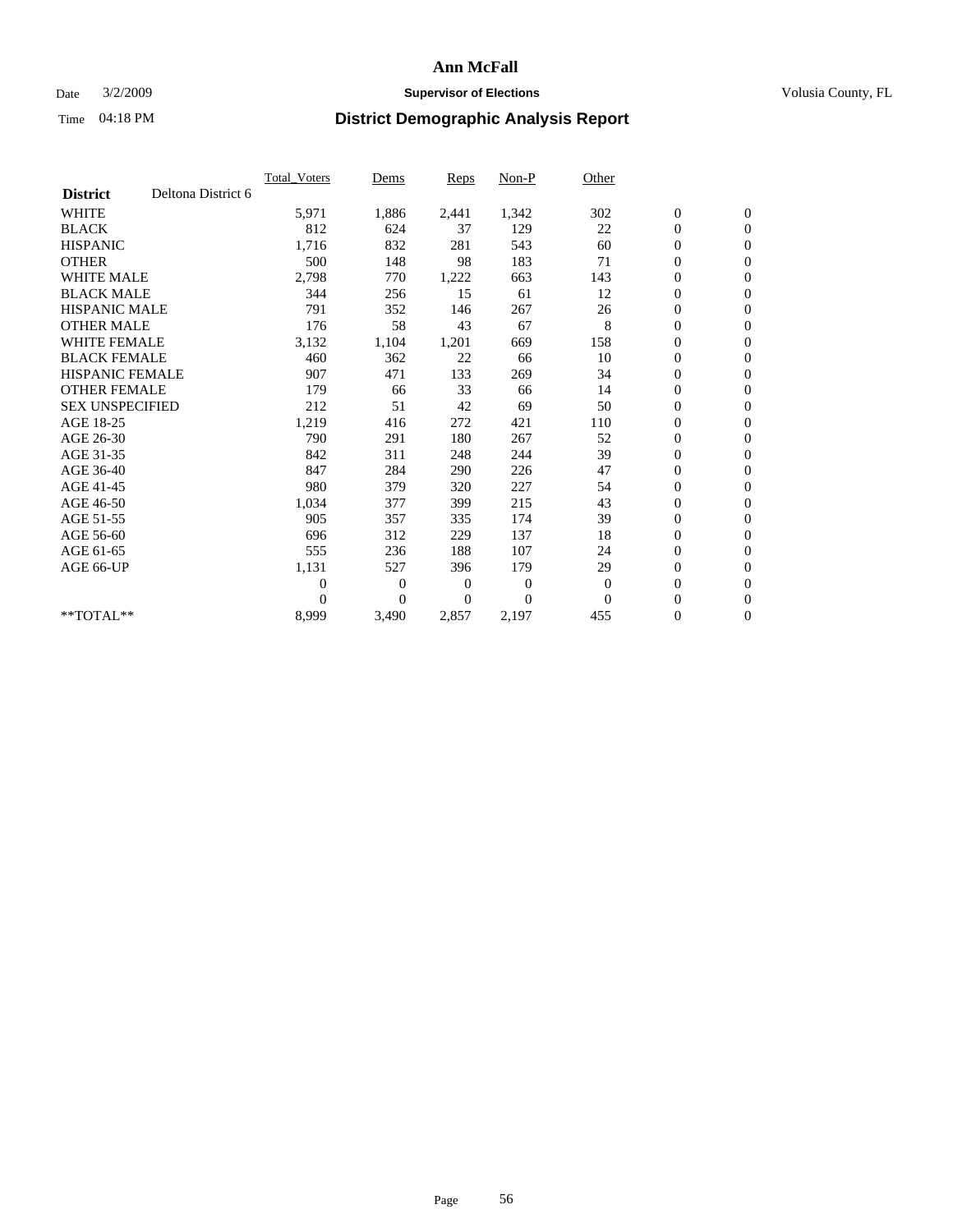# Ann McFall

Date 3/2/2009 **Supervisor of Elections** Volusia County, FL

Time 04:18 PM **District Demographic Analysis Report**

| | Total_Voters | Dems | Reps | Non-P | Other | | |
|---|---|---|---|---|---|---|---|
| **District** Deltona District 6 | | | | | | | |
| WHITE | 5,971 | 1,886 | 2,441 | 1,342 | 302 | 0 | 0 |
| BLACK | 812 | 624 | 37 | 129 | 22 | 0 | 0 |
| HISPANIC | 1,716 | 832 | 281 | 543 | 60 | 0 | 0 |
| OTHER | 500 | 148 | 98 | 183 | 71 | 0 | 0 |
| WHITE MALE | 2,798 | 770 | 1,222 | 663 | 143 | 0 | 0 |
| BLACK MALE | 344 | 256 | 15 | 61 | 12 | 0 | 0 |
| HISPANIC MALE | 791 | 352 | 146 | 267 | 26 | 0 | 0 |
| OTHER MALE | 176 | 58 | 43 | 67 | 8 | 0 | 0 |
| WHITE FEMALE | 3,132 | 1,104 | 1,201 | 669 | 158 | 0 | 0 |
| BLACK FEMALE | 460 | 362 | 22 | 66 | 10 | 0 | 0 |
| HISPANIC FEMALE | 907 | 471 | 133 | 269 | 34 | 0 | 0 |
| OTHER FEMALE | 179 | 66 | 33 | 66 | 14 | 0 | 0 |
| SEX UNSPECIFIED | 212 | 51 | 42 | 69 | 50 | 0 | 0 |
| AGE 18-25 | 1,219 | 416 | 272 | 421 | 110 | 0 | 0 |
| AGE 26-30 | 790 | 291 | 180 | 267 | 52 | 0 | 0 |
| AGE 31-35 | 842 | 311 | 248 | 244 | 39 | 0 | 0 |
| AGE 36-40 | 847 | 284 | 290 | 226 | 47 | 0 | 0 |
| AGE 41-45 | 980 | 379 | 320 | 227 | 54 | 0 | 0 |
| AGE 46-50 | 1,034 | 377 | 399 | 215 | 43 | 0 | 0 |
| AGE 51-55 | 905 | 357 | 335 | 174 | 39 | 0 | 0 |
| AGE 56-60 | 696 | 312 | 229 | 137 | 18 | 0 | 0 |
| AGE 61-65 | 555 | 236 | 188 | 107 | 24 | 0 | 0 |
| AGE 66-UP | 1,131 | 527 | 396 | 179 | 29 | 0 | 0 |
| | 0 | 0 | 0 | 0 | 0 | 0 | 0 |
| | 0 | 0 | 0 | 0 | 0 | 0 | 0 |
| **TOTAL** | 8,999 | 3,490 | 2,857 | 2,197 | 455 | 0 | 0 |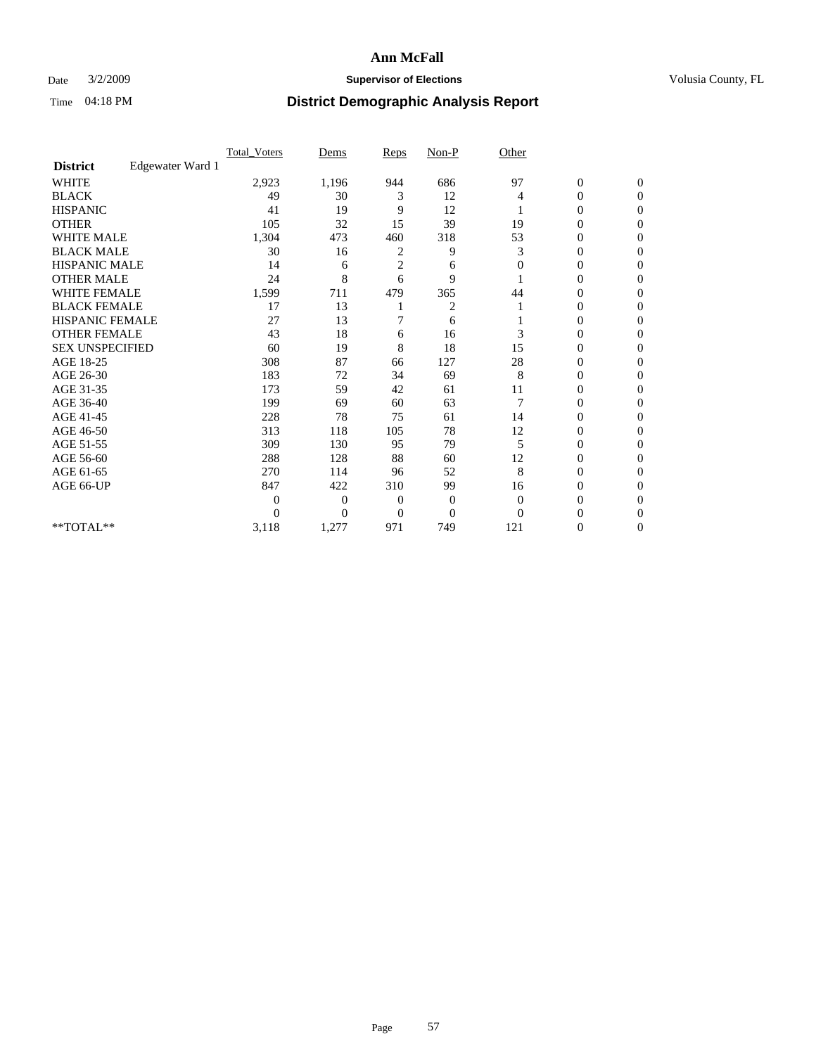# Ann McFall

Date 3/2/2009 **Supervisor of Elections** Volusia County, FL

Time 04:18 PM **District Demographic Analysis Report**

| | Total_Voters | Dems | Reps | Non-P | Other | | |
|---|---|---|---|---|---|---|---|
| **District** Edgewater Ward 1 | | | | | | | |
| WHITE | 2,923 | 1,196 | 944 | 686 | 97 | 0 | 0 |
| BLACK | 49 | 30 | 3 | 12 | 4 | 0 | 0 |
| HISPANIC | 41 | 19 | 9 | 12 | 1 | 0 | 0 |
| OTHER | 105 | 32 | 15 | 39 | 19 | 0 | 0 |
| WHITE MALE | 1,304 | 473 | 460 | 318 | 53 | 0 | 0 |
| BLACK MALE | 30 | 16 | 2 | 9 | 3 | 0 | 0 |
| HISPANIC MALE | 14 | 6 | 2 | 6 | 0 | 0 | 0 |
| OTHER MALE | 24 | 8 | 6 | 9 | 1 | 0 | 0 |
| WHITE FEMALE | 1,599 | 711 | 479 | 365 | 44 | 0 | 0 |
| BLACK FEMALE | 17 | 13 | 1 | 2 | 1 | 0 | 0 |
| HISPANIC FEMALE | 27 | 13 | 7 | 6 | 1 | 0 | 0 |
| OTHER FEMALE | 43 | 18 | 6 | 16 | 3 | 0 | 0 |
| SEX UNSPECIFIED | 60 | 19 | 8 | 18 | 15 | 0 | 0 |
| AGE 18-25 | 308 | 87 | 66 | 127 | 28 | 0 | 0 |
| AGE 26-30 | 183 | 72 | 34 | 69 | 8 | 0 | 0 |
| AGE 31-35 | 173 | 59 | 42 | 61 | 11 | 0 | 0 |
| AGE 36-40 | 199 | 69 | 60 | 63 | 7 | 0 | 0 |
| AGE 41-45 | 228 | 78 | 75 | 61 | 14 | 0 | 0 |
| AGE 46-50 | 313 | 118 | 105 | 78 | 12 | 0 | 0 |
| AGE 51-55 | 309 | 130 | 95 | 79 | 5 | 0 | 0 |
| AGE 56-60 | 288 | 128 | 88 | 60 | 12 | 0 | 0 |
| AGE 61-65 | 270 | 114 | 96 | 52 | 8 | 0 | 0 |
| AGE 66-UP | 847 | 422 | 310 | 99 | 16 | 0 | 0 |
| | 0 | 0 | 0 | 0 | 0 | 0 | 0 |
| | 0 | 0 | 0 | 0 | 0 | 0 | 0 |
| **TOTAL** | 3,118 | 1,277 | 971 | 749 | 121 | 0 | 0 |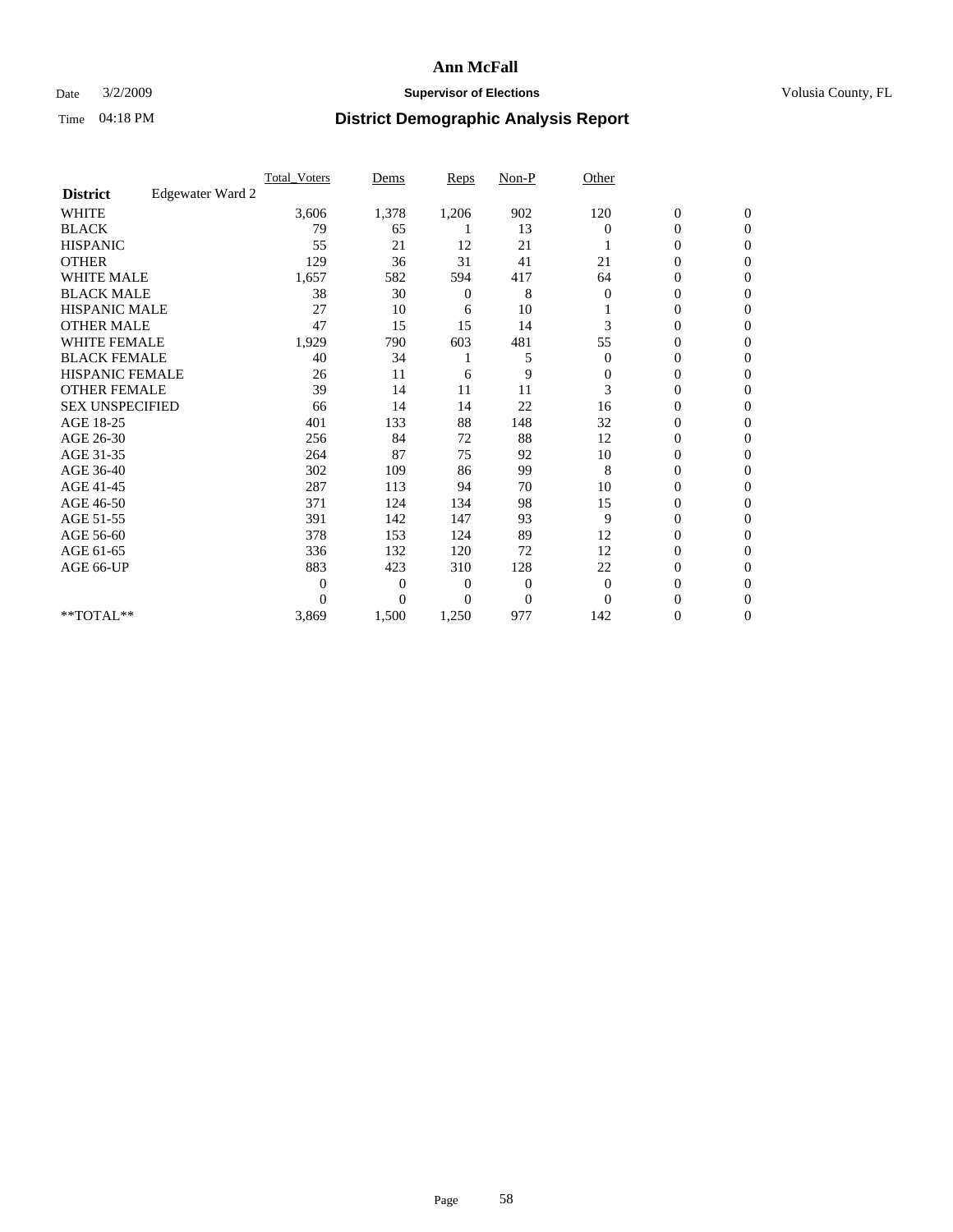# Ann McFall

Date 3/2/2009 **Supervisor of Elections** Volusia County, FL

Time 04:18 PM **District Demographic Analysis Report**

| | Total_Voters | Dems | Reps | Non-P | Other | | |
|---|---|---|---|---|---|---|---|
| **District** Edgewater Ward 2 | | | | | | | |
| WHITE | 3,606 | 1,378 | 1,206 | 902 | 120 | 0 | 0 |
| BLACK | 79 | 65 | 1 | 13 | 0 | 0 | 0 |
| HISPANIC | 55 | 21 | 12 | 21 | 1 | 0 | 0 |
| OTHER | 129 | 36 | 31 | 41 | 21 | 0 | 0 |
| WHITE MALE | 1,657 | 582 | 594 | 417 | 64 | 0 | 0 |
| BLACK MALE | 38 | 30 | 0 | 8 | 0 | 0 | 0 |
| HISPANIC MALE | 27 | 10 | 6 | 10 | 1 | 0 | 0 |
| OTHER MALE | 47 | 15 | 15 | 14 | 3 | 0 | 0 |
| WHITE FEMALE | 1,929 | 790 | 603 | 481 | 55 | 0 | 0 |
| BLACK FEMALE | 40 | 34 | 1 | 5 | 0 | 0 | 0 |
| HISPANIC FEMALE | 26 | 11 | 6 | 9 | 0 | 0 | 0 |
| OTHER FEMALE | 39 | 14 | 11 | 11 | 3 | 0 | 0 |
| SEX UNSPECIFIED | 66 | 14 | 14 | 22 | 16 | 0 | 0 |
| AGE 18-25 | 401 | 133 | 88 | 148 | 32 | 0 | 0 |
| AGE 26-30 | 256 | 84 | 72 | 88 | 12 | 0 | 0 |
| AGE 31-35 | 264 | 87 | 75 | 92 | 10 | 0 | 0 |
| AGE 36-40 | 302 | 109 | 86 | 99 | 8 | 0 | 0 |
| AGE 41-45 | 287 | 113 | 94 | 70 | 10 | 0 | 0 |
| AGE 46-50 | 371 | 124 | 134 | 98 | 15 | 0 | 0 |
| AGE 51-55 | 391 | 142 | 147 | 93 | 9 | 0 | 0 |
| AGE 56-60 | 378 | 153 | 124 | 89 | 12 | 0 | 0 |
| AGE 61-65 | 336 | 132 | 120 | 72 | 12 | 0 | 0 |
| AGE 66-UP | 883 | 423 | 310 | 128 | 22 | 0 | 0 |
| | 0 | 0 | 0 | 0 | 0 | 0 | 0 |
| | 0 | 0 | 0 | 0 | 0 | 0 | 0 |
| **TOTAL** | 3,869 | 1,500 | 1,250 | 977 | 142 | 0 | 0 |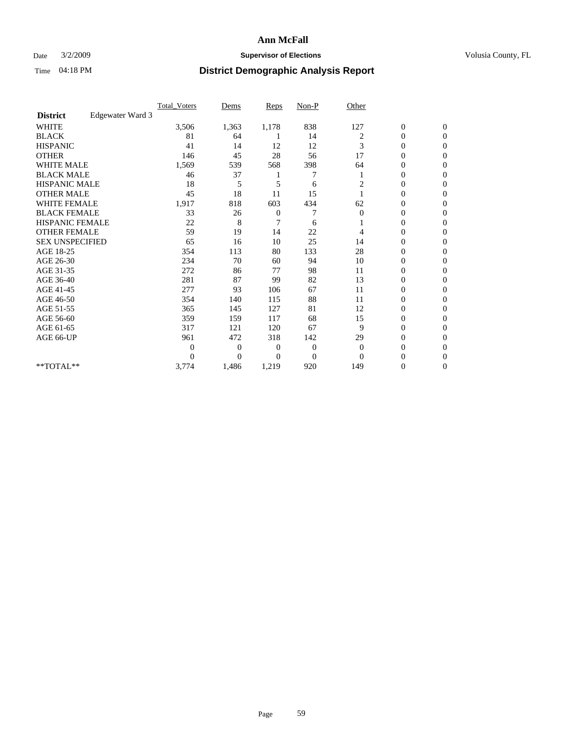# Ann McFall

Date 3/2/2009 **Supervisor of Elections** Volusia County, FL

Time 04:18 PM **District Demographic Analysis Report**

| | Total_Voters | Dems | Reps | Non-P | Other | | |
|---|---|---|---|---|---|---|---|
| **District** Edgewater Ward 3 | | | | | | | |
| WHITE | 3,506 | 1,363 | 1,178 | 838 | 127 | 0 | 0 |
| BLACK | 81 | 64 | 1 | 14 | 2 | 0 | 0 |
| HISPANIC | 41 | 14 | 12 | 12 | 3 | 0 | 0 |
| OTHER | 146 | 45 | 28 | 56 | 17 | 0 | 0 |
| WHITE MALE | 1,569 | 539 | 568 | 398 | 64 | 0 | 0 |
| BLACK MALE | 46 | 37 | 1 | 7 | 1 | 0 | 0 |
| HISPANIC MALE | 18 | 5 | 5 | 6 | 2 | 0 | 0 |
| OTHER MALE | 45 | 18 | 11 | 15 | 1 | 0 | 0 |
| WHITE FEMALE | 1,917 | 818 | 603 | 434 | 62 | 0 | 0 |
| BLACK FEMALE | 33 | 26 | 0 | 7 | 0 | 0 | 0 |
| HISPANIC FEMALE | 22 | 8 | 7 | 6 | 1 | 0 | 0 |
| OTHER FEMALE | 59 | 19 | 14 | 22 | 4 | 0 | 0 |
| SEX UNSPECIFIED | 65 | 16 | 10 | 25 | 14 | 0 | 0 |
| AGE 18-25 | 354 | 113 | 80 | 133 | 28 | 0 | 0 |
| AGE 26-30 | 234 | 70 | 60 | 94 | 10 | 0 | 0 |
| AGE 31-35 | 272 | 86 | 77 | 98 | 11 | 0 | 0 |
| AGE 36-40 | 281 | 87 | 99 | 82 | 13 | 0 | 0 |
| AGE 41-45 | 277 | 93 | 106 | 67 | 11 | 0 | 0 |
| AGE 46-50 | 354 | 140 | 115 | 88 | 11 | 0 | 0 |
| AGE 51-55 | 365 | 145 | 127 | 81 | 12 | 0 | 0 |
| AGE 56-60 | 359 | 159 | 117 | 68 | 15 | 0 | 0 |
| AGE 61-65 | 317 | 121 | 120 | 67 | 9 | 0 | 0 |
| AGE 66-UP | 961 | 472 | 318 | 142 | 29 | 0 | 0 |
| | 0 | 0 | 0 | 0 | 0 | 0 | 0 |
| | 0 | 0 | 0 | 0 | 0 | 0 | 0 |
| **TOTAL** | 3,774 | 1,486 | 1,219 | 920 | 149 | 0 | 0 |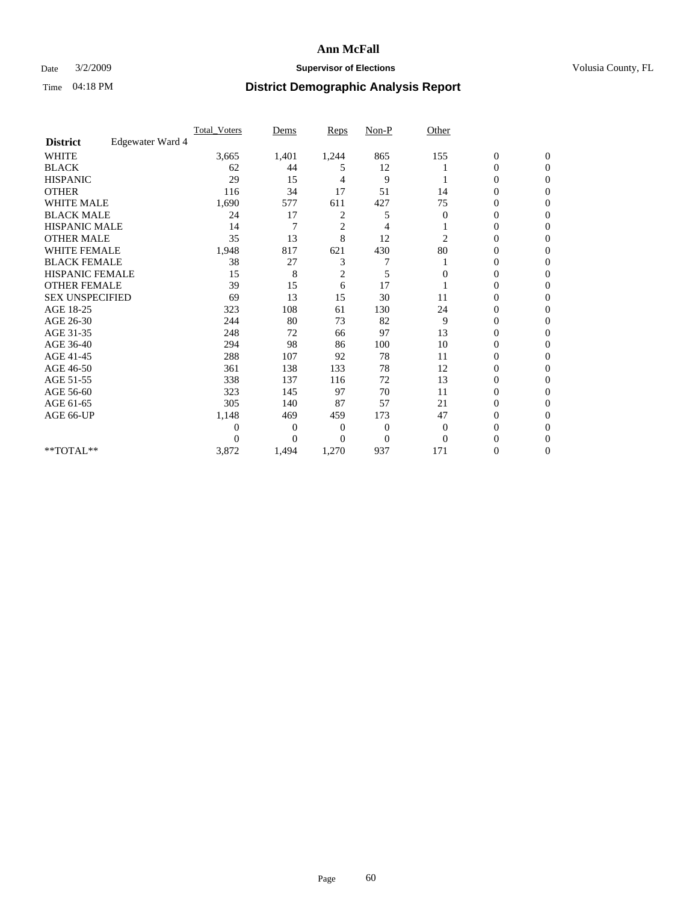# Ann McFall

Date 3/2/2009 **Supervisor of Elections** Volusia County, FL

Time 04:18 PM **District Demographic Analysis Report**

| | Total_Voters | Dems | Reps | Non-P | Other | | |
|---|---|---|---|---|---|---|---|
| **District** Edgewater Ward 4 | | | | | | | |
| WHITE | 3,665 | 1,401 | 1,244 | 865 | 155 | 0 | 0 |
| BLACK | 62 | 44 | 5 | 12 | 1 | 0 | 0 |
| HISPANIC | 29 | 15 | 4 | 9 | 1 | 0 | 0 |
| OTHER | 116 | 34 | 17 | 51 | 14 | 0 | 0 |
| WHITE MALE | 1,690 | 577 | 611 | 427 | 75 | 0 | 0 |
| BLACK MALE | 24 | 17 | 2 | 5 | 0 | 0 | 0 |
| HISPANIC MALE | 14 | 7 | 2 | 4 | 1 | 0 | 0 |
| OTHER MALE | 35 | 13 | 8 | 12 | 2 | 0 | 0 |
| WHITE FEMALE | 1,948 | 817 | 621 | 430 | 80 | 0 | 0 |
| BLACK FEMALE | 38 | 27 | 3 | 7 | 1 | 0 | 0 |
| HISPANIC FEMALE | 15 | 8 | 2 | 5 | 0 | 0 | 0 |
| OTHER FEMALE | 39 | 15 | 6 | 17 | 1 | 0 | 0 |
| SEX UNSPECIFIED | 69 | 13 | 15 | 30 | 11 | 0 | 0 |
| AGE 18-25 | 323 | 108 | 61 | 130 | 24 | 0 | 0 |
| AGE 26-30 | 244 | 80 | 73 | 82 | 9 | 0 | 0 |
| AGE 31-35 | 248 | 72 | 66 | 97 | 13 | 0 | 0 |
| AGE 36-40 | 294 | 98 | 86 | 100 | 10 | 0 | 0 |
| AGE 41-45 | 288 | 107 | 92 | 78 | 11 | 0 | 0 |
| AGE 46-50 | 361 | 138 | 133 | 78 | 12 | 0 | 0 |
| AGE 51-55 | 338 | 137 | 116 | 72 | 13 | 0 | 0 |
| AGE 56-60 | 323 | 145 | 97 | 70 | 11 | 0 | 0 |
| AGE 61-65 | 305 | 140 | 87 | 57 | 21 | 0 | 0 |
| AGE 66-UP | 1,148 | 469 | 459 | 173 | 47 | 0 | 0 |
| | 0 | 0 | 0 | 0 | 0 | 0 | 0 |
| | 0 | 0 | 0 | 0 | 0 | 0 | 0 |
| **TOTAL** | 3,872 | 1,494 | 1,270 | 937 | 171 | 0 | 0 |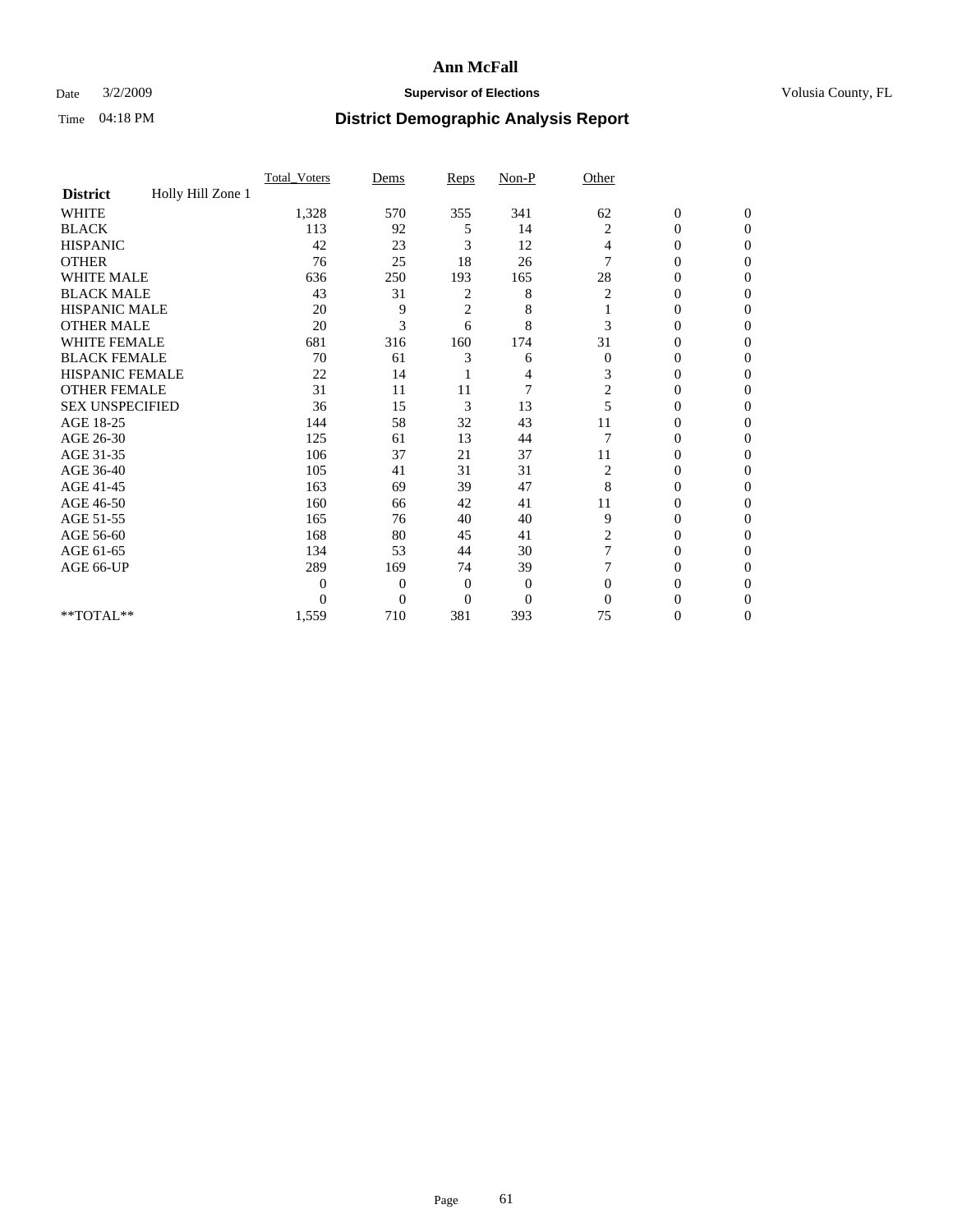# Ann McFall

Date 3/2/2009 **Supervisor of Elections** Volusia County, FL

Time 04:18 PM **District Demographic Analysis Report**

| | Total_Voters | Dems | Reps | Non-P | Other | | |
|---|---|---|---|---|---|---|---|
| **District** Holly Hill Zone 1 | | | | | | | |
| WHITE | 1,328 | 570 | 355 | 341 | 62 | 0 | 0 |
| BLACK | 113 | 92 | 5 | 14 | 2 | 0 | 0 |
| HISPANIC | 42 | 23 | 3 | 12 | 4 | 0 | 0 |
| OTHER | 76 | 25 | 18 | 26 | 7 | 0 | 0 |
| WHITE MALE | 636 | 250 | 193 | 165 | 28 | 0 | 0 |
| BLACK MALE | 43 | 31 | 2 | 8 | 2 | 0 | 0 |
| HISPANIC MALE | 20 | 9 | 2 | 8 | 1 | 0 | 0 |
| OTHER MALE | 20 | 3 | 6 | 8 | 3 | 0 | 0 |
| WHITE FEMALE | 681 | 316 | 160 | 174 | 31 | 0 | 0 |
| BLACK FEMALE | 70 | 61 | 3 | 6 | 0 | 0 | 0 |
| HISPANIC FEMALE | 22 | 14 | 1 | 4 | 3 | 0 | 0 |
| OTHER FEMALE | 31 | 11 | 11 | 7 | 2 | 0 | 0 |
| SEX UNSPECIFIED | 36 | 15 | 3 | 13 | 5 | 0 | 0 |
| AGE 18-25 | 144 | 58 | 32 | 43 | 11 | 0 | 0 |
| AGE 26-30 | 125 | 61 | 13 | 44 | 7 | 0 | 0 |
| AGE 31-35 | 106 | 37 | 21 | 37 | 11 | 0 | 0 |
| AGE 36-40 | 105 | 41 | 31 | 31 | 2 | 0 | 0 |
| AGE 41-45 | 163 | 69 | 39 | 47 | 8 | 0 | 0 |
| AGE 46-50 | 160 | 66 | 42 | 41 | 11 | 0 | 0 |
| AGE 51-55 | 165 | 76 | 40 | 40 | 9 | 0 | 0 |
| AGE 56-60 | 168 | 80 | 45 | 41 | 2 | 0 | 0 |
| AGE 61-65 | 134 | 53 | 44 | 30 | 7 | 0 | 0 |
| AGE 66-UP | 289 | 169 | 74 | 39 | 7 | 0 | 0 |
| | 0 | 0 | 0 | 0 | 0 | 0 | 0 |
| | 0 | 0 | 0 | 0 | 0 | 0 | 0 |
| **TOTAL** | 1,559 | 710 | 381 | 393 | 75 | 0 | 0 |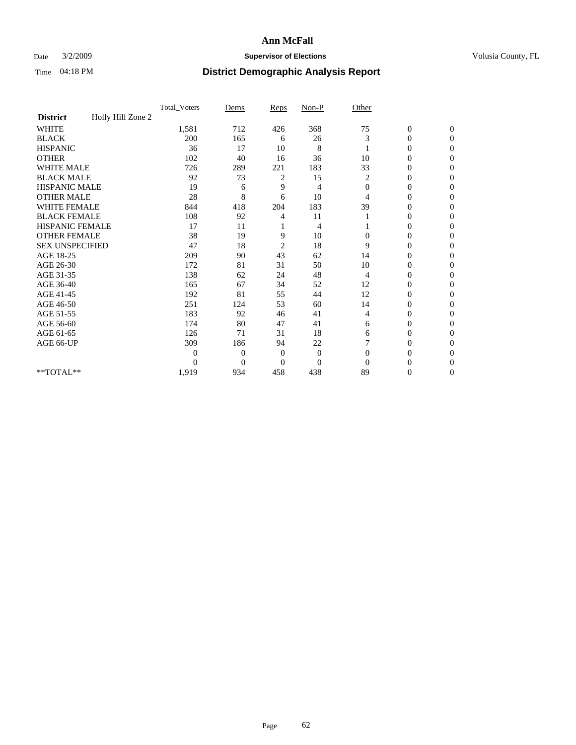# Ann McFall

Date 3/2/2009 **Supervisor of Elections** Volusia County, FL

Time 04:18 PM **District Demographic Analysis Report**

| | Total_Voters | Dems | Reps | Non-P | Other | | |
|---|---|---|---|---|---|---|---|
| **District** Holly Hill Zone 2 | | | | | | | |
| WHITE | 1,581 | 712 | 426 | 368 | 75 | 0 | 0 |
| BLACK | 200 | 165 | 6 | 26 | 3 | 0 | 0 |
| HISPANIC | 36 | 17 | 10 | 8 | 1 | 0 | 0 |
| OTHER | 102 | 40 | 16 | 36 | 10 | 0 | 0 |
| WHITE MALE | 726 | 289 | 221 | 183 | 33 | 0 | 0 |
| BLACK MALE | 92 | 73 | 2 | 15 | 2 | 0 | 0 |
| HISPANIC MALE | 19 | 6 | 9 | 4 | 0 | 0 | 0 |
| OTHER MALE | 28 | 8 | 6 | 10 | 4 | 0 | 0 |
| WHITE FEMALE | 844 | 418 | 204 | 183 | 39 | 0 | 0 |
| BLACK FEMALE | 108 | 92 | 4 | 11 | 1 | 0 | 0 |
| HISPANIC FEMALE | 17 | 11 | 1 | 4 | 1 | 0 | 0 |
| OTHER FEMALE | 38 | 19 | 9 | 10 | 0 | 0 | 0 |
| SEX UNSPECIFIED | 47 | 18 | 2 | 18 | 9 | 0 | 0 |
| AGE 18-25 | 209 | 90 | 43 | 62 | 14 | 0 | 0 |
| AGE 26-30 | 172 | 81 | 31 | 50 | 10 | 0 | 0 |
| AGE 31-35 | 138 | 62 | 24 | 48 | 4 | 0 | 0 |
| AGE 36-40 | 165 | 67 | 34 | 52 | 12 | 0 | 0 |
| AGE 41-45 | 192 | 81 | 55 | 44 | 12 | 0 | 0 |
| AGE 46-50 | 251 | 124 | 53 | 60 | 14 | 0 | 0 |
| AGE 51-55 | 183 | 92 | 46 | 41 | 4 | 0 | 0 |
| AGE 56-60 | 174 | 80 | 47 | 41 | 6 | 0 | 0 |
| AGE 61-65 | 126 | 71 | 31 | 18 | 6 | 0 | 0 |
| AGE 66-UP | 309 | 186 | 94 | 22 | 7 | 0 | 0 |
| | 0 | 0 | 0 | 0 | 0 | 0 | 0 |
| | 0 | 0 | 0 | 0 | 0 | 0 | 0 |
| **TOTAL** | 1,919 | 934 | 458 | 438 | 89 | 0 | 0 |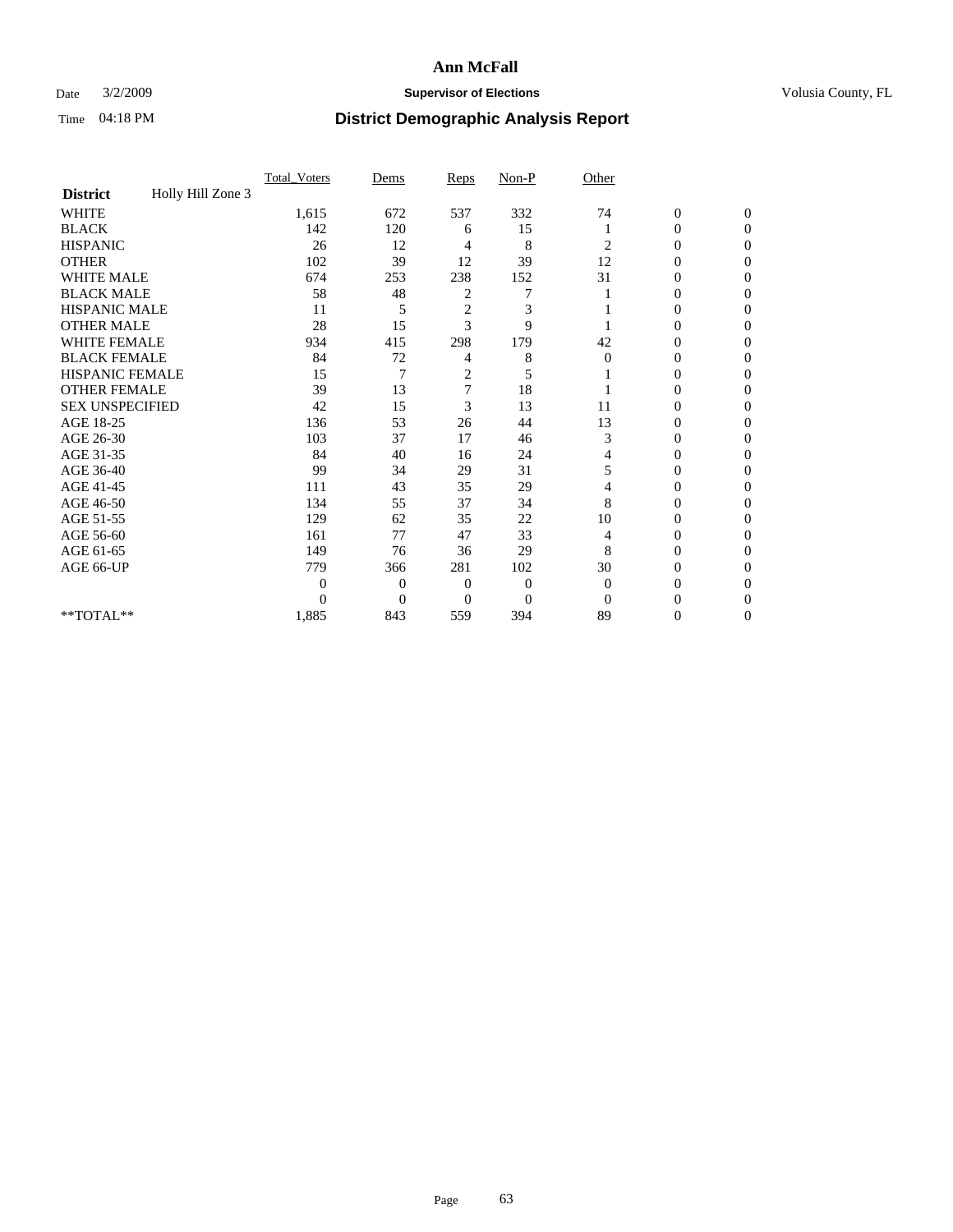# Ann McFall

Date 3/2/2009 **Supervisor of Elections** Volusia County, FL

Time 04:18 PM **District Demographic Analysis Report**

| | Total_Voters | Dems | Reps | Non-P | Other | | |
|---|---|---|---|---|---|---|---|
| **District** Holly Hill Zone 3 | | | | | | | |
| WHITE | 1,615 | 672 | 537 | 332 | 74 | 0 | 0 |
| BLACK | 142 | 120 | 6 | 15 | 1 | 0 | 0 |
| HISPANIC | 26 | 12 | 4 | 8 | 2 | 0 | 0 |
| OTHER | 102 | 39 | 12 | 39 | 12 | 0 | 0 |
| WHITE MALE | 674 | 253 | 238 | 152 | 31 | 0 | 0 |
| BLACK MALE | 58 | 48 | 2 | 7 | 1 | 0 | 0 |
| HISPANIC MALE | 11 | 5 | 2 | 3 | 1 | 0 | 0 |
| OTHER MALE | 28 | 15 | 3 | 9 | 1 | 0 | 0 |
| WHITE FEMALE | 934 | 415 | 298 | 179 | 42 | 0 | 0 |
| BLACK FEMALE | 84 | 72 | 4 | 8 | 0 | 0 | 0 |
| HISPANIC FEMALE | 15 | 7 | 2 | 5 | 1 | 0 | 0 |
| OTHER FEMALE | 39 | 13 | 7 | 18 | 1 | 0 | 0 |
| SEX UNSPECIFIED | 42 | 15 | 3 | 13 | 11 | 0 | 0 |
| AGE 18-25 | 136 | 53 | 26 | 44 | 13 | 0 | 0 |
| AGE 26-30 | 103 | 37 | 17 | 46 | 3 | 0 | 0 |
| AGE 31-35 | 84 | 40 | 16 | 24 | 4 | 0 | 0 |
| AGE 36-40 | 99 | 34 | 29 | 31 | 5 | 0 | 0 |
| AGE 41-45 | 111 | 43 | 35 | 29 | 4 | 0 | 0 |
| AGE 46-50 | 134 | 55 | 37 | 34 | 8 | 0 | 0 |
| AGE 51-55 | 129 | 62 | 35 | 22 | 10 | 0 | 0 |
| AGE 56-60 | 161 | 77 | 47 | 33 | 4 | 0 | 0 |
| AGE 61-65 | 149 | 76 | 36 | 29 | 8 | 0 | 0 |
| AGE 66-UP | 779 | 366 | 281 | 102 | 30 | 0 | 0 |
| | 0 | 0 | 0 | 0 | 0 | 0 | 0 |
| | 0 | 0 | 0 | 0 | 0 | 0 | 0 |
| **TOTAL** | 1,885 | 843 | 559 | 394 | 89 | 0 | 0 |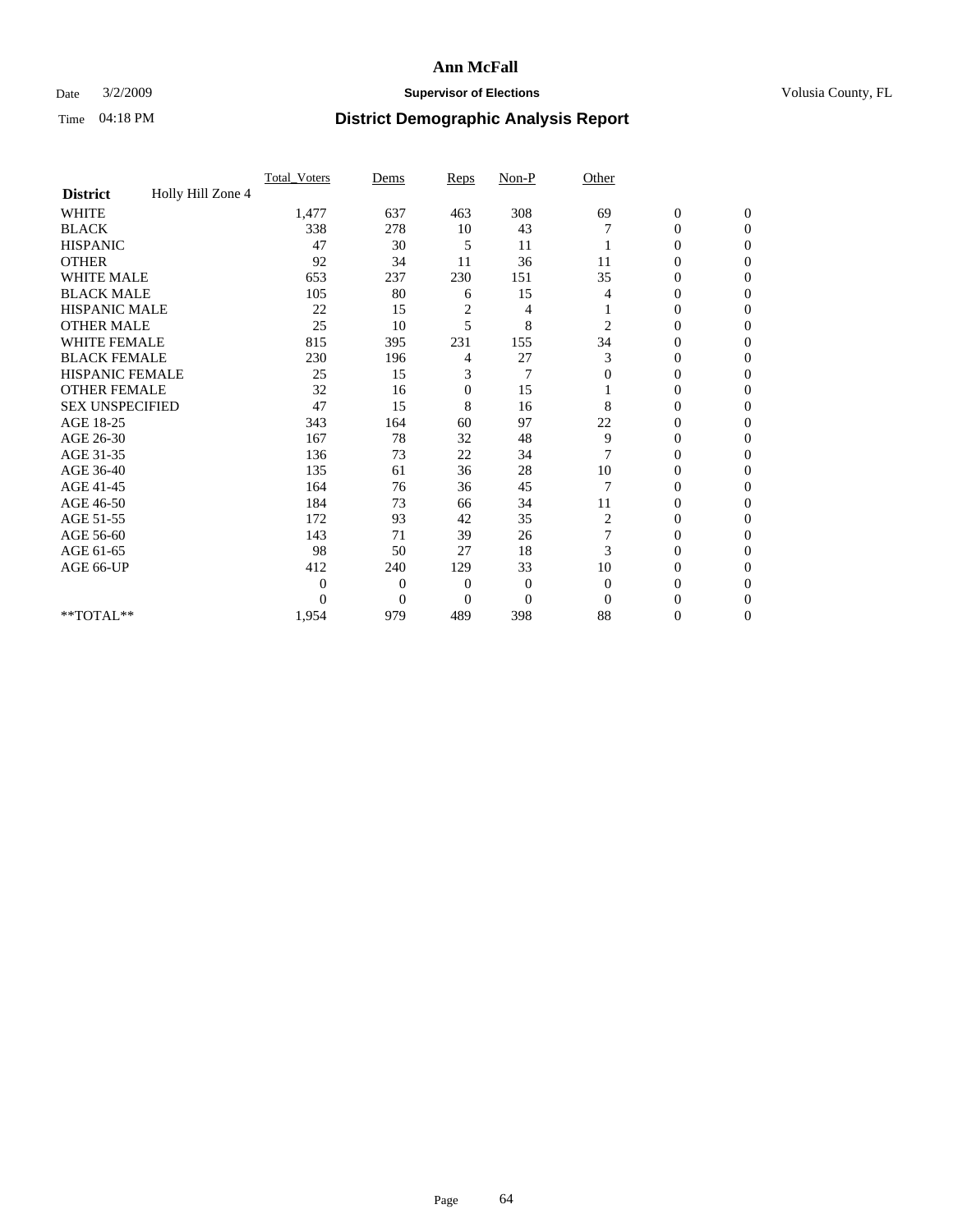# Ann McFall

Date 3/2/2009 **Supervisor of Elections** Volusia County, FL

Time 04:18 PM **District Demographic Analysis Report**

| | Total_Voters | Dems | Reps | Non-P | Other | | |
|---|---|---|---|---|---|---|---|
| **District** Holly Hill Zone 4 | | | | | | | |
| WHITE | 1,477 | 637 | 463 | 308 | 69 | 0 | 0 |
| BLACK | 338 | 278 | 10 | 43 | 7 | 0 | 0 |
| HISPANIC | 47 | 30 | 5 | 11 | 1 | 0 | 0 |
| OTHER | 92 | 34 | 11 | 36 | 11 | 0 | 0 |
| WHITE MALE | 653 | 237 | 230 | 151 | 35 | 0 | 0 |
| BLACK MALE | 105 | 80 | 6 | 15 | 4 | 0 | 0 |
| HISPANIC MALE | 22 | 15 | 2 | 4 | 1 | 0 | 0 |
| OTHER MALE | 25 | 10 | 5 | 8 | 2 | 0 | 0 |
| WHITE FEMALE | 815 | 395 | 231 | 155 | 34 | 0 | 0 |
| BLACK FEMALE | 230 | 196 | 4 | 27 | 3 | 0 | 0 |
| HISPANIC FEMALE | 25 | 15 | 3 | 7 | 0 | 0 | 0 |
| OTHER FEMALE | 32 | 16 | 0 | 15 | 1 | 0 | 0 |
| SEX UNSPECIFIED | 47 | 15 | 8 | 16 | 8 | 0 | 0 |
| AGE 18-25 | 343 | 164 | 60 | 97 | 22 | 0 | 0 |
| AGE 26-30 | 167 | 78 | 32 | 48 | 9 | 0 | 0 |
| AGE 31-35 | 136 | 73 | 22 | 34 | 7 | 0 | 0 |
| AGE 36-40 | 135 | 61 | 36 | 28 | 10 | 0 | 0 |
| AGE 41-45 | 164 | 76 | 36 | 45 | 7 | 0 | 0 |
| AGE 46-50 | 184 | 73 | 66 | 34 | 11 | 0 | 0 |
| AGE 51-55 | 172 | 93 | 42 | 35 | 2 | 0 | 0 |
| AGE 56-60 | 143 | 71 | 39 | 26 | 7 | 0 | 0 |
| AGE 61-65 | 98 | 50 | 27 | 18 | 3 | 0 | 0 |
| AGE 66-UP | 412 | 240 | 129 | 33 | 10 | 0 | 0 |
| | 0 | 0 | 0 | 0 | 0 | 0 | 0 |
| | 0 | 0 | 0 | 0 | 0 | 0 | 0 |
| **TOTAL** | 1,954 | 979 | 489 | 398 | 88 | 0 | 0 |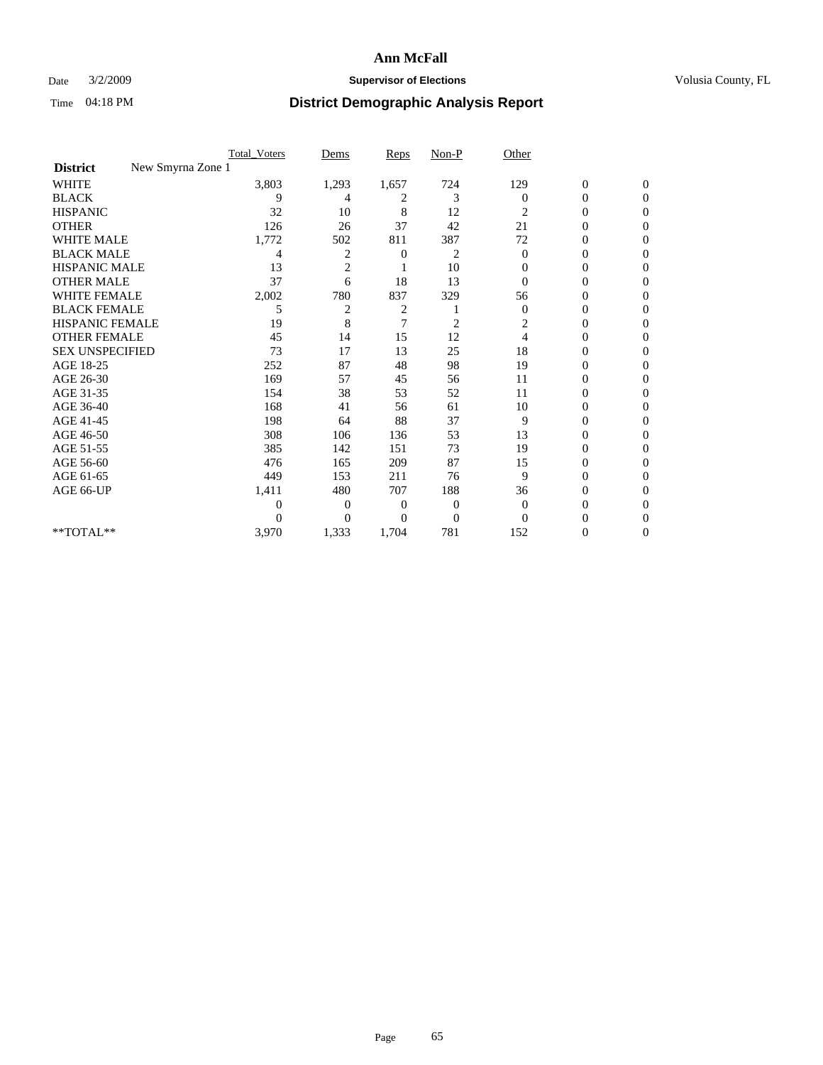**Ann McFall**

Date 3/2/2009 **Supervisor of Elections** Volusia County, FL

Time 04:18 PM **District Demographic Analysis Report**

| | Total_Voters | Dems | Reps | Non-P | Other | | |
|---|---|---|---|---|---|---|---|
| **District** New Smyrna Zone 1 | | | | | | | |
| WHITE | 3,803 | 1,293 | 1,657 | 724 | 129 | 0 | 0 |
| BLACK | 9 | 4 | 2 | 3 | 0 | 0 | 0 |
| HISPANIC | 32 | 10 | 8 | 12 | 2 | 0 | 0 |
| OTHER | 126 | 26 | 37 | 42 | 21 | 0 | 0 |
| WHITE MALE | 1,772 | 502 | 811 | 387 | 72 | 0 | 0 |
| BLACK MALE | 4 | 2 | 0 | 2 | 0 | 0 | 0 |
| HISPANIC MALE | 13 | 2 | 1 | 10 | 0 | 0 | 0 |
| OTHER MALE | 37 | 6 | 18 | 13 | 0 | 0 | 0 |
| WHITE FEMALE | 2,002 | 780 | 837 | 329 | 56 | 0 | 0 |
| BLACK FEMALE | 5 | 2 | 2 | 1 | 0 | 0 | 0 |
| HISPANIC FEMALE | 19 | 8 | 7 | 2 | 2 | 0 | 0 |
| OTHER FEMALE | 45 | 14 | 15 | 12 | 4 | 0 | 0 |
| SEX UNSPECIFIED | 73 | 17 | 13 | 25 | 18 | 0 | 0 |
| AGE 18-25 | 252 | 87 | 48 | 98 | 19 | 0 | 0 |
| AGE 26-30 | 169 | 57 | 45 | 56 | 11 | 0 | 0 |
| AGE 31-35 | 154 | 38 | 53 | 52 | 11 | 0 | 0 |
| AGE 36-40 | 168 | 41 | 56 | 61 | 10 | 0 | 0 |
| AGE 41-45 | 198 | 64 | 88 | 37 | 9 | 0 | 0 |
| AGE 46-50 | 308 | 106 | 136 | 53 | 13 | 0 | 0 |
| AGE 51-55 | 385 | 142 | 151 | 73 | 19 | 0 | 0 |
| AGE 56-60 | 476 | 165 | 209 | 87 | 15 | 0 | 0 |
| AGE 61-65 | 449 | 153 | 211 | 76 | 9 | 0 | 0 |
| AGE 66-UP | 1,411 | 480 | 707 | 188 | 36 | 0 | 0 |
| | 0 | 0 | 0 | 0 | 0 | 0 | 0 |
| | 0 | 0 | 0 | 0 | 0 | 0 | 0 |
| **TOTAL** | 3,970 | 1,333 | 1,704 | 781 | 152 | 0 | 0 |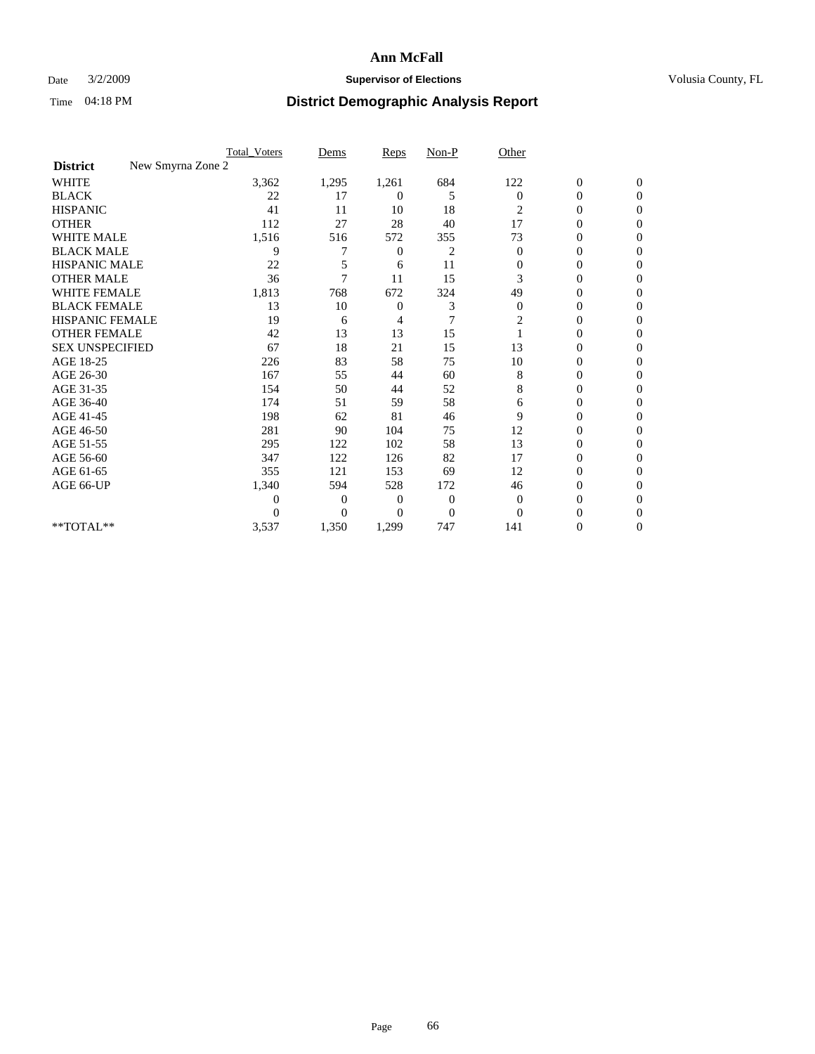# Ann McFall

Date 3/2/2009 **Supervisor of Elections** Volusia County, FL

Time 04:18 PM **District Demographic Analysis Report**

| | Total_Voters | Dems | Reps | Non-P | Other | | |
|---|---|---|---|---|---|---|---|
| **District** New Smyrna Zone 2 | | | | | | | |
| WHITE | 3,362 | 1,295 | 1,261 | 684 | 122 | 0 | 0 |
| BLACK | 22 | 17 | 0 | 5 | 0 | 0 | 0 |
| HISPANIC | 41 | 11 | 10 | 18 | 2 | 0 | 0 |
| OTHER | 112 | 27 | 28 | 40 | 17 | 0 | 0 |
| WHITE MALE | 1,516 | 516 | 572 | 355 | 73 | 0 | 0 |
| BLACK MALE | 9 | 7 | 0 | 2 | 0 | 0 | 0 |
| HISPANIC MALE | 22 | 5 | 6 | 11 | 0 | 0 | 0 |
| OTHER MALE | 36 | 7 | 11 | 15 | 3 | 0 | 0 |
| WHITE FEMALE | 1,813 | 768 | 672 | 324 | 49 | 0 | 0 |
| BLACK FEMALE | 13 | 10 | 0 | 3 | 0 | 0 | 0 |
| HISPANIC FEMALE | 19 | 6 | 4 | 7 | 2 | 0 | 0 |
| OTHER FEMALE | 42 | 13 | 13 | 15 | 1 | 0 | 0 |
| SEX UNSPECIFIED | 67 | 18 | 21 | 15 | 13 | 0 | 0 |
| AGE 18-25 | 226 | 83 | 58 | 75 | 10 | 0 | 0 |
| AGE 26-30 | 167 | 55 | 44 | 60 | 8 | 0 | 0 |
| AGE 31-35 | 154 | 50 | 44 | 52 | 8 | 0 | 0 |
| AGE 36-40 | 174 | 51 | 59 | 58 | 6 | 0 | 0 |
| AGE 41-45 | 198 | 62 | 81 | 46 | 9 | 0 | 0 |
| AGE 46-50 | 281 | 90 | 104 | 75 | 12 | 0 | 0 |
| AGE 51-55 | 295 | 122 | 102 | 58 | 13 | 0 | 0 |
| AGE 56-60 | 347 | 122 | 126 | 82 | 17 | 0 | 0 |
| AGE 61-65 | 355 | 121 | 153 | 69 | 12 | 0 | 0 |
| AGE 66-UP | 1,340 | 594 | 528 | 172 | 46 | 0 | 0 |
| | 0 | 0 | 0 | 0 | 0 | 0 | 0 |
| | 0 | 0 | 0 | 0 | 0 | 0 | 0 |
| **TOTAL** | 3,537 | 1,350 | 1,299 | 747 | 141 | 0 | 0 |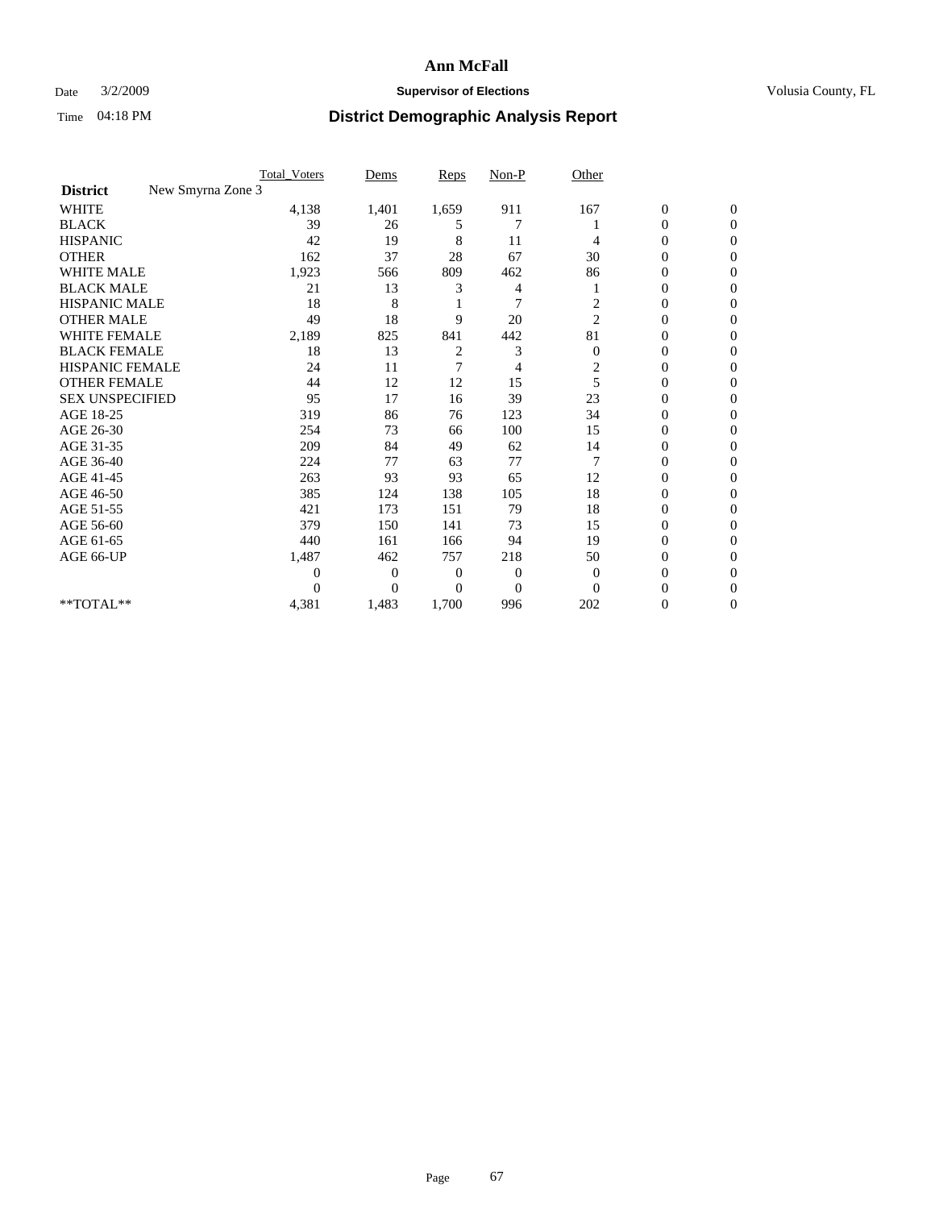# Ann McFall

Date 3/2/2009 **Supervisor of Elections** Volusia County, FL

Time 04:18 PM **District Demographic Analysis Report**

| | Total_Voters | Dems | Reps | Non-P | Other | | |
|---|---|---|---|---|---|---|---|
| **District** New Smyrna Zone 3 | | | | | | | |
| WHITE | 4,138 | 1,401 | 1,659 | 911 | 167 | 0 | 0 |
| BLACK | 39 | 26 | 5 | 7 | 1 | 0 | 0 |
| HISPANIC | 42 | 19 | 8 | 11 | 4 | 0 | 0 |
| OTHER | 162 | 37 | 28 | 67 | 30 | 0 | 0 |
| WHITE MALE | 1,923 | 566 | 809 | 462 | 86 | 0 | 0 |
| BLACK MALE | 21 | 13 | 3 | 4 | 1 | 0 | 0 |
| HISPANIC MALE | 18 | 8 | 1 | 7 | 2 | 0 | 0 |
| OTHER MALE | 49 | 18 | 9 | 20 | 2 | 0 | 0 |
| WHITE FEMALE | 2,189 | 825 | 841 | 442 | 81 | 0 | 0 |
| BLACK FEMALE | 18 | 13 | 2 | 3 | 0 | 0 | 0 |
| HISPANIC FEMALE | 24 | 11 | 7 | 4 | 2 | 0 | 0 |
| OTHER FEMALE | 44 | 12 | 12 | 15 | 5 | 0 | 0 |
| SEX UNSPECIFIED | 95 | 17 | 16 | 39 | 23 | 0 | 0 |
| AGE 18-25 | 319 | 86 | 76 | 123 | 34 | 0 | 0 |
| AGE 26-30 | 254 | 73 | 66 | 100 | 15 | 0 | 0 |
| AGE 31-35 | 209 | 84 | 49 | 62 | 14 | 0 | 0 |
| AGE 36-40 | 224 | 77 | 63 | 77 | 7 | 0 | 0 |
| AGE 41-45 | 263 | 93 | 93 | 65 | 12 | 0 | 0 |
| AGE 46-50 | 385 | 124 | 138 | 105 | 18 | 0 | 0 |
| AGE 51-55 | 421 | 173 | 151 | 79 | 18 | 0 | 0 |
| AGE 56-60 | 379 | 150 | 141 | 73 | 15 | 0 | 0 |
| AGE 61-65 | 440 | 161 | 166 | 94 | 19 | 0 | 0 |
| AGE 66-UP | 1,487 | 462 | 757 | 218 | 50 | 0 | 0 |
| | 0 | 0 | 0 | 0 | 0 | 0 | 0 |
| | 0 | 0 | 0 | 0 | 0 | 0 | 0 |
| **TOTAL** | 4,381 | 1,483 | 1,700 | 996 | 202 | 0 | 0 |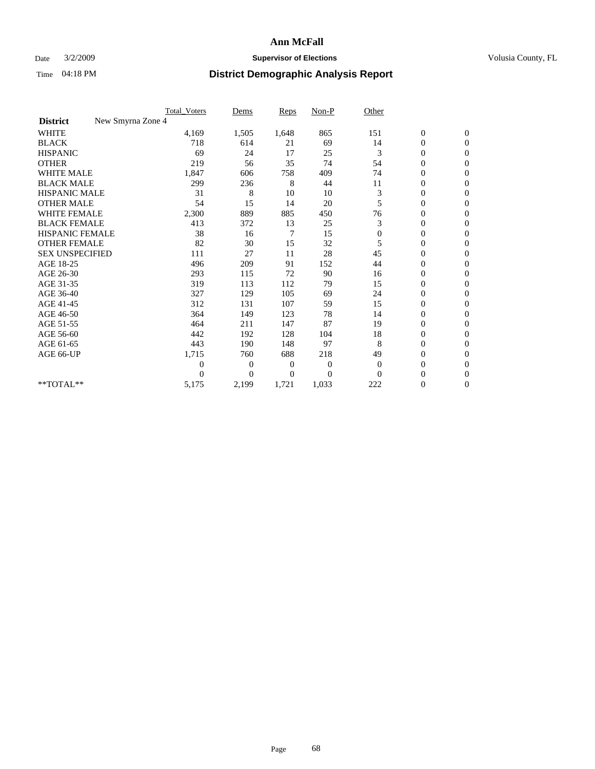# Ann McFall

Date 3/2/2009 **Supervisor of Elections** Volusia County, FL

Time 04:18 PM **District Demographic Analysis Report**

| | Total_Voters | Dems | Reps | Non-P | Other | | |
|---|---|---|---|---|---|---|---|
| **District** New Smyrna Zone 4 | | | | | | | |
| WHITE | 4,169 | 1,505 | 1,648 | 865 | 151 | 0 | 0 |
| BLACK | 718 | 614 | 21 | 69 | 14 | 0 | 0 |
| HISPANIC | 69 | 24 | 17 | 25 | 3 | 0 | 0 |
| OTHER | 219 | 56 | 35 | 74 | 54 | 0 | 0 |
| WHITE MALE | 1,847 | 606 | 758 | 409 | 74 | 0 | 0 |
| BLACK MALE | 299 | 236 | 8 | 44 | 11 | 0 | 0 |
| HISPANIC MALE | 31 | 8 | 10 | 10 | 3 | 0 | 0 |
| OTHER MALE | 54 | 15 | 14 | 20 | 5 | 0 | 0 |
| WHITE FEMALE | 2,300 | 889 | 885 | 450 | 76 | 0 | 0 |
| BLACK FEMALE | 413 | 372 | 13 | 25 | 3 | 0 | 0 |
| HISPANIC FEMALE | 38 | 16 | 7 | 15 | 0 | 0 | 0 |
| OTHER FEMALE | 82 | 30 | 15 | 32 | 5 | 0 | 0 |
| SEX UNSPECIFIED | 111 | 27 | 11 | 28 | 45 | 0 | 0 |
| AGE 18-25 | 496 | 209 | 91 | 152 | 44 | 0 | 0 |
| AGE 26-30 | 293 | 115 | 72 | 90 | 16 | 0 | 0 |
| AGE 31-35 | 319 | 113 | 112 | 79 | 15 | 0 | 0 |
| AGE 36-40 | 327 | 129 | 105 | 69 | 24 | 0 | 0 |
| AGE 41-45 | 312 | 131 | 107 | 59 | 15 | 0 | 0 |
| AGE 46-50 | 364 | 149 | 123 | 78 | 14 | 0 | 0 |
| AGE 51-55 | 464 | 211 | 147 | 87 | 19 | 0 | 0 |
| AGE 56-60 | 442 | 192 | 128 | 104 | 18 | 0 | 0 |
| AGE 61-65 | 443 | 190 | 148 | 97 | 8 | 0 | 0 |
| AGE 66-UP | 1,715 | 760 | 688 | 218 | 49 | 0 | 0 |
| | 0 | 0 | 0 | 0 | 0 | 0 | 0 |
| | 0 | 0 | 0 | 0 | 0 | 0 | 0 |
| **TOTAL** | 5,175 | 2,199 | 1,721 | 1,033 | 222 | 0 | 0 |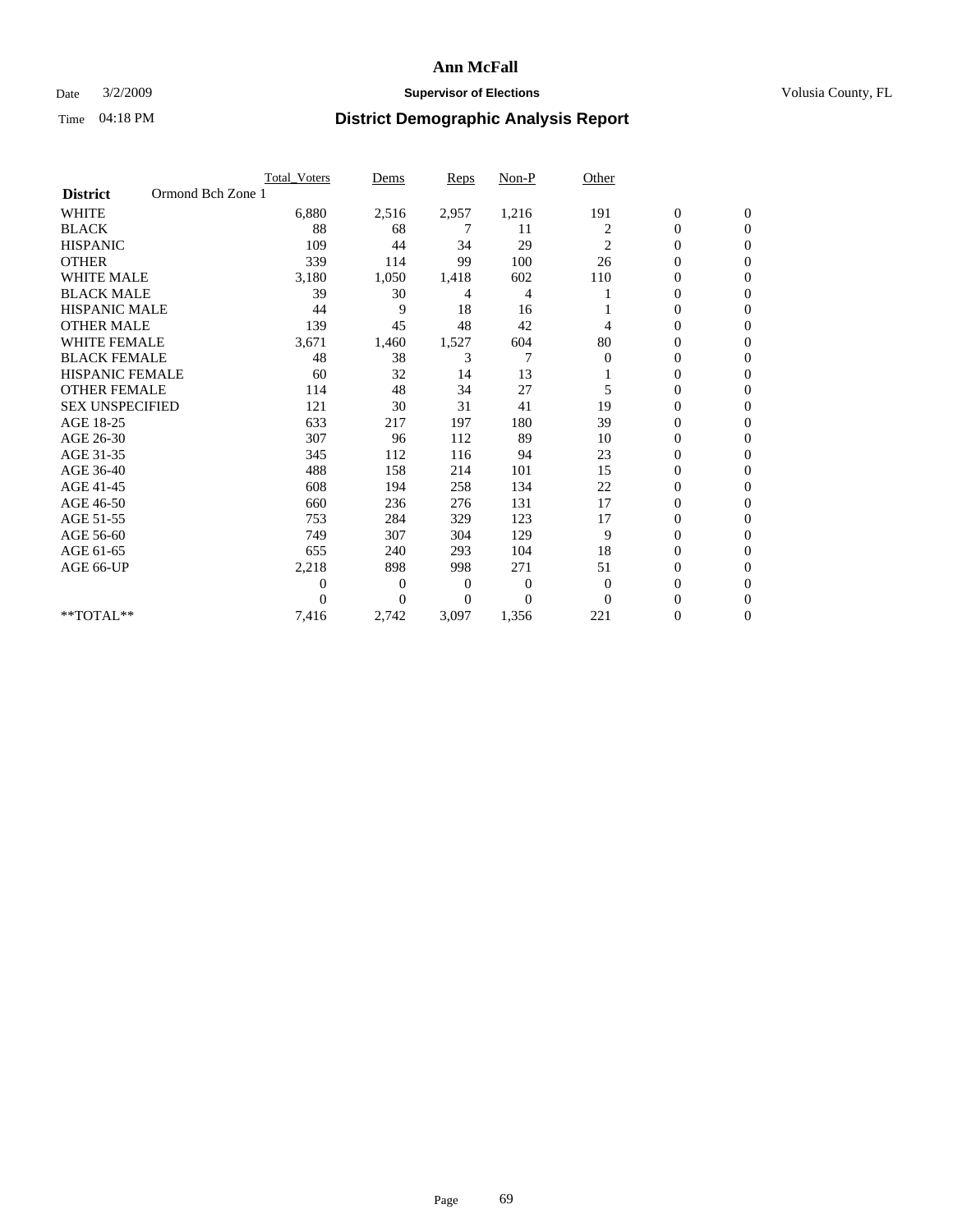# Ann McFall

Date 3/2/2009 **Supervisor of Elections** Volusia County, FL

Time 04:18 PM **District Demographic Analysis Report**

| | Total_Voters | Dems | Reps | Non-P | Other | | |
|---|---|---|---|---|---|---|---|
| **District** Ormond Bch Zone 1 | | | | | | | |
| WHITE | 6,880 | 2,516 | 2,957 | 1,216 | 191 | 0 | 0 |
| BLACK | 88 | 68 | 7 | 11 | 2 | 0 | 0 |
| HISPANIC | 109 | 44 | 34 | 29 | 2 | 0 | 0 |
| OTHER | 339 | 114 | 99 | 100 | 26 | 0 | 0 |
| WHITE MALE | 3,180 | 1,050 | 1,418 | 602 | 110 | 0 | 0 |
| BLACK MALE | 39 | 30 | 4 | 4 | 1 | 0 | 0 |
| HISPANIC MALE | 44 | 9 | 18 | 16 | 1 | 0 | 0 |
| OTHER MALE | 139 | 45 | 48 | 42 | 4 | 0 | 0 |
| WHITE FEMALE | 3,671 | 1,460 | 1,527 | 604 | 80 | 0 | 0 |
| BLACK FEMALE | 48 | 38 | 3 | 7 | 0 | 0 | 0 |
| HISPANIC FEMALE | 60 | 32 | 14 | 13 | 1 | 0 | 0 |
| OTHER FEMALE | 114 | 48 | 34 | 27 | 5 | 0 | 0 |
| SEX UNSPECIFIED | 121 | 30 | 31 | 41 | 19 | 0 | 0 |
| AGE 18-25 | 633 | 217 | 197 | 180 | 39 | 0 | 0 |
| AGE 26-30 | 307 | 96 | 112 | 89 | 10 | 0 | 0 |
| AGE 31-35 | 345 | 112 | 116 | 94 | 23 | 0 | 0 |
| AGE 36-40 | 488 | 158 | 214 | 101 | 15 | 0 | 0 |
| AGE 41-45 | 608 | 194 | 258 | 134 | 22 | 0 | 0 |
| AGE 46-50 | 660 | 236 | 276 | 131 | 17 | 0 | 0 |
| AGE 51-55 | 753 | 284 | 329 | 123 | 17 | 0 | 0 |
| AGE 56-60 | 749 | 307 | 304 | 129 | 9 | 0 | 0 |
| AGE 61-65 | 655 | 240 | 293 | 104 | 18 | 0 | 0 |
| AGE 66-UP | 2,218 | 898 | 998 | 271 | 51 | 0 | 0 |
| | 0 | 0 | 0 | 0 | 0 | 0 | 0 |
| | 0 | 0 | 0 | 0 | 0 | 0 | 0 |
| **TOTAL** | 7,416 | 2,742 | 3,097 | 1,356 | 221 | 0 | 0 |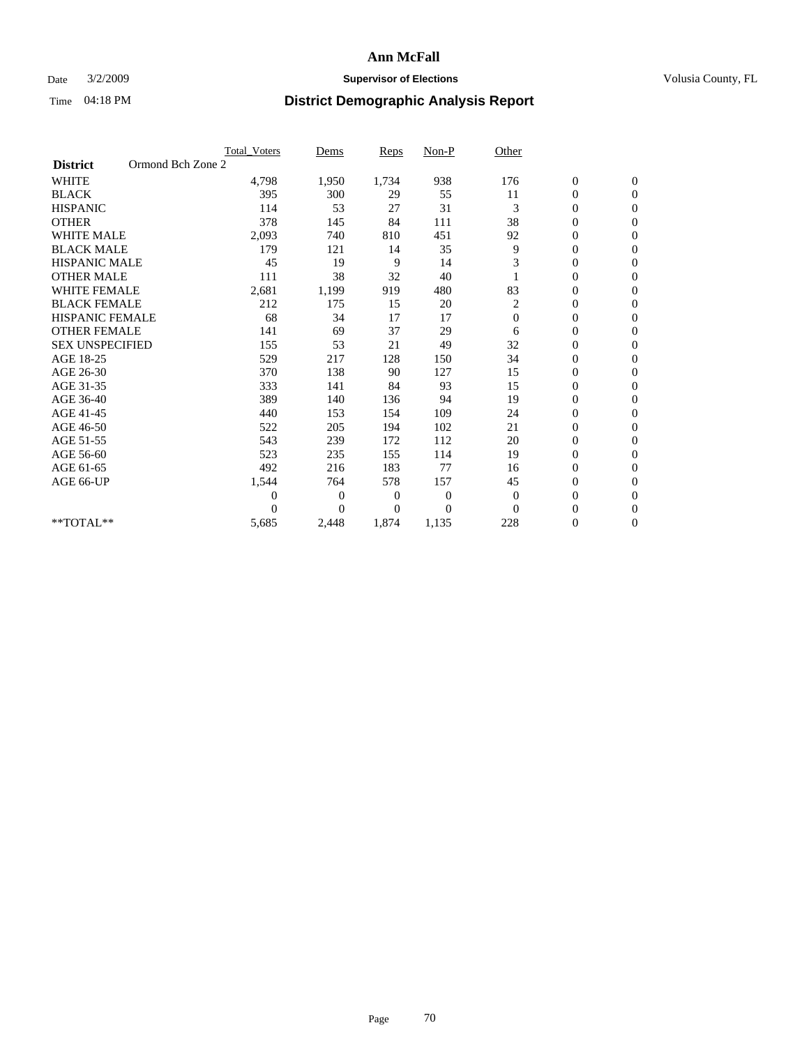# Ann McFall

Date 3/2/2009 **Supervisor of Elections** Volusia County, FL

Time 04:18 PM **District Demographic Analysis Report**

| | Total_Voters | Dems | Reps | Non-P | Other | | |
|---|---|---|---|---|---|---|---|
| **District** Ormond Bch Zone 2 | | | | | | | |
| WHITE | 4,798 | 1,950 | 1,734 | 938 | 176 | 0 | 0 |
| BLACK | 395 | 300 | 29 | 55 | 11 | 0 | 0 |
| HISPANIC | 114 | 53 | 27 | 31 | 3 | 0 | 0 |
| OTHER | 378 | 145 | 84 | 111 | 38 | 0 | 0 |
| WHITE MALE | 2,093 | 740 | 810 | 451 | 92 | 0 | 0 |
| BLACK MALE | 179 | 121 | 14 | 35 | 9 | 0 | 0 |
| HISPANIC MALE | 45 | 19 | 9 | 14 | 3 | 0 | 0 |
| OTHER MALE | 111 | 38 | 32 | 40 | 1 | 0 | 0 |
| WHITE FEMALE | 2,681 | 1,199 | 919 | 480 | 83 | 0 | 0 |
| BLACK FEMALE | 212 | 175 | 15 | 20 | 2 | 0 | 0 |
| HISPANIC FEMALE | 68 | 34 | 17 | 17 | 0 | 0 | 0 |
| OTHER FEMALE | 141 | 69 | 37 | 29 | 6 | 0 | 0 |
| SEX UNSPECIFIED | 155 | 53 | 21 | 49 | 32 | 0 | 0 |
| AGE 18-25 | 529 | 217 | 128 | 150 | 34 | 0 | 0 |
| AGE 26-30 | 370 | 138 | 90 | 127 | 15 | 0 | 0 |
| AGE 31-35 | 333 | 141 | 84 | 93 | 15 | 0 | 0 |
| AGE 36-40 | 389 | 140 | 136 | 94 | 19 | 0 | 0 |
| AGE 41-45 | 440 | 153 | 154 | 109 | 24 | 0 | 0 |
| AGE 46-50 | 522 | 205 | 194 | 102 | 21 | 0 | 0 |
| AGE 51-55 | 543 | 239 | 172 | 112 | 20 | 0 | 0 |
| AGE 56-60 | 523 | 235 | 155 | 114 | 19 | 0 | 0 |
| AGE 61-65 | 492 | 216 | 183 | 77 | 16 | 0 | 0 |
| AGE 66-UP | 1,544 | 764 | 578 | 157 | 45 | 0 | 0 |
| | 0 | 0 | 0 | 0 | 0 | 0 | 0 |
| | 0 | 0 | 0 | 0 | 0 | 0 | 0 |
| **TOTAL** | 5,685 | 2,448 | 1,874 | 1,135 | 228 | 0 | 0 |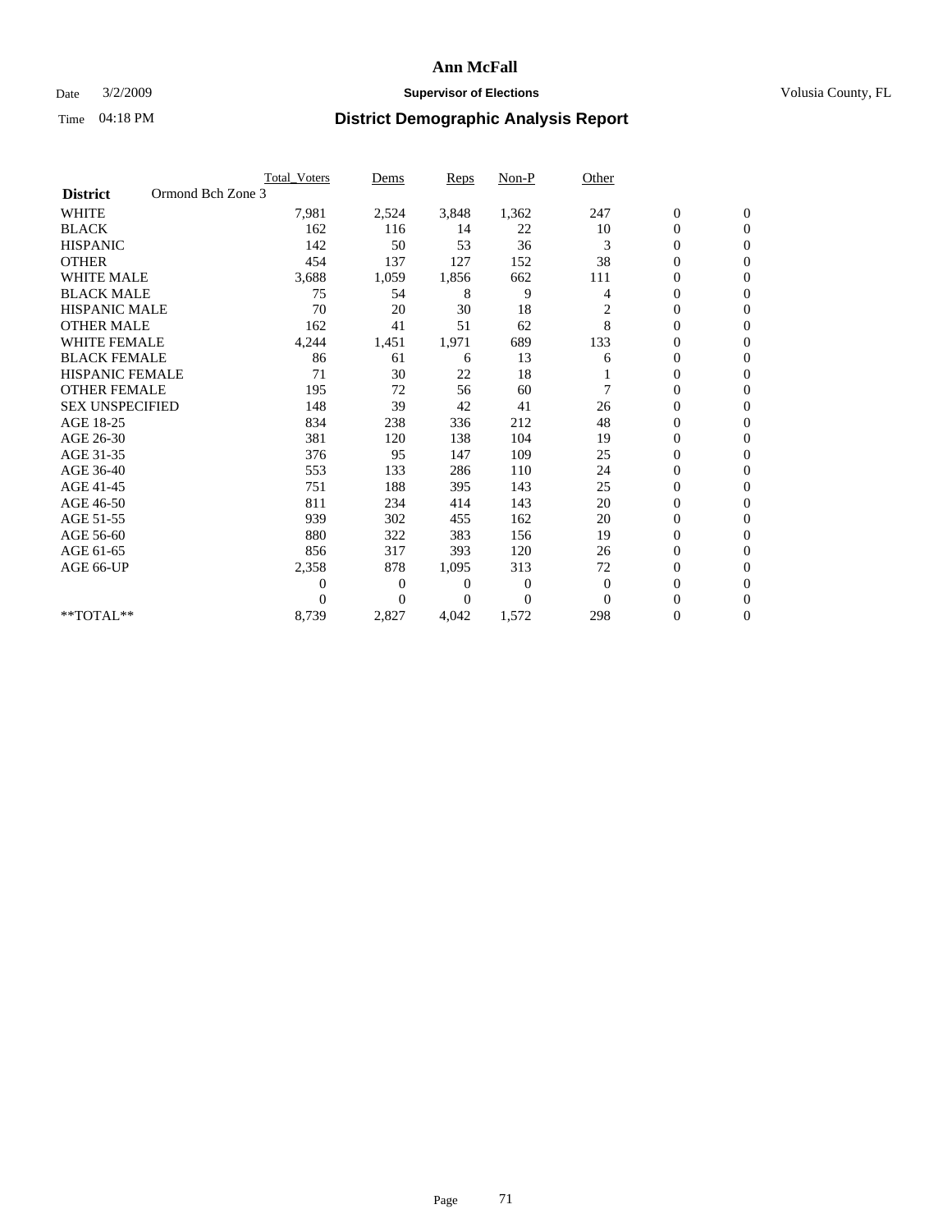# Ann McFall

Date 3/2/2009 **Supervisor of Elections** Volusia County, FL

Time 04:18 PM **District Demographic Analysis Report**

| | Total_Voters | Dems | Reps | Non-P | Other | | |
|---|---|---|---|---|---|---|---|
| **District** Ormond Bch Zone 3 | | | | | | | |
| WHITE | 7,981 | 2,524 | 3,848 | 1,362 | 247 | 0 | 0 |
| BLACK | 162 | 116 | 14 | 22 | 10 | 0 | 0 |
| HISPANIC | 142 | 50 | 53 | 36 | 3 | 0 | 0 |
| OTHER | 454 | 137 | 127 | 152 | 38 | 0 | 0 |
| WHITE MALE | 3,688 | 1,059 | 1,856 | 662 | 111 | 0 | 0 |
| BLACK MALE | 75 | 54 | 8 | 9 | 4 | 0 | 0 |
| HISPANIC MALE | 70 | 20 | 30 | 18 | 2 | 0 | 0 |
| OTHER MALE | 162 | 41 | 51 | 62 | 8 | 0 | 0 |
| WHITE FEMALE | 4,244 | 1,451 | 1,971 | 689 | 133 | 0 | 0 |
| BLACK FEMALE | 86 | 61 | 6 | 13 | 6 | 0 | 0 |
| HISPANIC FEMALE | 71 | 30 | 22 | 18 | 1 | 0 | 0 |
| OTHER FEMALE | 195 | 72 | 56 | 60 | 7 | 0 | 0 |
| SEX UNSPECIFIED | 148 | 39 | 42 | 41 | 26 | 0 | 0 |
| AGE 18-25 | 834 | 238 | 336 | 212 | 48 | 0 | 0 |
| AGE 26-30 | 381 | 120 | 138 | 104 | 19 | 0 | 0 |
| AGE 31-35 | 376 | 95 | 147 | 109 | 25 | 0 | 0 |
| AGE 36-40 | 553 | 133 | 286 | 110 | 24 | 0 | 0 |
| AGE 41-45 | 751 | 188 | 395 | 143 | 25 | 0 | 0 |
| AGE 46-50 | 811 | 234 | 414 | 143 | 20 | 0 | 0 |
| AGE 51-55 | 939 | 302 | 455 | 162 | 20 | 0 | 0 |
| AGE 56-60 | 880 | 322 | 383 | 156 | 19 | 0 | 0 |
| AGE 61-65 | 856 | 317 | 393 | 120 | 26 | 0 | 0 |
| AGE 66-UP | 2,358 | 878 | 1,095 | 313 | 72 | 0 | 0 |
| | 0 | 0 | 0 | 0 | 0 | 0 | 0 |
| | 0 | 0 | 0 | 0 | 0 | 0 | 0 |
| **TOTAL** | 8,739 | 2,827 | 4,042 | 1,572 | 298 | 0 | 0 |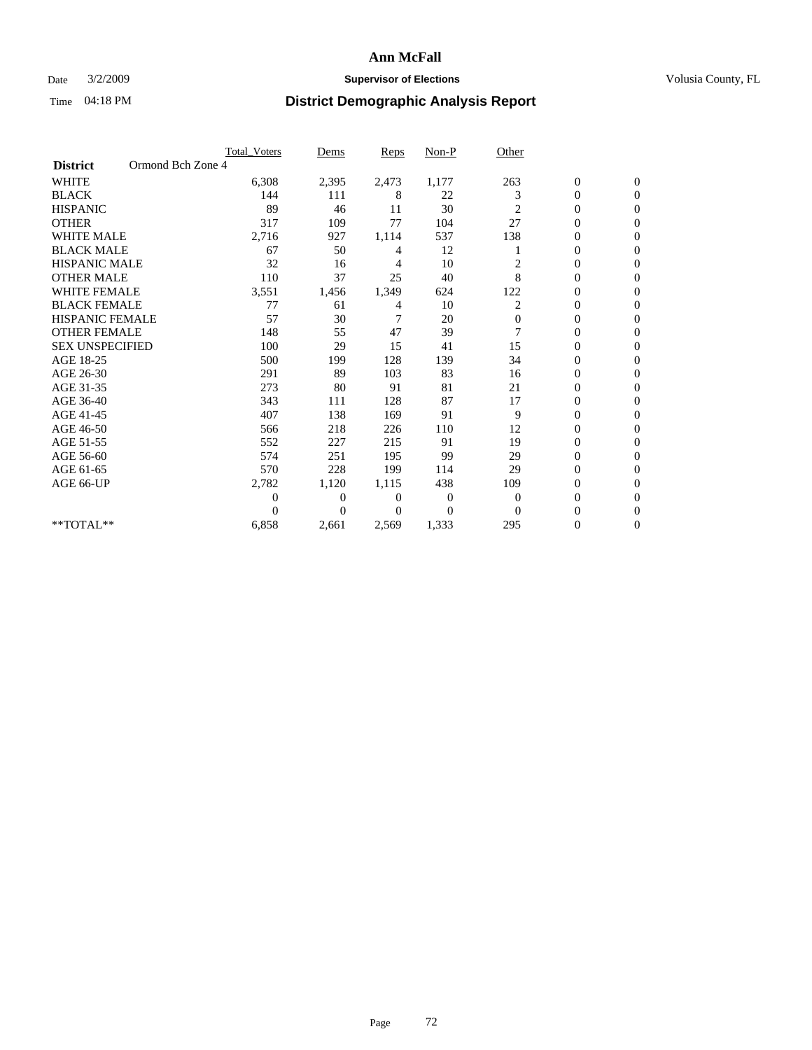# Ann McFall

Date 3/2/2009 **Supervisor of Elections** Volusia County, FL

Time 04:18 PM **District Demographic Analysis Report**

| | Total_Voters | Dems | Reps | Non-P | Other | | |
|---|---|---|---|---|---|---|---|
| **District** Ormond Bch Zone 4 | | | | | | | |
| WHITE | 6,308 | 2,395 | 2,473 | 1,177 | 263 | 0 | 0 |
| BLACK | 144 | 111 | 8 | 22 | 3 | 0 | 0 |
| HISPANIC | 89 | 46 | 11 | 30 | 2 | 0 | 0 |
| OTHER | 317 | 109 | 77 | 104 | 27 | 0 | 0 |
| WHITE MALE | 2,716 | 927 | 1,114 | 537 | 138 | 0 | 0 |
| BLACK MALE | 67 | 50 | 4 | 12 | 1 | 0 | 0 |
| HISPANIC MALE | 32 | 16 | 4 | 10 | 2 | 0 | 0 |
| OTHER MALE | 110 | 37 | 25 | 40 | 8 | 0 | 0 |
| WHITE FEMALE | 3,551 | 1,456 | 1,349 | 624 | 122 | 0 | 0 |
| BLACK FEMALE | 77 | 61 | 4 | 10 | 2 | 0 | 0 |
| HISPANIC FEMALE | 57 | 30 | 7 | 20 | 0 | 0 | 0 |
| OTHER FEMALE | 148 | 55 | 47 | 39 | 7 | 0 | 0 |
| SEX UNSPECIFIED | 100 | 29 | 15 | 41 | 15 | 0 | 0 |
| AGE 18-25 | 500 | 199 | 128 | 139 | 34 | 0 | 0 |
| AGE 26-30 | 291 | 89 | 103 | 83 | 16 | 0 | 0 |
| AGE 31-35 | 273 | 80 | 91 | 81 | 21 | 0 | 0 |
| AGE 36-40 | 343 | 111 | 128 | 87 | 17 | 0 | 0 |
| AGE 41-45 | 407 | 138 | 169 | 91 | 9 | 0 | 0 |
| AGE 46-50 | 566 | 218 | 226 | 110 | 12 | 0 | 0 |
| AGE 51-55 | 552 | 227 | 215 | 91 | 19 | 0 | 0 |
| AGE 56-60 | 574 | 251 | 195 | 99 | 29 | 0 | 0 |
| AGE 61-65 | 570 | 228 | 199 | 114 | 29 | 0 | 0 |
| AGE 66-UP | 2,782 | 1,120 | 1,115 | 438 | 109 | 0 | 0 |
| | 0 | 0 | 0 | 0 | 0 | 0 | 0 |
| | 0 | 0 | 0 | 0 | 0 | 0 | 0 |
| **TOTAL** | 6,858 | 2,661 | 2,569 | 1,333 | 295 | 0 | 0 |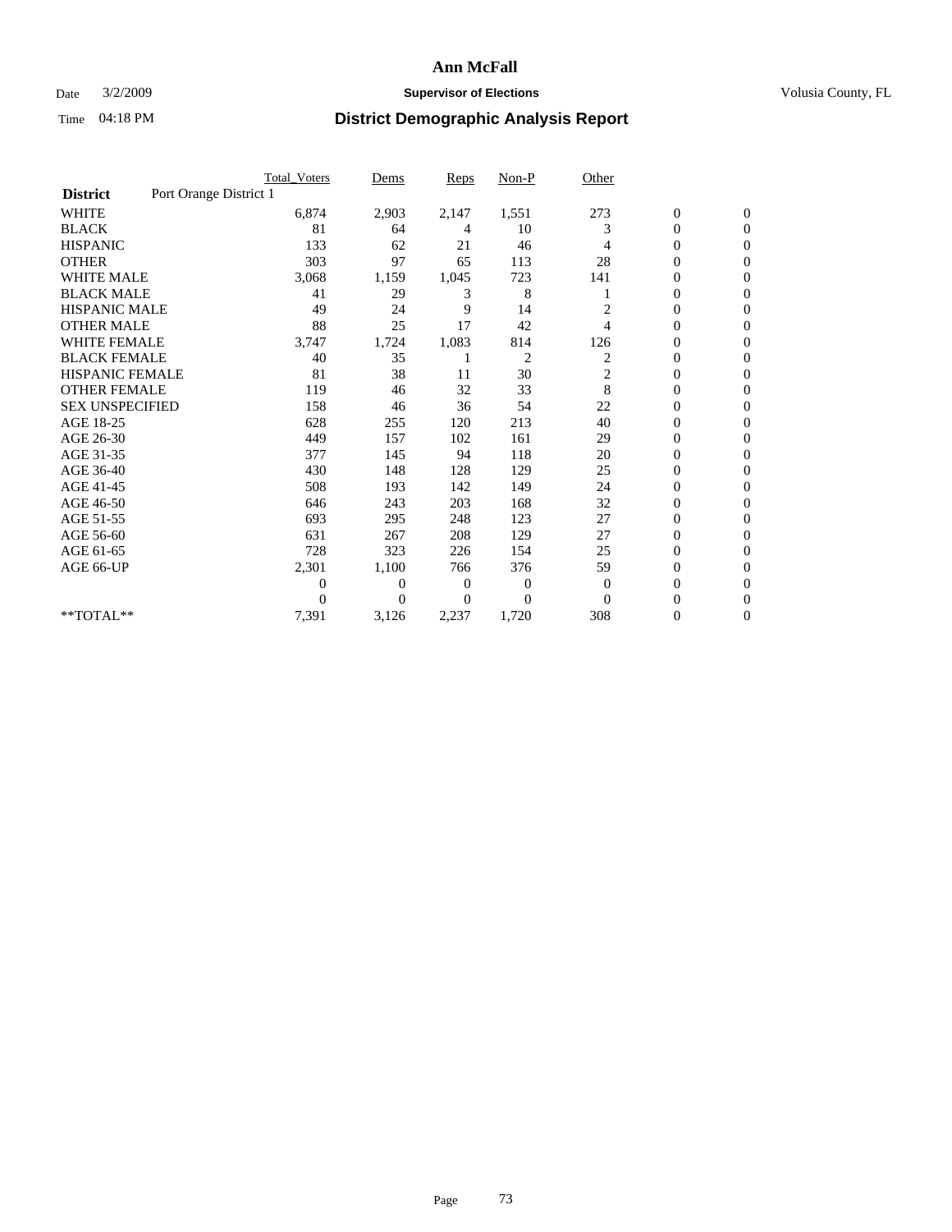# Ann McFall

Date 3/2/2009 **Supervisor of Elections** Volusia County, FL

Time 04:18 PM **District Demographic Analysis Report**

| | Total_Voters | Dems | Reps | Non-P | Other | | |
|---|---|---|---|---|---|---|---|
| **District** Port Orange District 1 | | | | | | | |
| WHITE | 6,874 | 2,903 | 2,147 | 1,551 | 273 | 0 | 0 |
| BLACK | 81 | 64 | 4 | 10 | 3 | 0 | 0 |
| HISPANIC | 133 | 62 | 21 | 46 | 4 | 0 | 0 |
| OTHER | 303 | 97 | 65 | 113 | 28 | 0 | 0 |
| WHITE MALE | 3,068 | 1,159 | 1,045 | 723 | 141 | 0 | 0 |
| BLACK MALE | 41 | 29 | 3 | 8 | 1 | 0 | 0 |
| HISPANIC MALE | 49 | 24 | 9 | 14 | 2 | 0 | 0 |
| OTHER MALE | 88 | 25 | 17 | 42 | 4 | 0 | 0 |
| WHITE FEMALE | 3,747 | 1,724 | 1,083 | 814 | 126 | 0 | 0 |
| BLACK FEMALE | 40 | 35 | 1 | 2 | 2 | 0 | 0 |
| HISPANIC FEMALE | 81 | 38 | 11 | 30 | 2 | 0 | 0 |
| OTHER FEMALE | 119 | 46 | 32 | 33 | 8 | 0 | 0 |
| SEX UNSPECIFIED | 158 | 46 | 36 | 54 | 22 | 0 | 0 |
| AGE 18-25 | 628 | 255 | 120 | 213 | 40 | 0 | 0 |
| AGE 26-30 | 449 | 157 | 102 | 161 | 29 | 0 | 0 |
| AGE 31-35 | 377 | 145 | 94 | 118 | 20 | 0 | 0 |
| AGE 36-40 | 430 | 148 | 128 | 129 | 25 | 0 | 0 |
| AGE 41-45 | 508 | 193 | 142 | 149 | 24 | 0 | 0 |
| AGE 46-50 | 646 | 243 | 203 | 168 | 32 | 0 | 0 |
| AGE 51-55 | 693 | 295 | 248 | 123 | 27 | 0 | 0 |
| AGE 56-60 | 631 | 267 | 208 | 129 | 27 | 0 | 0 |
| AGE 61-65 | 728 | 323 | 226 | 154 | 25 | 0 | 0 |
| AGE 66-UP | 2,301 | 1,100 | 766 | 376 | 59 | 0 | 0 |
| | 0 | 0 | 0 | 0 | 0 | 0 | 0 |
| | 0 | 0 | 0 | 0 | 0 | 0 | 0 |
| **TOTAL** | 7,391 | 3,126 | 2,237 | 1,720 | 308 | 0 | 0 |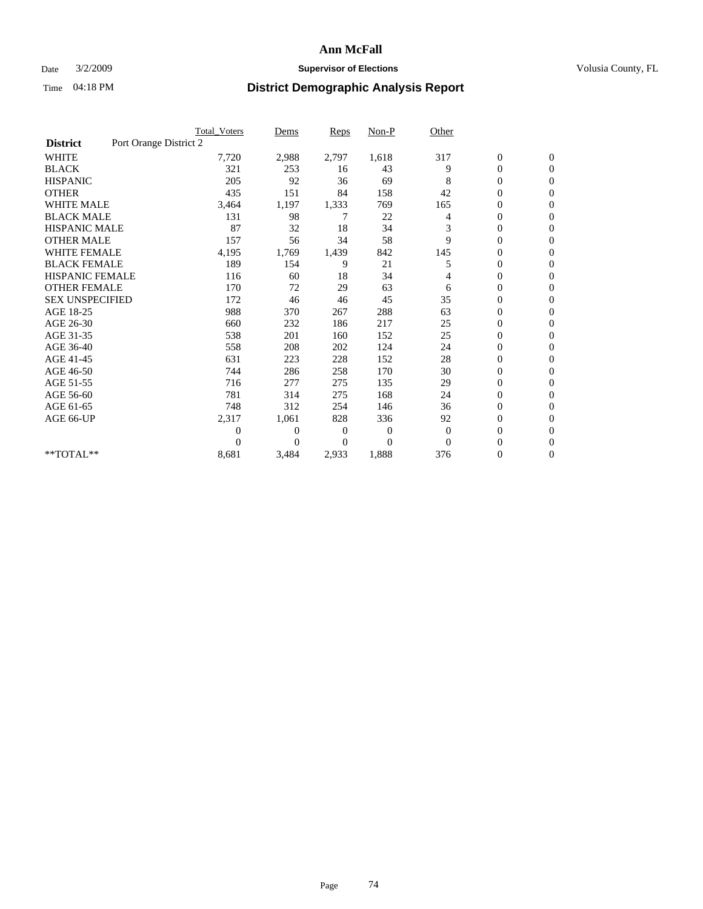# Ann McFall

Date 3/2/2009 **Supervisor of Elections** Volusia County, FL

Time 04:18 PM **District Demographic Analysis Report**

| | Total_Voters | Dems | Reps | Non-P | Other | | |
|---|---|---|---|---|---|---|---|
| **District** Port Orange District 2 | | | | | | | |
| WHITE | 7,720 | 2,988 | 2,797 | 1,618 | 317 | 0 | 0 |
| BLACK | 321 | 253 | 16 | 43 | 9 | 0 | 0 |
| HISPANIC | 205 | 92 | 36 | 69 | 8 | 0 | 0 |
| OTHER | 435 | 151 | 84 | 158 | 42 | 0 | 0 |
| WHITE MALE | 3,464 | 1,197 | 1,333 | 769 | 165 | 0 | 0 |
| BLACK MALE | 131 | 98 | 7 | 22 | 4 | 0 | 0 |
| HISPANIC MALE | 87 | 32 | 18 | 34 | 3 | 0 | 0 |
| OTHER MALE | 157 | 56 | 34 | 58 | 9 | 0 | 0 |
| WHITE FEMALE | 4,195 | 1,769 | 1,439 | 842 | 145 | 0 | 0 |
| BLACK FEMALE | 189 | 154 | 9 | 21 | 5 | 0 | 0 |
| HISPANIC FEMALE | 116 | 60 | 18 | 34 | 4 | 0 | 0 |
| OTHER FEMALE | 170 | 72 | 29 | 63 | 6 | 0 | 0 |
| SEX UNSPECIFIED | 172 | 46 | 46 | 45 | 35 | 0 | 0 |
| AGE 18-25 | 988 | 370 | 267 | 288 | 63 | 0 | 0 |
| AGE 26-30 | 660 | 232 | 186 | 217 | 25 | 0 | 0 |
| AGE 31-35 | 538 | 201 | 160 | 152 | 25 | 0 | 0 |
| AGE 36-40 | 558 | 208 | 202 | 124 | 24 | 0 | 0 |
| AGE 41-45 | 631 | 223 | 228 | 152 | 28 | 0 | 0 |
| AGE 46-50 | 744 | 286 | 258 | 170 | 30 | 0 | 0 |
| AGE 51-55 | 716 | 277 | 275 | 135 | 29 | 0 | 0 |
| AGE 56-60 | 781 | 314 | 275 | 168 | 24 | 0 | 0 |
| AGE 61-65 | 748 | 312 | 254 | 146 | 36 | 0 | 0 |
| AGE 66-UP | 2,317 | 1,061 | 828 | 336 | 92 | 0 | 0 |
| | 0 | 0 | 0 | 0 | 0 | 0 | 0 |
| | 0 | 0 | 0 | 0 | 0 | 0 | 0 |
| **TOTAL** | 8,681 | 3,484 | 2,933 | 1,888 | 376 | 0 | 0 |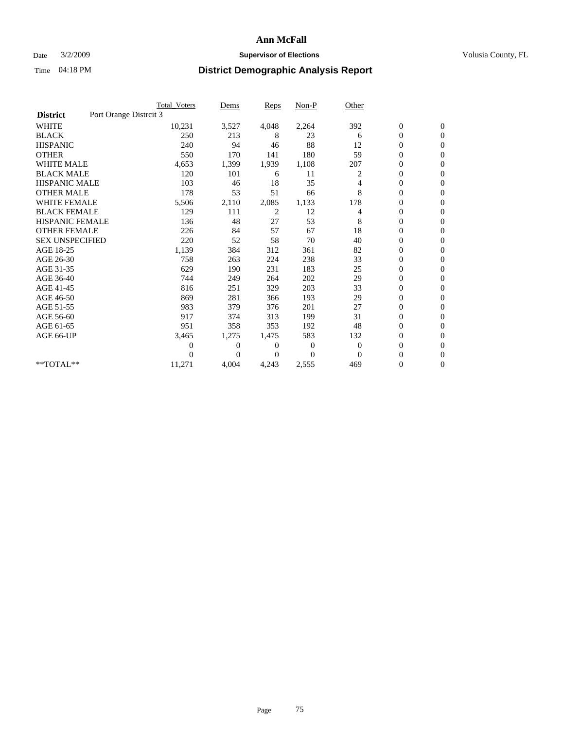# Ann McFall

Date 3/2/2009 **Supervisor of Elections** Volusia County, FL

Time 04:18 PM **District Demographic Analysis Report**

| | Total_Voters | Dems | Reps | Non-P | Other | | |
|---|---|---|---|---|---|---|---|
| **District** Port Orange Distrcit 3 | | | | | | | |
| WHITE | 10,231 | 3,527 | 4,048 | 2,264 | 392 | 0 | 0 |
| BLACK | 250 | 213 | 8 | 23 | 6 | 0 | 0 |
| HISPANIC | 240 | 94 | 46 | 88 | 12 | 0 | 0 |
| OTHER | 550 | 170 | 141 | 180 | 59 | 0 | 0 |
| WHITE MALE | 4,653 | 1,399 | 1,939 | 1,108 | 207 | 0 | 0 |
| BLACK MALE | 120 | 101 | 6 | 11 | 2 | 0 | 0 |
| HISPANIC MALE | 103 | 46 | 18 | 35 | 4 | 0 | 0 |
| OTHER MALE | 178 | 53 | 51 | 66 | 8 | 0 | 0 |
| WHITE FEMALE | 5,506 | 2,110 | 2,085 | 1,133 | 178 | 0 | 0 |
| BLACK FEMALE | 129 | 111 | 2 | 12 | 4 | 0 | 0 |
| HISPANIC FEMALE | 136 | 48 | 27 | 53 | 8 | 0 | 0 |
| OTHER FEMALE | 226 | 84 | 57 | 67 | 18 | 0 | 0 |
| SEX UNSPECIFIED | 220 | 52 | 58 | 70 | 40 | 0 | 0 |
| AGE 18-25 | 1,139 | 384 | 312 | 361 | 82 | 0 | 0 |
| AGE 26-30 | 758 | 263 | 224 | 238 | 33 | 0 | 0 |
| AGE 31-35 | 629 | 190 | 231 | 183 | 25 | 0 | 0 |
| AGE 36-40 | 744 | 249 | 264 | 202 | 29 | 0 | 0 |
| AGE 41-45 | 816 | 251 | 329 | 203 | 33 | 0 | 0 |
| AGE 46-50 | 869 | 281 | 366 | 193 | 29 | 0 | 0 |
| AGE 51-55 | 983 | 379 | 376 | 201 | 27 | 0 | 0 |
| AGE 56-60 | 917 | 374 | 313 | 199 | 31 | 0 | 0 |
| AGE 61-65 | 951 | 358 | 353 | 192 | 48 | 0 | 0 |
| AGE 66-UP | 3,465 | 1,275 | 1,475 | 583 | 132 | 0 | 0 |
| | 0 | 0 | 0 | 0 | 0 | 0 | 0 |
| | 0 | 0 | 0 | 0 | 0 | 0 | 0 |
| **TOTAL** | 11,271 | 4,004 | 4,243 | 2,555 | 469 | 0 | 0 |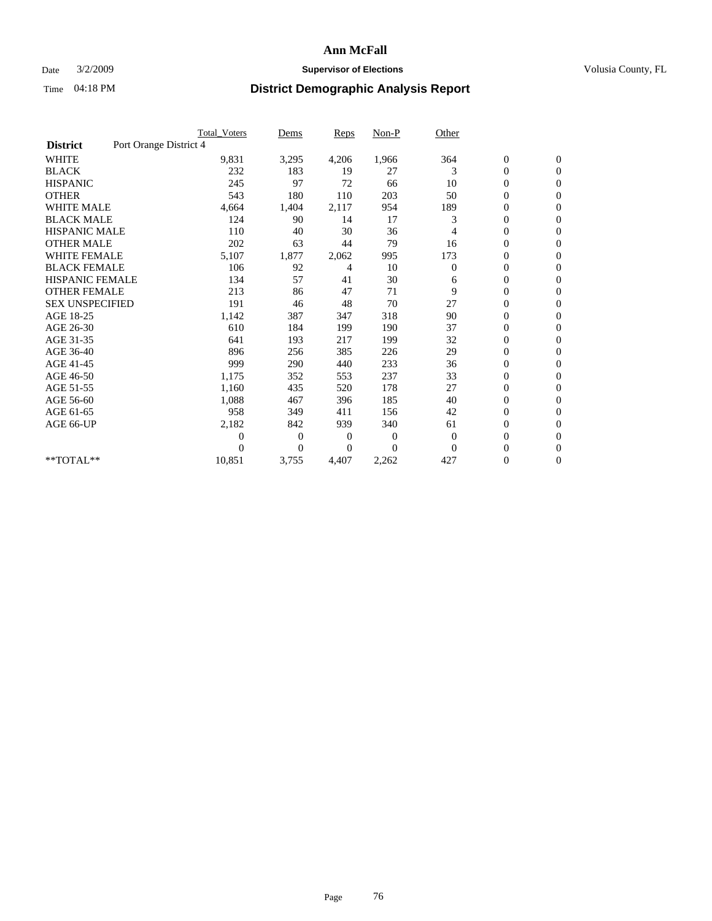# Ann McFall

Date 3/2/2009 **Supervisor of Elections** Volusia County, FL

Time 04:18 PM **District Demographic Analysis Report**

| | Total_Voters | Dems | Reps | Non-P | Other | | |
|---|---|---|---|---|---|---|---|
| **District** Port Orange District 4 | | | | | | | |
| WHITE | 9,831 | 3,295 | 4,206 | 1,966 | 364 | 0 | 0 |
| BLACK | 232 | 183 | 19 | 27 | 3 | 0 | 0 |
| HISPANIC | 245 | 97 | 72 | 66 | 10 | 0 | 0 |
| OTHER | 543 | 180 | 110 | 203 | 50 | 0 | 0 |
| WHITE MALE | 4,664 | 1,404 | 2,117 | 954 | 189 | 0 | 0 |
| BLACK MALE | 124 | 90 | 14 | 17 | 3 | 0 | 0 |
| HISPANIC MALE | 110 | 40 | 30 | 36 | 4 | 0 | 0 |
| OTHER MALE | 202 | 63 | 44 | 79 | 16 | 0 | 0 |
| WHITE FEMALE | 5,107 | 1,877 | 2,062 | 995 | 173 | 0 | 0 |
| BLACK FEMALE | 106 | 92 | 4 | 10 | 0 | 0 | 0 |
| HISPANIC FEMALE | 134 | 57 | 41 | 30 | 6 | 0 | 0 |
| OTHER FEMALE | 213 | 86 | 47 | 71 | 9 | 0 | 0 |
| SEX UNSPECIFIED | 191 | 46 | 48 | 70 | 27 | 0 | 0 |
| AGE 18-25 | 1,142 | 387 | 347 | 318 | 90 | 0 | 0 |
| AGE 26-30 | 610 | 184 | 199 | 190 | 37 | 0 | 0 |
| AGE 31-35 | 641 | 193 | 217 | 199 | 32 | 0 | 0 |
| AGE 36-40 | 896 | 256 | 385 | 226 | 29 | 0 | 0 |
| AGE 41-45 | 999 | 290 | 440 | 233 | 36 | 0 | 0 |
| AGE 46-50 | 1,175 | 352 | 553 | 237 | 33 | 0 | 0 |
| AGE 51-55 | 1,160 | 435 | 520 | 178 | 27 | 0 | 0 |
| AGE 56-60 | 1,088 | 467 | 396 | 185 | 40 | 0 | 0 |
| AGE 61-65 | 958 | 349 | 411 | 156 | 42 | 0 | 0 |
| AGE 66-UP | 2,182 | 842 | 939 | 340 | 61 | 0 | 0 |
| | 0 | 0 | 0 | 0 | 0 | 0 | 0 |
| | 0 | 0 | 0 | 0 | 0 | 0 | 0 |
| **TOTAL** | 10,851 | 3,755 | 4,407 | 2,262 | 427 | 0 | 0 |